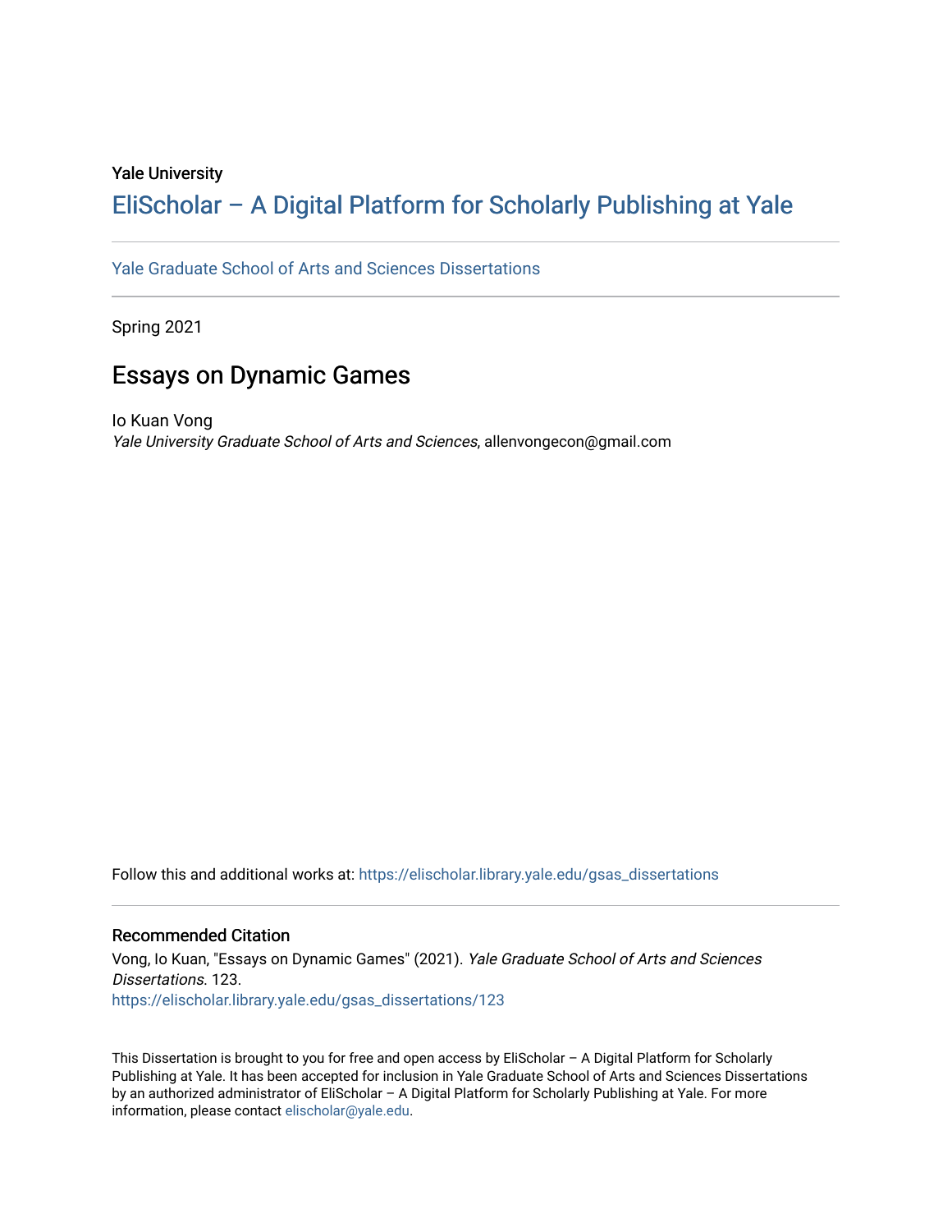Yale University

# EliScholar – A Digital Platform for Scholarly Publishing at Yale

Yale Graduate School of Arts and Sciences Dissertations

Spring 2021

## Essays on Dynamic Games

Io Kuan Vong
*Yale University Graduate School of Arts and Sciences*, allenvongecon@gmail.com

Follow this and additional works at: https://elischolar.library.yale.edu/gsas_dissertations

### Recommended Citation

Vong, Io Kuan, "Essays on Dynamic Games" (2021). *Yale Graduate School of Arts and Sciences Dissertations*. 123.
https://elischolar.library.yale.edu/gsas_dissertations/123

This Dissertation is brought to you for free and open access by EliScholar – A Digital Platform for Scholarly Publishing at Yale. It has been accepted for inclusion in Yale Graduate School of Arts and Sciences Dissertations by an authorized administrator of EliScholar – A Digital Platform for Scholarly Publishing at Yale. For more information, please contact elischolar@yale.edu.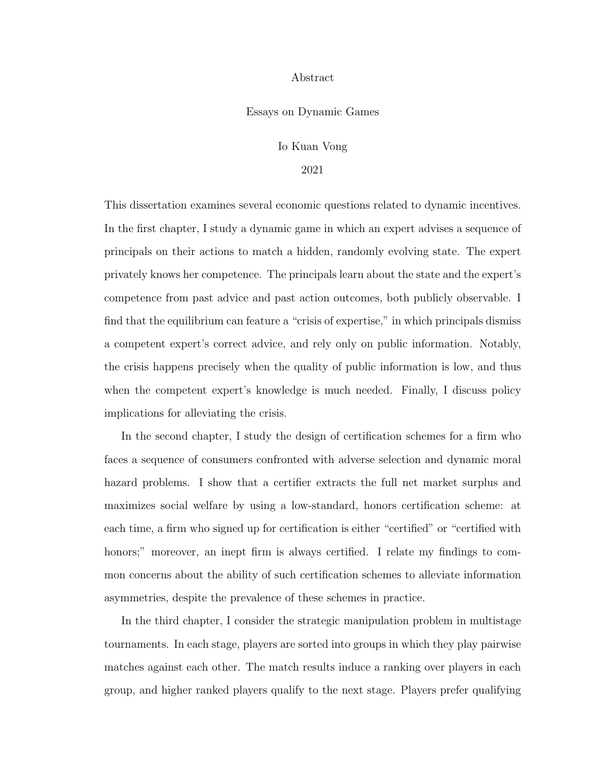# Abstract

## Essays on Dynamic Games

Io Kuan Vong

2021

This dissertation examines several economic questions related to dynamic incentives. In the first chapter, I study a dynamic game in which an expert advises a sequence of principals on their actions to match a hidden, randomly evolving state. The expert privately knows her competence. The principals learn about the state and the expert's competence from past advice and past action outcomes, both publicly observable. I find that the equilibrium can feature a "crisis of expertise," in which principals dismiss a competent expert's correct advice, and rely only on public information. Notably, the crisis happens precisely when the quality of public information is low, and thus when the competent expert's knowledge is much needed. Finally, I discuss policy implications for alleviating the crisis.

In the second chapter, I study the design of certification schemes for a firm who faces a sequence of consumers confronted with adverse selection and dynamic moral hazard problems. I show that a certifier extracts the full net market surplus and maximizes social welfare by using a low-standard, honors certification scheme: at each time, a firm who signed up for certification is either "certified" or "certified with honors;" moreover, an inept firm is always certified. I relate my findings to common concerns about the ability of such certification schemes to alleviate information asymmetries, despite the prevalence of these schemes in practice.

In the third chapter, I consider the strategic manipulation problem in multistage tournaments. In each stage, players are sorted into groups in which they play pairwise matches against each other. The match results induce a ranking over players in each group, and higher ranked players qualify to the next stage. Players prefer qualifying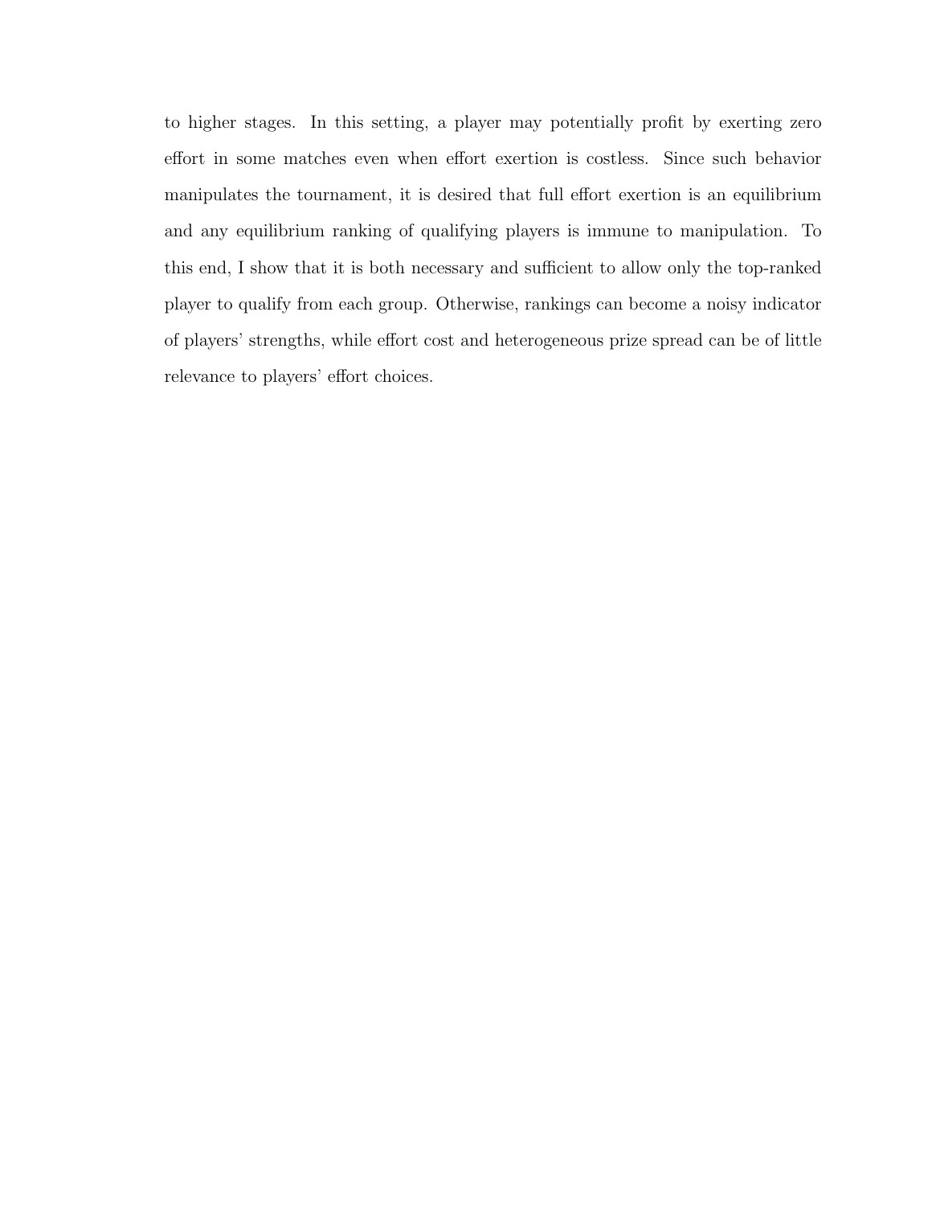to higher stages. In this setting, a player may potentially profit by exerting zero effort in some matches even when effort exertion is costless. Since such behavior manipulates the tournament, it is desired that full effort exertion is an equilibrium and any equilibrium ranking of qualifying players is immune to manipulation. To this end, I show that it is both necessary and sufficient to allow only the top-ranked player to qualify from each group. Otherwise, rankings can become a noisy indicator of players' strengths, while effort cost and heterogeneous prize spread can be of little relevance to players' effort choices.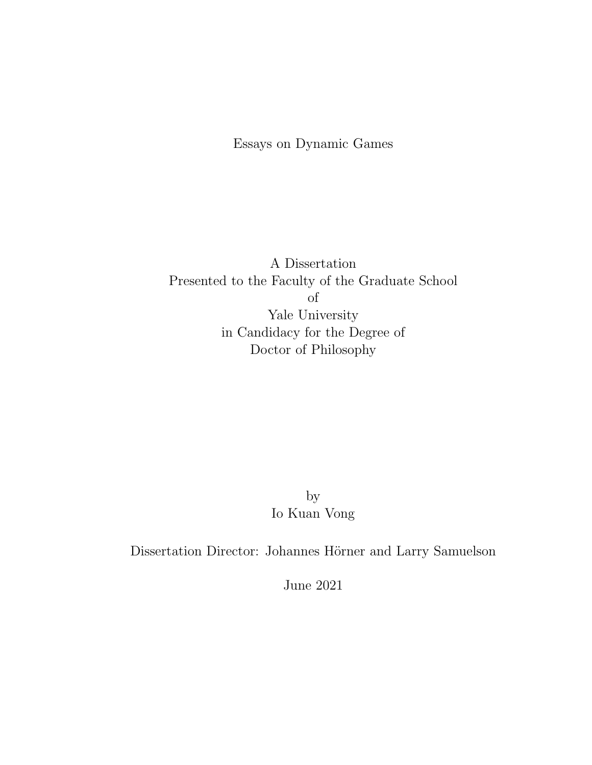# Essays on Dynamic Games

A Dissertation
Presented to the Faculty of the Graduate School
of
Yale University
in Candidacy for the Degree of
Doctor of Philosophy

by
Io Kuan Vong

Dissertation Director: Johannes Hörner and Larry Samuelson

June 2021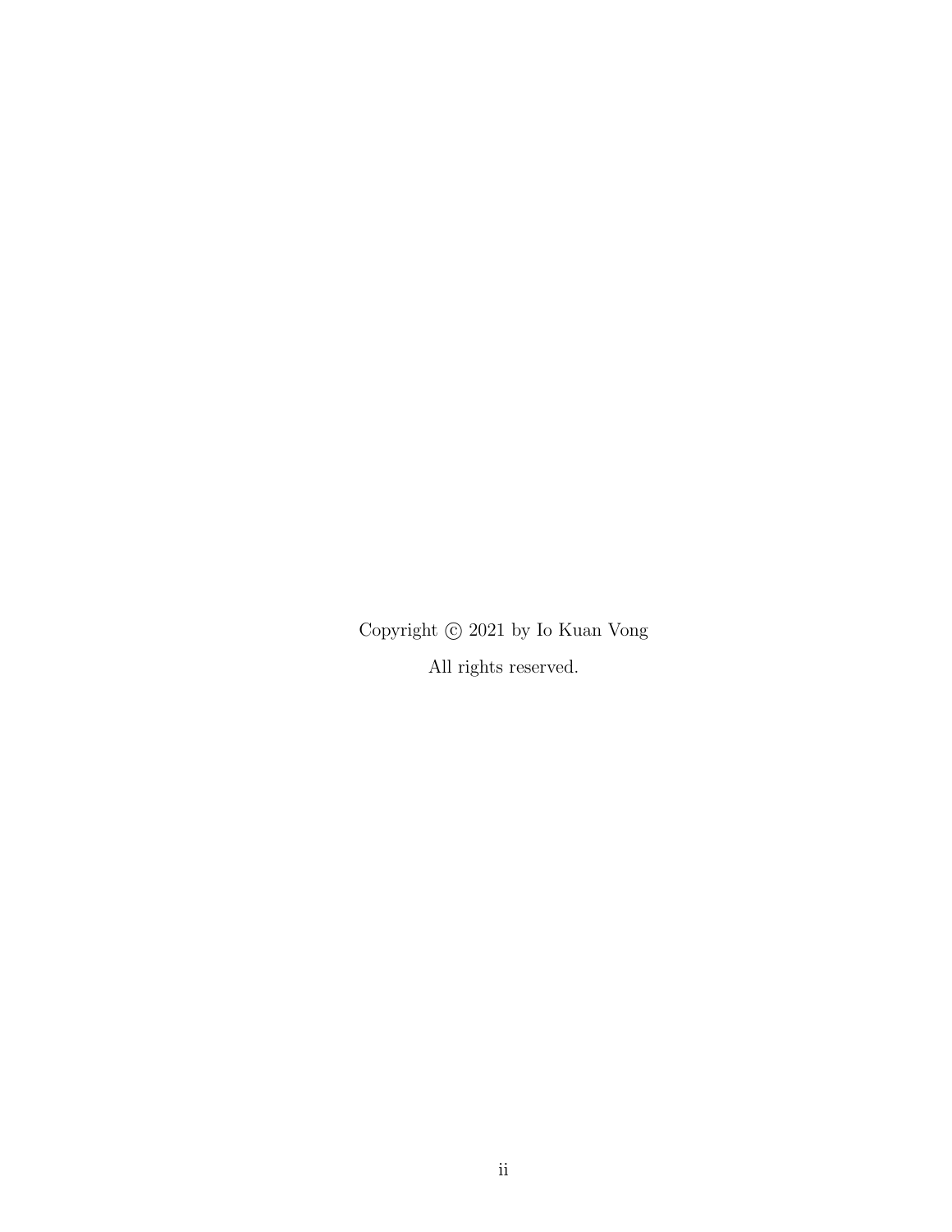Copyright © 2021 by Io Kuan Vong

All rights reserved.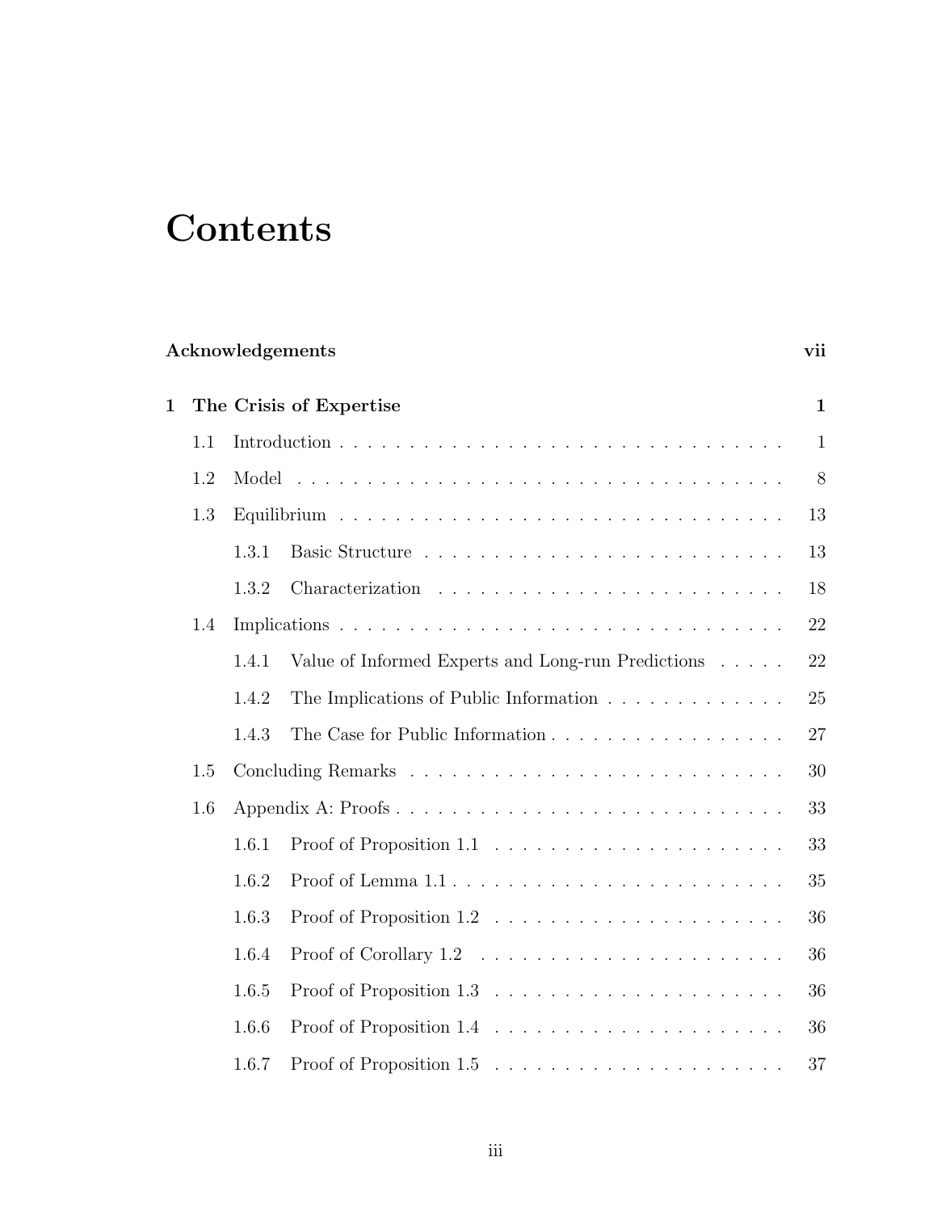# Contents

**Acknowledgements** **vii**

**1 The Crisis of Expertise** **1**

- 1.1 Introduction . . . . . . . . . . 1
- 1.2 Model . . . . . . . . . . 8
- 1.3 Equilibrium . . . . . . . . . . 13
  - 1.3.1 Basic Structure . . . . . . . . . . 13
  - 1.3.2 Characterization . . . . . . . . . . 18
- 1.4 Implications . . . . . . . . . . 22
  - 1.4.1 Value of Informed Experts and Long-run Predictions . . . . . 22
  - 1.4.2 The Implications of Public Information . . . . . . . . . . 25
  - 1.4.3 The Case for Public Information . . . . . . . . . . 27
- 1.5 Concluding Remarks . . . . . . . . . . 30
- 1.6 Appendix A: Proofs . . . . . . . . . . 33
  - 1.6.1 Proof of Proposition 1.1 . . . . . . . . . . 33
  - 1.6.2 Proof of Lemma 1.1 . . . . . . . . . . 35
  - 1.6.3 Proof of Proposition 1.2 . . . . . . . . . . 36
  - 1.6.4 Proof of Corollary 1.2 . . . . . . . . . . 36
  - 1.6.5 Proof of Proposition 1.3 . . . . . . . . . . 36
  - 1.6.6 Proof of Proposition 1.4 . . . . . . . . . . 36
  - 1.6.7 Proof of Proposition 1.5 . . . . . . . . . . 37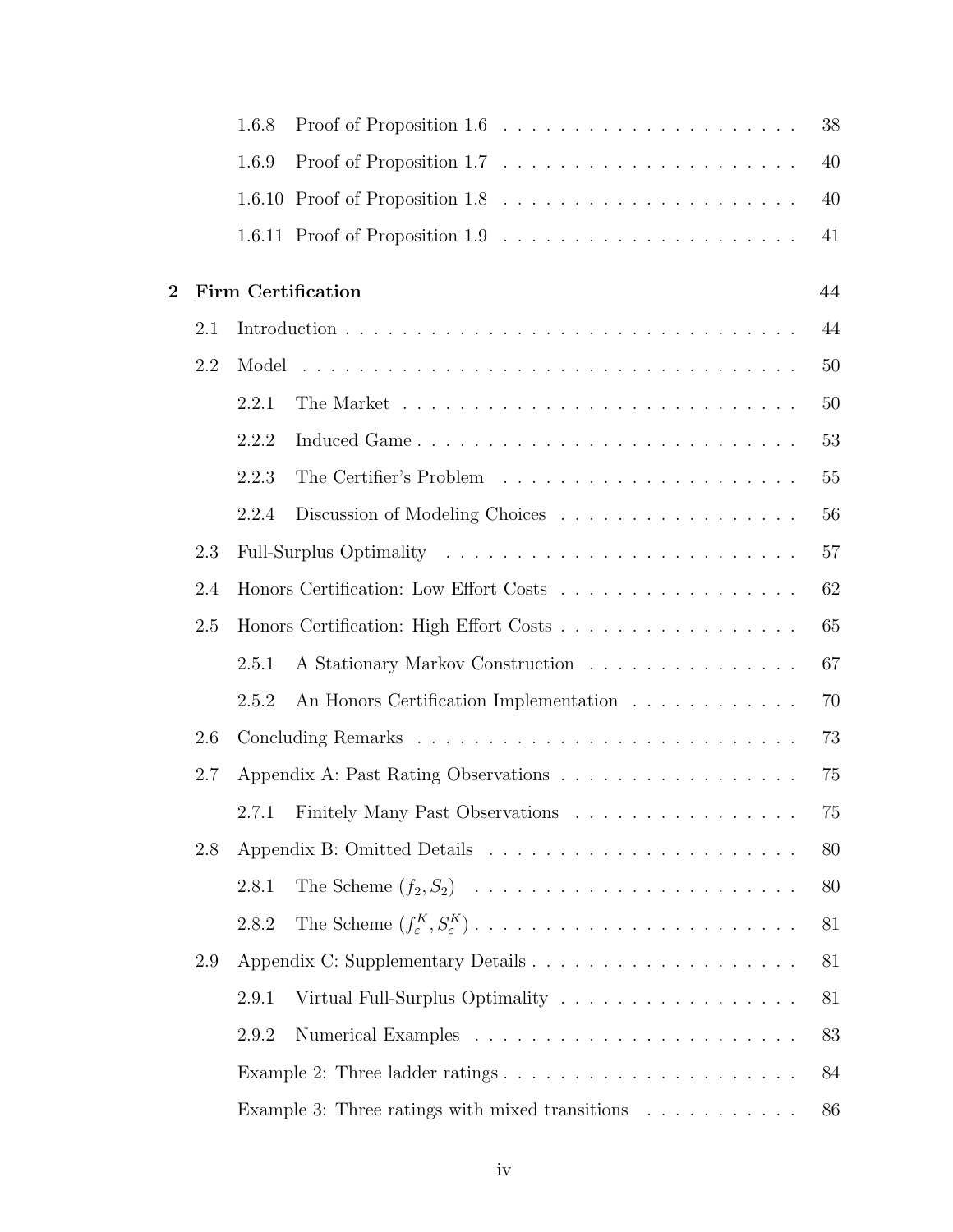1.6.8 Proof of Proposition 1.6 . . . . . . . . . . . . . . . . . . . . . 38

1.6.9 Proof of Proposition 1.7 . . . . . . . . . . . . . . . . . . . . . 40

1.6.10 Proof of Proposition 1.8 . . . . . . . . . . . . . . . . . . . . . 40

1.6.11 Proof of Proposition 1.9 . . . . . . . . . . . . . . . . . . . . . 41

**2 Firm Certification** **44**

2.1 Introduction . . . . . . . . . . . . . . . . . . . . . . . . . . . . . . . . 44

2.2 Model . . . . . . . . . . . . . . . . . . . . . . . . . . . . . . . . . . . 50

2.2.1 The Market . . . . . . . . . . . . . . . . . . . . . . . . . . . . 50

2.2.2 Induced Game . . . . . . . . . . . . . . . . . . . . . . . . . . . 53

2.2.3 The Certifier's Problem . . . . . . . . . . . . . . . . . . . . . . 55

2.2.4 Discussion of Modeling Choices . . . . . . . . . . . . . . . . . . 56

2.3 Full-Surplus Optimality . . . . . . . . . . . . . . . . . . . . . . . . . 57

2.4 Honors Certification: Low Effort Costs . . . . . . . . . . . . . . . . . 62

2.5 Honors Certification: High Effort Costs . . . . . . . . . . . . . . . . . 65

2.5.1 A Stationary Markov Construction . . . . . . . . . . . . . . . . 67

2.5.2 An Honors Certification Implementation . . . . . . . . . . . . 70

2.6 Concluding Remarks . . . . . . . . . . . . . . . . . . . . . . . . . . . 73

2.7 Appendix A: Past Rating Observations . . . . . . . . . . . . . . . . . 75

2.7.1 Finitely Many Past Observations . . . . . . . . . . . . . . . . . 75

2.8 Appendix B: Omitted Details . . . . . . . . . . . . . . . . . . . . . . 80

2.8.1 The Scheme $(f_2, S_2)$ . . . . . . . . . . . . . . . . . . . . . . . 80

2.8.2 The Scheme $(f_\varepsilon^K, S_\varepsilon^K)$ . . . . . . . . . . . . . . . . . . . . . . . 81

2.9 Appendix C: Supplementary Details . . . . . . . . . . . . . . . . . . . 81

2.9.1 Virtual Full-Surplus Optimality . . . . . . . . . . . . . . . . . . 81

2.9.2 Numerical Examples . . . . . . . . . . . . . . . . . . . . . . . . 83

Example 2: Three ladder ratings . . . . . . . . . . . . . . . . . . . . 84

Example 3: Three ratings with mixed transitions . . . . . . . . . . . 86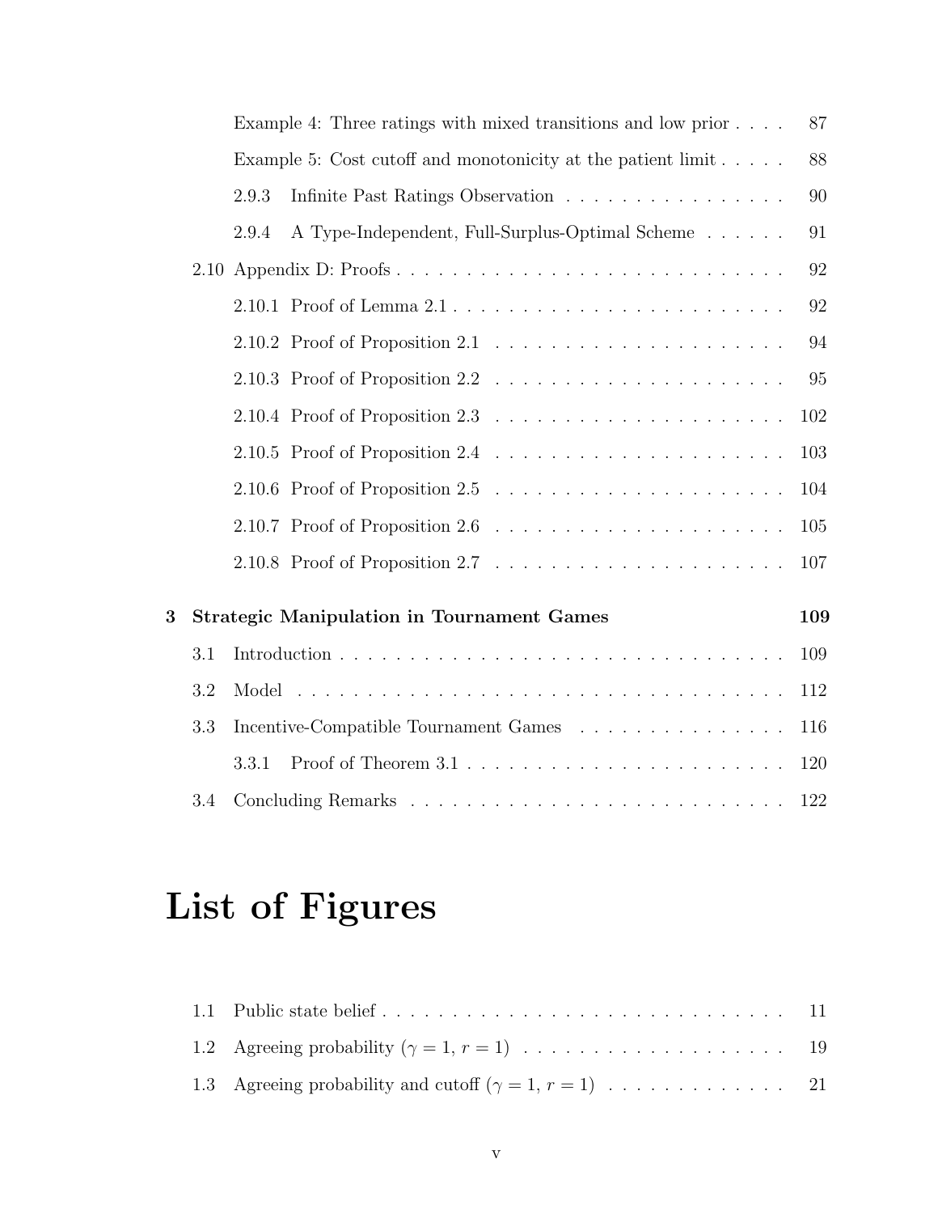Example 4: Three ratings with mixed transitions and low prior . . . . 87

Example 5: Cost cutoff and monotonicity at the patient limit . . . . . 88

2.9.3 Infinite Past Ratings Observation . . . . . . . . . . . . . . . . 90

2.9.4 A Type-Independent, Full-Surplus-Optimal Scheme . . . . . . 91

2.10 Appendix D: Proofs . . . . . . . . . . . . . . . . . . . . . . . . . . . . 92

2.10.1 Proof of Lemma 2.1 . . . . . . . . . . . . . . . . . . . . . . . . 92

2.10.2 Proof of Proposition 2.1 . . . . . . . . . . . . . . . . . . . . . 94

2.10.3 Proof of Proposition 2.2 . . . . . . . . . . . . . . . . . . . . . 95

2.10.4 Proof of Proposition 2.3 . . . . . . . . . . . . . . . . . . . . . 102

2.10.5 Proof of Proposition 2.4 . . . . . . . . . . . . . . . . . . . . . 103

2.10.6 Proof of Proposition 2.5 . . . . . . . . . . . . . . . . . . . . . 104

2.10.7 Proof of Proposition 2.6 . . . . . . . . . . . . . . . . . . . . . 105

2.10.8 Proof of Proposition 2.7 . . . . . . . . . . . . . . . . . . . . . 107

**3 Strategic Manipulation in Tournament Games 109**

3.1 Introduction . . . . . . . . . . . . . . . . . . . . . . . . . . . . . . . 109

3.2 Model . . . . . . . . . . . . . . . . . . . . . . . . . . . . . . . . . . 112

3.3 Incentive-Compatible Tournament Games . . . . . . . . . . . . . . . 116

3.3.1 Proof of Theorem 3.1 . . . . . . . . . . . . . . . . . . . . . . . . 120

3.4 Concluding Remarks . . . . . . . . . . . . . . . . . . . . . . . . . . . 122

# List of Figures

1.1 Public state belief . . . . . . . . . . . . . . . . . . . . . . . . . . . . 11

1.2 Agreeing probability ($\gamma = 1$, $r = 1$) . . . . . . . . . . . . . . . . . . . 19

1.3 Agreeing probability and cutoff ($\gamma = 1$, $r = 1$) . . . . . . . . . . . . . 21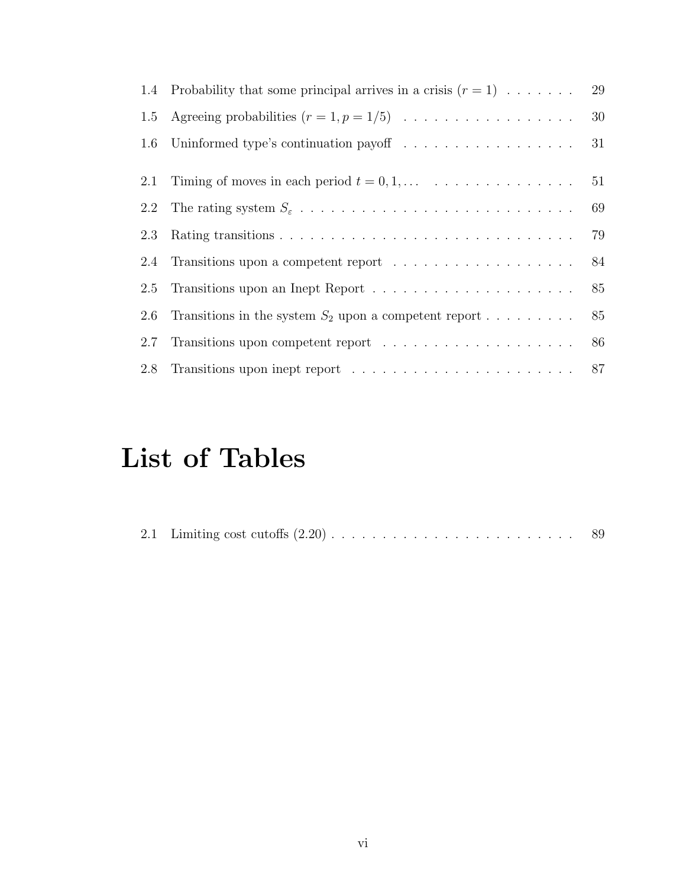1.4 Probability that some principal arrives in a crisis ($r = 1$) . . . . . . . 29

1.5 Agreeing probabilities ($r = 1, p = 1/5$) . . . . . . . . . . . . . . . . . 30

1.6 Uninformed type's continuation payoff . . . . . . . . . . . . . . . . . 31

2.1 Timing of moves in each period $t = 0, 1, \ldots$ . . . . . . . . . . . . . . . 51

2.2 The rating system $S_\varepsilon$ . . . . . . . . . . . . . . . . . . . . . . . . . . . 69

2.3 Rating transitions . . . . . . . . . . . . . . . . . . . . . . . . . . . . . . 79

2.4 Transitions upon a competent report . . . . . . . . . . . . . . . . . . . 84

2.5 Transitions upon an Inept Report . . . . . . . . . . . . . . . . . . . . . 85

2.6 Transitions in the system $S_2$ upon a competent report . . . . . . . . . 85

2.7 Transitions upon competent report . . . . . . . . . . . . . . . . . . . . 86

2.8 Transitions upon inept report . . . . . . . . . . . . . . . . . . . . . . . 87

# List of Tables

2.1 Limiting cost cutoffs (2.20) . . . . . . . . . . . . . . . . . . . . . . . . 89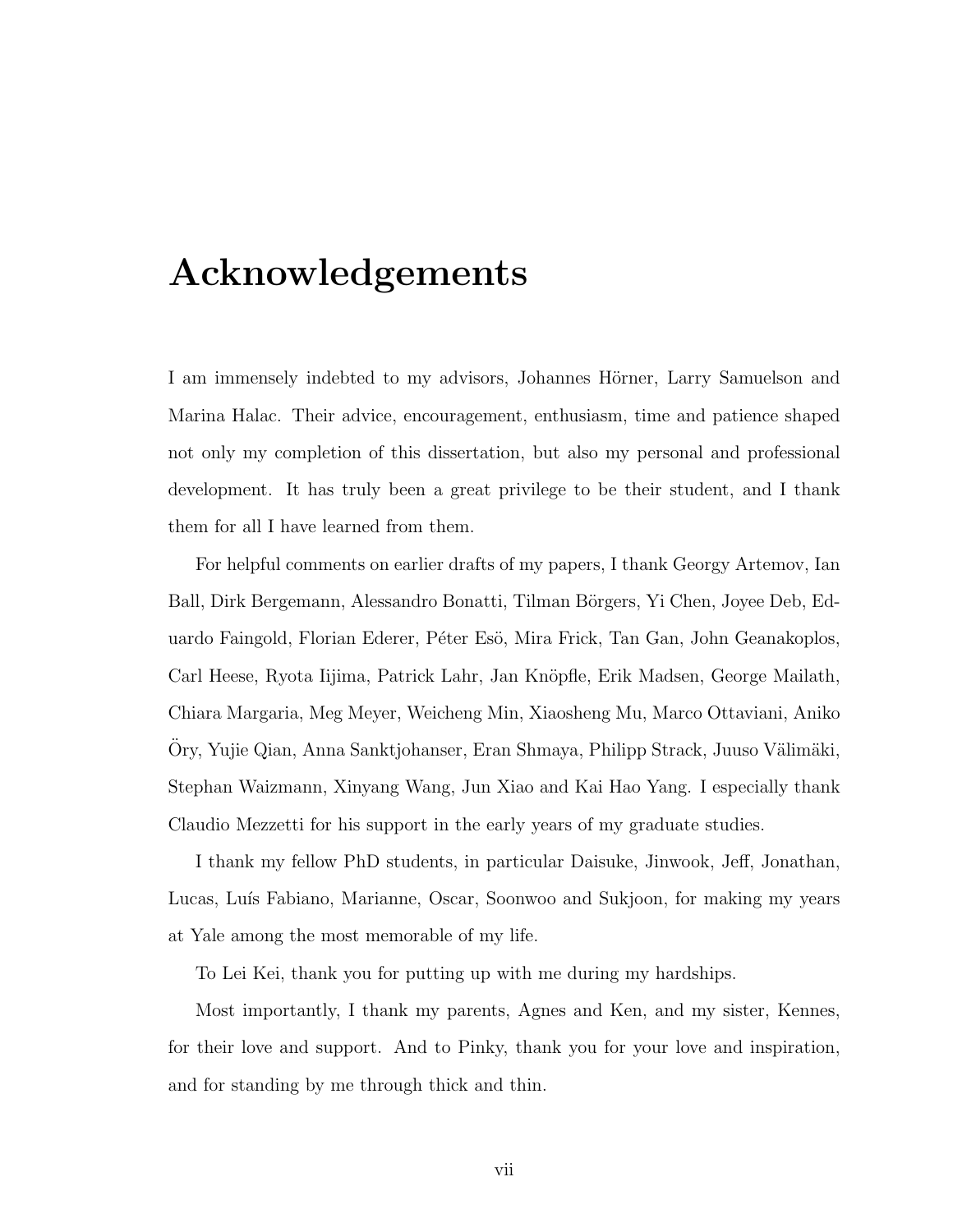# Acknowledgements

I am immensely indebted to my advisors, Johannes Hörner, Larry Samuelson and Marina Halac. Their advice, encouragement, enthusiasm, time and patience shaped not only my completion of this dissertation, but also my personal and professional development. It has truly been a great privilege to be their student, and I thank them for all I have learned from them.

For helpful comments on earlier drafts of my papers, I thank Georgy Artemov, Ian Ball, Dirk Bergemann, Alessandro Bonatti, Tilman Börgers, Yi Chen, Joyee Deb, Eduardo Faingold, Florian Ederer, Péter Esö, Mira Frick, Tan Gan, John Geanakoplos, Carl Heese, Ryota Iijima, Patrick Lahr, Jan Knöpfle, Erik Madsen, George Mailath, Chiara Margaria, Meg Meyer, Weicheng Min, Xiaosheng Mu, Marco Ottaviani, Aniko Öry, Yujie Qian, Anna Sanktjohanser, Eran Shmaya, Philipp Strack, Juuso Välimäki, Stephan Waizmann, Xinyang Wang, Jun Xiao and Kai Hao Yang. I especially thank Claudio Mezzetti for his support in the early years of my graduate studies.

I thank my fellow PhD students, in particular Daisuke, Jinwook, Jeff, Jonathan, Lucas, Luís Fabiano, Marianne, Oscar, Soonwoo and Sukjoon, for making my years at Yale among the most memorable of my life.

To Lei Kei, thank you for putting up with me during my hardships.

Most importantly, I thank my parents, Agnes and Ken, and my sister, Kennes, for their love and support. And to Pinky, thank you for your love and inspiration, and for standing by me through thick and thin.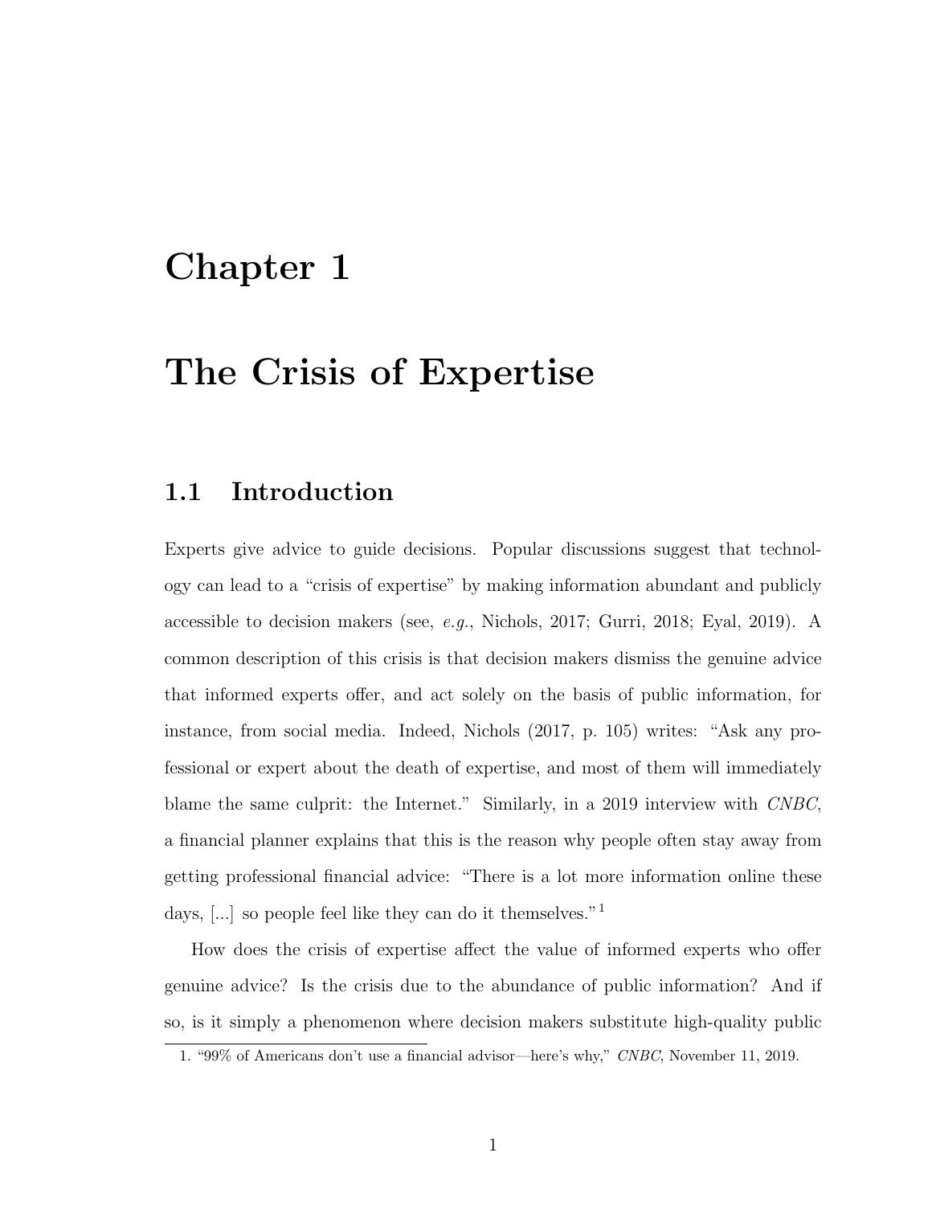# Chapter 1

# The Crisis of Expertise

## 1.1 Introduction

Experts give advice to guide decisions. Popular discussions suggest that technology can lead to a "crisis of expertise" by making information abundant and publicly accessible to decision makers (see, *e.g.*, Nichols, 2017; Gurri, 2018; Eyal, 2019). A common description of this crisis is that decision makers dismiss the genuine advice that informed experts offer, and act solely on the basis of public information, for instance, from social media. Indeed, Nichols (2017, p. 105) writes: "Ask any professional or expert about the death of expertise, and most of them will immediately blame the same culprit: the Internet." Similarly, in a 2019 interview with *CNBC*, a financial planner explains that this is the reason why people often stay away from getting professional financial advice: "There is a lot more information online these days, [...] so people feel like they can do it themselves."[1]

How does the crisis of expertise affect the value of informed experts who offer genuine advice? Is the crisis due to the abundance of public information? And if so, is it simply a phenomenon where decision makers substitute high-quality public

1. "99% of Americans don't use a financial advisor—here's why," *CNBC*, November 11, 2019.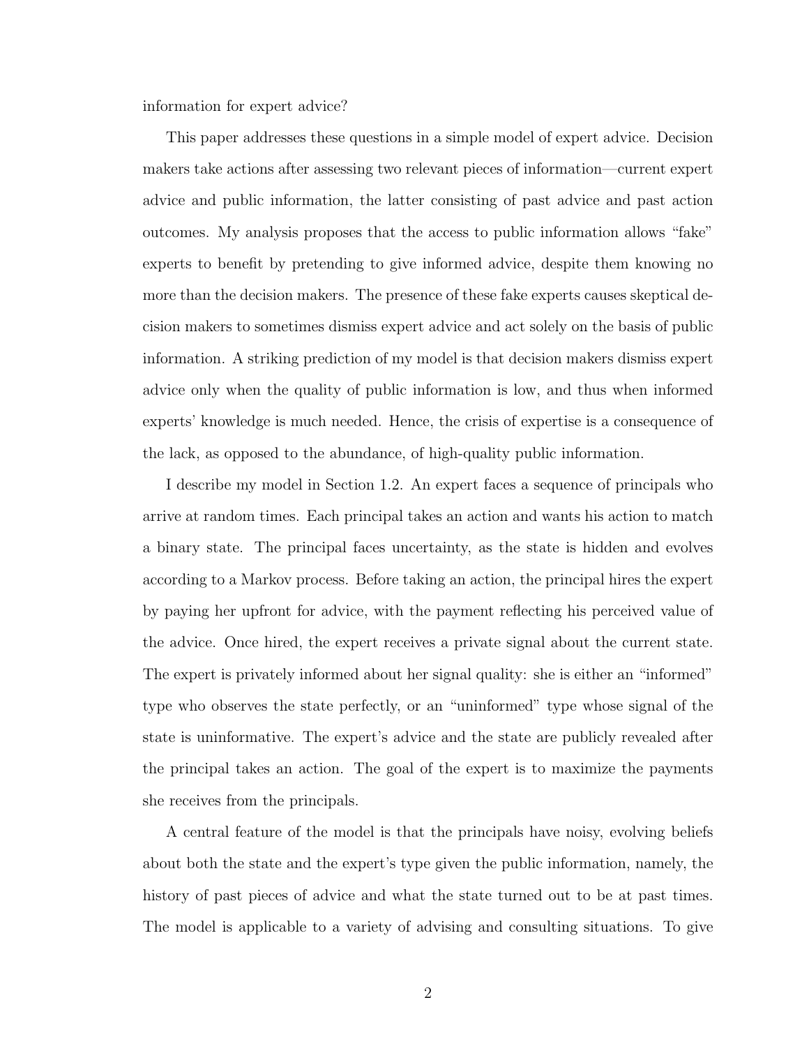information for expert advice?

This paper addresses these questions in a simple model of expert advice. Decision makers take actions after assessing two relevant pieces of information—current expert advice and public information, the latter consisting of past advice and past action outcomes. My analysis proposes that the access to public information allows "fake" experts to benefit by pretending to give informed advice, despite them knowing no more than the decision makers. The presence of these fake experts causes skeptical decision makers to sometimes dismiss expert advice and act solely on the basis of public information. A striking prediction of my model is that decision makers dismiss expert advice only when the quality of public information is low, and thus when informed experts' knowledge is much needed. Hence, the crisis of expertise is a consequence of the lack, as opposed to the abundance, of high-quality public information.

I describe my model in Section 1.2. An expert faces a sequence of principals who arrive at random times. Each principal takes an action and wants his action to match a binary state. The principal faces uncertainty, as the state is hidden and evolves according to a Markov process. Before taking an action, the principal hires the expert by paying her upfront for advice, with the payment reflecting his perceived value of the advice. Once hired, the expert receives a private signal about the current state. The expert is privately informed about her signal quality: she is either an "informed" type who observes the state perfectly, or an "uninformed" type whose signal of the state is uninformative. The expert's advice and the state are publicly revealed after the principal takes an action. The goal of the expert is to maximize the payments she receives from the principals.

A central feature of the model is that the principals have noisy, evolving beliefs about both the state and the expert's type given the public information, namely, the history of past pieces of advice and what the state turned out to be at past times. The model is applicable to a variety of advising and consulting situations. To give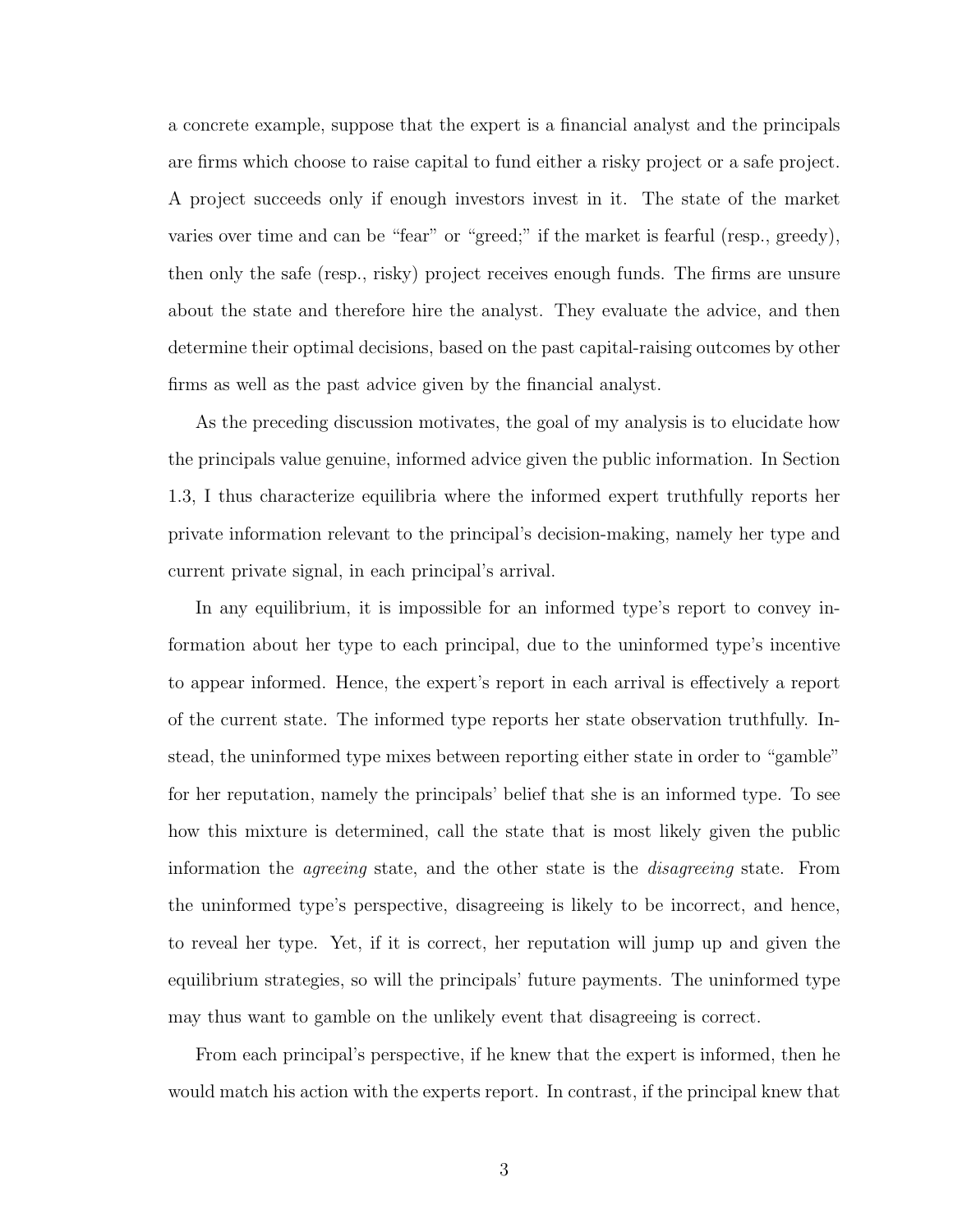a concrete example, suppose that the expert is a financial analyst and the principals are firms which choose to raise capital to fund either a risky project or a safe project. A project succeeds only if enough investors invest in it. The state of the market varies over time and can be "fear" or "greed;" if the market is fearful (resp., greedy), then only the safe (resp., risky) project receives enough funds. The firms are unsure about the state and therefore hire the analyst. They evaluate the advice, and then determine their optimal decisions, based on the past capital-raising outcomes by other firms as well as the past advice given by the financial analyst.

As the preceding discussion motivates, the goal of my analysis is to elucidate how the principals value genuine, informed advice given the public information. In Section 1.3, I thus characterize equilibria where the informed expert truthfully reports her private information relevant to the principal's decision-making, namely her type and current private signal, in each principal's arrival.

In any equilibrium, it is impossible for an informed type's report to convey information about her type to each principal, due to the uninformed type's incentive to appear informed. Hence, the expert's report in each arrival is effectively a report of the current state. The informed type reports her state observation truthfully. Instead, the uninformed type mixes between reporting either state in order to "gamble" for her reputation, namely the principals' belief that she is an informed type. To see how this mixture is determined, call the state that is most likely given the public information the *agreeing* state, and the other state is the *disagreeing* state. From the uninformed type's perspective, disagreeing is likely to be incorrect, and hence, to reveal her type. Yet, if it is correct, her reputation will jump up and given the equilibrium strategies, so will the principals' future payments. The uninformed type may thus want to gamble on the unlikely event that disagreeing is correct.

From each principal's perspective, if he knew that the expert is informed, then he would match his action with the experts report. In contrast, if the principal knew that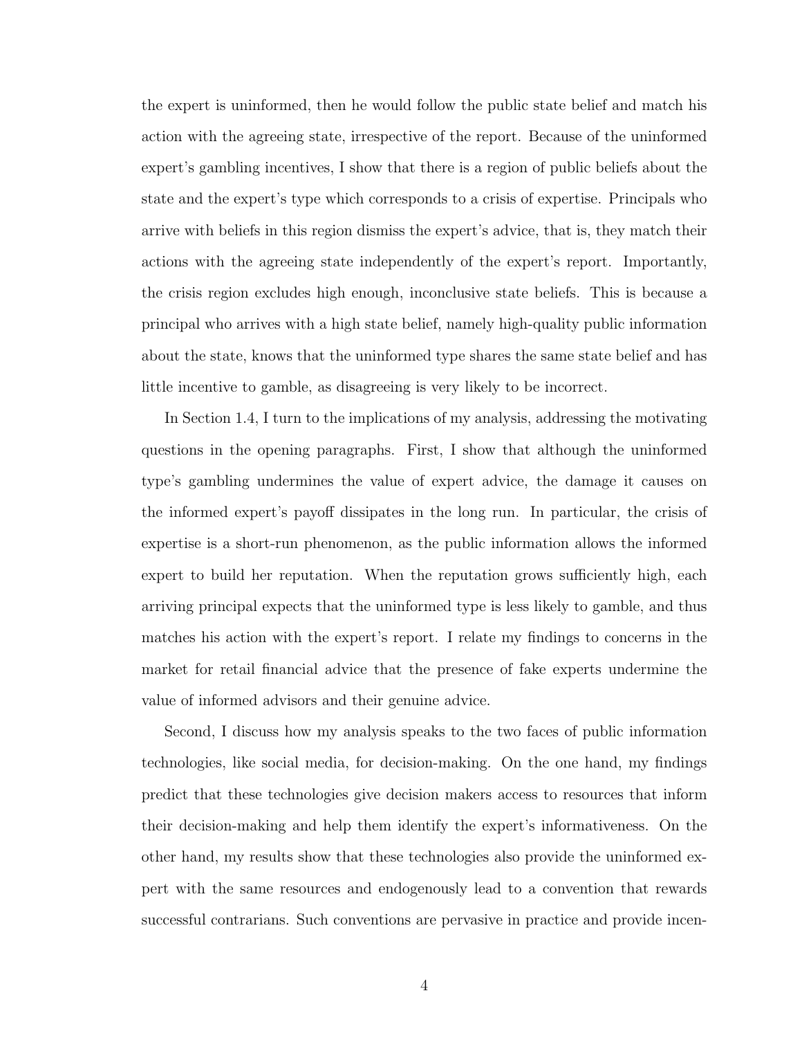the expert is uninformed, then he would follow the public state belief and match his action with the agreeing state, irrespective of the report. Because of the uninformed expert's gambling incentives, I show that there is a region of public beliefs about the state and the expert's type which corresponds to a crisis of expertise. Principals who arrive with beliefs in this region dismiss the expert's advice, that is, they match their actions with the agreeing state independently of the expert's report. Importantly, the crisis region excludes high enough, inconclusive state beliefs. This is because a principal who arrives with a high state belief, namely high-quality public information about the state, knows that the uninformed type shares the same state belief and has little incentive to gamble, as disagreeing is very likely to be incorrect.

In Section 1.4, I turn to the implications of my analysis, addressing the motivating questions in the opening paragraphs. First, I show that although the uninformed type's gambling undermines the value of expert advice, the damage it causes on the informed expert's payoff dissipates in the long run. In particular, the crisis of expertise is a short-run phenomenon, as the public information allows the informed expert to build her reputation. When the reputation grows sufficiently high, each arriving principal expects that the uninformed type is less likely to gamble, and thus matches his action with the expert's report. I relate my findings to concerns in the market for retail financial advice that the presence of fake experts undermine the value of informed advisors and their genuine advice.

Second, I discuss how my analysis speaks to the two faces of public information technologies, like social media, for decision-making. On the one hand, my findings predict that these technologies give decision makers access to resources that inform their decision-making and help them identify the expert's informativeness. On the other hand, my results show that these technologies also provide the uninformed expert with the same resources and endogenously lead to a convention that rewards successful contrarians. Such conventions are pervasive in practice and provide incen-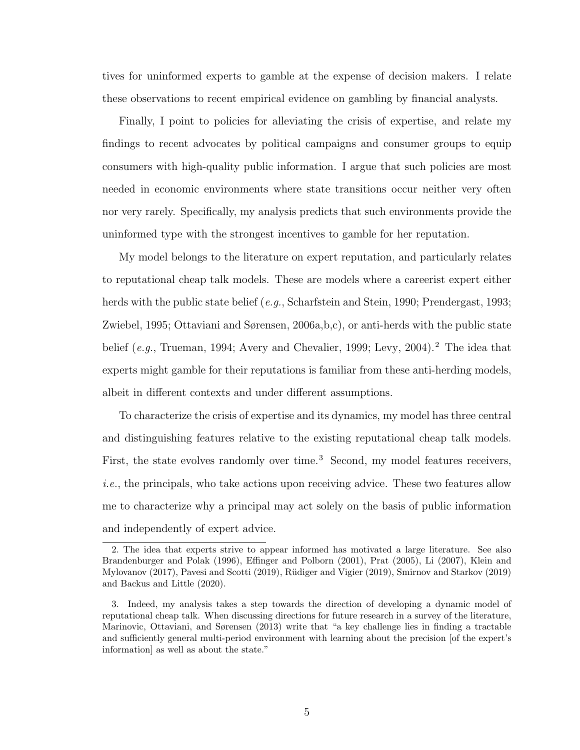tives for uninformed experts to gamble at the expense of decision makers. I relate these observations to recent empirical evidence on gambling by financial analysts.

Finally, I point to policies for alleviating the crisis of expertise, and relate my findings to recent advocates by political campaigns and consumer groups to equip consumers with high-quality public information. I argue that such policies are most needed in economic environments where state transitions occur neither very often nor very rarely. Specifically, my analysis predicts that such environments provide the uninformed type with the strongest incentives to gamble for her reputation.

My model belongs to the literature on expert reputation, and particularly relates to reputational cheap talk models. These are models where a careerist expert either herds with the public state belief (*e.g.*, Scharfstein and Stein, 1990; Prendergast, 1993; Zwiebel, 1995; Ottaviani and Sørensen, 2006a,b,c), or anti-herds with the public state belief (*e.g.*, Trueman, 1994; Avery and Chevalier, 1999; Levy, 2004).[2] The idea that experts might gamble for their reputations is familiar from these anti-herding models, albeit in different contexts and under different assumptions.

To characterize the crisis of expertise and its dynamics, my model has three central and distinguishing features relative to the existing reputational cheap talk models. First, the state evolves randomly over time.[3] Second, my model features receivers, *i.e.*, the principals, who take actions upon receiving advice. These two features allow me to characterize why a principal may act solely on the basis of public information and independently of expert advice.

2. The idea that experts strive to appear informed has motivated a large literature. See also Brandenburger and Polak (1996), Effinger and Polborn (2001), Prat (2005), Li (2007), Klein and Mylovanov (2017), Pavesi and Scotti (2019), Rüdiger and Vigier (2019), Smirnov and Starkov (2019) and Backus and Little (2020).

3. Indeed, my analysis takes a step towards the direction of developing a dynamic model of reputational cheap talk. When discussing directions for future research in a survey of the literature, Marinovic, Ottaviani, and Sørensen (2013) write that "a key challenge lies in finding a tractable and sufficiently general multi-period environment with learning about the precision [of the expert's information] as well as about the state."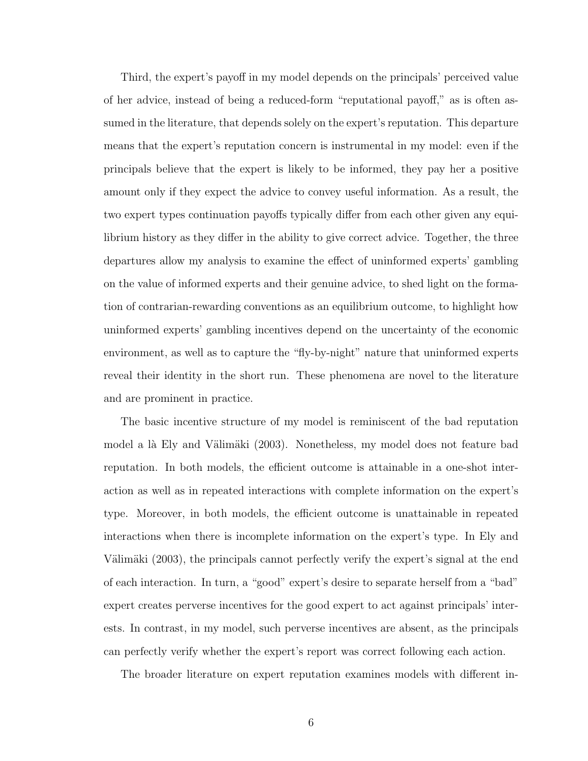Third, the expert's payoff in my model depends on the principals' perceived value of her advice, instead of being a reduced-form "reputational payoff," as is often assumed in the literature, that depends solely on the expert's reputation. This departure means that the expert's reputation concern is instrumental in my model: even if the principals believe that the expert is likely to be informed, they pay her a positive amount only if they expect the advice to convey useful information. As a result, the two expert types continuation payoffs typically differ from each other given any equilibrium history as they differ in the ability to give correct advice. Together, the three departures allow my analysis to examine the effect of uninformed experts' gambling on the value of informed experts and their genuine advice, to shed light on the formation of contrarian-rewarding conventions as an equilibrium outcome, to highlight how uninformed experts' gambling incentives depend on the uncertainty of the economic environment, as well as to capture the "fly-by-night" nature that uninformed experts reveal their identity in the short run. These phenomena are novel to the literature and are prominent in practice.

The basic incentive structure of my model is reminiscent of the bad reputation model a là Ely and Välimäki (2003). Nonetheless, my model does not feature bad reputation. In both models, the efficient outcome is attainable in a one-shot interaction as well as in repeated interactions with complete information on the expert's type. Moreover, in both models, the efficient outcome is unattainable in repeated interactions when there is incomplete information on the expert's type. In Ely and Välimäki (2003), the principals cannot perfectly verify the expert's signal at the end of each interaction. In turn, a "good" expert's desire to separate herself from a "bad" expert creates perverse incentives for the good expert to act against principals' interests. In contrast, in my model, such perverse incentives are absent, as the principals can perfectly verify whether the expert's report was correct following each action.

The broader literature on expert reputation examines models with different in-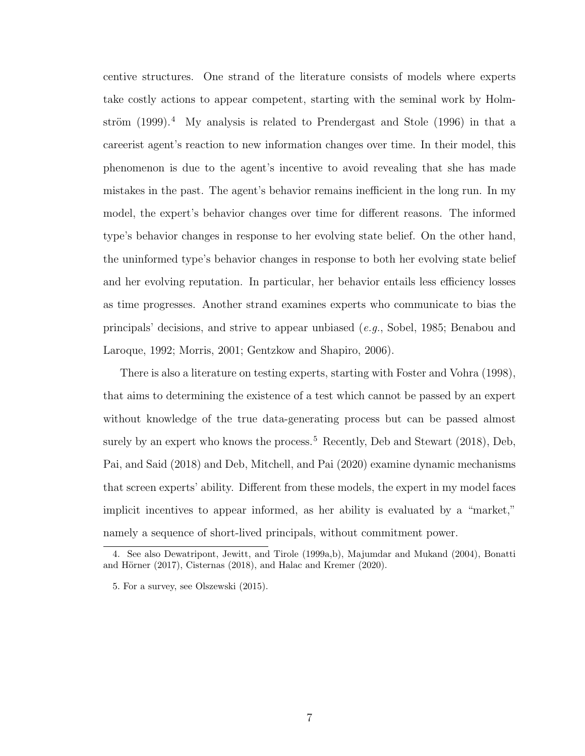centive structures. One strand of the literature consists of models where experts take costly actions to appear competent, starting with the seminal work by Holmström (1999).[4] My analysis is related to Prendergast and Stole (1996) in that a careerist agent's reaction to new information changes over time. In their model, this phenomenon is due to the agent's incentive to avoid revealing that she has made mistakes in the past. The agent's behavior remains inefficient in the long run. In my model, the expert's behavior changes over time for different reasons. The informed type's behavior changes in response to her evolving state belief. On the other hand, the uninformed type's behavior changes in response to both her evolving state belief and her evolving reputation. In particular, her behavior entails less efficiency losses as time progresses. Another strand examines experts who communicate to bias the principals' decisions, and strive to appear unbiased (*e.g.*, Sobel, 1985; Benabou and Laroque, 1992; Morris, 2001; Gentzkow and Shapiro, 2006).

There is also a literature on testing experts, starting with Foster and Vohra (1998), that aims to determining the existence of a test which cannot be passed by an expert without knowledge of the true data-generating process but can be passed almost surely by an expert who knows the process.[5] Recently, Deb and Stewart (2018), Deb, Pai, and Said (2018) and Deb, Mitchell, and Pai (2020) examine dynamic mechanisms that screen experts' ability. Different from these models, the expert in my model faces implicit incentives to appear informed, as her ability is evaluated by a "market," namely a sequence of short-lived principals, without commitment power.

4. See also Dewatripont, Jewitt, and Tirole (1999a,b), Majumdar and Mukand (2004), Bonatti and Hörner (2017), Cisternas (2018), and Halac and Kremer (2020).

5. For a survey, see Olszewski (2015).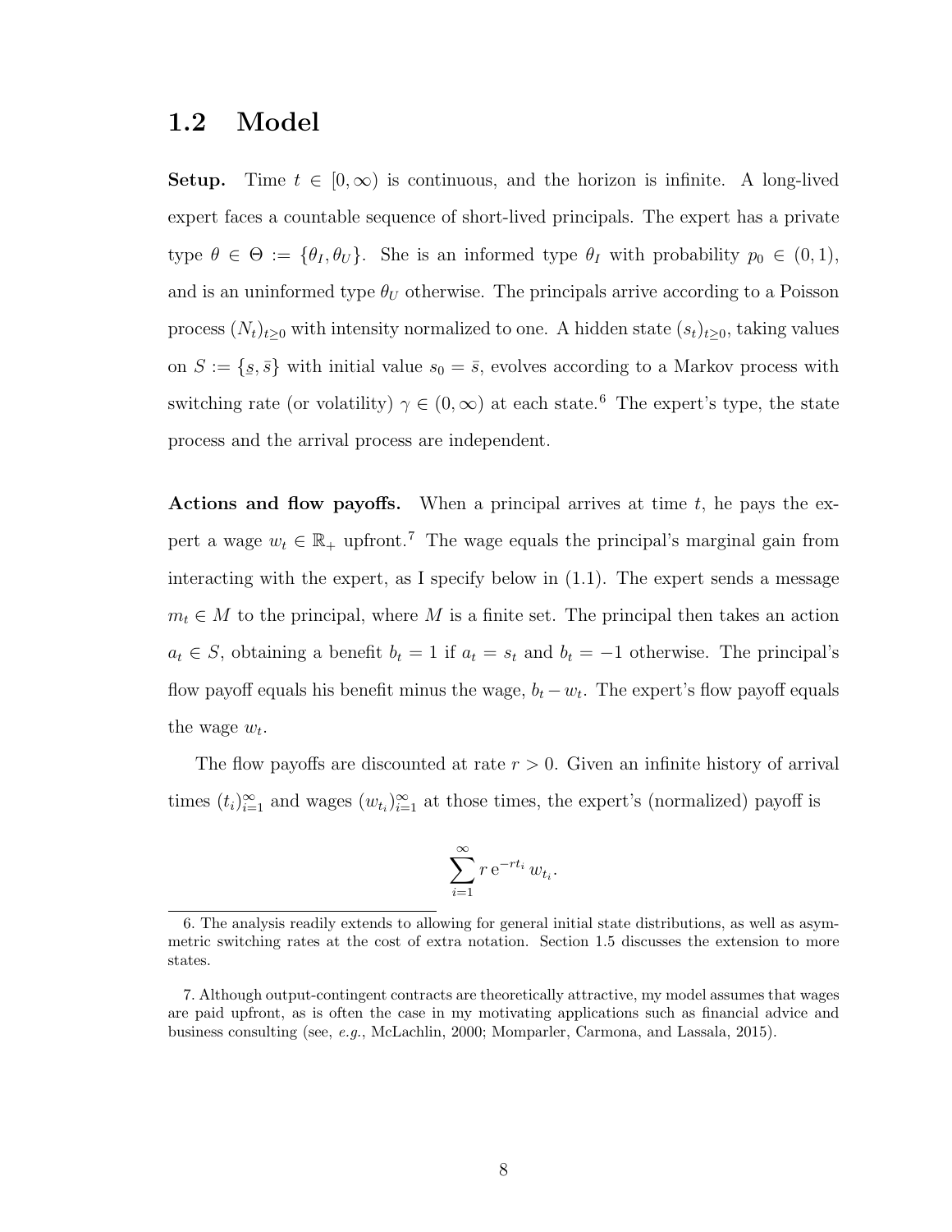## 1.2 Model

**Setup.** Time $t \in [0, \infty)$ is continuous, and the horizon is infinite. A long-lived expert faces a countable sequence of short-lived principals. The expert has a private type $\theta \in \Theta := \{\theta_I, \theta_U\}$. She is an informed type $\theta_I$ with probability $p_0 \in (0,1)$, and is an uninformed type $\theta_U$ otherwise. The principals arrive according to a Poisson process $(N_t)_{t \geq 0}$ with intensity normalized to one. A hidden state $(s_t)_{t \geq 0}$, taking values on $S := \{\underline{s}, \bar{s}\}$ with initial value $s_0 = \bar{s}$, evolves according to a Markov process with switching rate (or volatility) $\gamma \in (0, \infty)$ at each state.[6] The expert's type, the state process and the arrival process are independent.

**Actions and flow payoffs.** When a principal arrives at time $t$, he pays the expert a wage $w_t \in \mathbb{R}_+$ upfront.[7] The wage equals the principal's marginal gain from interacting with the expert, as I specify below in (1.1). The expert sends a message $m_t \in M$ to the principal, where $M$ is a finite set. The principal then takes an action $a_t \in S$, obtaining a benefit $b_t = 1$ if $a_t = s_t$ and $b_t = -1$ otherwise. The principal's flow payoff equals his benefit minus the wage, $b_t - w_t$. The expert's flow payoff equals the wage $w_t$.

The flow payoffs are discounted at rate $r > 0$. Given an infinite history of arrival times $(t_i)_{i=1}^{\infty}$ and wages $(w_{t_i})_{i=1}^{\infty}$ at those times, the expert's (normalized) payoff is

$$\sum_{i=1}^{\infty} r \, \mathrm{e}^{-rt_i} \, w_{t_i}.$$

6. The analysis readily extends to allowing for general initial state distributions, as well as asymmetric switching rates at the cost of extra notation. Section 1.5 discusses the extension to more states.

7. Although output-contingent contracts are theoretically attractive, my model assumes that wages are paid upfront, as is often the case in my motivating applications such as financial advice and business consulting (see, *e.g.*, McLachlin, 2000; Momparler, Carmona, and Lassala, 2015).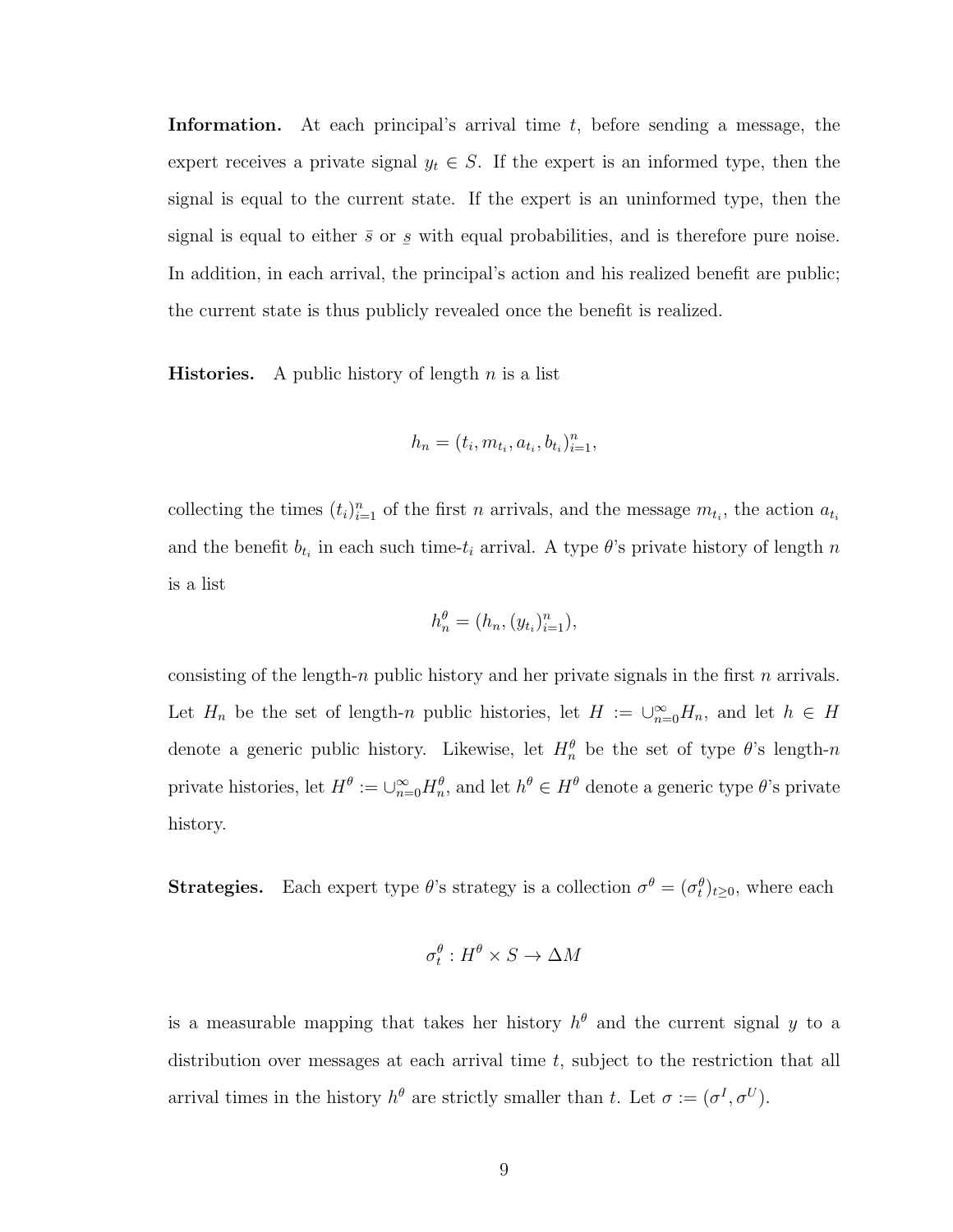**Information.** At each principal's arrival time $t$, before sending a message, the expert receives a private signal $y_t \in S$. If the expert is an informed type, then the signal is equal to the current state. If the expert is an uninformed type, then the signal is equal to either $\bar{s}$ or $\underline{s}$ with equal probabilities, and is therefore pure noise. In addition, in each arrival, the principal's action and his realized benefit are public; the current state is thus publicly revealed once the benefit is realized.

**Histories.** A public history of length $n$ is a list

$$h_n = (t_i, m_{t_i}, a_{t_i}, b_{t_i})_{i=1}^n,$$

collecting the times $(t_i)_{i=1}^n$ of the first $n$ arrivals, and the message $m_{t_i}$, the action $a_{t_i}$ and the benefit $b_{t_i}$ in each such time-$t_i$ arrival. A type $\theta$'s private history of length $n$ is a list

$$h_n^\theta = (h_n, (y_{t_i})_{i=1}^n),$$

consisting of the length-$n$ public history and her private signals in the first $n$ arrivals. Let $H_n$ be the set of length-$n$ public histories, let $H := \cup_{n=0}^\infty H_n$, and let $h \in H$ denote a generic public history. Likewise, let $H_n^\theta$ be the set of type $\theta$'s length-$n$ private histories, let $H^\theta := \cup_{n=0}^\infty H_n^\theta$, and let $h^\theta \in H^\theta$ denote a generic type $\theta$'s private history.

**Strategies.** Each expert type $\theta$'s strategy is a collection $\sigma^\theta = (\sigma_t^\theta)_{t \geq 0}$, where each

$$\sigma_t^\theta : H^\theta \times S \to \Delta M$$

is a measurable mapping that takes her history $h^\theta$ and the current signal $y$ to a distribution over messages at each arrival time $t$, subject to the restriction that all arrival times in the history $h^\theta$ are strictly smaller than $t$. Let $\sigma := (\sigma^I, \sigma^U)$.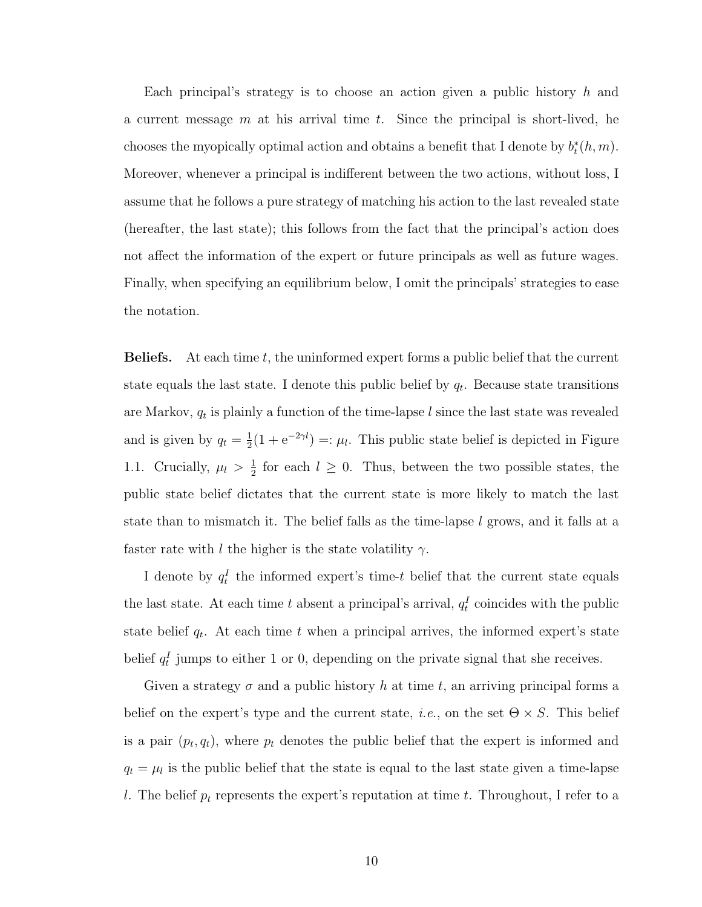Each principal's strategy is to choose an action given a public history $h$ and a current message $m$ at his arrival time $t$. Since the principal is short-lived, he chooses the myopically optimal action and obtains a benefit that I denote by $b_t^*(h, m)$. Moreover, whenever a principal is indifferent between the two actions, without loss, I assume that he follows a pure strategy of matching his action to the last revealed state (hereafter, the last state); this follows from the fact that the principal's action does not affect the information of the expert or future principals as well as future wages. Finally, when specifying an equilibrium below, I omit the principals' strategies to ease the notation.

**Beliefs.** At each time $t$, the uninformed expert forms a public belief that the current state equals the last state. I denote this public belief by $q_t$. Because state transitions are Markov, $q_t$ is plainly a function of the time-lapse $l$ since the last state was revealed and is given by $q_t = \frac{1}{2}(1 + \mathrm{e}^{-2\gamma l}) =: \mu_l$. This public state belief is depicted in Figure 1.1. Crucially, $\mu_l > \frac{1}{2}$ for each $l \geq 0$. Thus, between the two possible states, the public state belief dictates that the current state is more likely to match the last state than to mismatch it. The belief falls as the time-lapse $l$ grows, and it falls at a faster rate with $l$ the higher is the state volatility $\gamma$.

I denote by $q_t^I$ the informed expert's time-$t$ belief that the current state equals the last state. At each time $t$ absent a principal's arrival, $q_t^I$ coincides with the public state belief $q_t$. At each time $t$ when a principal arrives, the informed expert's state belief $q_t^I$ jumps to either 1 or 0, depending on the private signal that she receives.

Given a strategy $\sigma$ and a public history $h$ at time $t$, an arriving principal forms a belief on the expert's type and the current state, *i.e.*, on the set $\Theta \times S$. This belief is a pair $(p_t, q_t)$, where $p_t$ denotes the public belief that the expert is informed and $q_t = \mu_l$ is the public belief that the state is equal to the last state given a time-lapse $l$. The belief $p_t$ represents the expert's reputation at time $t$. Throughout, I refer to a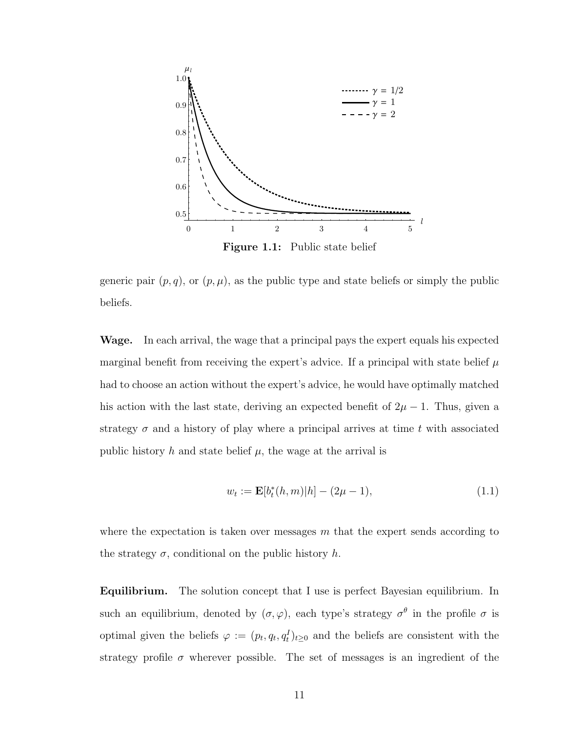Figure 1.1: Public state belief

generic pair $(p, q)$, or $(p, \mu)$, as the public type and state beliefs or simply the public beliefs.

**Wage.** In each arrival, the wage that a principal pays the expert equals his expected marginal benefit from receiving the expert's advice. If a principal with state belief $\mu$ had to choose an action without the expert's advice, he would have optimally matched his action with the last state, deriving an expected benefit of $2\mu - 1$. Thus, given a strategy $\sigma$ and a history of play where a principal arrives at time $t$ with associated public history $h$ and state belief $\mu$, the wage at the arrival is

$$w_t := \mathbf{E}[b_t^*(h, m)|h] - (2\mu - 1), \tag{1.1}$$

where the expectation is taken over messages $m$ that the expert sends according to the strategy $\sigma$, conditional on the public history $h$.

**Equilibrium.** The solution concept that I use is perfect Bayesian equilibrium. In such an equilibrium, denoted by $(\sigma, \varphi)$, each type's strategy $\sigma^\theta$ in the profile $\sigma$ is optimal given the beliefs $\varphi := (p_t, q_t, q_t^I)_{t \geq 0}$ and the beliefs are consistent with the strategy profile $\sigma$ wherever possible. The set of messages is an ingredient of the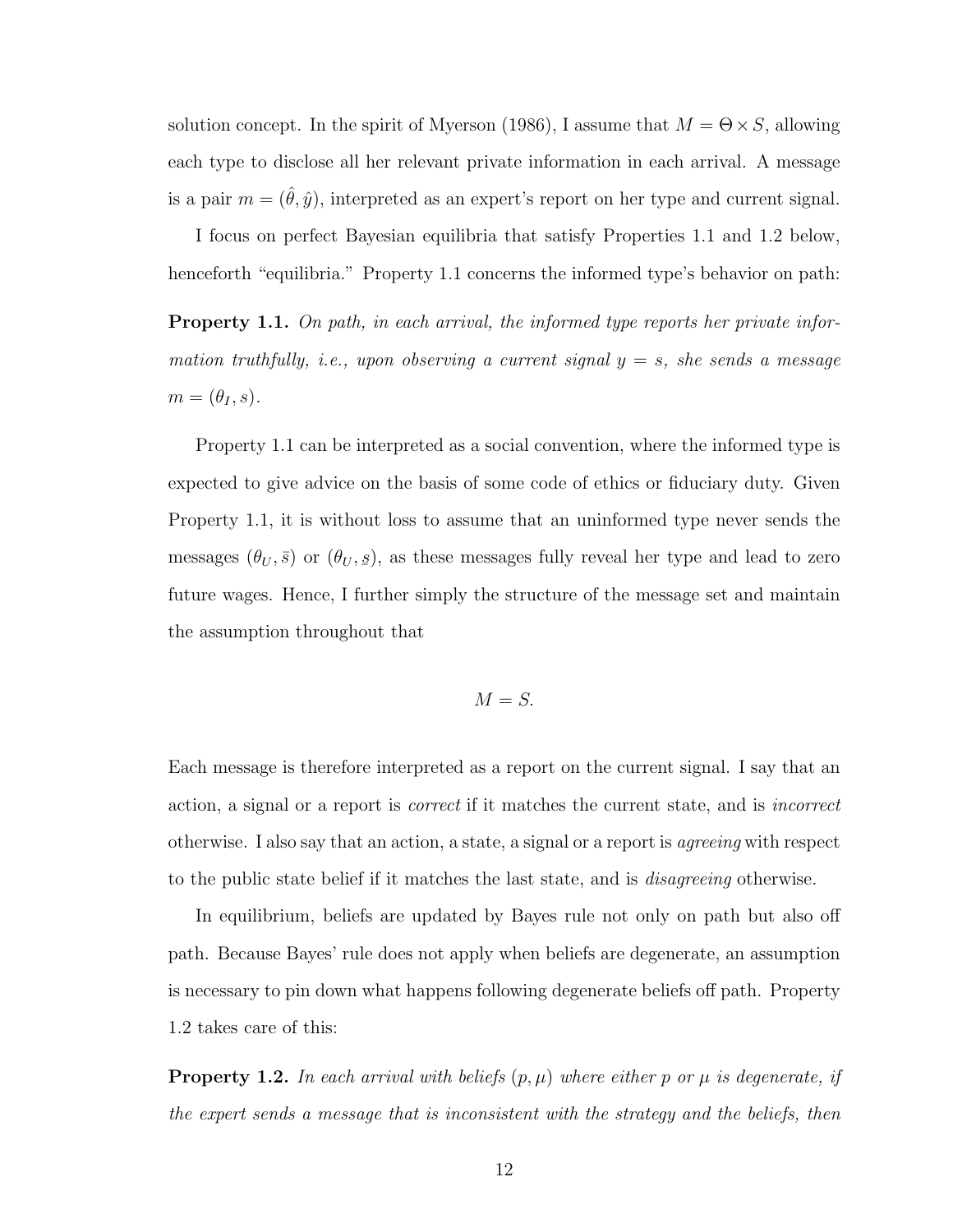solution concept. In the spirit of Myerson (1986), I assume that $M = \Theta \times S$, allowing each type to disclose all her relevant private information in each arrival. A message is a pair $m = (\hat{\theta}, \hat{y})$, interpreted as an expert's report on her type and current signal.

I focus on perfect Bayesian equilibria that satisfy Properties 1.1 and 1.2 below, henceforth "equilibria." Property 1.1 concerns the informed type's behavior on path:

**Property 1.1.** *On path, in each arrival, the informed type reports her private information truthfully, i.e., upon observing a current signal $y = s$, she sends a message $m = (\theta_I, s)$.*

Property 1.1 can be interpreted as a social convention, where the informed type is expected to give advice on the basis of some code of ethics or fiduciary duty. Given Property 1.1, it is without loss to assume that an uninformed type never sends the messages $(\theta_U, \bar{s})$ or $(\theta_U, \underline{s})$, as these messages fully reveal her type and lead to zero future wages. Hence, I further simply the structure of the message set and maintain the assumption throughout that

$$M = S.$$

Each message is therefore interpreted as a report on the current signal. I say that an action, a signal or a report is *correct* if it matches the current state, and is *incorrect* otherwise. I also say that an action, a state, a signal or a report is *agreeing* with respect to the public state belief if it matches the last state, and is *disagreeing* otherwise.

In equilibrium, beliefs are updated by Bayes rule not only on path but also off path. Because Bayes' rule does not apply when beliefs are degenerate, an assumption is necessary to pin down what happens following degenerate beliefs off path. Property 1.2 takes care of this:

**Property 1.2.** *In each arrival with beliefs $(p, \mu)$ where either $p$ or $\mu$ is degenerate, if the expert sends a message that is inconsistent with the strategy and the beliefs, then*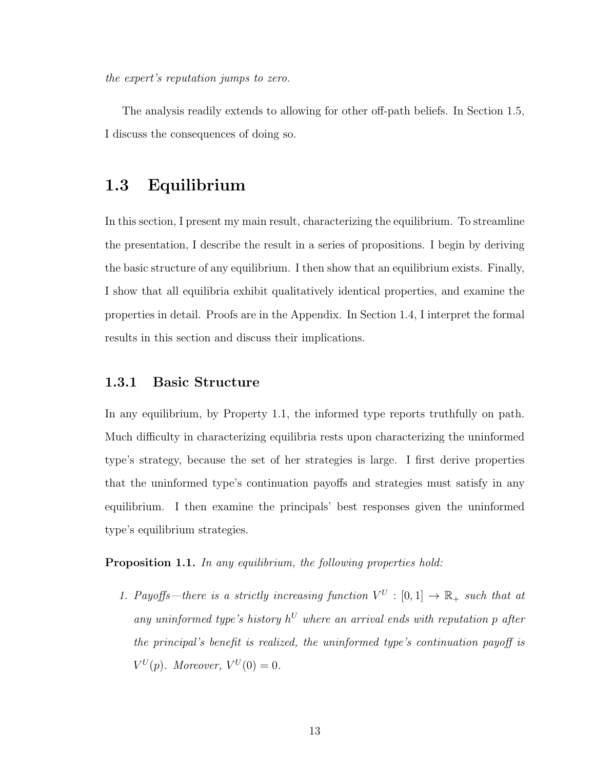*the expert's reputation jumps to zero.*

The analysis readily extends to allowing for other off-path beliefs. In Section 1.5, I discuss the consequences of doing so.

## 1.3 Equilibrium

In this section, I present my main result, characterizing the equilibrium. To streamline the presentation, I describe the result in a series of propositions. I begin by deriving the basic structure of any equilibrium. I then show that an equilibrium exists. Finally, I show that all equilibria exhibit qualitatively identical properties, and examine the properties in detail. Proofs are in the Appendix. In Section 1.4, I interpret the formal results in this section and discuss their implications.

### 1.3.1 Basic Structure

In any equilibrium, by Property 1.1, the informed type reports truthfully on path. Much difficulty in characterizing equilibria rests upon characterizing the uninformed type's strategy, because the set of her strategies is large. I first derive properties that the uninformed type's continuation payoffs and strategies must satisfy in any equilibrium. I then examine the principals' best responses given the uninformed type's equilibrium strategies.

**Proposition 1.1.** *In any equilibrium, the following properties hold:*

1. *Payoffs—there is a strictly increasing function $V^U : [0,1] \to \mathbb{R}_+$ such that at any uninformed type's history $h^U$ where an arrival ends with reputation $p$ after the principal's benefit is realized, the uninformed type's continuation payoff is $V^U(p)$. Moreover, $V^U(0) = 0$.*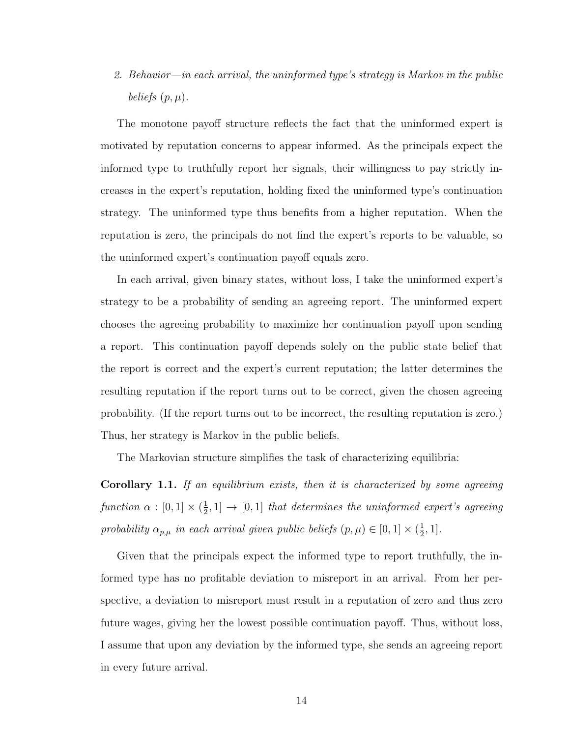2. *Behavior—in each arrival, the uninformed type's strategy is Markov in the public beliefs* $(p, \mu)$.

The monotone payoff structure reflects the fact that the uninformed expert is motivated by reputation concerns to appear informed. As the principals expect the informed type to truthfully report her signals, their willingness to pay strictly increases in the expert's reputation, holding fixed the uninformed type's continuation strategy. The uninformed type thus benefits from a higher reputation. When the reputation is zero, the principals do not find the expert's reports to be valuable, so the uninformed expert's continuation payoff equals zero.

In each arrival, given binary states, without loss, I take the uninformed expert's strategy to be a probability of sending an agreeing report. The uninformed expert chooses the agreeing probability to maximize her continuation payoff upon sending a report. This continuation payoff depends solely on the public state belief that the report is correct and the expert's current reputation; the latter determines the resulting reputation if the report turns out to be correct, given the chosen agreeing probability. (If the report turns out to be incorrect, the resulting reputation is zero.) Thus, her strategy is Markov in the public beliefs.

The Markovian structure simplifies the task of characterizing equilibria:

**Corollary 1.1.** *If an equilibrium exists, then it is characterized by some agreeing function* $\alpha : [0, 1] \times (\frac{1}{2}, 1] \to [0, 1]$ *that determines the uninformed expert's agreeing probability* $\alpha_{p,\mu}$ *in each arrival given public beliefs* $(p, \mu) \in [0, 1] \times (\frac{1}{2}, 1]$.

Given that the principals expect the informed type to report truthfully, the informed type has no profitable deviation to misreport in an arrival. From her perspective, a deviation to misreport must result in a reputation of zero and thus zero future wages, giving her the lowest possible continuation payoff. Thus, without loss, I assume that upon any deviation by the informed type, she sends an agreeing report in every future arrival.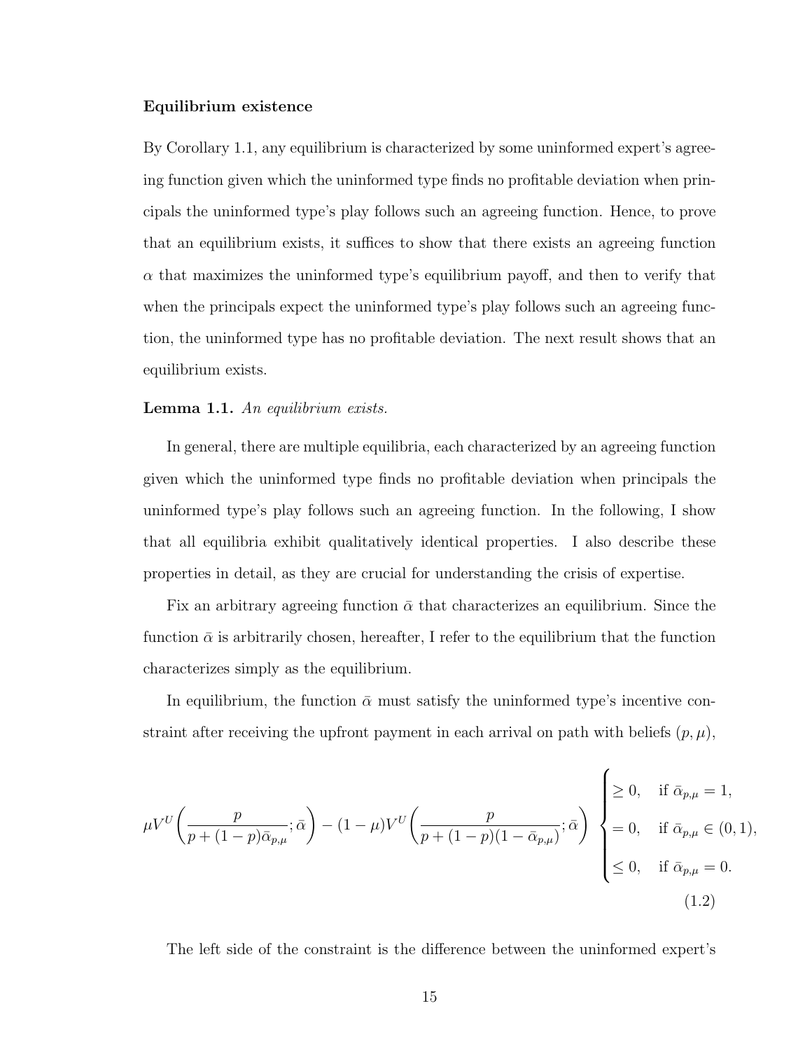**Equilibrium existence**

By Corollary 1.1, any equilibrium is characterized by some uninformed expert's agreeing function given which the uninformed type finds no profitable deviation when principals the uninformed type's play follows such an agreeing function. Hence, to prove that an equilibrium exists, it suffices to show that there exists an agreeing function $\alpha$ that maximizes the uninformed type's equilibrium payoff, and then to verify that when the principals expect the uninformed type's play follows such an agreeing function, the uninformed type has no profitable deviation. The next result shows that an equilibrium exists.

**Lemma 1.1.** *An equilibrium exists.*

In general, there are multiple equilibria, each characterized by an agreeing function given which the uninformed type finds no profitable deviation when principals the uninformed type's play follows such an agreeing function. In the following, I show that all equilibria exhibit qualitatively identical properties. I also describe these properties in detail, as they are crucial for understanding the crisis of expertise.

Fix an arbitrary agreeing function $\bar{\alpha}$ that characterizes an equilibrium. Since the function $\bar{\alpha}$ is arbitrarily chosen, hereafter, I refer to the equilibrium that the function characterizes simply as the equilibrium.

In equilibrium, the function $\bar{\alpha}$ must satisfy the uninformed type's incentive constraint after receiving the upfront payment in each arrival on path with beliefs $(p, \mu)$,

$$\mu V^U\left(\frac{p}{p+(1-p)\bar{\alpha}_{p,\mu}};\bar{\alpha}\right) - (1-\mu)V^U\left(\frac{p}{p+(1-p)(1-\bar{\alpha}_{p,\mu})};\bar{\alpha}\right) \begin{cases} \geq 0, & \text{if } \bar{\alpha}_{p,\mu} = 1, \\ = 0, & \text{if } \bar{\alpha}_{p,\mu} \in (0,1), \\ \leq 0, & \text{if } \bar{\alpha}_{p,\mu} = 0. \end{cases} \tag{1.2}$$

The left side of the constraint is the difference between the uninformed expert's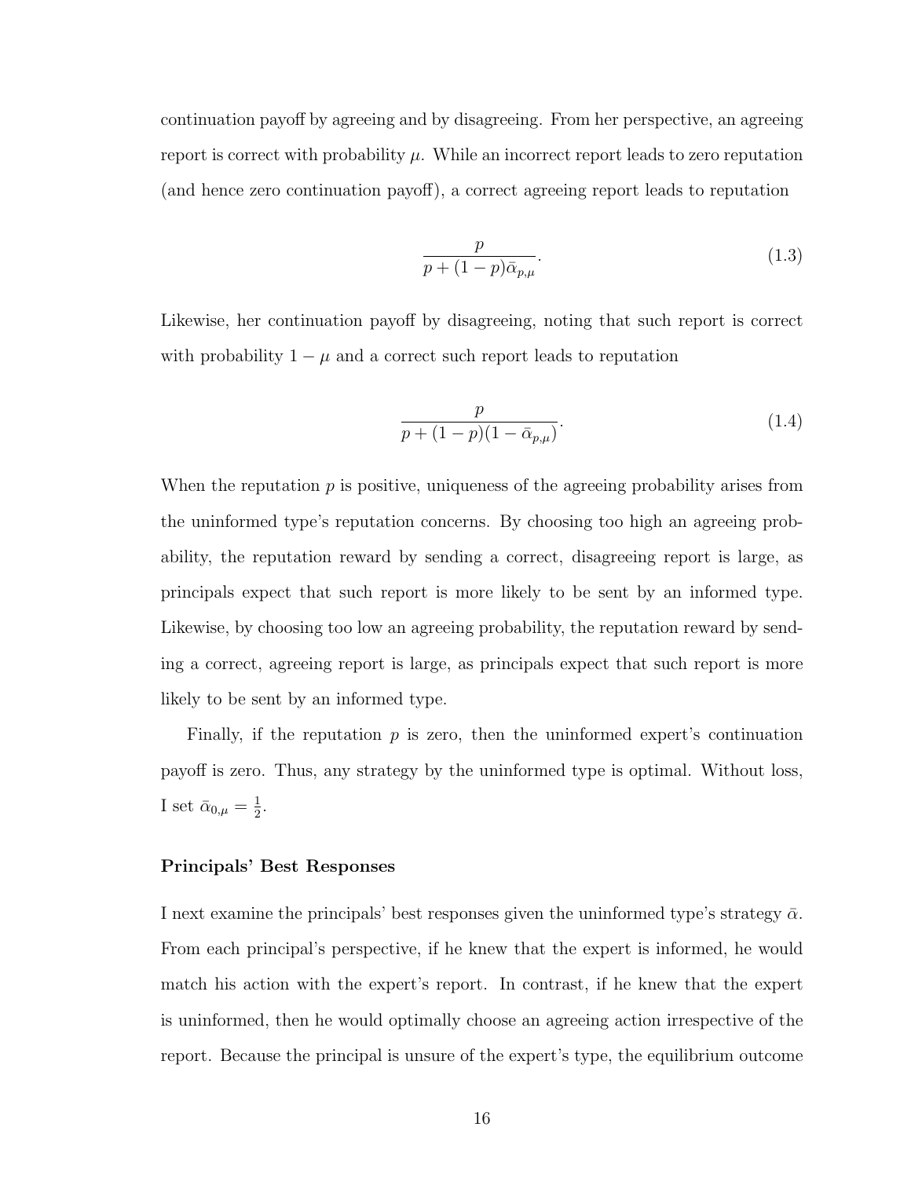continuation payoff by agreeing and by disagreeing. From her perspective, an agreeing report is correct with probability $\mu$. While an incorrect report leads to zero reputation (and hence zero continuation payoff), a correct agreeing report leads to reputation

$$\frac{p}{p + (1-p)\bar{\alpha}_{p,\mu}}. \tag{1.3}$$

Likewise, her continuation payoff by disagreeing, noting that such report is correct with probability $1 - \mu$ and a correct such report leads to reputation

$$\frac{p}{p + (1-p)(1 - \bar{\alpha}_{p,\mu})}. \tag{1.4}$$

When the reputation $p$ is positive, uniqueness of the agreeing probability arises from the uninformed type's reputation concerns. By choosing too high an agreeing probability, the reputation reward by sending a correct, disagreeing report is large, as principals expect that such report is more likely to be sent by an informed type. Likewise, by choosing too low an agreeing probability, the reputation reward by sending a correct, agreeing report is large, as principals expect that such report is more likely to be sent by an informed type.

Finally, if the reputation $p$ is zero, then the uninformed expert's continuation payoff is zero. Thus, any strategy by the uninformed type is optimal. Without loss, I set $\bar{\alpha}_{0,\mu} = \frac{1}{2}$.

#### Principals' Best Responses

I next examine the principals' best responses given the uninformed type's strategy $\bar{\alpha}$. From each principal's perspective, if he knew that the expert is informed, he would match his action with the expert's report. In contrast, if he knew that the expert is uninformed, then he would optimally choose an agreeing action irrespective of the report. Because the principal is unsure of the expert's type, the equilibrium outcome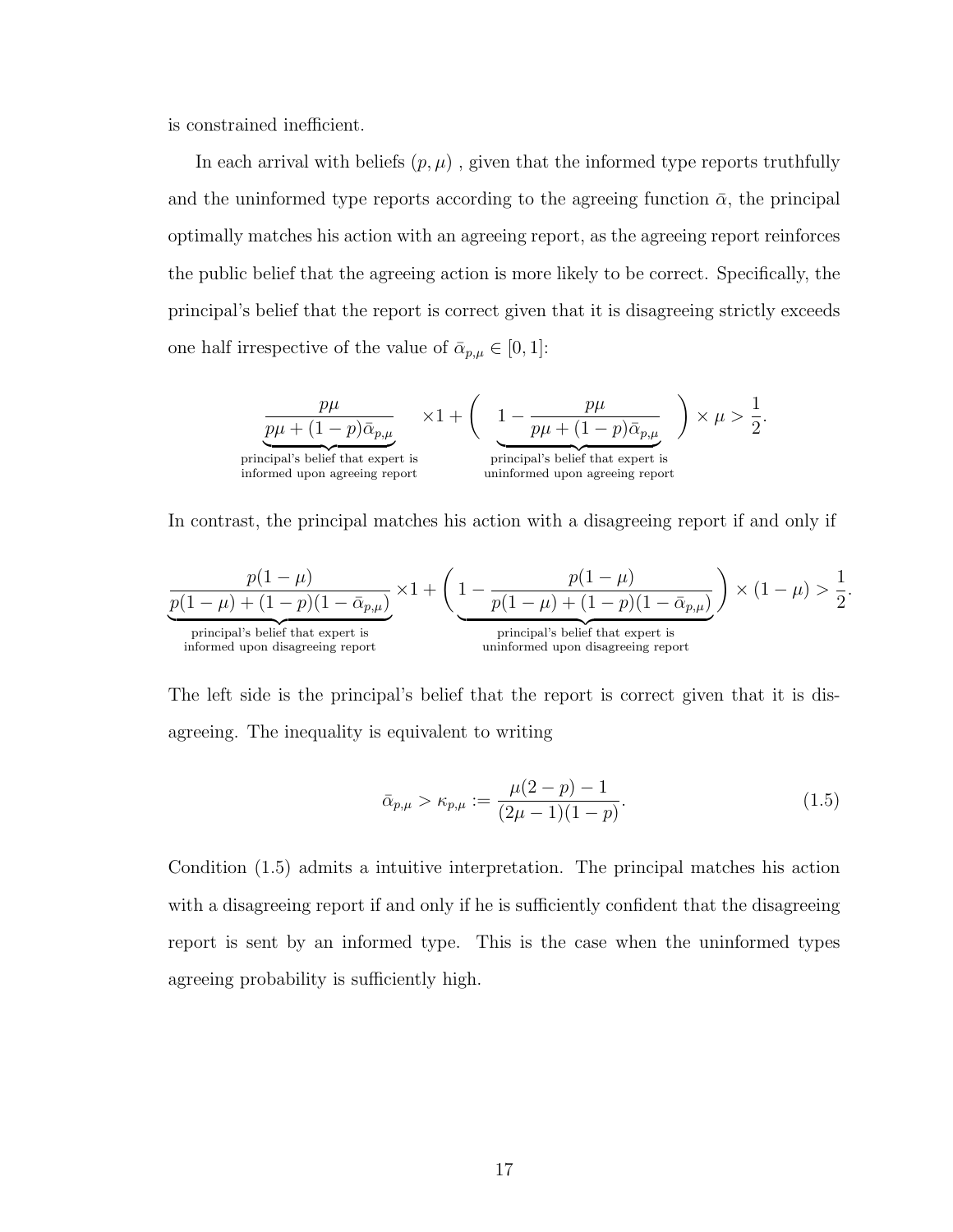is constrained inefficient.

In each arrival with beliefs $(p, \mu)$ , given that the informed type reports truthfully and the uninformed type reports according to the agreeing function $\bar{\alpha}$, the principal optimally matches his action with an agreeing report, as the agreeing report reinforces the public belief that the agreeing action is more likely to be correct. Specifically, the principal's belief that the report is correct given that it is disagreeing strictly exceeds one half irrespective of the value of $\bar{\alpha}_{p,\mu} \in [0, 1]$:

$$\underbrace{\frac{p\mu}{p\mu + (1-p)\bar{\alpha}_{p,\mu}}}_{\substack{\text{principal's belief that expert is} \\ \text{informed upon agreeing report}}} \times 1 + \Bigg( \underbrace{1 - \frac{p\mu}{p\mu + (1-p)\bar{\alpha}_{p,\mu}}}_{\substack{\text{principal's belief that expert is} \\ \text{uninformed upon agreeing report}}} \Bigg) \times \mu > \frac{1}{2}.$$

In contrast, the principal matches his action with a disagreeing report if and only if

$$\underbrace{\frac{p(1-\mu)}{p(1-\mu) + (1-p)(1-\bar{\alpha}_{p,\mu})}}_{\substack{\text{principal's belief that expert is} \\ \text{informed upon disagreeing report}}} \times 1 + \Bigg( \underbrace{1 - \frac{p(1-\mu)}{p(1-\mu) + (1-p)(1-\bar{\alpha}_{p,\mu})}}_{\substack{\text{principal's belief that expert is} \\ \text{uninformed upon disagreeing report}}} \Bigg) \times (1-\mu) > \frac{1}{2}.$$

The left side is the principal's belief that the report is correct given that it is disagreeing. The inequality is equivalent to writing

$$\bar{\alpha}_{p,\mu} > \kappa_{p,\mu} := \frac{\mu(2-p) - 1}{(2\mu - 1)(1-p)}. \tag{1.5}$$

Condition (1.5) admits a intuitive interpretation. The principal matches his action with a disagreeing report if and only if he is sufficiently confident that the disagreeing report is sent by an informed type. This is the case when the uninformed types agreeing probability is sufficiently high.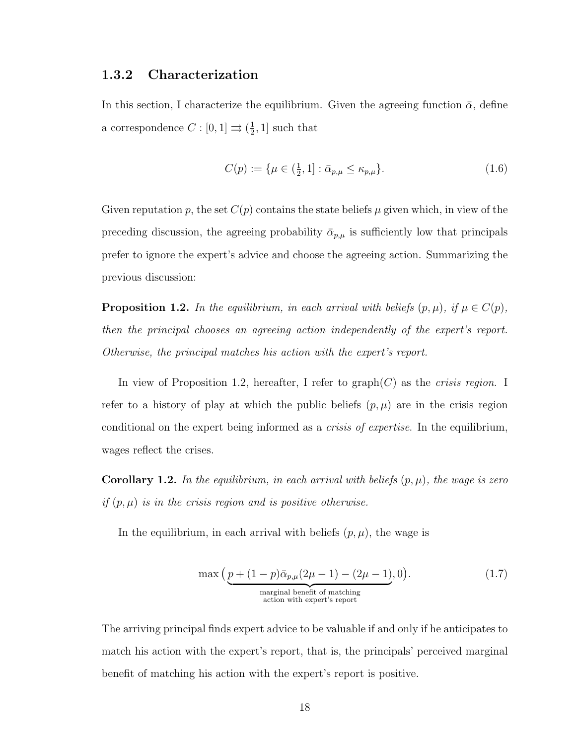### 1.3.2 Characterization

In this section, I characterize the equilibrium. Given the agreeing function $\bar{\alpha}$, define a correspondence $C : [0, 1] \rightrightarrows (\frac{1}{2}, 1]$ such that

$$C(p) := \{\mu \in (\tfrac{1}{2}, 1] : \bar{\alpha}_{p,\mu} \leq \kappa_{p,\mu}\}. \tag{1.6}$$

Given reputation $p$, the set $C(p)$ contains the state beliefs $\mu$ given which, in view of the preceding discussion, the agreeing probability $\bar{\alpha}_{p,\mu}$ is sufficiently low that principals prefer to ignore the expert's advice and choose the agreeing action. Summarizing the previous discussion:

**Proposition 1.2.** *In the equilibrium, in each arrival with beliefs $(p, \mu)$, if $\mu \in C(p)$, then the principal chooses an agreeing action independently of the expert's report. Otherwise, the principal matches his action with the expert's report.*

In view of Proposition 1.2, hereafter, I refer to graph$(C)$ as the *crisis region*. I refer to a history of play at which the public beliefs $(p, \mu)$ are in the crisis region conditional on the expert being informed as a *crisis of expertise*. In the equilibrium, wages reflect the crises.

**Corollary 1.2.** *In the equilibrium, in each arrival with beliefs $(p, \mu)$, the wage is zero if $(p, \mu)$ is in the crisis region and is positive otherwise.*

In the equilibrium, in each arrival with beliefs $(p, \mu)$, the wage is

$$\max\big(\underbrace{p + (1-p)\bar{\alpha}_{p,\mu}(2\mu - 1) - (2\mu - 1)}_{\substack{\text{marginal benefit of matching} \\ \text{action with expert's report}}}, 0\big). \tag{1.7}$$

The arriving principal finds expert advice to be valuable if and only if he anticipates to match his action with the expert's report, that is, the principals' perceived marginal benefit of matching his action with the expert's report is positive.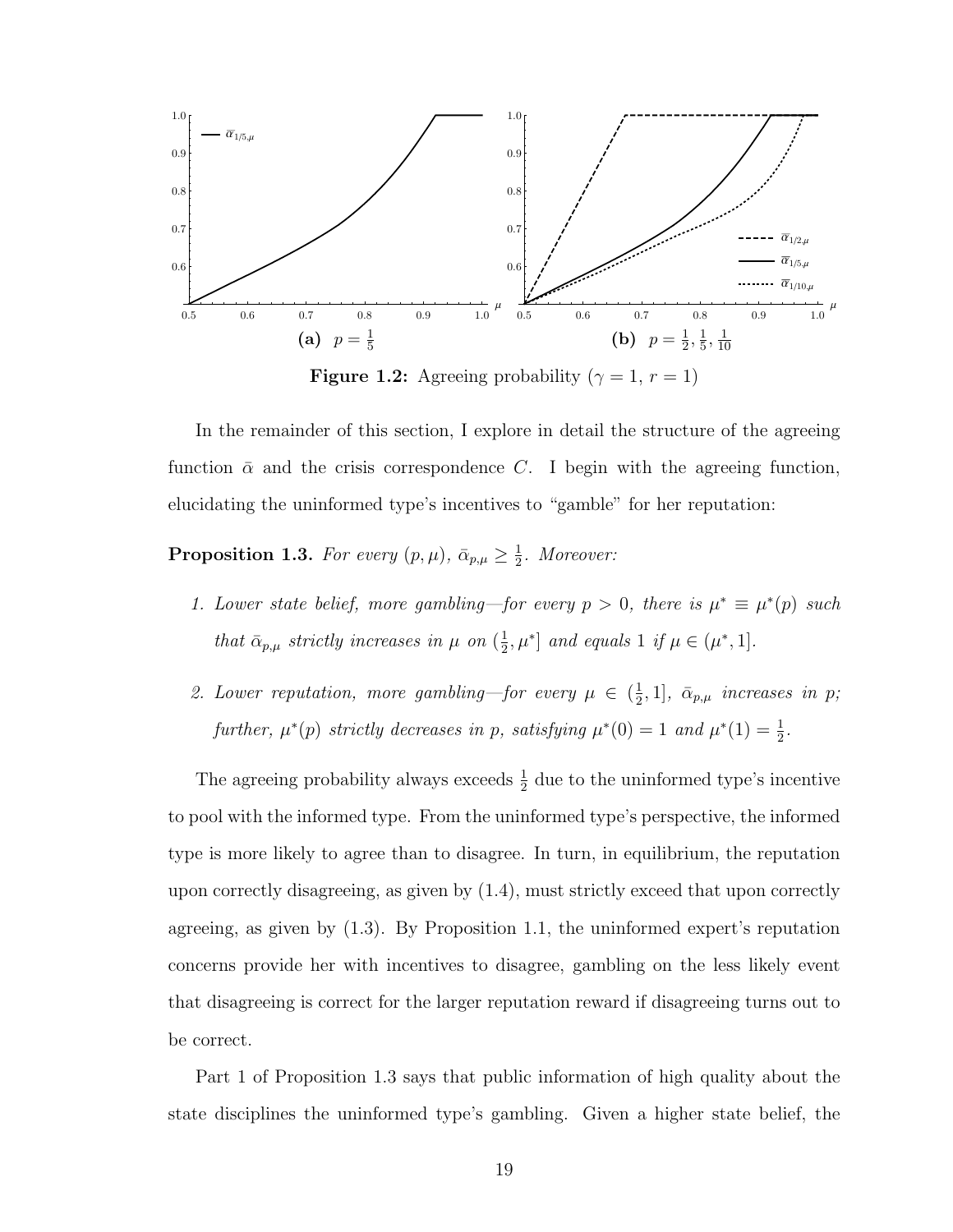**(a)** $p = \frac{1}{5}$

**(b)** $p = \frac{1}{2}, \frac{1}{5}, \frac{1}{10}$

**Figure 1.2:** Agreeing probability ($\gamma = 1$, $r = 1$)

In the remainder of this section, I explore in detail the structure of the agreeing function $\bar{\alpha}$ and the crisis correspondence $C$. I begin with the agreeing function, elucidating the uninformed type's incentives to "gamble" for her reputation:

**Proposition 1.3.** *For every* $(p, \mu)$*,* $\bar{\alpha}_{p,\mu} \geq \frac{1}{2}$*. Moreover:*

1. *Lower state belief, more gambling—for every* $p > 0$*, there is* $\mu^* \equiv \mu^*(p)$ *such that* $\bar{\alpha}_{p,\mu}$ *strictly increases in* $\mu$ *on* $(\frac{1}{2}, \mu^*]$ *and equals* $1$ *if* $\mu \in (\mu^*, 1]$*.*

2. *Lower reputation, more gambling—for every* $\mu \in (\frac{1}{2}, 1]$*,* $\bar{\alpha}_{p,\mu}$ *increases in* $p$*; further,* $\mu^*(p)$ *strictly decreases in* $p$*, satisfying* $\mu^*(0) = 1$ *and* $\mu^*(1) = \frac{1}{2}$*.*

The agreeing probability always exceeds $\frac{1}{2}$ due to the uninformed type's incentive to pool with the informed type. From the uninformed type's perspective, the informed type is more likely to agree than to disagree. In turn, in equilibrium, the reputation upon correctly disagreeing, as given by (1.4), must strictly exceed that upon correctly agreeing, as given by (1.3). By Proposition 1.1, the uninformed expert's reputation concerns provide her with incentives to disagree, gambling on the less likely event that disagreeing is correct for the larger reputation reward if disagreeing turns out to be correct.

Part 1 of Proposition 1.3 says that public information of high quality about the state disciplines the uninformed type's gambling. Given a higher state belief, the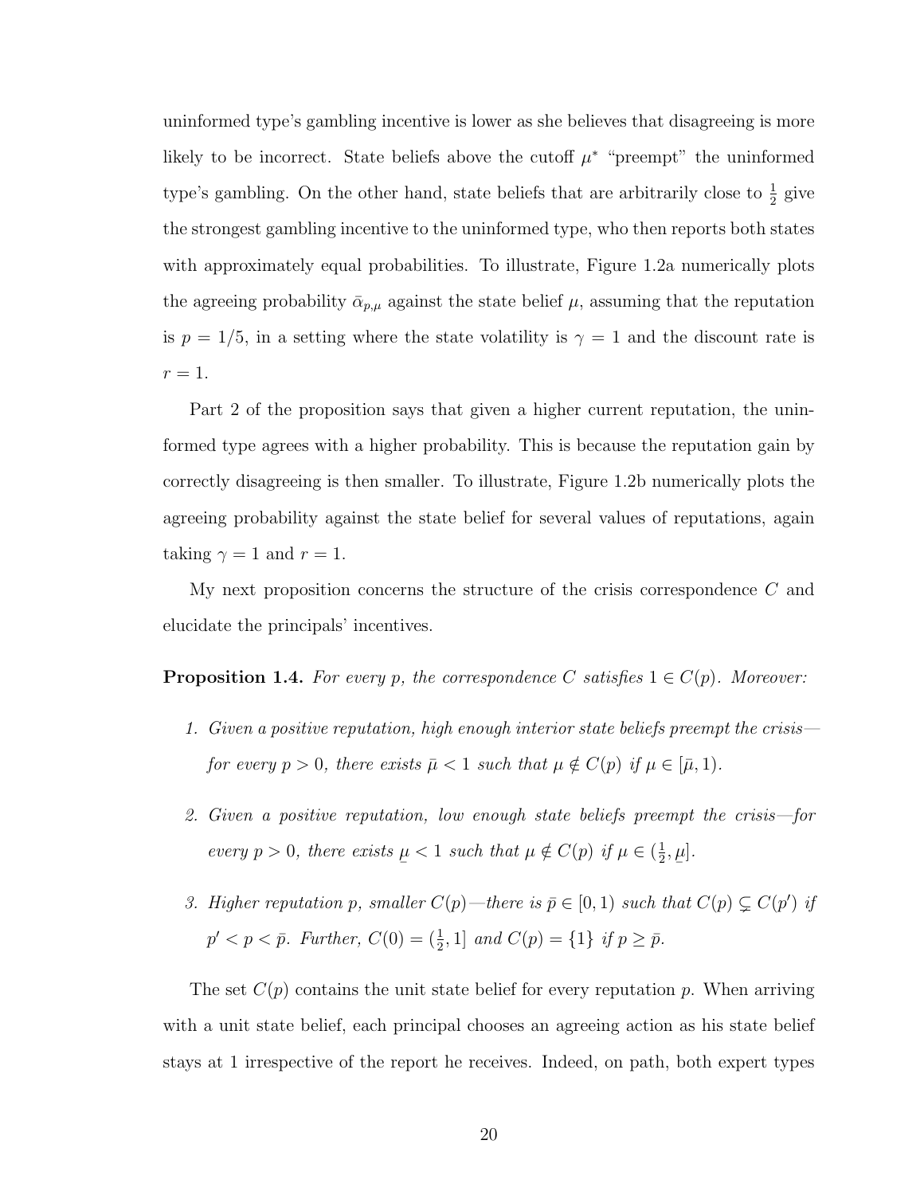uninformed type's gambling incentive is lower as she believes that disagreeing is more likely to be incorrect. State beliefs above the cutoff $\mu^*$ "preempt" the uninformed type's gambling. On the other hand, state beliefs that are arbitrarily close to $\frac{1}{2}$ give the strongest gambling incentive to the uninformed type, who then reports both states with approximately equal probabilities. To illustrate, Figure 1.2a numerically plots the agreeing probability $\bar{\alpha}_{p,\mu}$ against the state belief $\mu$, assuming that the reputation is $p = 1/5$, in a setting where the state volatility is $\gamma = 1$ and the discount rate is $r = 1$.

Part 2 of the proposition says that given a higher current reputation, the uninformed type agrees with a higher probability. This is because the reputation gain by correctly disagreeing is then smaller. To illustrate, Figure 1.2b numerically plots the agreeing probability against the state belief for several values of reputations, again taking $\gamma = 1$ and $r = 1$.

My next proposition concerns the structure of the crisis correspondence $C$ and elucidate the principals' incentives.

**Proposition 1.4.** *For every $p$, the correspondence $C$ satisfies $1 \in C(p)$. Moreover:*

1. *Given a positive reputation, high enough interior state beliefs preempt the crisis—for every $p > 0$, there exists $\bar{\mu} < 1$ such that $\mu \notin C(p)$ if $\mu \in [\bar{\mu}, 1)$.*
2. *Given a positive reputation, low enough state beliefs preempt the crisis—for every $p > 0$, there exists $\underline{\mu} < 1$ such that $\mu \notin C(p)$ if $\mu \in (\frac{1}{2}, \underline{\mu}]$.*
3. *Higher reputation $p$, smaller $C(p)$—there is $\bar{p} \in [0, 1)$ such that $C(p) \subsetneq C(p')$ if $p' < p < \bar{p}$. Further, $C(0) = (\frac{1}{2}, 1]$ and $C(p) = \{1\}$ if $p \geq \bar{p}$.*

The set $C(p)$ contains the unit state belief for every reputation $p$. When arriving with a unit state belief, each principal chooses an agreeing action as his state belief stays at 1 irrespective of the report he receives. Indeed, on path, both expert types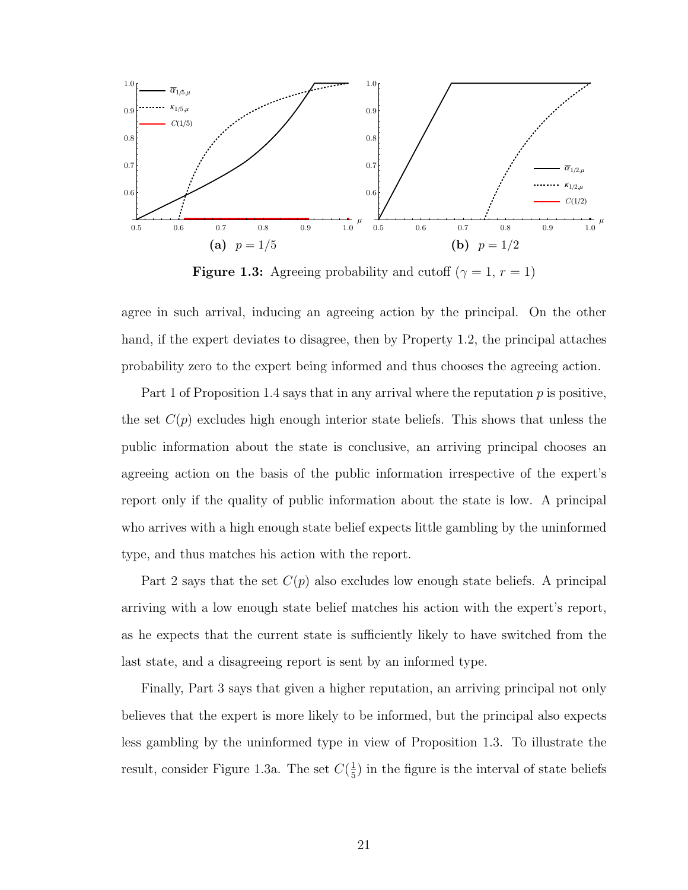**Figure 1.3:** Agreeing probability and cutoff ($\gamma = 1$, $r = 1$)

**(a)** $p = 1/5$ **(b)** $p = 1/2$

agree in such arrival, inducing an agreeing action by the principal. On the other hand, if the expert deviates to disagree, then by Property 1.2, the principal attaches probability zero to the expert being informed and thus chooses the agreeing action.

Part 1 of Proposition 1.4 says that in any arrival where the reputation $p$ is positive, the set $C(p)$ excludes high enough interior state beliefs. This shows that unless the public information about the state is conclusive, an arriving principal chooses an agreeing action on the basis of the public information irrespective of the expert's report only if the quality of public information about the state is low. A principal who arrives with a high enough state belief expects little gambling by the uninformed type, and thus matches his action with the report.

Part 2 says that the set $C(p)$ also excludes low enough state beliefs. A principal arriving with a low enough state belief matches his action with the expert's report, as he expects that the current state is sufficiently likely to have switched from the last state, and a disagreeing report is sent by an informed type.

Finally, Part 3 says that given a higher reputation, an arriving principal not only believes that the expert is more likely to be informed, but the principal also expects less gambling by the uninformed type in view of Proposition 1.3. To illustrate the result, consider Figure 1.3a. The set $C(\frac{1}{5})$ in the figure is the interval of state beliefs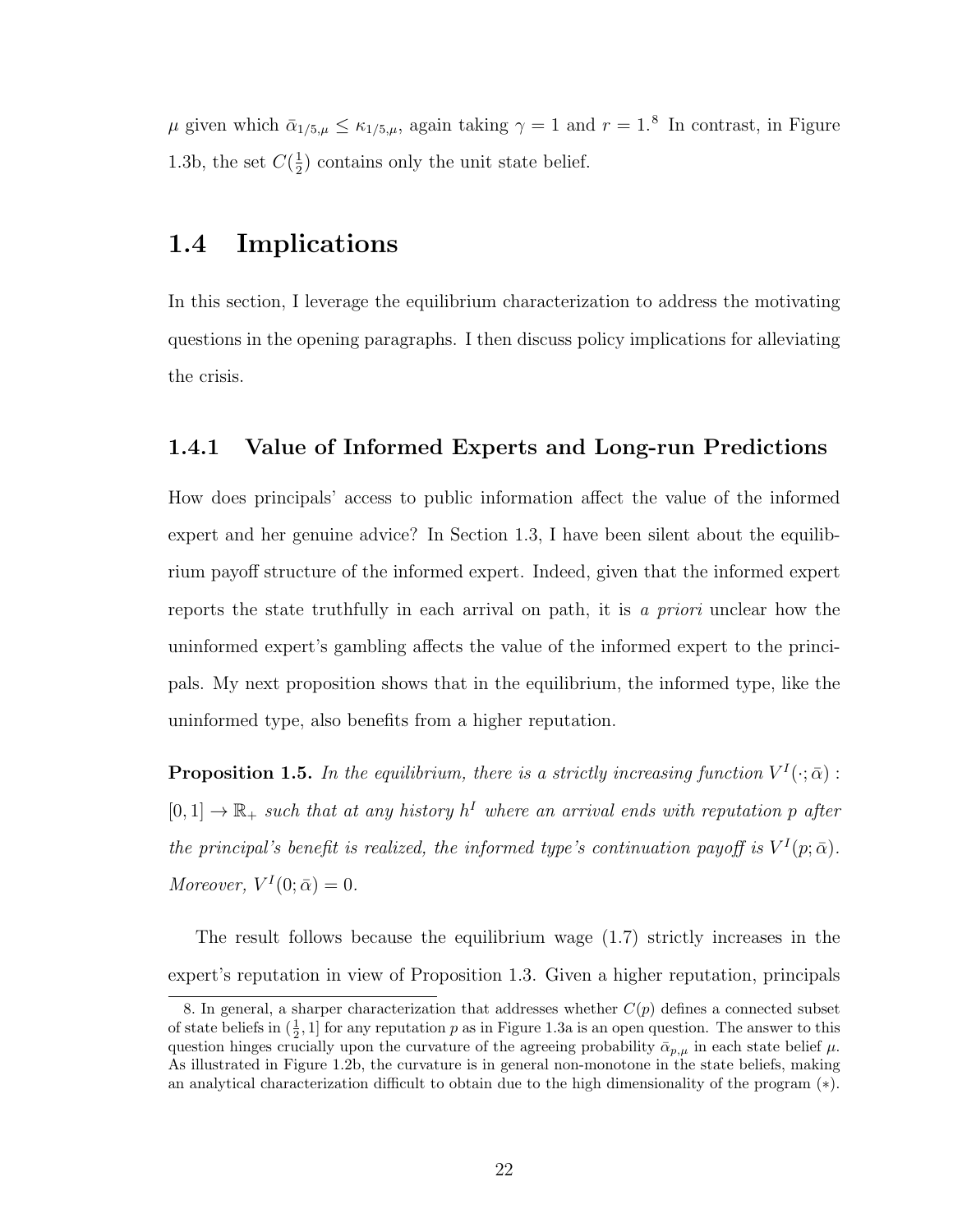$\mu$ given which $\bar{\alpha}_{1/5,\mu} \leq \kappa_{1/5,\mu}$, again taking $\gamma = 1$ and $r = 1$.[8] In contrast, in Figure 1.3b, the set $C(\frac{1}{2})$ contains only the unit state belief.

## 1.4 Implications

In this section, I leverage the equilibrium characterization to address the motivating questions in the opening paragraphs. I then discuss policy implications for alleviating the crisis.

### 1.4.1 Value of Informed Experts and Long-run Predictions

How does principals' access to public information affect the value of the informed expert and her genuine advice? In Section 1.3, I have been silent about the equilibrium payoff structure of the informed expert. Indeed, given that the informed expert reports the state truthfully in each arrival on path, it is *a priori* unclear how the uninformed expert's gambling affects the value of the informed expert to the principals. My next proposition shows that in the equilibrium, the informed type, like the uninformed type, also benefits from a higher reputation.

**Proposition 1.5.** *In the equilibrium, there is a strictly increasing function $V^I(\cdot;\bar{\alpha}) : [0,1] \to \mathbb{R}_+$ such that at any history $h^I$ where an arrival ends with reputation $p$ after the principal's benefit is realized, the informed type's continuation payoff is $V^I(p;\bar{\alpha})$. Moreover, $V^I(0;\bar{\alpha}) = 0$.*

The result follows because the equilibrium wage (1.7) strictly increases in the expert's reputation in view of Proposition 1.3. Given a higher reputation, principals

---

8. In general, a sharper characterization that addresses whether $C(p)$ defines a connected subset of state beliefs in $(\frac{1}{2}, 1]$ for any reputation $p$ as in Figure 1.3a is an open question. The answer to this question hinges crucially upon the curvature of the agreeing probability $\bar{\alpha}_{p,\mu}$ in each state belief $\mu$. As illustrated in Figure 1.2b, the curvature is in general non-monotone in the state beliefs, making an analytical characterization difficult to obtain due to the high dimensionality of the program (∗).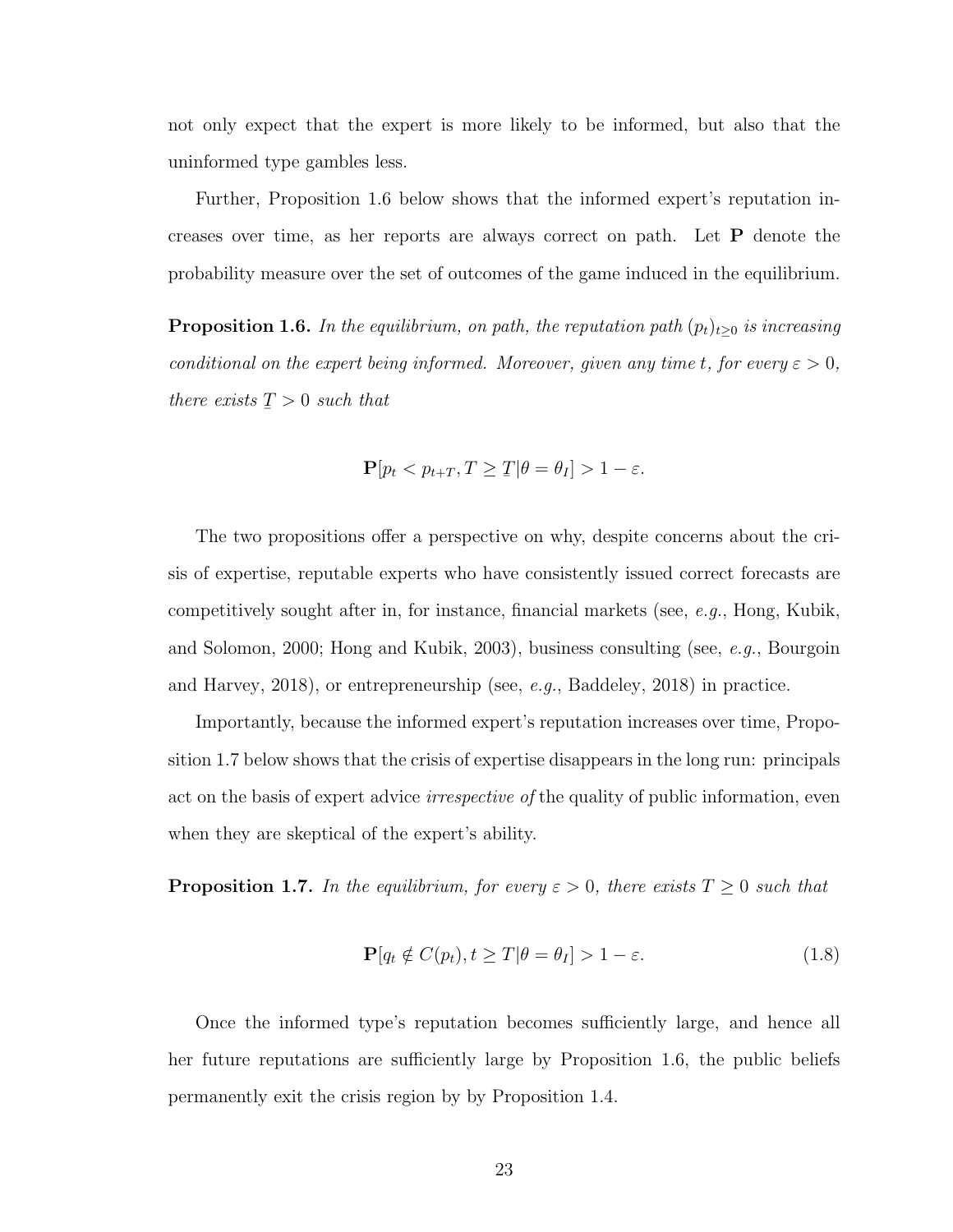not only expect that the expert is more likely to be informed, but also that the uninformed type gambles less.

Further, Proposition 1.6 below shows that the informed expert's reputation increases over time, as her reports are always correct on path. Let $\mathbf{P}$ denote the probability measure over the set of outcomes of the game induced in the equilibrium.

**Proposition 1.6.** *In the equilibrium, on path, the reputation path $(p_t)_{t\geq 0}$ is increasing conditional on the expert being informed. Moreover, given any time $t$, for every $\varepsilon > 0$, there exists $\underline{T} > 0$ such that*

$$\mathbf{P}[p_t < p_{t+T}, T \geq \underline{T} | \theta = \theta_I] > 1 - \varepsilon.$$

The two propositions offer a perspective on why, despite concerns about the crisis of expertise, reputable experts who have consistently issued correct forecasts are competitively sought after in, for instance, financial markets (see, *e.g.*, Hong, Kubik, and Solomon, 2000; Hong and Kubik, 2003), business consulting (see, *e.g.*, Bourgoin and Harvey, 2018), or entrepreneurship (see, *e.g.*, Baddeley, 2018) in practice.

Importantly, because the informed expert's reputation increases over time, Proposition 1.7 below shows that the crisis of expertise disappears in the long run: principals act on the basis of expert advice *irrespective of* the quality of public information, even when they are skeptical of the expert's ability.

**Proposition 1.7.** *In the equilibrium, for every $\varepsilon > 0$, there exists $T \geq 0$ such that*

$$\mathbf{P}[q_t \notin C(p_t), t \geq T | \theta = \theta_I] > 1 - \varepsilon. \tag{1.8}$$

Once the informed type's reputation becomes sufficiently large, and hence all her future reputations are sufficiently large by Proposition 1.6, the public beliefs permanently exit the crisis region by by Proposition 1.4.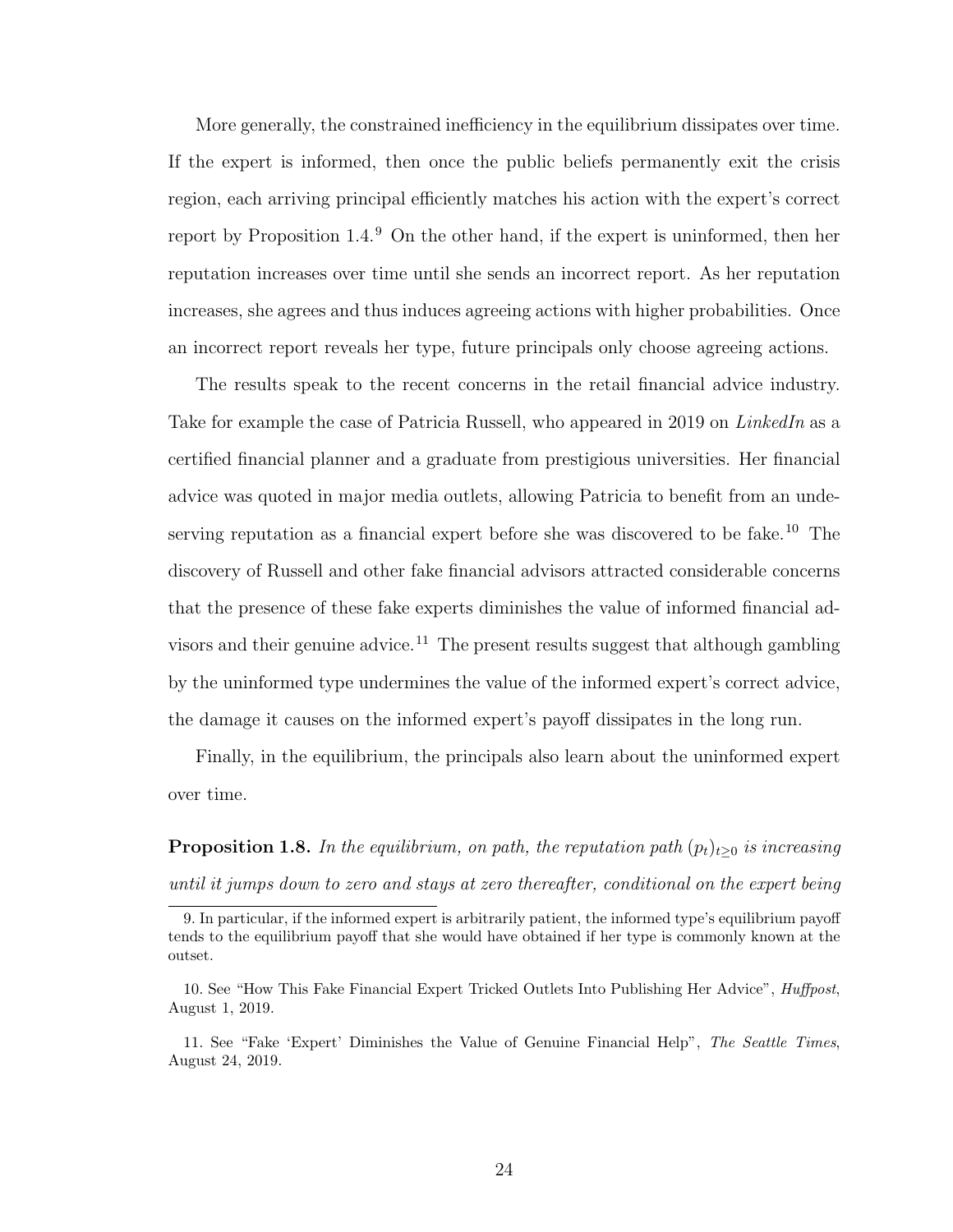More generally, the constrained inefficiency in the equilibrium dissipates over time. If the expert is informed, then once the public beliefs permanently exit the crisis region, each arriving principal efficiently matches his action with the expert's correct report by Proposition 1.4.[9] On the other hand, if the expert is uninformed, then her reputation increases over time until she sends an incorrect report. As her reputation increases, she agrees and thus induces agreeing actions with higher probabilities. Once an incorrect report reveals her type, future principals only choose agreeing actions.

The results speak to the recent concerns in the retail financial advice industry. Take for example the case of Patricia Russell, who appeared in 2019 on *LinkedIn* as a certified financial planner and a graduate from prestigious universities. Her financial advice was quoted in major media outlets, allowing Patricia to benefit from an undeserving reputation as a financial expert before she was discovered to be fake.[10] The discovery of Russell and other fake financial advisors attracted considerable concerns that the presence of these fake experts diminishes the value of informed financial advisors and their genuine advice.[11] The present results suggest that although gambling by the uninformed type undermines the value of the informed expert's correct advice, the damage it causes on the informed expert's payoff dissipates in the long run.

Finally, in the equilibrium, the principals also learn about the uninformed expert over time.

**Proposition 1.8.** *In the equilibrium, on path, the reputation path $(p_t)_{t\geq 0}$ is increasing until it jumps down to zero and stays at zero thereafter, conditional on the expert being*

---

9. In particular, if the informed expert is arbitrarily patient, the informed type's equilibrium payoff tends to the equilibrium payoff that she would have obtained if her type is commonly known at the outset.

10. See "How This Fake Financial Expert Tricked Outlets Into Publishing Her Advice", *Huffpost*, August 1, 2019.

11. See "Fake 'Expert' Diminishes the Value of Genuine Financial Help", *The Seattle Times*, August 24, 2019.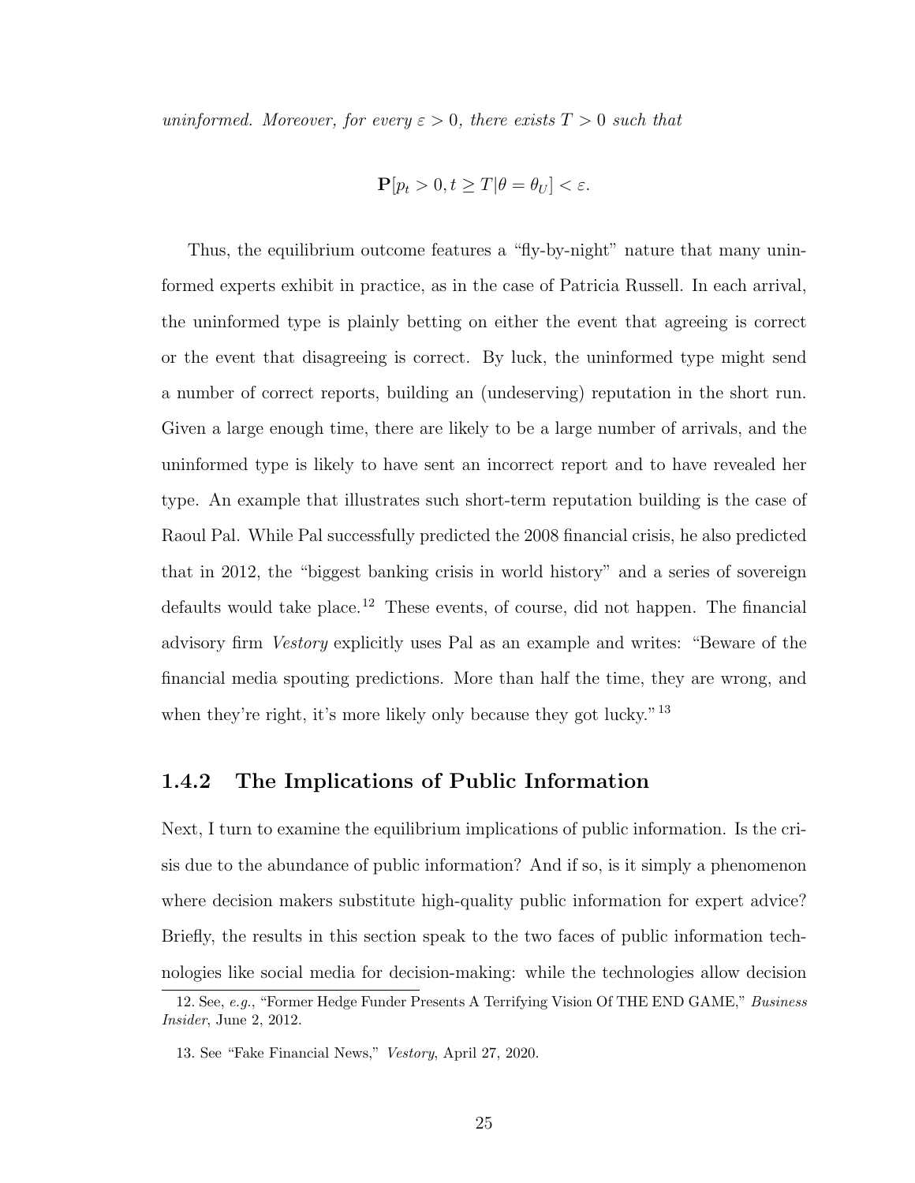*uninformed. Moreover, for every $\varepsilon > 0$, there exists $T > 0$ such that*

$$\mathbf{P}[p_t > 0, t \geq T | \theta = \theta_U] < \varepsilon.$$

Thus, the equilibrium outcome features a "fly-by-night" nature that many uninformed experts exhibit in practice, as in the case of Patricia Russell. In each arrival, the uninformed type is plainly betting on either the event that agreeing is correct or the event that disagreeing is correct. By luck, the uninformed type might send a number of correct reports, building an (undeserving) reputation in the short run. Given a large enough time, there are likely to be a large number of arrivals, and the uninformed type is likely to have sent an incorrect report and to have revealed her type. An example that illustrates such short-term reputation building is the case of Raoul Pal. While Pal successfully predicted the 2008 financial crisis, he also predicted that in 2012, the "biggest banking crisis in world history" and a series of sovereign defaults would take place.[12] These events, of course, did not happen. The financial advisory firm *Vestory* explicitly uses Pal as an example and writes: "Beware of the financial media spouting predictions. More than half the time, they are wrong, and when they're right, it's more likely only because they got lucky."[13]

### 1.4.2 The Implications of Public Information

Next, I turn to examine the equilibrium implications of public information. Is the crisis due to the abundance of public information? And if so, is it simply a phenomenon where decision makers substitute high-quality public information for expert advice? Briefly, the results in this section speak to the two faces of public information technologies like social media for decision-making: while the technologies allow decision

12. See, *e.g.*, "Former Hedge Funder Presents A Terrifying Vision Of THE END GAME," *Business Insider*, June 2, 2012.

13. See "Fake Financial News," *Vestory*, April 27, 2020.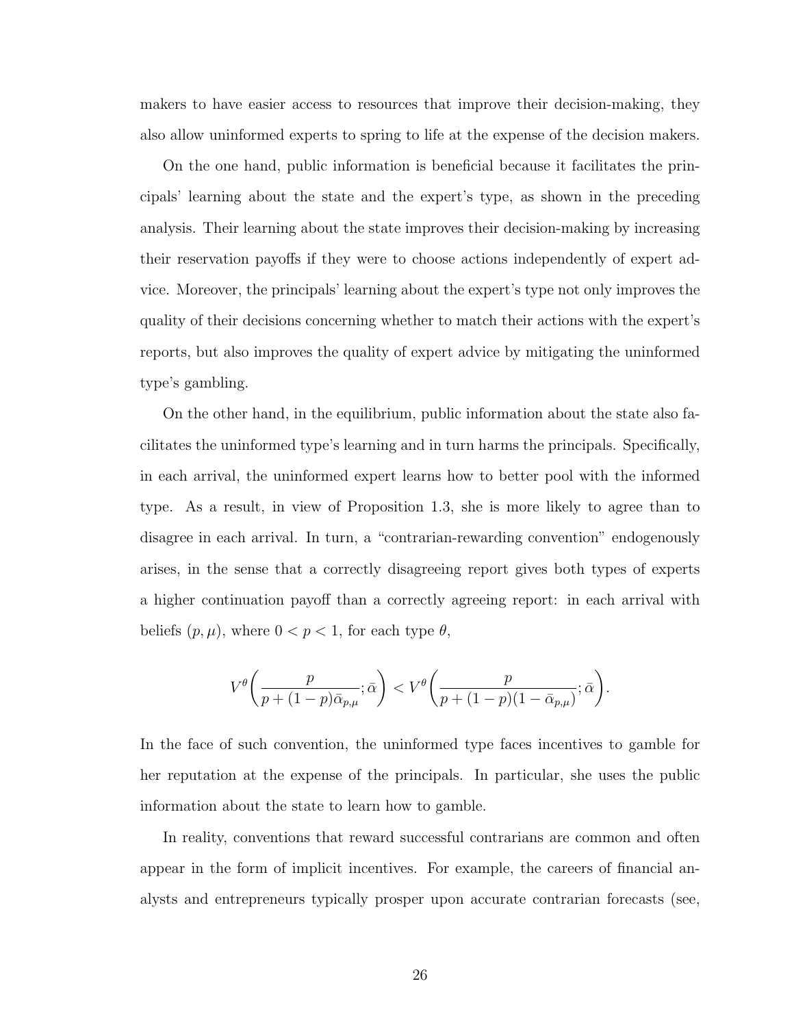makers to have easier access to resources that improve their decision-making, they also allow uninformed experts to spring to life at the expense of the decision makers.

On the one hand, public information is beneficial because it facilitates the principals' learning about the state and the expert's type, as shown in the preceding analysis. Their learning about the state improves their decision-making by increasing their reservation payoffs if they were to choose actions independently of expert advice. Moreover, the principals' learning about the expert's type not only improves the quality of their decisions concerning whether to match their actions with the expert's reports, but also improves the quality of expert advice by mitigating the uninformed type's gambling.

On the other hand, in the equilibrium, public information about the state also facilitates the uninformed type's learning and in turn harms the principals. Specifically, in each arrival, the uninformed expert learns how to better pool with the informed type. As a result, in view of Proposition 1.3, she is more likely to agree than to disagree in each arrival. In turn, a "contrarian-rewarding convention" endogenously arises, in the sense that a correctly disagreeing report gives both types of experts a higher continuation payoff than a correctly agreeing report: in each arrival with beliefs $(p, \mu)$, where $0 < p < 1$, for each type $\theta$,

$$V^{\theta}\left(\frac{p}{p + (1-p)\bar{\alpha}_{p,\mu}}; \bar{\alpha}\right) < V^{\theta}\left(\frac{p}{p + (1-p)(1-\bar{\alpha}_{p,\mu})}; \bar{\alpha}\right).$$

In the face of such convention, the uninformed type faces incentives to gamble for her reputation at the expense of the principals. In particular, she uses the public information about the state to learn how to gamble.

In reality, conventions that reward successful contrarians are common and often appear in the form of implicit incentives. For example, the careers of financial analysts and entrepreneurs typically prosper upon accurate contrarian forecasts (see,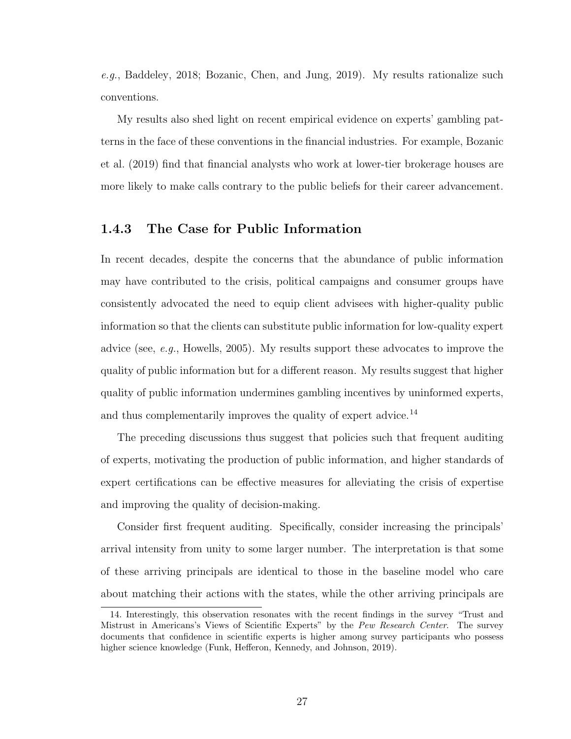*e.g.*, Baddeley, 2018; Bozanic, Chen, and Jung, 2019). My results rationalize such conventions.

My results also shed light on recent empirical evidence on experts' gambling patterns in the face of these conventions in the financial industries. For example, Bozanic et al. (2019) find that financial analysts who work at lower-tier brokerage houses are more likely to make calls contrary to the public beliefs for their career advancement.

### 1.4.3 The Case for Public Information

In recent decades, despite the concerns that the abundance of public information may have contributed to the crisis, political campaigns and consumer groups have consistently advocated the need to equip client advisees with higher-quality public information so that the clients can substitute public information for low-quality expert advice (see, *e.g.*, Howells, 2005). My results support these advocates to improve the quality of public information but for a different reason. My results suggest that higher quality of public information undermines gambling incentives by uninformed experts, and thus complementarily improves the quality of expert advice.[14]

The preceding discussions thus suggest that policies such that frequent auditing of experts, motivating the production of public information, and higher standards of expert certifications can be effective measures for alleviating the crisis of expertise and improving the quality of decision-making.

Consider first frequent auditing. Specifically, consider increasing the principals' arrival intensity from unity to some larger number. The interpretation is that some of these arriving principals are identical to those in the baseline model who care about matching their actions with the states, while the other arriving principals are

14. Interestingly, this observation resonates with the recent findings in the survey "Trust and Mistrust in Americans's Views of Scientific Experts" by the *Pew Research Center*. The survey documents that confidence in scientific experts is higher among survey participants who possess higher science knowledge (Funk, Hefferon, Kennedy, and Johnson, 2019).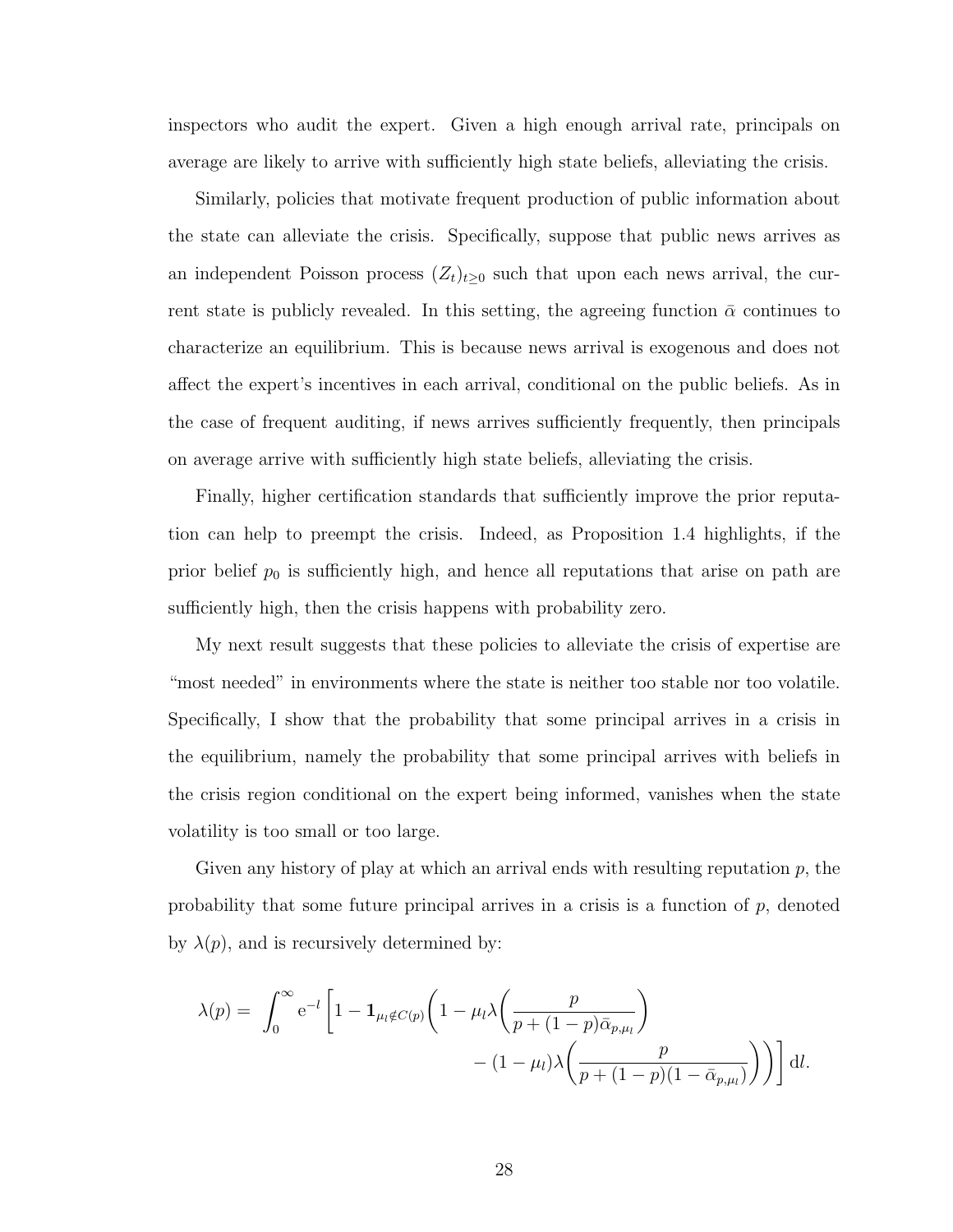inspectors who audit the expert. Given a high enough arrival rate, principals on average are likely to arrive with sufficiently high state beliefs, alleviating the crisis.

Similarly, policies that motivate frequent production of public information about the state can alleviate the crisis. Specifically, suppose that public news arrives as an independent Poisson process $(Z_t)_{t \geq 0}$ such that upon each news arrival, the current state is publicly revealed. In this setting, the agreeing function $\bar{\alpha}$ continues to characterize an equilibrium. This is because news arrival is exogenous and does not affect the expert's incentives in each arrival, conditional on the public beliefs. As in the case of frequent auditing, if news arrives sufficiently frequently, then principals on average arrive with sufficiently high state beliefs, alleviating the crisis.

Finally, higher certification standards that sufficiently improve the prior reputation can help to preempt the crisis. Indeed, as Proposition 1.4 highlights, if the prior belief $p_0$ is sufficiently high, and hence all reputations that arise on path are sufficiently high, then the crisis happens with probability zero.

My next result suggests that these policies to alleviate the crisis of expertise are "most needed" in environments where the state is neither too stable nor too volatile. Specifically, I show that the probability that some principal arrives in a crisis in the equilibrium, namely the probability that some principal arrives with beliefs in the crisis region conditional on the expert being informed, vanishes when the state volatility is too small or too large.

Given any history of play at which an arrival ends with resulting reputation $p$, the probability that some future principal arrives in a crisis is a function of $p$, denoted by $\lambda(p)$, and is recursively determined by:

$$\lambda(p) = \int_0^\infty \mathrm{e}^{-l} \left[ 1 - \mathbf{1}_{\mu_l \notin C(p)} \left( 1 - \mu_l \lambda\left( \frac{p}{p + (1-p)\bar{\alpha}_{p,\mu_l}} \right) - (1 - \mu_l)\lambda\left( \frac{p}{p + (1-p)(1 - \bar{\alpha}_{p,\mu_l})} \right) \right) \right] \mathrm{d}l.$$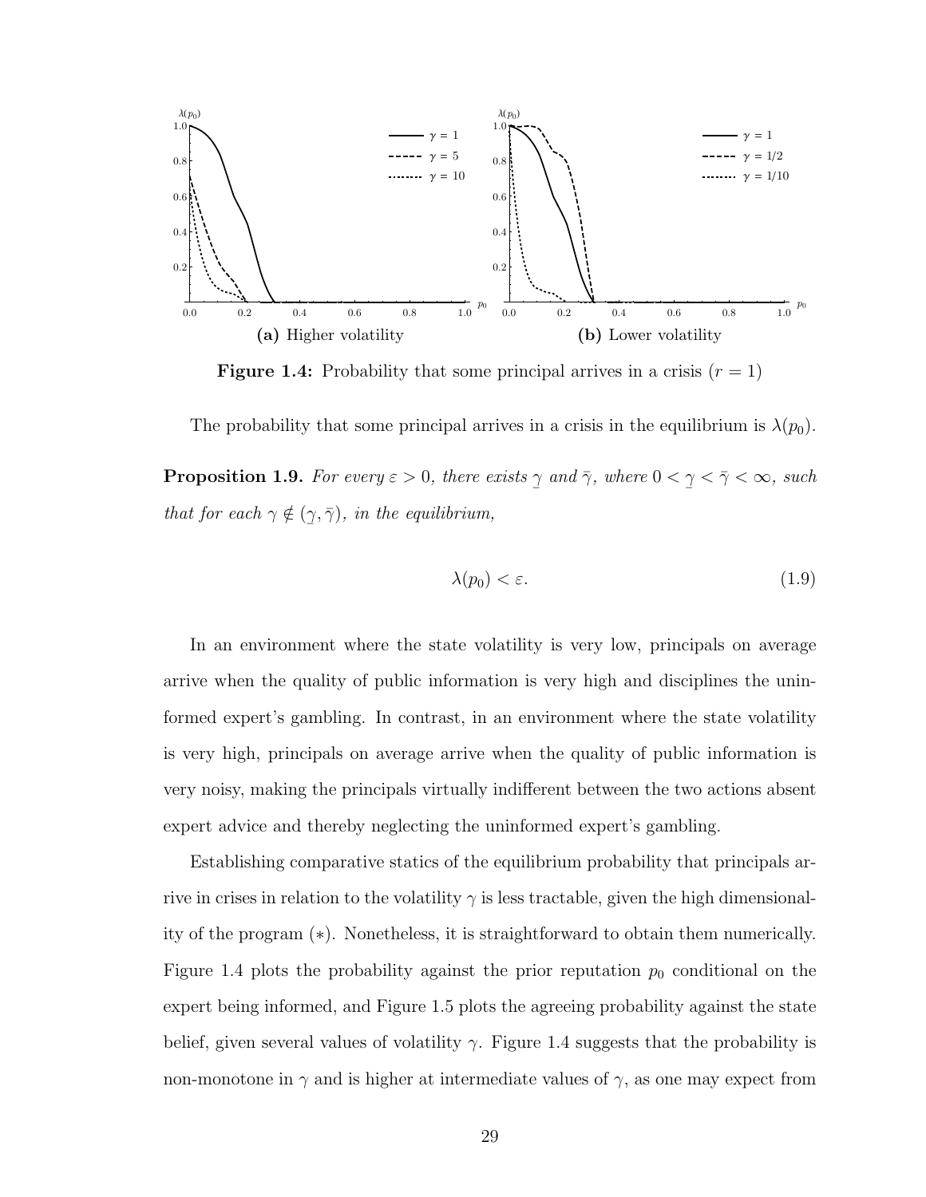(a) Higher volatility

(b) Lower volatility

**Figure 1.4:** Probability that some principal arrives in a crisis ($r = 1$)

The probability that some principal arrives in a crisis in the equilibrium is $\lambda(p_0)$.

**Proposition 1.9.** *For every $\varepsilon > 0$, there exists $\underline{\gamma}$ and $\bar{\gamma}$, where $0 < \underline{\gamma} < \bar{\gamma} < \infty$, such that for each $\gamma \notin (\underline{\gamma}, \bar{\gamma})$, in the equilibrium,*

$$\lambda(p_0) < \varepsilon. \tag{1.9}$$

In an environment where the state volatility is very low, principals on average arrive when the quality of public information is very high and disciplines the uninformed expert's gambling. In contrast, in an environment where the state volatility is very high, principals on average arrive when the quality of public information is very noisy, making the principals virtually indifferent between the two actions absent expert advice and thereby neglecting the uninformed expert's gambling.

Establishing comparative statics of the equilibrium probability that principals arrive in crises in relation to the volatility $\gamma$ is less tractable, given the high dimensionality of the program $(*)$. Nonetheless, it is straightforward to obtain them numerically. Figure 1.4 plots the probability against the prior reputation $p_0$ conditional on the expert being informed, and Figure 1.5 plots the agreeing probability against the state belief, given several values of volatility $\gamma$. Figure 1.4 suggests that the probability is non-monotone in $\gamma$ and is higher at intermediate values of $\gamma$, as one may expect from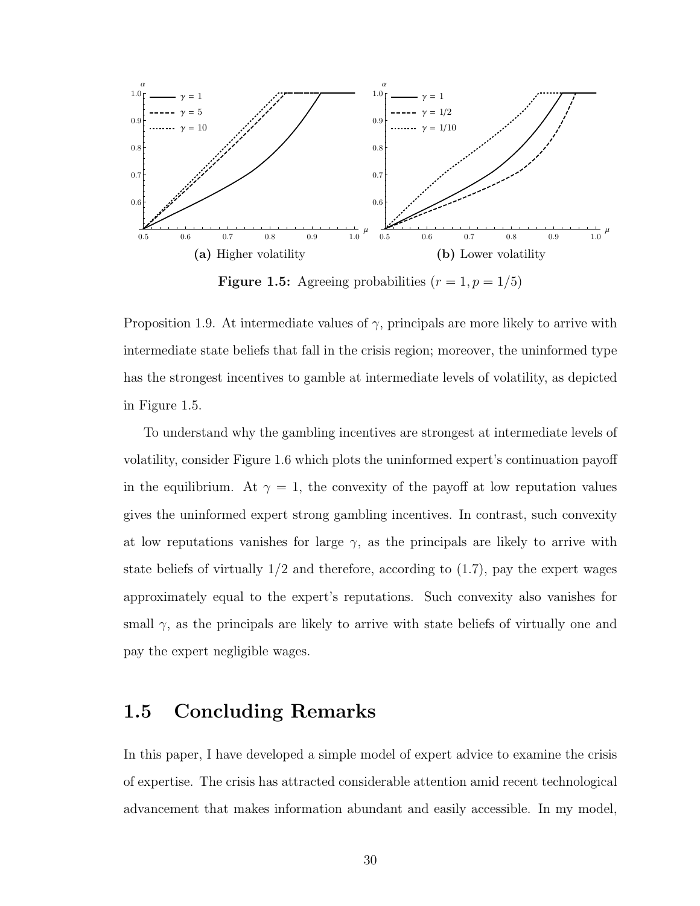(a) Higher volatility

(b) Lower volatility

**Figure 1.5:** Agreeing probabilities ($r = 1, p = 1/5$)

Proposition 1.9. At intermediate values of $\gamma$, principals are more likely to arrive with intermediate state beliefs that fall in the crisis region; moreover, the uninformed type has the strongest incentives to gamble at intermediate levels of volatility, as depicted in Figure 1.5.

To understand why the gambling incentives are strongest at intermediate levels of volatility, consider Figure 1.6 which plots the uninformed expert's continuation payoff in the equilibrium. At $\gamma = 1$, the convexity of the payoff at low reputation values gives the uninformed expert strong gambling incentives. In contrast, such convexity at low reputations vanishes for large $\gamma$, as the principals are likely to arrive with state beliefs of virtually 1/2 and therefore, according to (1.7), pay the expert wages approximately equal to the expert's reputations. Such convexity also vanishes for small $\gamma$, as the principals are likely to arrive with state beliefs of virtually one and pay the expert negligible wages.

## 1.5 Concluding Remarks

In this paper, I have developed a simple model of expert advice to examine the crisis of expertise. The crisis has attracted considerable attention amid recent technological advancement that makes information abundant and easily accessible. In my model,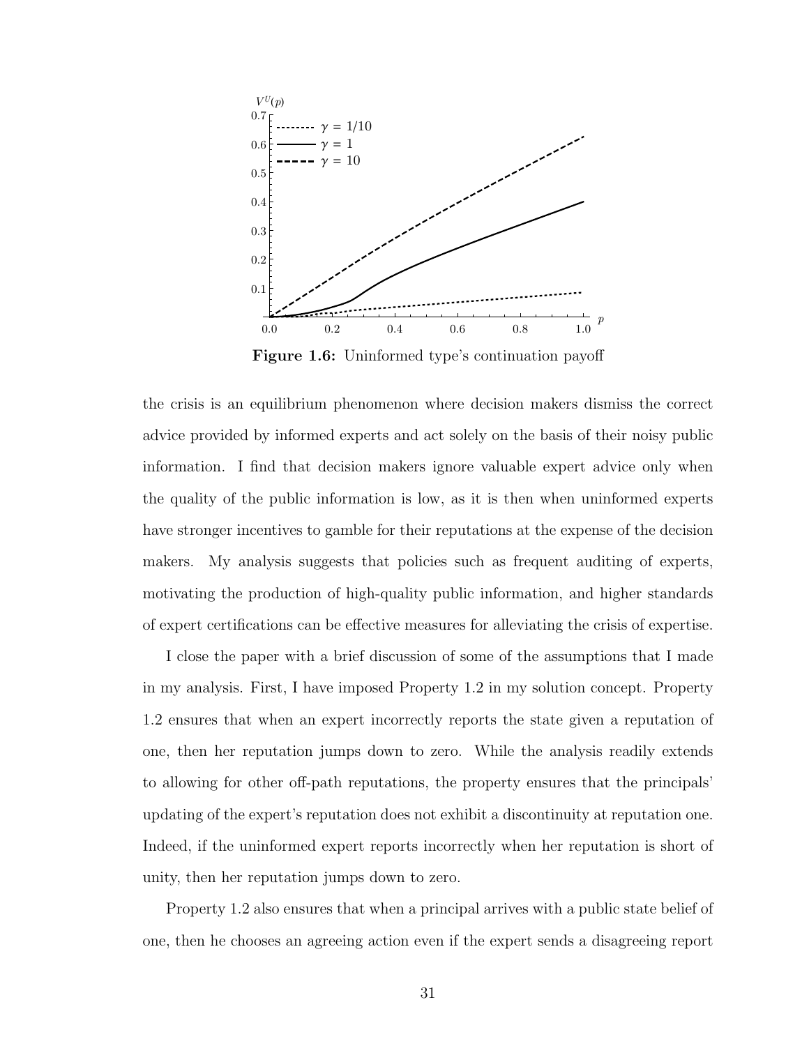**Figure 1.6:** Uninformed type's continuation payoff

the crisis is an equilibrium phenomenon where decision makers dismiss the correct advice provided by informed experts and act solely on the basis of their noisy public information. I find that decision makers ignore valuable expert advice only when the quality of the public information is low, as it is then when uninformed experts have stronger incentives to gamble for their reputations at the expense of the decision makers. My analysis suggests that policies such as frequent auditing of experts, motivating the production of high-quality public information, and higher standards of expert certifications can be effective measures for alleviating the crisis of expertise.

I close the paper with a brief discussion of some of the assumptions that I made in my analysis. First, I have imposed Property 1.2 in my solution concept. Property 1.2 ensures that when an expert incorrectly reports the state given a reputation of one, then her reputation jumps down to zero. While the analysis readily extends to allowing for other off-path reputations, the property ensures that the principals' updating of the expert's reputation does not exhibit a discontinuity at reputation one. Indeed, if the uninformed expert reports incorrectly when her reputation is short of unity, then her reputation jumps down to zero.

Property 1.2 also ensures that when a principal arrives with a public state belief of one, then he chooses an agreeing action even if the expert sends a disagreeing report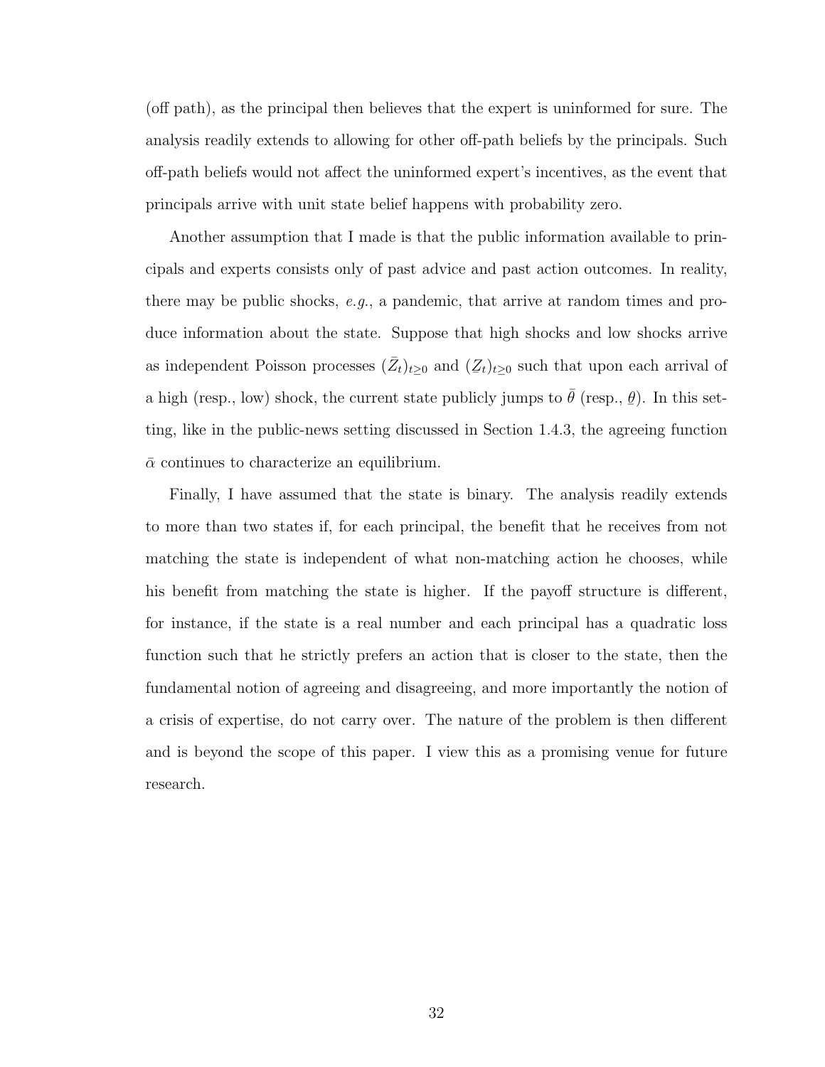(off path), as the principal then believes that the expert is uninformed for sure. The analysis readily extends to allowing for other off-path beliefs by the principals. Such off-path beliefs would not affect the uninformed expert's incentives, as the event that principals arrive with unit state belief happens with probability zero.

Another assumption that I made is that the public information available to principals and experts consists only of past advice and past action outcomes. In reality, there may be public shocks, *e.g.*, a pandemic, that arrive at random times and produce information about the state. Suppose that high shocks and low shocks arrive as independent Poisson processes $(\bar{Z}_t)_{t\geq 0}$ and $(\underline{Z}_t)_{t\geq 0}$ such that upon each arrival of a high (resp., low) shock, the current state publicly jumps to $\bar{\theta}$ (resp., $\underline{\theta}$). In this setting, like in the public-news setting discussed in Section 1.4.3, the agreeing function $\bar{\alpha}$ continues to characterize an equilibrium.

Finally, I have assumed that the state is binary. The analysis readily extends to more than two states if, for each principal, the benefit that he receives from not matching the state is independent of what non-matching action he chooses, while his benefit from matching the state is higher. If the payoff structure is different, for instance, if the state is a real number and each principal has a quadratic loss function such that he strictly prefers an action that is closer to the state, then the fundamental notion of agreeing and disagreeing, and more importantly the notion of a crisis of expertise, do not carry over. The nature of the problem is then different and is beyond the scope of this paper. I view this as a promising venue for future research.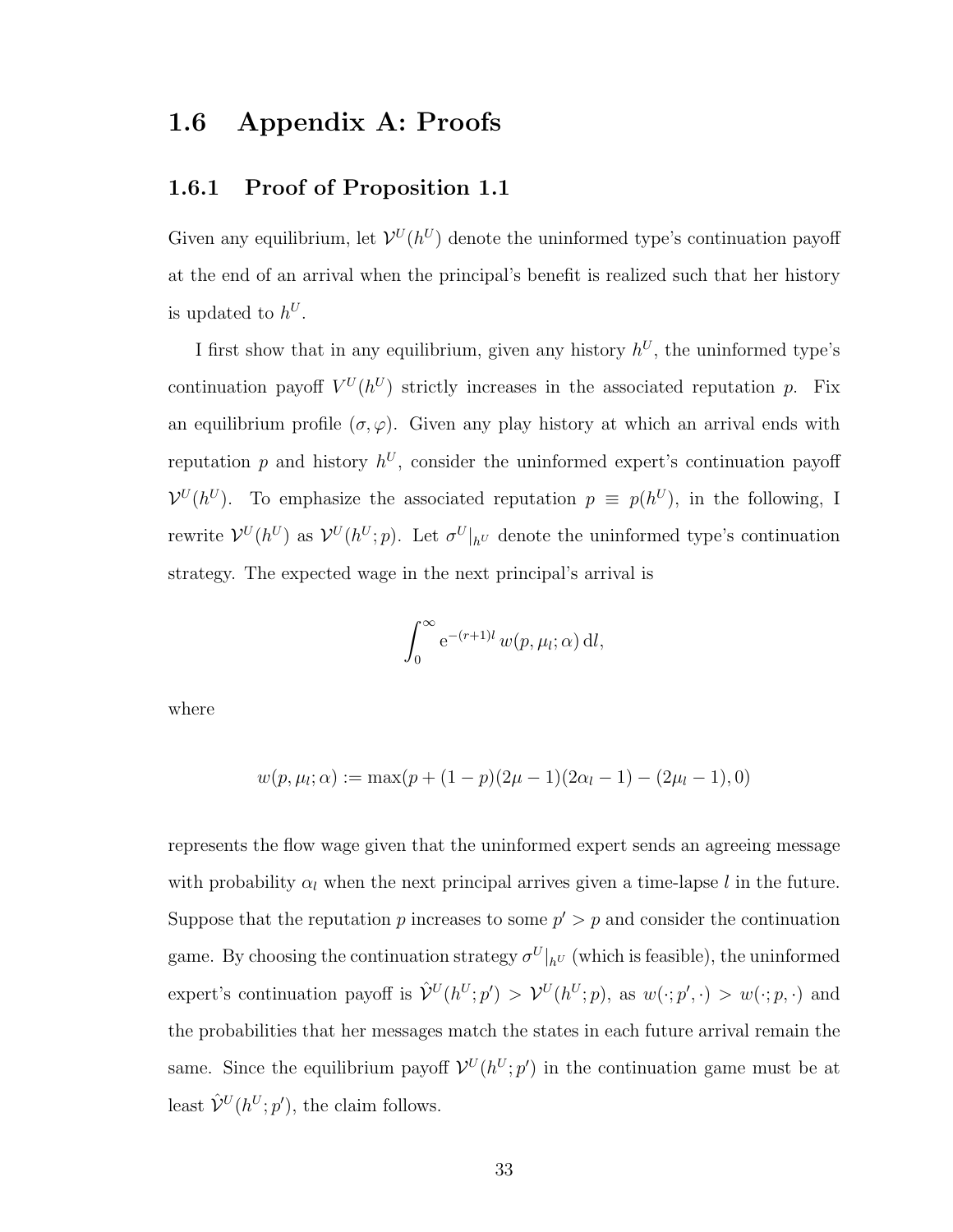## 1.6 Appendix A: Proofs

### 1.6.1 Proof of Proposition 1.1

Given any equilibrium, let $\mathcal{V}^U(h^U)$ denote the uninformed type's continuation payoff at the end of an arrival when the principal's benefit is realized such that her history is updated to $h^U$.

I first show that in any equilibrium, given any history $h^U$, the uninformed type's continuation payoff $V^U(h^U)$ strictly increases in the associated reputation $p$. Fix an equilibrium profile $(\sigma, \varphi)$. Given any play history at which an arrival ends with reputation $p$ and history $h^U$, consider the uninformed expert's continuation payoff $\mathcal{V}^U(h^U)$. To emphasize the associated reputation $p \equiv p(h^U)$, in the following, I rewrite $\mathcal{V}^U(h^U)$ as $\mathcal{V}^U(h^U; p)$. Let $\sigma^U|_{h^U}$ denote the uninformed type's continuation strategy. The expected wage in the next principal's arrival is

$$\int_0^\infty \mathrm{e}^{-(r+1)l}\, w(p, \mu_l; \alpha)\, \mathrm{d}l,$$

where

$$w(p, \mu_l; \alpha) := \max(p + (1-p)(2\mu - 1)(2\alpha_l - 1) - (2\mu_l - 1), 0)$$

represents the flow wage given that the uninformed expert sends an agreeing message with probability $\alpha_l$ when the next principal arrives given a time-lapse $l$ in the future. Suppose that the reputation $p$ increases to some $p' > p$ and consider the continuation game. By choosing the continuation strategy $\sigma^U|_{h^U}$ (which is feasible), the uninformed expert's continuation payoff is $\hat{\mathcal{V}}^U(h^U; p') > \mathcal{V}^U(h^U; p)$, as $w(\cdot; p', \cdot) > w(\cdot; p, \cdot)$ and the probabilities that her messages match the states in each future arrival remain the same. Since the equilibrium payoff $\mathcal{V}^U(h^U; p')$ in the continuation game must be at least $\hat{\mathcal{V}}^U(h^U; p')$, the claim follows.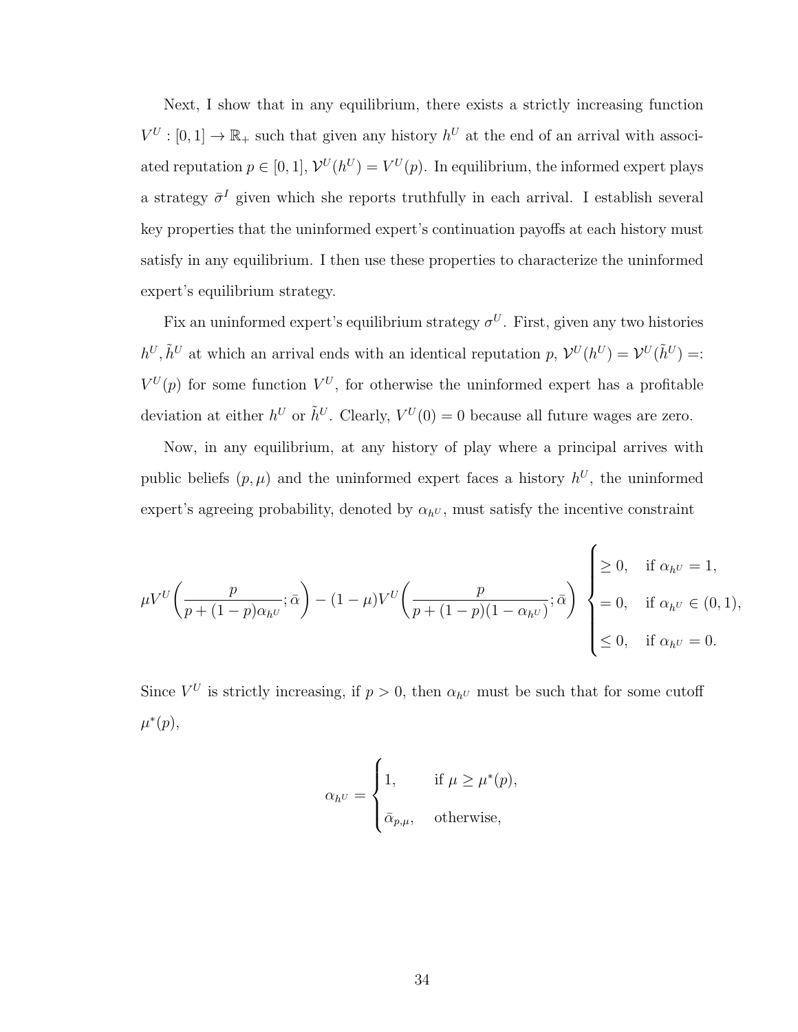Next, I show that in any equilibrium, there exists a strictly increasing function $V^U : [0,1] \to \mathbb{R}_+$ such that given any history $h^U$ at the end of an arrival with associated reputation $p \in [0,1]$, $\mathcal{V}^U(h^U) = V^U(p)$. In equilibrium, the informed expert plays a strategy $\bar{\sigma}^I$ given which she reports truthfully in each arrival. I establish several key properties that the uninformed expert's continuation payoffs at each history must satisfy in any equilibrium. I then use these properties to characterize the uninformed expert's equilibrium strategy.

Fix an uninformed expert's equilibrium strategy $\sigma^U$. First, given any two histories $h^U, \tilde{h}^U$ at which an arrival ends with an identical reputation $p$, $\mathcal{V}^U(h^U) = \mathcal{V}^U(\tilde{h}^U) =: V^U(p)$ for some function $V^U$, for otherwise the uninformed expert has a profitable deviation at either $h^U$ or $\tilde{h}^U$. Clearly, $V^U(0) = 0$ because all future wages are zero.

Now, in any equilibrium, at any history of play where a principal arrives with public beliefs $(p, \mu)$ and the uninformed expert faces a history $h^U$, the uninformed expert's agreeing probability, denoted by $\alpha_{h^U}$, must satisfy the incentive constraint

$$
\mu V^U\left(\frac{p}{p + (1-p)\alpha_{h^U}}; \bar{\alpha}\right) - (1-\mu) V^U\left(\frac{p}{p + (1-p)(1-\alpha_{h^U})}; \bar{\alpha}\right) \begin{cases} \geq 0, & \text{if } \alpha_{h^U} = 1, \\ = 0, & \text{if } \alpha_{h^U} \in (0,1), \\ \leq 0, & \text{if } \alpha_{h^U} = 0. \end{cases}
$$

Since $V^U$ is strictly increasing, if $p > 0$, then $\alpha_{h^U}$ must be such that for some cutoff $\mu^*(p)$,

$$
\alpha_{h^U} = \begin{cases} 1, & \text{if } \mu \geq \mu^*(p), \\ \bar{\alpha}_{p,\mu}, & \text{otherwise,} \end{cases}
$$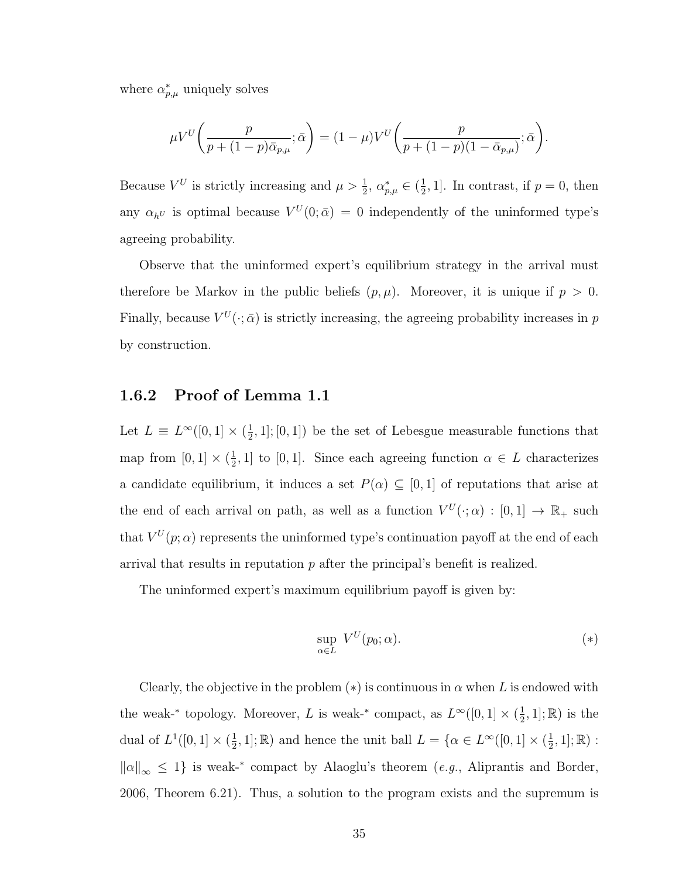where $\alpha^*_{p,\mu}$ uniquely solves

$$\mu V^U\left(\frac{p}{p+(1-p)\bar{\alpha}_{p,\mu}};\bar{\alpha}\right) = (1-\mu)V^U\left(\frac{p}{p+(1-p)(1-\bar{\alpha}_{p,\mu})};\bar{\alpha}\right).$$

Because $V^U$ is strictly increasing and $\mu > \frac{1}{2}$, $\alpha^*_{p,\mu} \in (\frac{1}{2}, 1]$. In contrast, if $p = 0$, then any $\alpha_{h^U}$ is optimal because $V^U(0;\bar{\alpha}) = 0$ independently of the uninformed type's agreeing probability.

Observe that the uninformed expert's equilibrium strategy in the arrival must therefore be Markov in the public beliefs $(p, \mu)$. Moreover, it is unique if $p > 0$. Finally, because $V^U(\cdot;\bar{\alpha})$ is strictly increasing, the agreeing probability increases in $p$ by construction.

### 1.6.2 Proof of Lemma 1.1

Let $L \equiv L^\infty([0,1] \times (\frac{1}{2}, 1]; [0,1])$ be the set of Lebesgue measurable functions that map from $[0,1] \times (\frac{1}{2}, 1]$ to $[0,1]$. Since each agreeing function $\alpha \in L$ characterizes a candidate equilibrium, it induces a set $P(\alpha) \subseteq [0,1]$ of reputations that arise at the end of each arrival on path, as well as a function $V^U(\cdot;\alpha) : [0,1] \to \mathbb{R}_+$ such that $V^U(p;\alpha)$ represents the uninformed type's continuation payoff at the end of each arrival that results in reputation $p$ after the principal's benefit is realized.

The uninformed expert's maximum equilibrium payoff is given by:

$$\sup_{\alpha \in L} V^U(p_0;\alpha). \tag{$*$}$$

Clearly, the objective in the problem $(*)$ is continuous in $\alpha$ when $L$ is endowed with the weak-* topology. Moreover, $L$ is weak-* compact, as $L^\infty([0,1] \times (\frac{1}{2}, 1]; \mathbb{R})$ is the dual of $L^1([0,1] \times (\frac{1}{2}, 1]; \mathbb{R})$ and hence the unit ball $L = \{\alpha \in L^\infty([0,1] \times (\frac{1}{2}, 1]; \mathbb{R}) : \|\alpha\|_\infty \leq 1\}$ is weak-* compact by Alaoglu's theorem (*e.g.*, Aliprantis and Border, 2006, Theorem 6.21). Thus, a solution to the program exists and the supremum is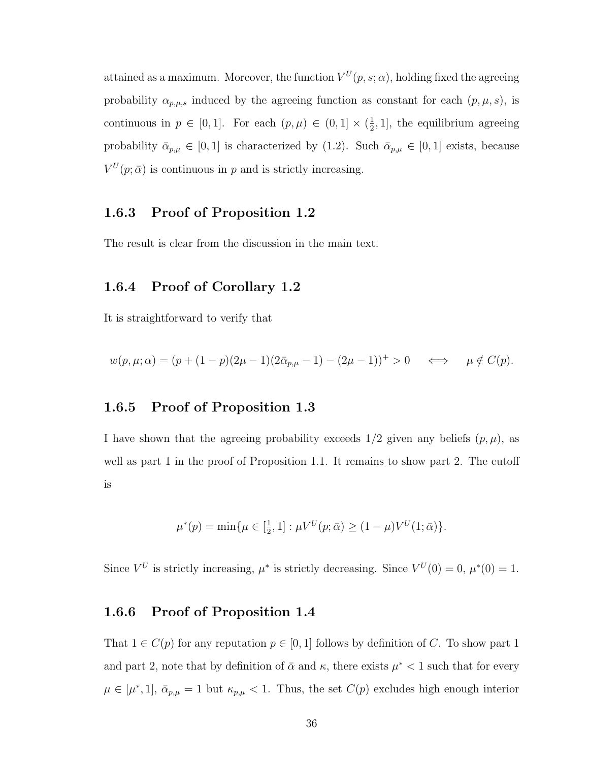attained as a maximum. Moreover, the function $V^U(p, s; \alpha)$, holding fixed the agreeing probability $\alpha_{p,\mu,s}$ induced by the agreeing function as constant for each $(p, \mu, s)$, is continuous in $p \in [0, 1]$. For each $(p, \mu) \in (0, 1] \times (\frac{1}{2}, 1]$, the equilibrium agreeing probability $\bar{\alpha}_{p,\mu} \in [0, 1]$ is characterized by (1.2). Such $\bar{\alpha}_{p,\mu} \in [0, 1]$ exists, because $V^U(p; \bar{\alpha})$ is continuous in $p$ and is strictly increasing.

### 1.6.3 Proof of Proposition 1.2

The result is clear from the discussion in the main text.

### 1.6.4 Proof of Corollary 1.2

It is straightforward to verify that

$$w(p, \mu; \alpha) = (p + (1-p)(2\mu - 1)(2\bar{\alpha}_{p,\mu} - 1) - (2\mu - 1))^+ > 0 \quad \iff \quad \mu \notin C(p).$$

### 1.6.5 Proof of Proposition 1.3

I have shown that the agreeing probability exceeds 1/2 given any beliefs $(p, \mu)$, as well as part 1 in the proof of Proposition 1.1. It remains to show part 2. The cutoff is

$$\mu^*(p) = \min\{\mu \in [\tfrac{1}{2}, 1] : \mu V^U(p; \bar{\alpha}) \geq (1 - \mu) V^U(1; \bar{\alpha})\}.$$

Since $V^U$ is strictly increasing, $\mu^*$ is strictly decreasing. Since $V^U(0) = 0$, $\mu^*(0) = 1$.

### 1.6.6 Proof of Proposition 1.4

That $1 \in C(p)$ for any reputation $p \in [0, 1]$ follows by definition of $C$. To show part 1 and part 2, note that by definition of $\bar{\alpha}$ and $\kappa$, there exists $\mu^* < 1$ such that for every $\mu \in [\mu^*, 1]$, $\bar{\alpha}_{p,\mu} = 1$ but $\kappa_{p,\mu} < 1$. Thus, the set $C(p)$ excludes high enough interior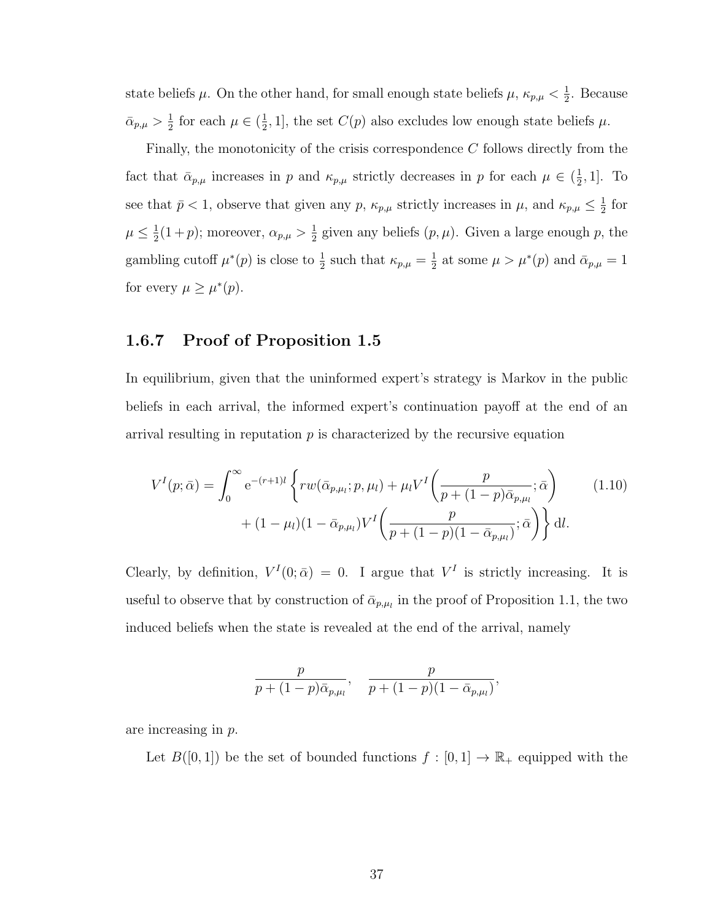state beliefs $\mu$. On the other hand, for small enough state beliefs $\mu$, $\kappa_{p,\mu} < \frac{1}{2}$. Because $\bar{\alpha}_{p,\mu} > \frac{1}{2}$ for each $\mu \in (\frac{1}{2}, 1]$, the set $C(p)$ also excludes low enough state beliefs $\mu$.

Finally, the monotonicity of the crisis correspondence $C$ follows directly from the fact that $\bar{\alpha}_{p,\mu}$ increases in $p$ and $\kappa_{p,\mu}$ strictly decreases in $p$ for each $\mu \in (\frac{1}{2}, 1]$. To see that $\bar{p} < 1$, observe that given any $p$, $\kappa_{p,\mu}$ strictly increases in $\mu$, and $\kappa_{p,\mu} \leq \frac{1}{2}$ for $\mu \leq \frac{1}{2}(1+p)$; moreover, $\alpha_{p,\mu} > \frac{1}{2}$ given any beliefs $(p, \mu)$. Given a large enough $p$, the gambling cutoff $\mu^*(p)$ is close to $\frac{1}{2}$ such that $\kappa_{p,\mu} = \frac{1}{2}$ at some $\mu > \mu^*(p)$ and $\bar{\alpha}_{p,\mu} = 1$ for every $\mu \geq \mu^*(p)$.

### 1.6.7 Proof of Proposition 1.5

In equilibrium, given that the uninformed expert's strategy is Markov in the public beliefs in each arrival, the informed expert's continuation payoff at the end of an arrival resulting in reputation $p$ is characterized by the recursive equation

$$V^I(p; \bar{\alpha}) = \int_0^\infty \mathrm{e}^{-(r+1)l} \bigg\{ rw(\bar{\alpha}_{p,\mu_l}; p, \mu_l) + \mu_l V^I\bigg(\frac{p}{p + (1-p)\bar{\alpha}_{p,\mu_l}}; \bar{\alpha}\bigg) \\ + (1-\mu_l)(1-\bar{\alpha}_{p,\mu_l}) V^I\bigg(\frac{p}{p + (1-p)(1-\bar{\alpha}_{p,\mu_l})}; \bar{\alpha}\bigg) \bigg\} \, \mathrm{d}l. \tag{1.10}$$

Clearly, by definition, $V^I(0; \bar{\alpha}) = 0$. I argue that $V^I$ is strictly increasing. It is useful to observe that by construction of $\bar{\alpha}_{p,\mu_l}$ in the proof of Proposition 1.1, the two induced beliefs when the state is revealed at the end of the arrival, namely

$$\frac{p}{p + (1-p)\bar{\alpha}_{p,\mu_l}}, \quad \frac{p}{p + (1-p)(1-\bar{\alpha}_{p,\mu_l})},$$

are increasing in $p$.

Let $B([0, 1])$ be the set of bounded functions $f : [0, 1] \to \mathbb{R}_+$ equipped with the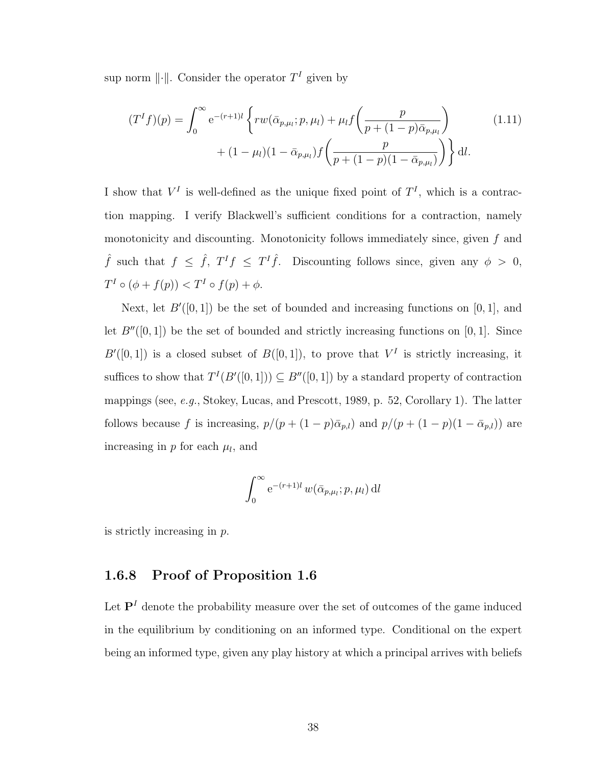sup norm $\|\cdot\|$. Consider the operator $T^I$ given by

$$(T^I f)(p) = \int_0^\infty \mathrm{e}^{-(r+1)l} \left\{ rw(\bar{\alpha}_{p,\mu_l}; p, \mu_l) + \mu_l f\left( \frac{p}{p + (1-p)\bar{\alpha}_{p,\mu_l}} \right) \right. \\ \left. + (1-\mu_l)(1-\bar{\alpha}_{p,\mu_l}) f\left( \frac{p}{p + (1-p)(1-\bar{\alpha}_{p,\mu_l})} \right) \right\} \mathrm{d}l. \tag{1.11}$$

I show that $V^I$ is well-defined as the unique fixed point of $T^I$, which is a contraction mapping. I verify Blackwell's sufficient conditions for a contraction, namely monotonicity and discounting. Monotonicity follows immediately since, given $f$ and $\hat{f}$ such that $f \leq \hat{f}$, $T^I f \leq T^I \hat{f}$. Discounting follows since, given any $\phi > 0$, $T^I \circ (\phi + f(p)) < T^I \circ f(p) + \phi$.

Next, let $B'([0,1])$ be the set of bounded and increasing functions on $[0,1]$, and let $B''([0,1])$ be the set of bounded and strictly increasing functions on $[0,1]$. Since $B'([0,1])$ is a closed subset of $B([0,1])$, to prove that $V^I$ is strictly increasing, it suffices to show that $T^I(B'([0,1])) \subseteq B''([0,1])$ by a standard property of contraction mappings (see, *e.g.*, Stokey, Lucas, and Prescott, 1989, p. 52, Corollary 1). The latter follows because $f$ is increasing, $p/(p + (1-p)\bar{\alpha}_{p,l})$ and $p/(p + (1-p)(1-\bar{\alpha}_{p,l}))$ are increasing in $p$ for each $\mu_l$, and

$$\int_0^\infty \mathrm{e}^{-(r+1)l}\, w(\bar{\alpha}_{p,\mu_l}; p, \mu_l)\, \mathrm{d}l$$

is strictly increasing in $p$.

### 1.6.8 Proof of Proposition 1.6

Let $\mathbf{P}^I$ denote the probability measure over the set of outcomes of the game induced in the equilibrium by conditioning on an informed type. Conditional on the expert being an informed type, given any play history at which a principal arrives with beliefs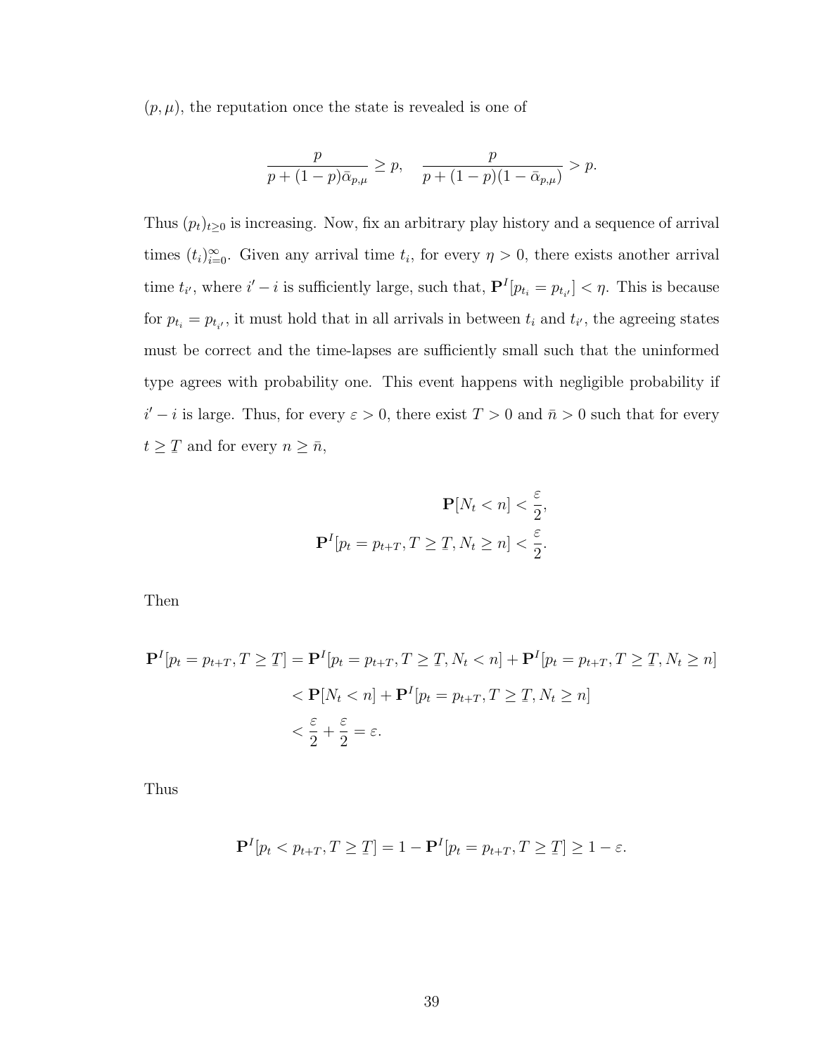$(p, \mu)$, the reputation once the state is revealed is one of

$$\frac{p}{p + (1-p)\bar{\alpha}_{p,\mu}} \geq p, \quad \frac{p}{p + (1-p)(1-\bar{\alpha}_{p,\mu})} > p.$$

Thus $(p_t)_{t \geq 0}$ is increasing. Now, fix an arbitrary play history and a sequence of arrival times $(t_i)_{i=0}^{\infty}$. Given any arrival time $t_i$, for every $\eta > 0$, there exists another arrival time $t_{i'}$, where $i' - i$ is sufficiently large, such that, $\mathbf{P}^I[p_{t_i} = p_{t_{i'}}] < \eta$. This is because for $p_{t_i} = p_{t_{i'}}$, it must hold that in all arrivals in between $t_i$ and $t_{i'}$, the agreeing states must be correct and the time-lapses are sufficiently small such that the uninformed type agrees with probability one. This event happens with negligible probability if $i' - i$ is large. Thus, for every $\varepsilon > 0$, there exist $T > 0$ and $\bar{n} > 0$ such that for every $t \geq \underline{T}$ and for every $n \geq \bar{n}$,

$$\mathbf{P}[N_t < n] < \frac{\varepsilon}{2},$$
$$\mathbf{P}^I[p_t = p_{t+T}, T \geq \underline{T}, N_t \geq n] < \frac{\varepsilon}{2}.$$

Then

$$\begin{aligned}
\mathbf{P}^I[p_t = p_{t+T}, T \geq \underline{T}] &= \mathbf{P}^I[p_t = p_{t+T}, T \geq \underline{T}, N_t < n] + \mathbf{P}^I[p_t = p_{t+T}, T \geq \underline{T}, N_t \geq n] \\
&< \mathbf{P}[N_t < n] + \mathbf{P}^I[p_t = p_{t+T}, T \geq \underline{T}, N_t \geq n] \\
&< \frac{\varepsilon}{2} + \frac{\varepsilon}{2} = \varepsilon.
\end{aligned}$$

Thus

$$\mathbf{P}^I[p_t < p_{t+T}, T \geq \underline{T}] = 1 - \mathbf{P}^I[p_t = p_{t+T}, T \geq \underline{T}] \geq 1 - \varepsilon.$$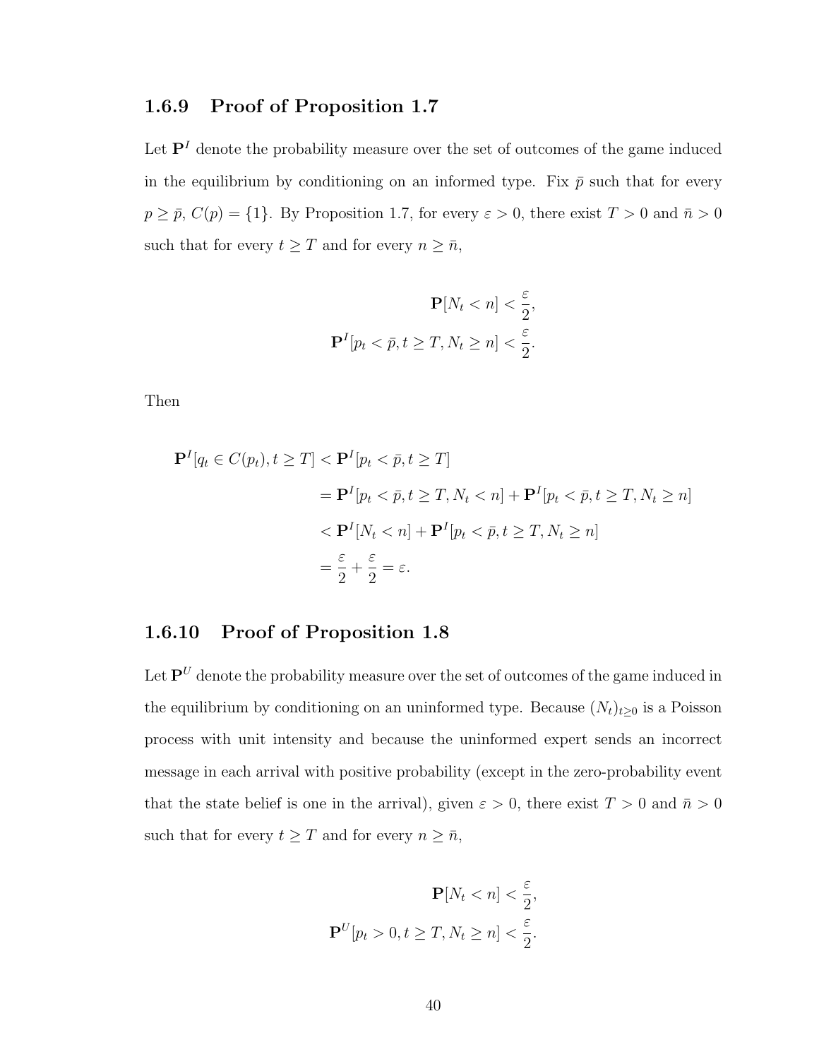### 1.6.9 Proof of Proposition 1.7

Let $\mathbf{P}^I$ denote the probability measure over the set of outcomes of the game induced in the equilibrium by conditioning on an informed type. Fix $\bar{p}$ such that for every $p \geq \bar{p}$, $C(p) = \{1\}$. By Proposition 1.7, for every $\varepsilon > 0$, there exist $T > 0$ and $\bar{n} > 0$ such that for every $t \geq T$ and for every $n \geq \bar{n}$,

$$\mathbf{P}[N_t < n] < \frac{\varepsilon}{2},$$
$$\mathbf{P}^I[p_t < \bar{p}, t \geq T, N_t \geq n] < \frac{\varepsilon}{2}.$$

Then

$$
\begin{aligned}
\mathbf{P}^I[q_t \in C(p_t), t \geq T] &< \mathbf{P}^I[p_t < \bar{p}, t \geq T] \\
&= \mathbf{P}^I[p_t < \bar{p}, t \geq T, N_t < n] + \mathbf{P}^I[p_t < \bar{p}, t \geq T, N_t \geq n] \\
&< \mathbf{P}^I[N_t < n] + \mathbf{P}^I[p_t < \bar{p}, t \geq T, N_t \geq n] \\
&= \frac{\varepsilon}{2} + \frac{\varepsilon}{2} = \varepsilon.
\end{aligned}
$$

### 1.6.10 Proof of Proposition 1.8

Let $\mathbf{P}^U$ denote the probability measure over the set of outcomes of the game induced in the equilibrium by conditioning on an uninformed type. Because $(N_t)_{t \geq 0}$ is a Poisson process with unit intensity and because the uninformed expert sends an incorrect message in each arrival with positive probability (except in the zero-probability event that the state belief is one in the arrival), given $\varepsilon > 0$, there exist $T > 0$ and $\bar{n} > 0$ such that for every $t \geq T$ and for every $n \geq \bar{n}$,

$$\mathbf{P}[N_t < n] < \frac{\varepsilon}{2},$$
$$\mathbf{P}^U[p_t > 0, t \geq T, N_t \geq n] < \frac{\varepsilon}{2}.$$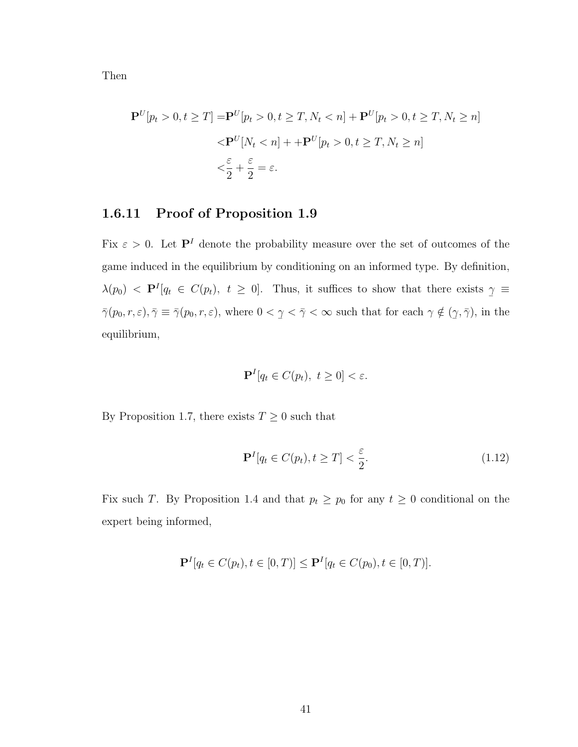Then

$$
\begin{aligned}
\mathbf{P}^U[p_t > 0, t \geq T] =& \mathbf{P}^U[p_t > 0, t \geq T, N_t < n] + \mathbf{P}^U[p_t > 0, t \geq T, N_t \geq n] \\
<& \mathbf{P}^U[N_t < n] + +\mathbf{P}^U[p_t > 0, t \geq T, N_t \geq n] \\
<& \frac{\varepsilon}{2} + \frac{\varepsilon}{2} = \varepsilon.
\end{aligned}
$$

### 1.6.11 Proof of Proposition 1.9

Fix $\varepsilon > 0$. Let $\mathbf{P}^I$ denote the probability measure over the set of outcomes of the game induced in the equilibrium by conditioning on an informed type. By definition, $\lambda(p_0) < \mathbf{P}^I[q_t \in C(p_t),\ t \geq 0]$. Thus, it suffices to show that there exists $\underline{\gamma} \equiv \bar{\gamma}(p_0, r, \varepsilon), \bar{\gamma} \equiv \bar{\gamma}(p_0, r, \varepsilon)$, where $0 < \underline{\gamma} < \bar{\gamma} < \infty$ such that for each $\gamma \notin (\underline{\gamma}, \bar{\gamma})$, in the equilibrium,

$$
\mathbf{P}^I[q_t \in C(p_t),\ t \geq 0] < \varepsilon.
$$

By Proposition 1.7, there exists $T \geq 0$ such that

$$
\mathbf{P}^I[q_t \in C(p_t), t \geq T] < \frac{\varepsilon}{2}. \tag{1.12}
$$

Fix such $T$. By Proposition 1.4 and that $p_t \geq p_0$ for any $t \geq 0$ conditional on the expert being informed,

$$
\mathbf{P}^I[q_t \in C(p_t), t \in [0, T)] \leq \mathbf{P}^I[q_t \in C(p_0), t \in [0, T)].
$$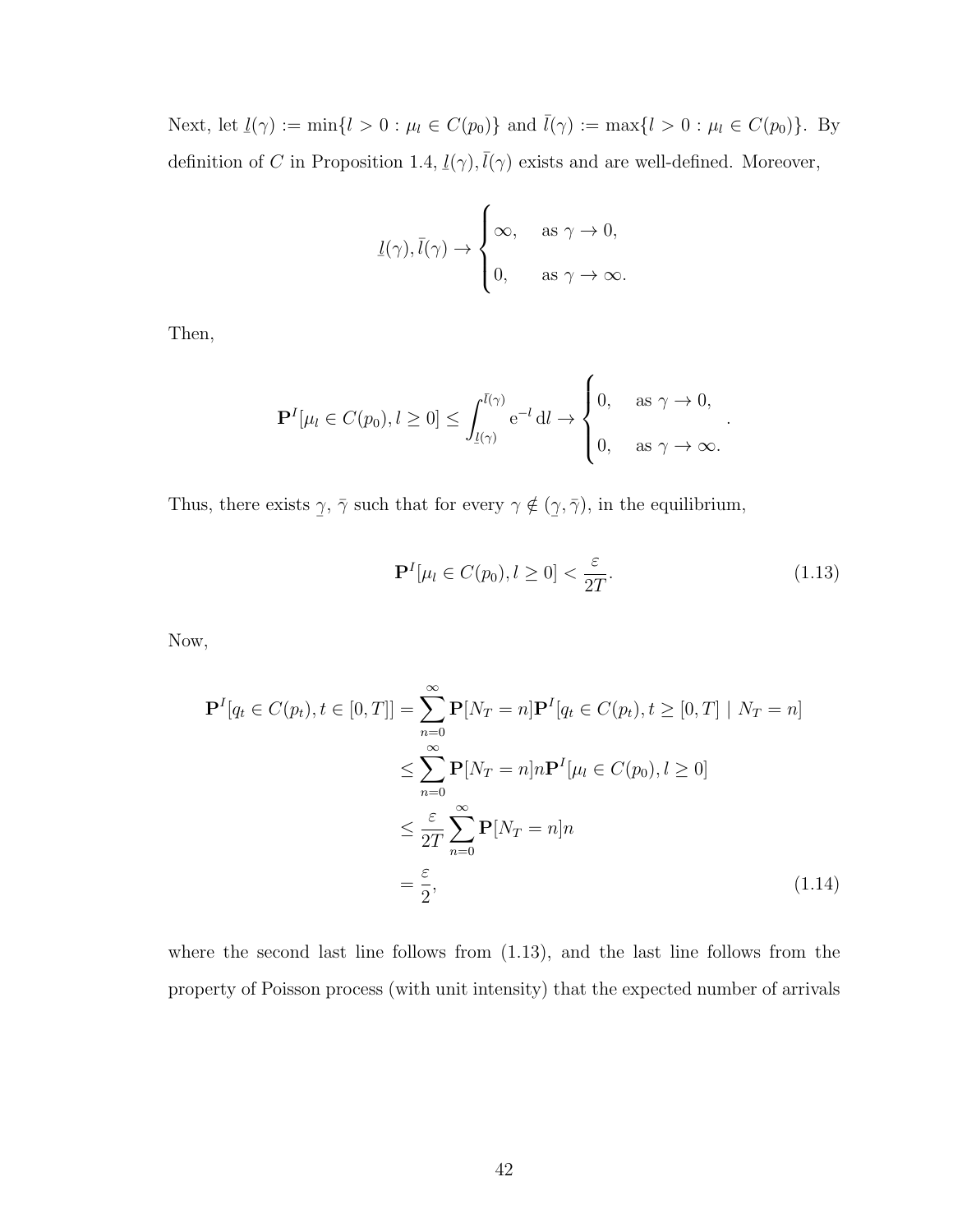Next, let $\underline{l}(\gamma) := \min\{l > 0 : \mu_l \in C(p_0)\}$ and $\bar{l}(\gamma) := \max\{l > 0 : \mu_l \in C(p_0)\}$. By definition of $C$ in Proposition 1.4, $\underline{l}(\gamma), \bar{l}(\gamma)$ exists and are well-defined. Moreover,

$$\underline{l}(\gamma), \bar{l}(\gamma) \to \begin{cases} \infty, & \text{as } \gamma \to 0, \\ 0, & \text{as } \gamma \to \infty. \end{cases}$$

Then,

$$\mathbf{P}^I[\mu_l \in C(p_0), l \geq 0] \leq \int_{\underline{l}(\gamma)}^{\bar{l}(\gamma)} \mathrm{e}^{-l} \, \mathrm{d}l \to \begin{cases} 0, & \text{as } \gamma \to 0, \\ 0, & \text{as } \gamma \to \infty. \end{cases}.$$

Thus, there exists $\underline{\gamma}$, $\bar{\gamma}$ such that for every $\gamma \notin (\underline{\gamma}, \bar{\gamma})$, in the equilibrium,

$$\mathbf{P}^I[\mu_l \in C(p_0), l \geq 0] < \frac{\varepsilon}{2T}. \tag{1.13}$$

Now,

$$\begin{aligned}
\mathbf{P}^I[q_t \in C(p_t), t \in [0,T]] &= \sum_{n=0}^{\infty} \mathbf{P}[N_T = n] \mathbf{P}^I[q_t \in C(p_t), t \geq [0,T] \mid N_T = n] \\
&\leq \sum_{n=0}^{\infty} \mathbf{P}[N_T = n] n \mathbf{P}^I[\mu_l \in C(p_0), l \geq 0] \\
&\leq \frac{\varepsilon}{2T} \sum_{n=0}^{\infty} \mathbf{P}[N_T = n] n \\
&= \frac{\varepsilon}{2},
\end{aligned} \tag{1.14}$$

where the second last line follows from (1.13), and the last line follows from the property of Poisson process (with unit intensity) that the expected number of arrivals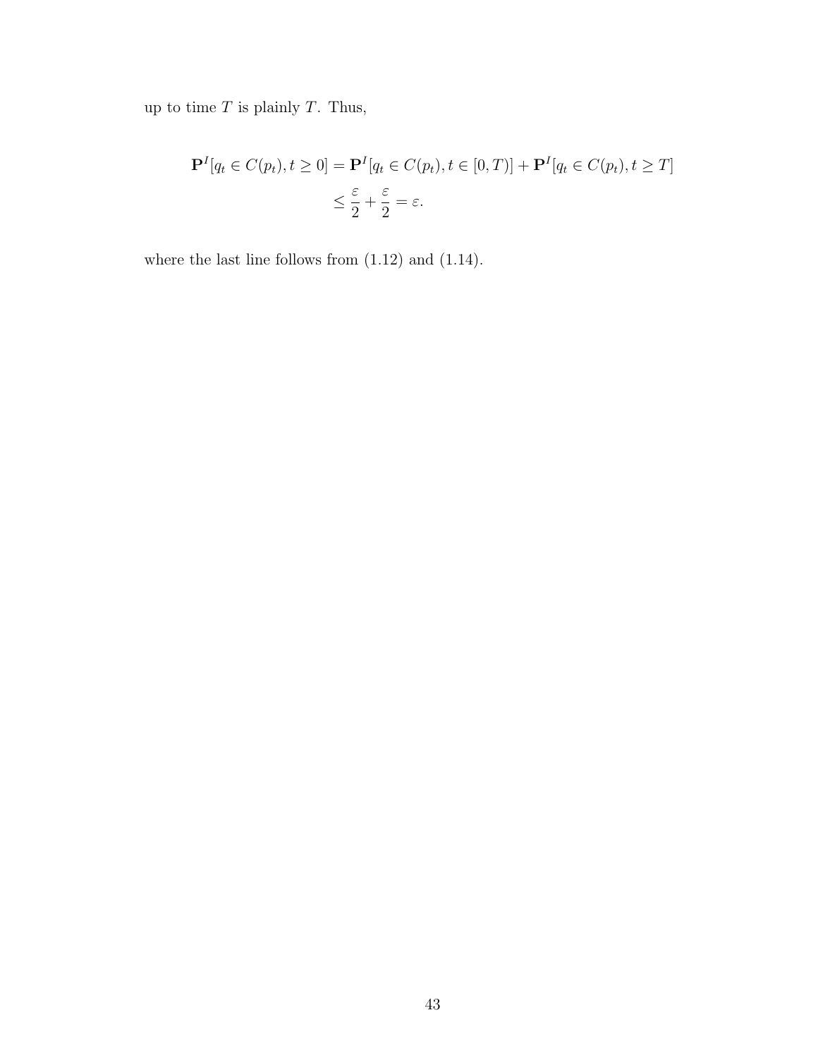up to time $T$ is plainly $T$. Thus,

$$
\begin{aligned}
\mathbf{P}^I[q_t \in C(p_t), t \geq 0] &= \mathbf{P}^I[q_t \in C(p_t), t \in [0,T)] + \mathbf{P}^I[q_t \in C(p_t), t \geq T] \\
&\leq \frac{\varepsilon}{2} + \frac{\varepsilon}{2} = \varepsilon.
\end{aligned}
$$

where the last line follows from (1.12) and (1.14).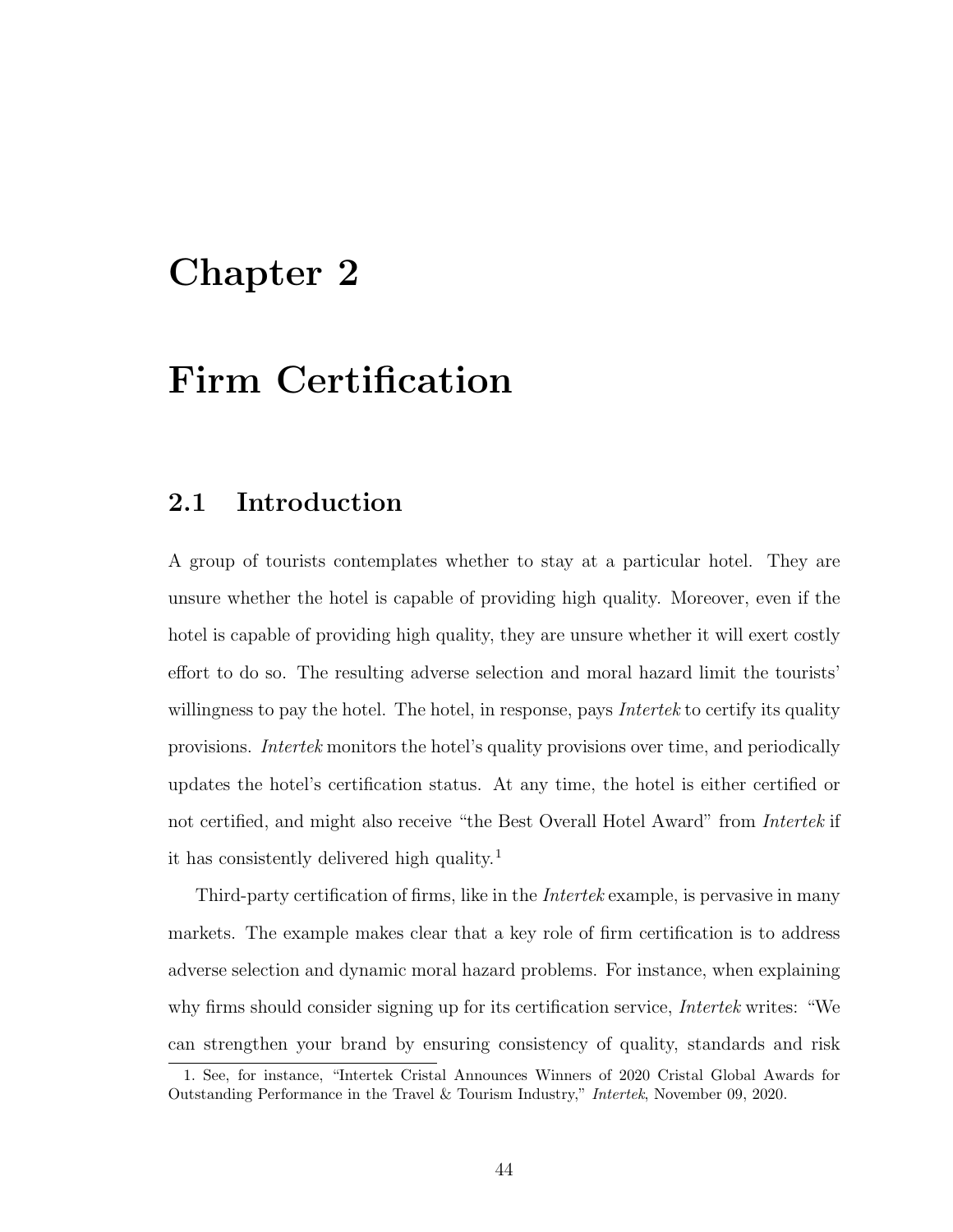# Chapter 2

# Firm Certification

## 2.1 Introduction

A group of tourists contemplates whether to stay at a particular hotel. They are unsure whether the hotel is capable of providing high quality. Moreover, even if the hotel is capable of providing high quality, they are unsure whether it will exert costly effort to do so. The resulting adverse selection and moral hazard limit the tourists' willingness to pay the hotel. The hotel, in response, pays *Intertek* to certify its quality provisions. *Intertek* monitors the hotel's quality provisions over time, and periodically updates the hotel's certification status. At any time, the hotel is either certified or not certified, and might also receive "the Best Overall Hotel Award" from *Intertek* if it has consistently delivered high quality.[1]

Third-party certification of firms, like in the *Intertek* example, is pervasive in many markets. The example makes clear that a key role of firm certification is to address adverse selection and dynamic moral hazard problems. For instance, when explaining why firms should consider signing up for its certification service, *Intertek* writes: "We can strengthen your brand by ensuring consistency of quality, standards and risk

1. See, for instance, "Intertek Cristal Announces Winners of 2020 Cristal Global Awards for Outstanding Performance in the Travel & Tourism Industry," *Intertek*, November 09, 2020.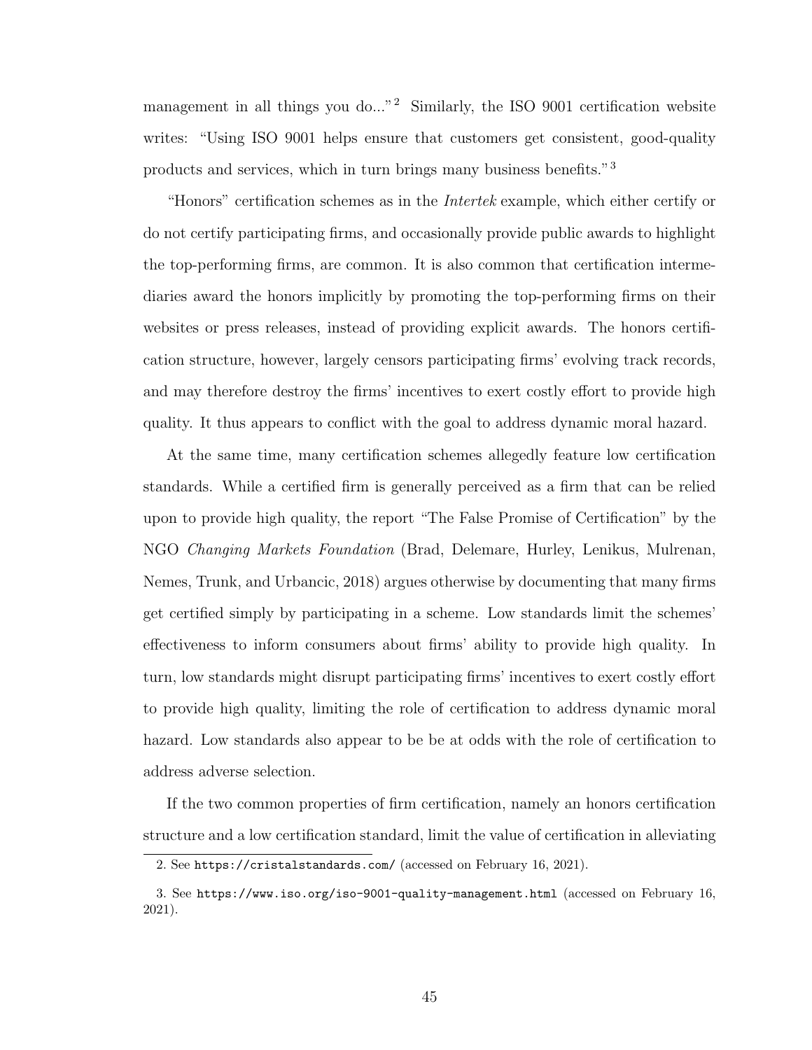management in all things you do..."[2] Similarly, the ISO 9001 certification website writes: "Using ISO 9001 helps ensure that customers get consistent, good-quality products and services, which in turn brings many business benefits."[3]

"Honors" certification schemes as in the *Intertek* example, which either certify or do not certify participating firms, and occasionally provide public awards to highlight the top-performing firms, are common. It is also common that certification intermediaries award the honors implicitly by promoting the top-performing firms on their websites or press releases, instead of providing explicit awards. The honors certification structure, however, largely censors participating firms' evolving track records, and may therefore destroy the firms' incentives to exert costly effort to provide high quality. It thus appears to conflict with the goal to address dynamic moral hazard.

At the same time, many certification schemes allegedly feature low certification standards. While a certified firm is generally perceived as a firm that can be relied upon to provide high quality, the report "The False Promise of Certification" by the NGO *Changing Markets Foundation* (Brad, Delemare, Hurley, Lenikus, Mulrenan, Nemes, Trunk, and Urbancic, 2018) argues otherwise by documenting that many firms get certified simply by participating in a scheme. Low standards limit the schemes' effectiveness to inform consumers about firms' ability to provide high quality. In turn, low standards might disrupt participating firms' incentives to exert costly effort to provide high quality, limiting the role of certification to address dynamic moral hazard. Low standards also appear to be be at odds with the role of certification to address adverse selection.

If the two common properties of firm certification, namely an honors certification structure and a low certification standard, limit the value of certification in alleviating

2. See `https://cristalstandards.com/` (accessed on February 16, 2021).

3. See `https://www.iso.org/iso-9001-quality-management.html` (accessed on February 16, 2021).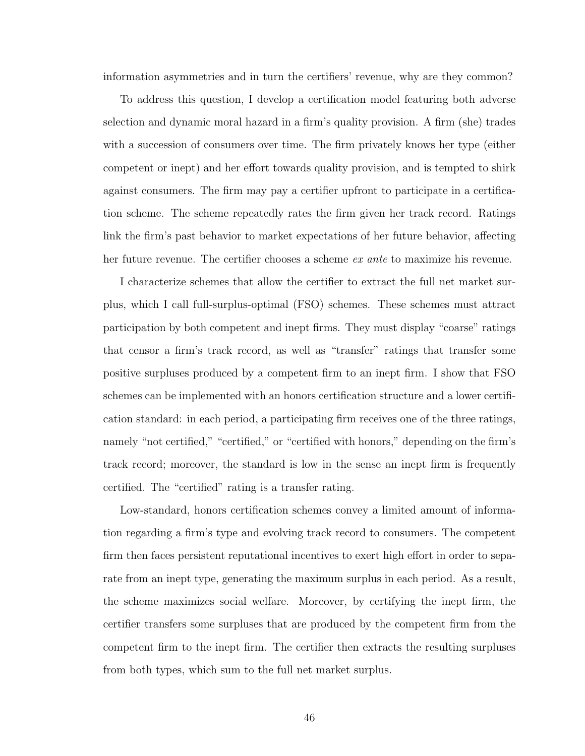information asymmetries and in turn the certifiers' revenue, why are they common?

To address this question, I develop a certification model featuring both adverse selection and dynamic moral hazard in a firm's quality provision. A firm (she) trades with a succession of consumers over time. The firm privately knows her type (either competent or inept) and her effort towards quality provision, and is tempted to shirk against consumers. The firm may pay a certifier upfront to participate in a certification scheme. The scheme repeatedly rates the firm given her track record. Ratings link the firm's past behavior to market expectations of her future behavior, affecting her future revenue. The certifier chooses a scheme *ex ante* to maximize his revenue.

I characterize schemes that allow the certifier to extract the full net market surplus, which I call full-surplus-optimal (FSO) schemes. These schemes must attract participation by both competent and inept firms. They must display "coarse" ratings that censor a firm's track record, as well as "transfer" ratings that transfer some positive surpluses produced by a competent firm to an inept firm. I show that FSO schemes can be implemented with an honors certification structure and a lower certification standard: in each period, a participating firm receives one of the three ratings, namely "not certified," "certified," or "certified with honors," depending on the firm's track record; moreover, the standard is low in the sense an inept firm is frequently certified. The "certified" rating is a transfer rating.

Low-standard, honors certification schemes convey a limited amount of information regarding a firm's type and evolving track record to consumers. The competent firm then faces persistent reputational incentives to exert high effort in order to separate from an inept type, generating the maximum surplus in each period. As a result, the scheme maximizes social welfare. Moreover, by certifying the inept firm, the certifier transfers some surpluses that are produced by the competent firm from the competent firm to the inept firm. The certifier then extracts the resulting surpluses from both types, which sum to the full net market surplus.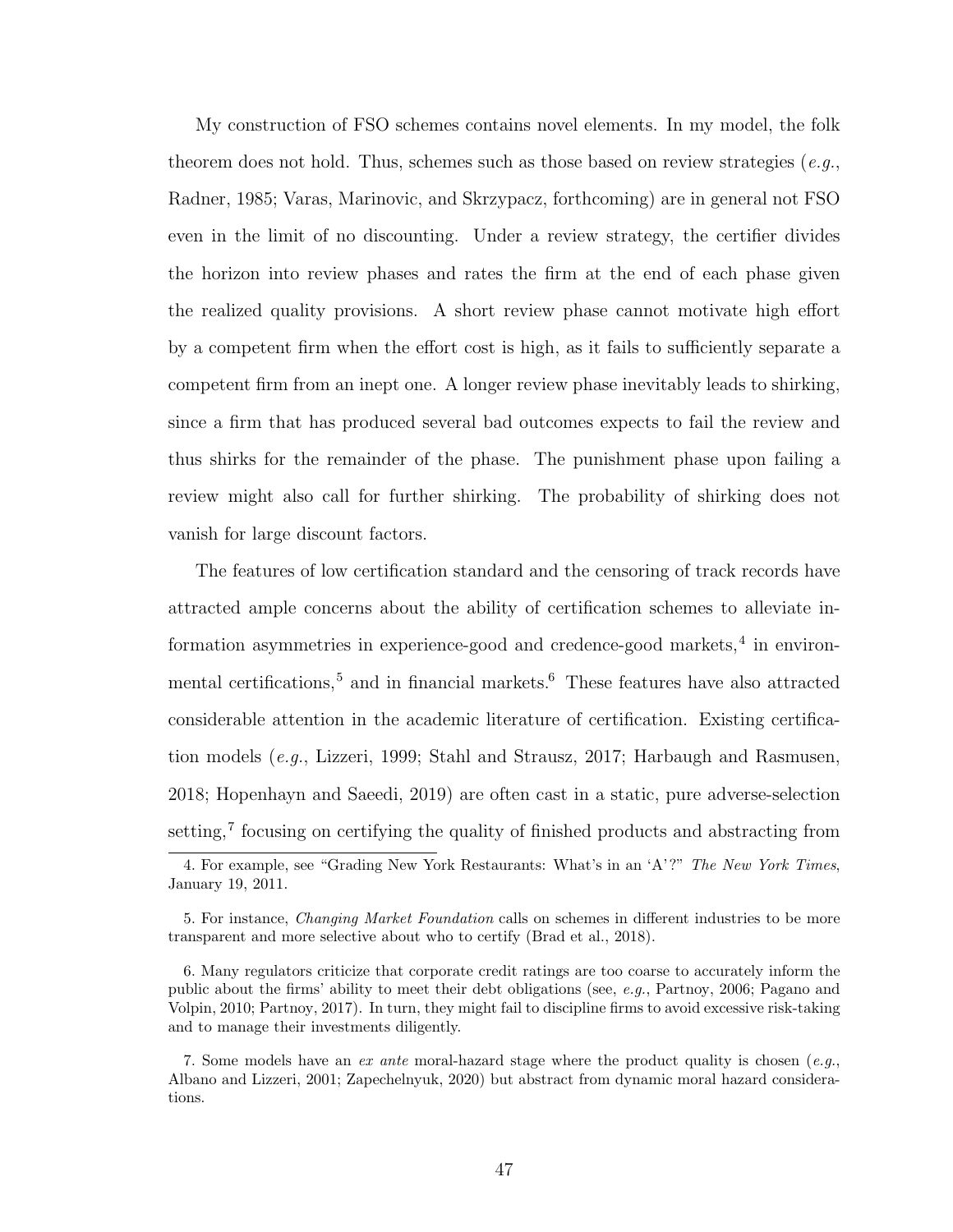My construction of FSO schemes contains novel elements. In my model, the folk theorem does not hold. Thus, schemes such as those based on review strategies (*e.g.*, Radner, 1985; Varas, Marinovic, and Skrzypacz, forthcoming) are in general not FSO even in the limit of no discounting. Under a review strategy, the certifier divides the horizon into review phases and rates the firm at the end of each phase given the realized quality provisions. A short review phase cannot motivate high effort by a competent firm when the effort cost is high, as it fails to sufficiently separate a competent firm from an inept one. A longer review phase inevitably leads to shirking, since a firm that has produced several bad outcomes expects to fail the review and thus shirks for the remainder of the phase. The punishment phase upon failing a review might also call for further shirking. The probability of shirking does not vanish for large discount factors.

The features of low certification standard and the censoring of track records have attracted ample concerns about the ability of certification schemes to alleviate information asymmetries in experience-good and credence-good markets,[4] in environmental certifications,[5] and in financial markets.[6] These features have also attracted considerable attention in the academic literature of certification. Existing certification models (*e.g.*, Lizzeri, 1999; Stahl and Strausz, 2017; Harbaugh and Rasmusen, 2018; Hopenhayn and Saeedi, 2019) are often cast in a static, pure adverse-selection setting,[7] focusing on certifying the quality of finished products and abstracting from

4. For example, see "Grading New York Restaurants: What's in an 'A'?" *The New York Times*, January 19, 2011.

5. For instance, *Changing Market Foundation* calls on schemes in different industries to be more transparent and more selective about who to certify (Brad et al., 2018).

6. Many regulators criticize that corporate credit ratings are too coarse to accurately inform the public about the firms' ability to meet their debt obligations (see, *e.g.*, Partnoy, 2006; Pagano and Volpin, 2010; Partnoy, 2017). In turn, they might fail to discipline firms to avoid excessive risk-taking and to manage their investments diligently.

7. Some models have an *ex ante* moral-hazard stage where the product quality is chosen (*e.g.*, Albano and Lizzeri, 2001; Zapechelnyuk, 2020) but abstract from dynamic moral hazard considerations.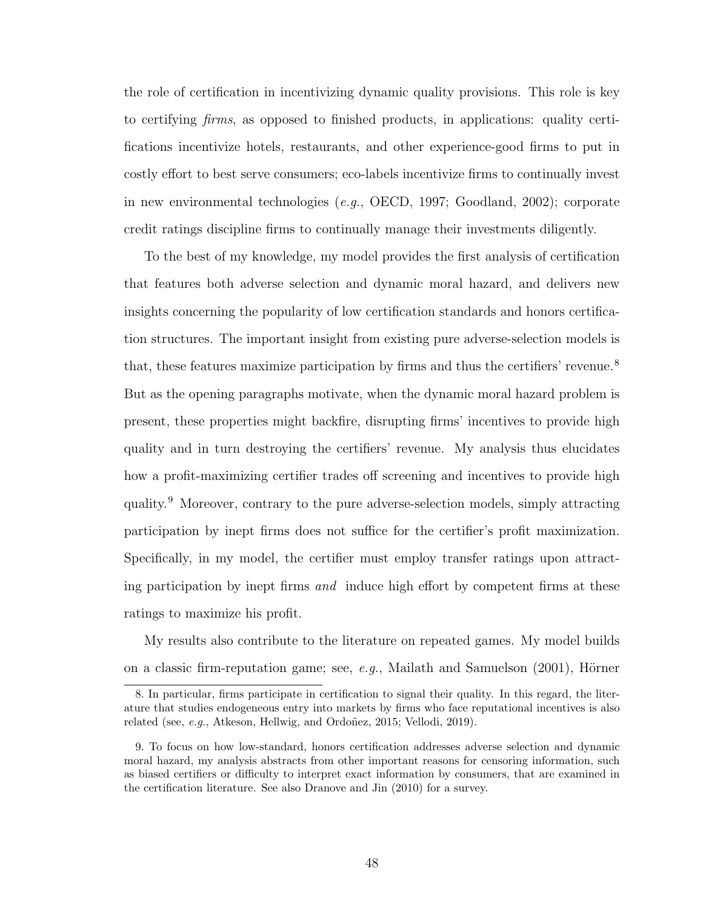the role of certification in incentivizing dynamic quality provisions. This role is key to certifying *firms*, as opposed to finished products, in applications: quality certifications incentivize hotels, restaurants, and other experience-good firms to put in costly effort to best serve consumers; eco-labels incentivize firms to continually invest in new environmental technologies (*e.g.*, OECD, 1997; Goodland, 2002); corporate credit ratings discipline firms to continually manage their investments diligently.

To the best of my knowledge, my model provides the first analysis of certification that features both adverse selection and dynamic moral hazard, and delivers new insights concerning the popularity of low certification standards and honors certification structures. The important insight from existing pure adverse-selection models is that, these features maximize participation by firms and thus the certifiers' revenue.[8] But as the opening paragraphs motivate, when the dynamic moral hazard problem is present, these properties might backfire, disrupting firms' incentives to provide high quality and in turn destroying the certifiers' revenue. My analysis thus elucidates how a profit-maximizing certifier trades off screening and incentives to provide high quality.[9] Moreover, contrary to the pure adverse-selection models, simply attracting participation by inept firms does not suffice for the certifier's profit maximization. Specifically, in my model, the certifier must employ transfer ratings upon attracting participation by inept firms *and* induce high effort by competent firms at these ratings to maximize his profit.

My results also contribute to the literature on repeated games. My model builds on a classic firm-reputation game; see, *e.g.*, Mailath and Samuelson (2001), Hörner

8. In particular, firms participate in certification to signal their quality. In this regard, the literature that studies endogeneous entry into markets by firms who face reputational incentives is also related (see, *e.g.*, Atkeson, Hellwig, and Ordoñez, 2015; Vellodi, 2019).

9. To focus on how low-standard, honors certification addresses adverse selection and dynamic moral hazard, my analysis abstracts from other important reasons for censoring information, such as biased certifiers or difficulty to interpret exact information by consumers, that are examined in the certification literature. See also Dranove and Jin (2010) for a survey.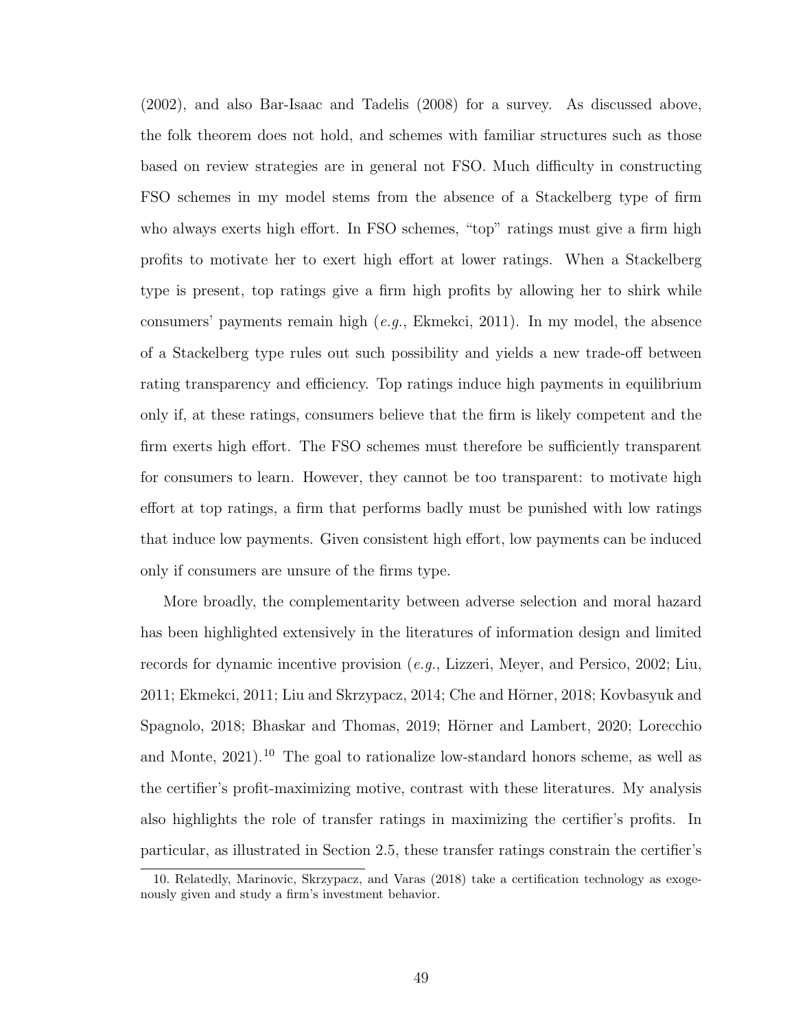(2002), and also Bar-Isaac and Tadelis (2008) for a survey. As discussed above, the folk theorem does not hold, and schemes with familiar structures such as those based on review strategies are in general not FSO. Much difficulty in constructing FSO schemes in my model stems from the absence of a Stackelberg type of firm who always exerts high effort. In FSO schemes, "top" ratings must give a firm high profits to motivate her to exert high effort at lower ratings. When a Stackelberg type is present, top ratings give a firm high profits by allowing her to shirk while consumers' payments remain high (*e.g.*, Ekmekci, 2011). In my model, the absence of a Stackelberg type rules out such possibility and yields a new trade-off between rating transparency and efficiency. Top ratings induce high payments in equilibrium only if, at these ratings, consumers believe that the firm is likely competent and the firm exerts high effort. The FSO schemes must therefore be sufficiently transparent for consumers to learn. However, they cannot be too transparent: to motivate high effort at top ratings, a firm that performs badly must be punished with low ratings that induce low payments. Given consistent high effort, low payments can be induced only if consumers are unsure of the firms type.

More broadly, the complementarity between adverse selection and moral hazard has been highlighted extensively in the literatures of information design and limited records for dynamic incentive provision (*e.g.*, Lizzeri, Meyer, and Persico, 2002; Liu, 2011; Ekmekci, 2011; Liu and Skrzypacz, 2014; Che and Hörner, 2018; Kovbasyuk and Spagnolo, 2018; Bhaskar and Thomas, 2019; Hörner and Lambert, 2020; Lorecchio and Monte, 2021).[10] The goal to rationalize low-standard honors scheme, as well as the certifier's profit-maximizing motive, contrast with these literatures. My analysis also highlights the role of transfer ratings in maximizing the certifier's profits. In particular, as illustrated in Section 2.5, these transfer ratings constrain the certifier's

10. Relatedly, Marinovic, Skrzypacz, and Varas (2018) take a certification technology as exogenously given and study a firm's investment behavior.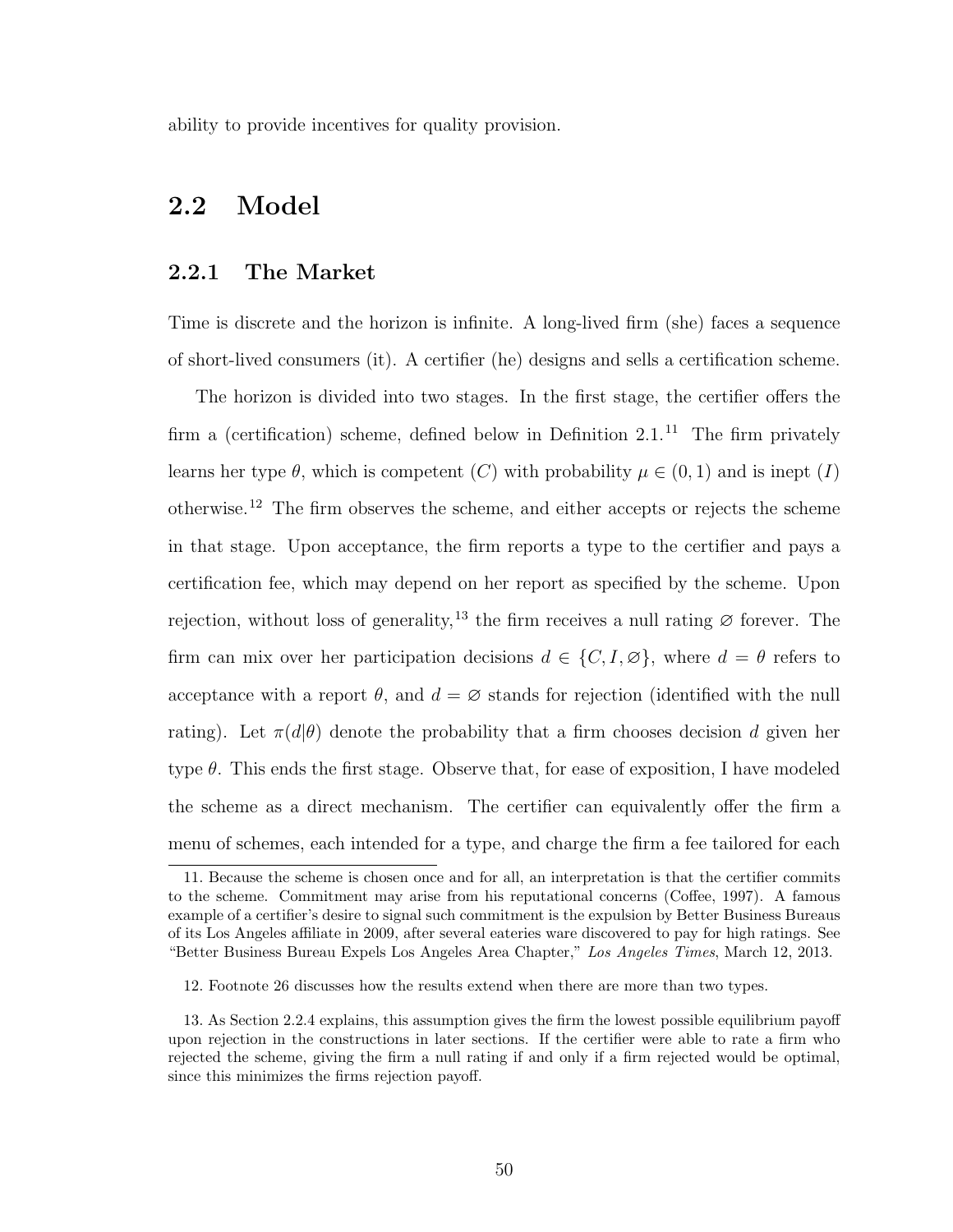ability to provide incentives for quality provision.

## 2.2 Model

### 2.2.1 The Market

Time is discrete and the horizon is infinite. A long-lived firm (she) faces a sequence of short-lived consumers (it). A certifier (he) designs and sells a certification scheme.

The horizon is divided into two stages. In the first stage, the certifier offers the firm a (certification) scheme, defined below in Definition 2.1.[11] The firm privately learns her type $\theta$, which is competent ($C$) with probability $\mu \in (0, 1)$ and is inept ($I$) otherwise.[12] The firm observes the scheme, and either accepts or rejects the scheme in that stage. Upon acceptance, the firm reports a type to the certifier and pays a certification fee, which may depend on her report as specified by the scheme. Upon rejection, without loss of generality,[13] the firm receives a null rating $\varnothing$ forever. The firm can mix over her participation decisions $d \in \{C, I, \varnothing\}$, where $d = \theta$ refers to acceptance with a report $\theta$, and $d = \varnothing$ stands for rejection (identified with the null rating). Let $\pi(d|\theta)$ denote the probability that a firm chooses decision $d$ given her type $\theta$. This ends the first stage. Observe that, for ease of exposition, I have modeled the scheme as a direct mechanism. The certifier can equivalently offer the firm a menu of schemes, each intended for a type, and charge the firm a fee tailored for each

---

11. Because the scheme is chosen once and for all, an interpretation is that the certifier commits to the scheme. Commitment may arise from his reputational concerns (Coffee, 1997). A famous example of a certifier's desire to signal such commitment is the expulsion by Better Business Bureaus of its Los Angeles affiliate in 2009, after several eateries ware discovered to pay for high ratings. See "Better Business Bureau Expels Los Angeles Area Chapter," *Los Angeles Times*, March 12, 2013.

12. Footnote 26 discusses how the results extend when there are more than two types.

13. As Section 2.2.4 explains, this assumption gives the firm the lowest possible equilibrium payoff upon rejection in the constructions in later sections. If the certifier were able to rate a firm who rejected the scheme, giving the firm a null rating if and only if a firm rejected would be optimal, since this minimizes the firms rejection payoff.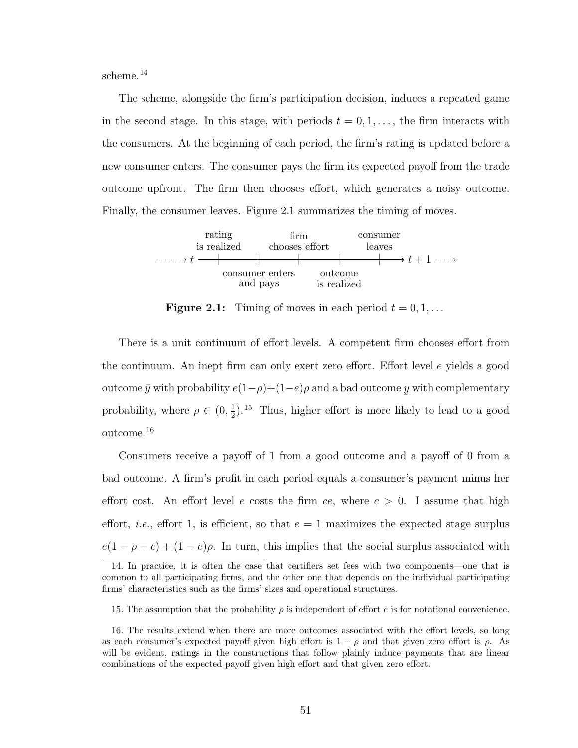scheme.[14]

The scheme, alongside the firm's participation decision, induces a repeated game in the second stage. In this stage, with periods $t = 0, 1, \ldots$, the firm interacts with the consumers. At the beginning of each period, the firm's rating is updated before a new consumer enters. The consumer pays the firm its expected payoff from the trade outcome upfront. The firm then chooses effort, which generates a noisy outcome. Finally, the consumer leaves. Figure 2.1 summarizes the timing of moves.

$t$ → rating is realized → consumer enters and pays → firm chooses effort → outcome is realized → consumer leaves → $t+1$

**Figure 2.1:** Timing of moves in each period $t = 0, 1, \ldots$

There is a unit continuum of effort levels. A competent firm chooses effort from the continuum. An inept firm can only exert zero effort. Effort level $e$ yields a good outcome $\bar{y}$ with probability $e(1-\rho)+(1-e)\rho$ and a bad outcome $\underline{y}$ with complementary probability, where $\rho \in (0, \frac{1}{2})$.[15] Thus, higher effort is more likely to lead to a good outcome.[16]

Consumers receive a payoff of 1 from a good outcome and a payoff of 0 from a bad outcome. A firm's profit in each period equals a consumer's payment minus her effort cost. An effort level $e$ costs the firm $ce$, where $c > 0$. I assume that high effort, *i.e.*, effort 1, is efficient, so that $e = 1$ maximizes the expected stage surplus $e(1 - \rho - c) + (1 - e)\rho$. In turn, this implies that the social surplus associated with

14. In practice, it is often the case that certifiers set fees with two components—one that is common to all participating firms, and the other one that depends on the individual participating firms' characteristics such as the firms' sizes and operational structures.

15. The assumption that the probability $\rho$ is independent of effort $e$ is for notational convenience.

16. The results extend when there are more outcomes associated with the effort levels, so long as each consumer's expected payoff given high effort is $1 - \rho$ and that given zero effort is $\rho$. As will be evident, ratings in the constructions that follow plainly induce payments that are linear combinations of the expected payoff given high effort and that given zero effort.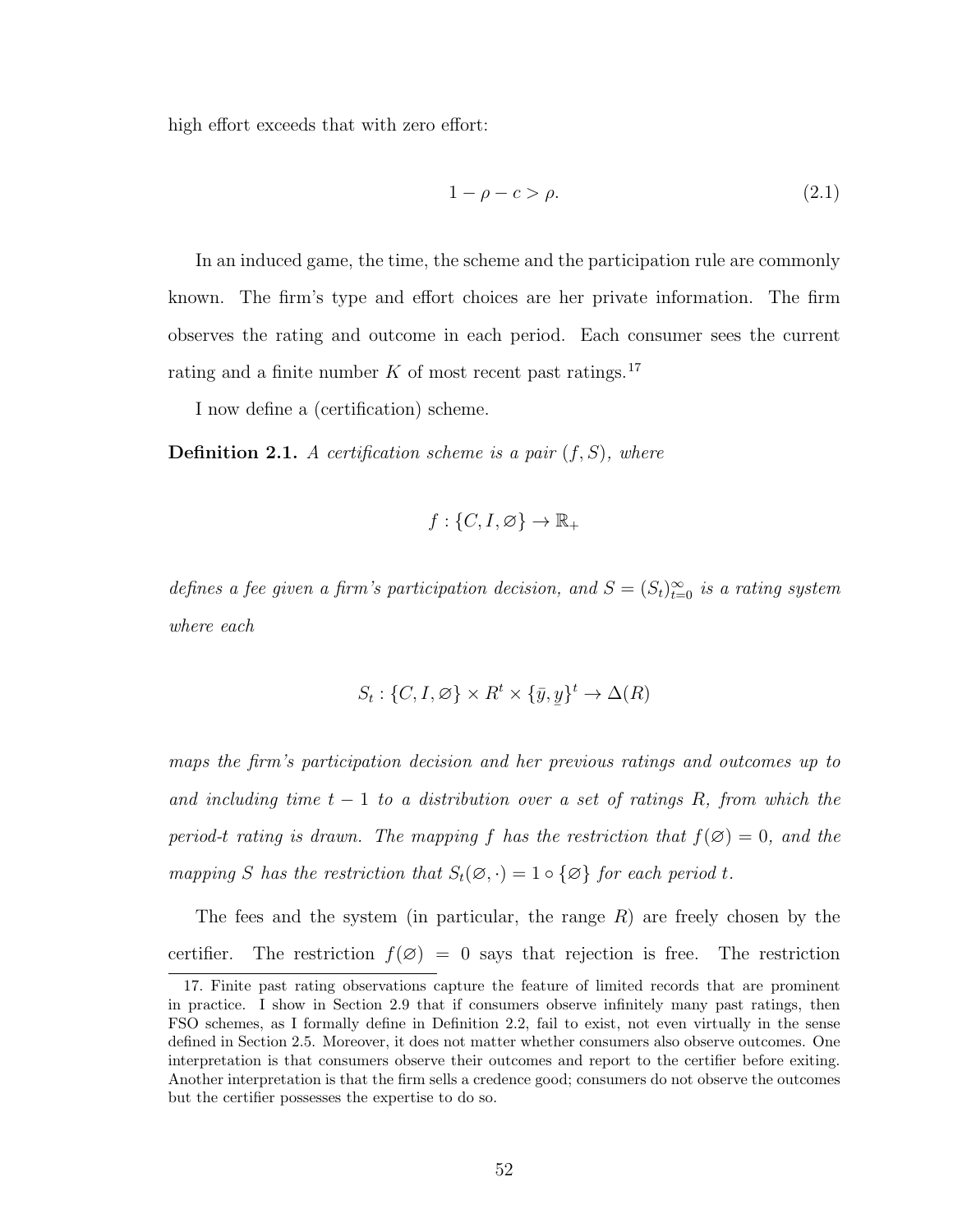high effort exceeds that with zero effort:

$$1 - \rho - c > \rho. \tag{2.1}$$

In an induced game, the time, the scheme and the participation rule are commonly known. The firm's type and effort choices are her private information. The firm observes the rating and outcome in each period. Each consumer sees the current rating and a finite number $K$ of most recent past ratings.[17]

I now define a (certification) scheme.

**Definition 2.1.** *A certification scheme is a pair $(f, S)$, where*

$$f : \{C, I, \varnothing\} \to \mathbb{R}_+$$

*defines a fee given a firm's participation decision, and $S = (S_t)_{t=0}^{\infty}$ is a rating system where each*

$$S_t : \{C, I, \varnothing\} \times R^t \times \{\bar{y}, \underline{y}\}^t \to \Delta(R)$$

*maps the firm's participation decision and her previous ratings and outcomes up to and including time $t-1$ to a distribution over a set of ratings $R$, from which the period-$t$ rating is drawn. The mapping $f$ has the restriction that $f(\varnothing) = 0$, and the mapping $S$ has the restriction that $S_t(\varnothing, \cdot) = 1 \circ \{\varnothing\}$ for each period $t$.*

The fees and the system (in particular, the range $R$) are freely chosen by the certifier. The restriction $f(\varnothing) = 0$ says that rejection is free. The restriction

17. Finite past rating observations capture the feature of limited records that are prominent in practice. I show in Section 2.9 that if consumers observe infinitely many past ratings, then FSO schemes, as I formally define in Definition 2.2, fail to exist, not even virtually in the sense defined in Section 2.5. Moreover, it does not matter whether consumers also observe outcomes. One interpretation is that consumers observe their outcomes and report to the certifier before exiting. Another interpretation is that the firm sells a credence good; consumers do not observe the outcomes but the certifier possesses the expertise to do so.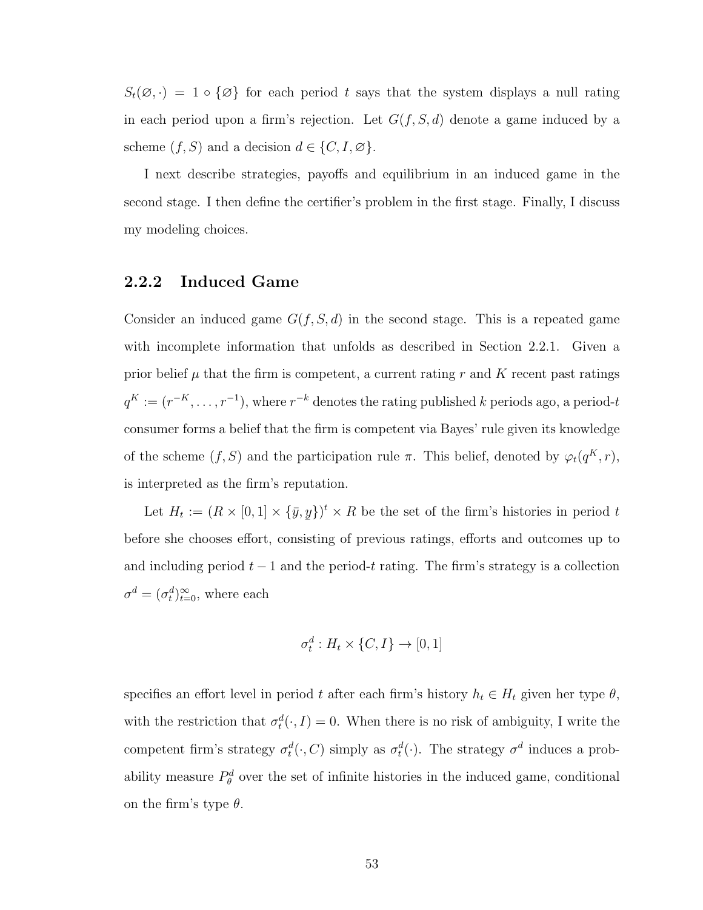$S_t(\varnothing, \cdot) = 1 \circ \{\varnothing\}$ for each period $t$ says that the system displays a null rating in each period upon a firm's rejection. Let $G(f, S, d)$ denote a game induced by a scheme $(f, S)$ and a decision $d \in \{C, I, \varnothing\}$.

I next describe strategies, payoffs and equilibrium in an induced game in the second stage. I then define the certifier's problem in the first stage. Finally, I discuss my modeling choices.

### 2.2.2 Induced Game

Consider an induced game $G(f, S, d)$ in the second stage. This is a repeated game with incomplete information that unfolds as described in Section 2.2.1. Given a prior belief $\mu$ that the firm is competent, a current rating $r$ and $K$ recent past ratings $q^K := (r^{-K}, \ldots, r^{-1})$, where $r^{-k}$ denotes the rating published $k$ periods ago, a period-$t$ consumer forms a belief that the firm is competent via Bayes' rule given its knowledge of the scheme $(f, S)$ and the participation rule $\pi$. This belief, denoted by $\varphi_t(q^K, r)$, is interpreted as the firm's reputation.

Let $H_t := (R \times [0, 1] \times \{\bar{y}, \underline{y}\})^t \times R$ be the set of the firm's histories in period $t$ before she chooses effort, consisting of previous ratings, efforts and outcomes up to and including period $t-1$ and the period-$t$ rating. The firm's strategy is a collection $\sigma^d = (\sigma_t^d)_{t=0}^{\infty}$, where each

$$\sigma_t^d : H_t \times \{C, I\} \to [0, 1]$$

specifies an effort level in period $t$ after each firm's history $h_t \in H_t$ given her type $\theta$, with the restriction that $\sigma_t^d(\cdot, I) = 0$. When there is no risk of ambiguity, I write the competent firm's strategy $\sigma_t^d(\cdot, C)$ simply as $\sigma_t^d(\cdot)$. The strategy $\sigma^d$ induces a probability measure $P_\theta^d$ over the set of infinite histories in the induced game, conditional on the firm's type $\theta$.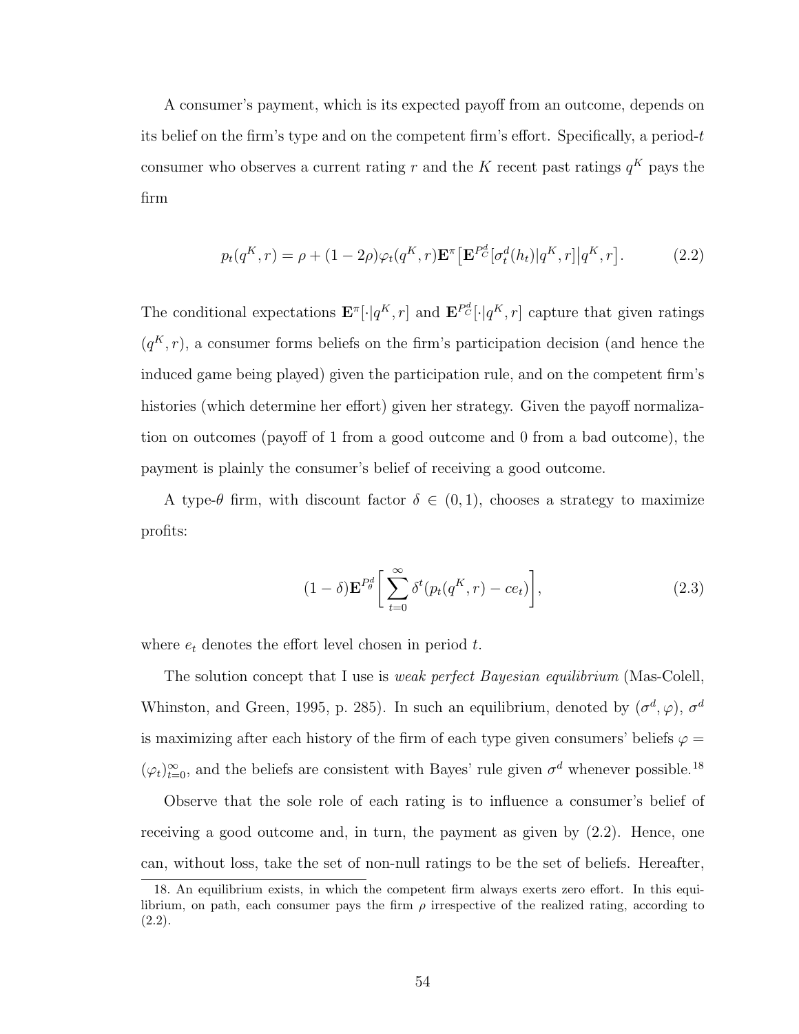A consumer's payment, which is its expected payoff from an outcome, depends on its belief on the firm's type and on the competent firm's effort. Specifically, a period-$t$ consumer who observes a current rating $r$ and the $K$ recent past ratings $q^K$ pays the firm

$$p_t(q^K, r) = \rho + (1 - 2\rho)\varphi_t(q^K, r)\mathbf{E}^\pi\big[\mathbf{E}^{P_C^d}[\sigma_t^d(h_t)|q^K, r]\big|q^K, r\big]. \tag{2.2}$$

The conditional expectations $\mathbf{E}^\pi[\cdot|q^K, r]$ and $\mathbf{E}^{P_C^d}[\cdot|q^K, r]$ capture that given ratings $(q^K, r)$, a consumer forms beliefs on the firm's participation decision (and hence the induced game being played) given the participation rule, and on the competent firm's histories (which determine her effort) given her strategy. Given the payoff normalization on outcomes (payoff of 1 from a good outcome and 0 from a bad outcome), the payment is plainly the consumer's belief of receiving a good outcome.

A type-$\theta$ firm, with discount factor $\delta \in (0, 1)$, chooses a strategy to maximize profits:

$$(1 - \delta)\mathbf{E}^{P_\theta^d}\bigg[\sum_{t=0}^{\infty} \delta^t(p_t(q^K, r) - ce_t)\bigg], \tag{2.3}$$

where $e_t$ denotes the effort level chosen in period $t$.

The solution concept that I use is *weak perfect Bayesian equilibrium* (Mas-Colell, Whinston, and Green, 1995, p. 285). In such an equilibrium, denoted by $(\sigma^d, \varphi)$, $\sigma^d$ is maximizing after each history of the firm of each type given consumers' beliefs $\varphi = (\varphi_t)_{t=0}^\infty$, and the beliefs are consistent with Bayes' rule given $\sigma^d$ whenever possible.[18]

Observe that the sole role of each rating is to influence a consumer's belief of receiving a good outcome and, in turn, the payment as given by (2.2). Hence, one can, without loss, take the set of non-null ratings to be the set of beliefs. Hereafter,

18. An equilibrium exists, in which the competent firm always exerts zero effort. In this equilibrium, on path, each consumer pays the firm $\rho$ irrespective of the realized rating, according to (2.2).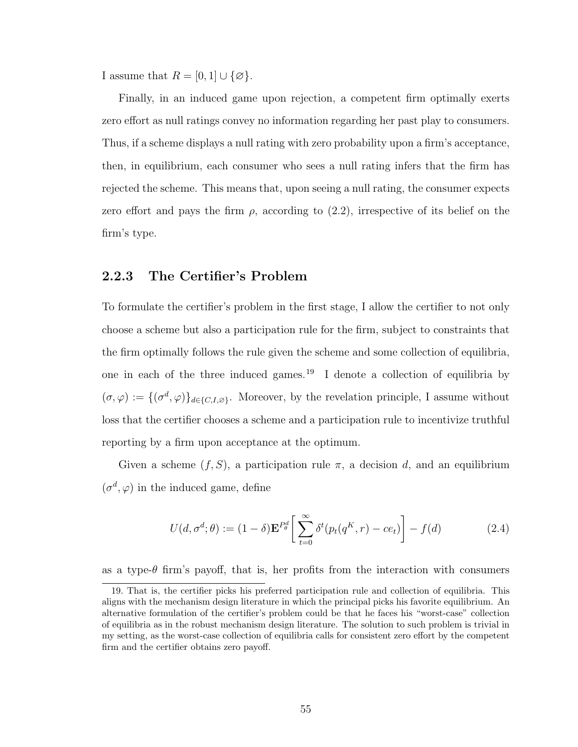I assume that $R = [0, 1] \cup \{\varnothing\}$.

Finally, in an induced game upon rejection, a competent firm optimally exerts zero effort as null ratings convey no information regarding her past play to consumers. Thus, if a scheme displays a null rating with zero probability upon a firm's acceptance, then, in equilibrium, each consumer who sees a null rating infers that the firm has rejected the scheme. This means that, upon seeing a null rating, the consumer expects zero effort and pays the firm $\rho$, according to (2.2), irrespective of its belief on the firm's type.

### 2.2.3 The Certifier's Problem

To formulate the certifier's problem in the first stage, I allow the certifier to not only choose a scheme but also a participation rule for the firm, subject to constraints that the firm optimally follows the rule given the scheme and some collection of equilibria, one in each of the three induced games.[19] I denote a collection of equilibria by $(\sigma, \varphi) := \{(\sigma^d, \varphi)\}_{d \in \{C, I, \varnothing\}}$. Moreover, by the revelation principle, I assume without loss that the certifier chooses a scheme and a participation rule to incentivize truthful reporting by a firm upon acceptance at the optimum.

Given a scheme $(f, S)$, a participation rule $\pi$, a decision $d$, and an equilibrium $(\sigma^d, \varphi)$ in the induced game, define

$$U(d, \sigma^d; \theta) := (1 - \delta)\mathbf{E}^{P_\theta^d}\left[\sum_{t=0}^{\infty} \delta^t (p_t(q^K, r) - ce_t)\right] - f(d) \tag{2.4}$$

as a type-$\theta$ firm's payoff, that is, her profits from the interaction with consumers

[19] That is, the certifier picks his preferred participation rule and collection of equilibria. This aligns with the mechanism design literature in which the principal picks his favorite equilibrium. An alternative formulation of the certifier's problem could be that he faces his "worst-case" collection of equilibria as in the robust mechanism design literature. The solution to such problem is trivial in my setting, as the worst-case collection of equilibria calls for consistent zero effort by the competent firm and the certifier obtains zero payoff.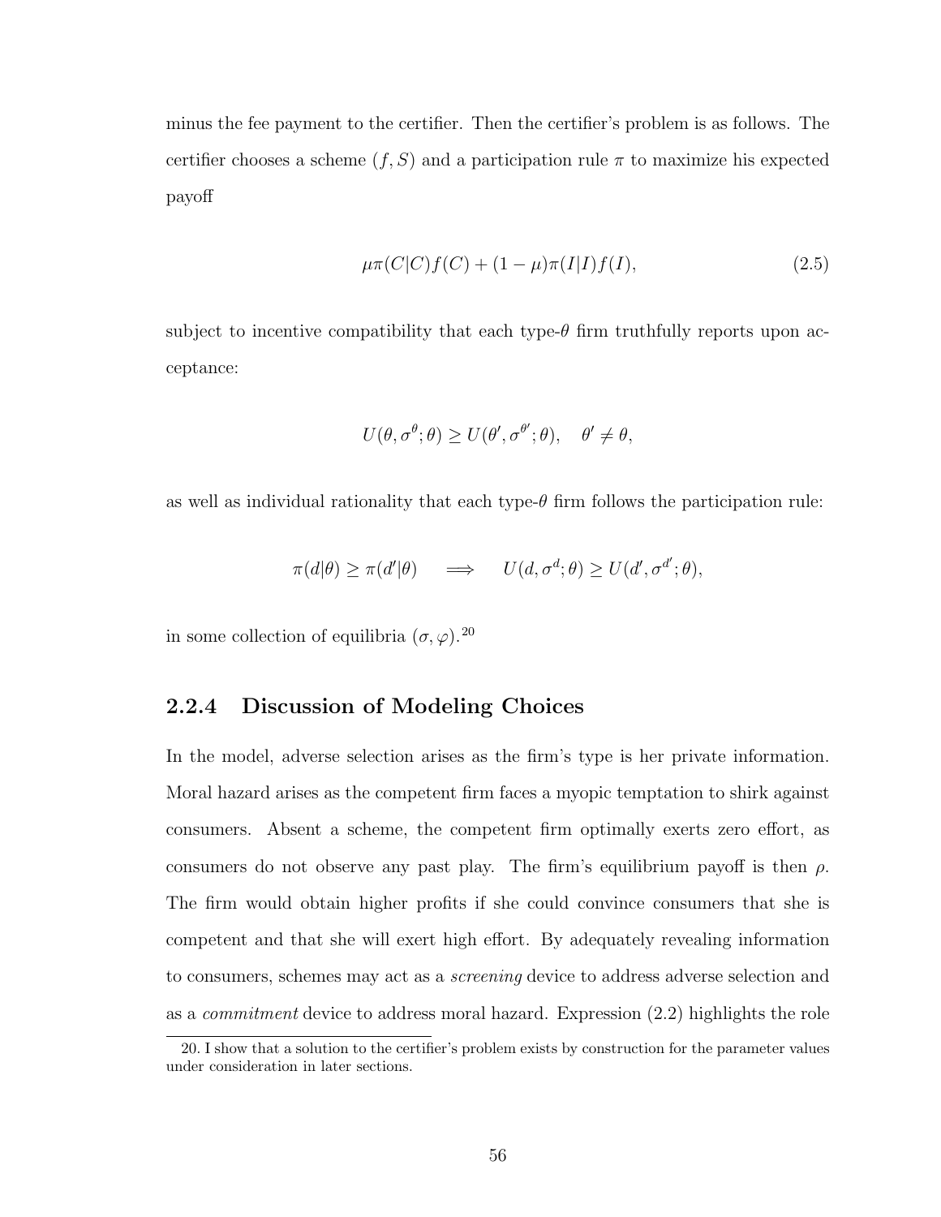minus the fee payment to the certifier. Then the certifier's problem is as follows. The certifier chooses a scheme $(f, S)$ and a participation rule $\pi$ to maximize his expected payoff

$$\mu\pi(C|C)f(C) + (1-\mu)\pi(I|I)f(I), \tag{2.5}$$

subject to incentive compatibility that each type-$\theta$ firm truthfully reports upon acceptance:

$$U(\theta, \sigma^{\theta}; \theta) \geq U(\theta', \sigma^{\theta'}; \theta), \quad \theta' \neq \theta,$$

as well as individual rationality that each type-$\theta$ firm follows the participation rule:

$$\pi(d|\theta) \geq \pi(d'|\theta) \quad \implies \quad U(d, \sigma^{d}; \theta) \geq U(d', \sigma^{d'}; \theta),$$

in some collection of equilibria $(\sigma, \varphi)$.[20]

### 2.2.4 Discussion of Modeling Choices

In the model, adverse selection arises as the firm's type is her private information. Moral hazard arises as the competent firm faces a myopic temptation to shirk against consumers. Absent a scheme, the competent firm optimally exerts zero effort, as consumers do not observe any past play. The firm's equilibrium payoff is then $\rho$. The firm would obtain higher profits if she could convince consumers that she is competent and that she will exert high effort. By adequately revealing information to consumers, schemes may act as a *screening* device to address adverse selection and as a *commitment* device to address moral hazard. Expression (2.2) highlights the role

20. I show that a solution to the certifier's problem exists by construction for the parameter values under consideration in later sections.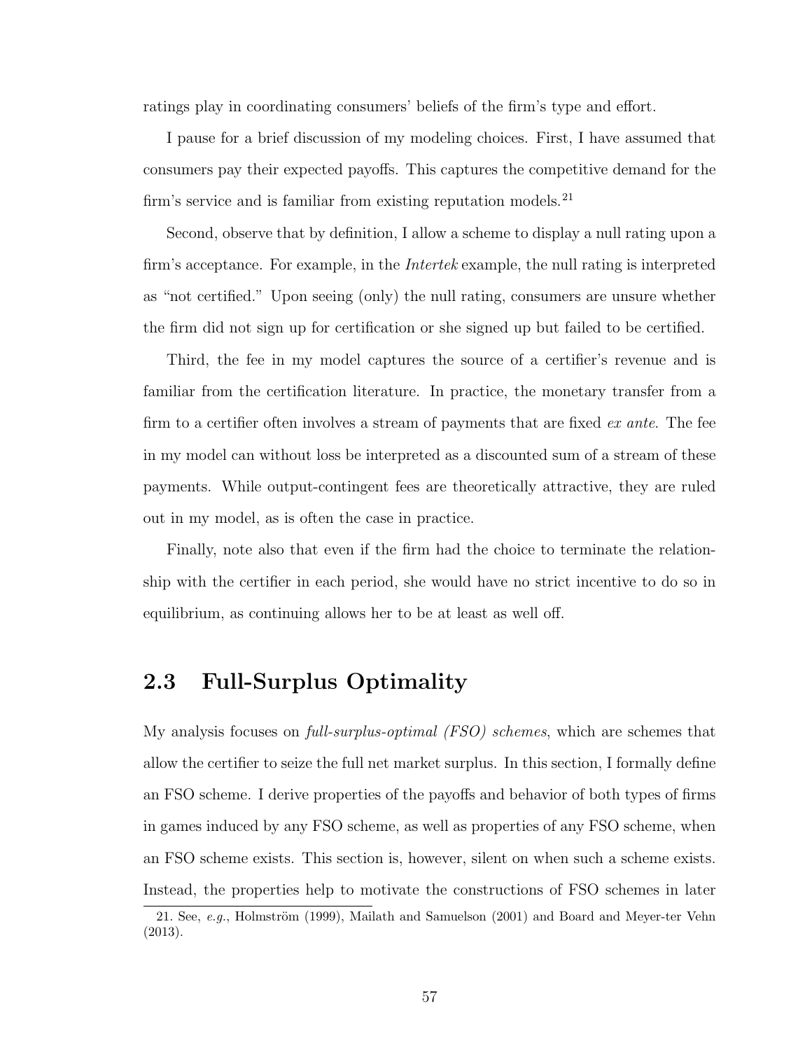ratings play in coordinating consumers' beliefs of the firm's type and effort.

I pause for a brief discussion of my modeling choices. First, I have assumed that consumers pay their expected payoffs. This captures the competitive demand for the firm's service and is familiar from existing reputation models.[21]

Second, observe that by definition, I allow a scheme to display a null rating upon a firm's acceptance. For example, in the *Intertek* example, the null rating is interpreted as "not certified." Upon seeing (only) the null rating, consumers are unsure whether the firm did not sign up for certification or she signed up but failed to be certified.

Third, the fee in my model captures the source of a certifier's revenue and is familiar from the certification literature. In practice, the monetary transfer from a firm to a certifier often involves a stream of payments that are fixed *ex ante*. The fee in my model can without loss be interpreted as a discounted sum of a stream of these payments. While output-contingent fees are theoretically attractive, they are ruled out in my model, as is often the case in practice.

Finally, note also that even if the firm had the choice to terminate the relationship with the certifier in each period, she would have no strict incentive to do so in equilibrium, as continuing allows her to be at least as well off.

## 2.3 Full-Surplus Optimality

My analysis focuses on *full-surplus-optimal (FSO) schemes*, which are schemes that allow the certifier to seize the full net market surplus. In this section, I formally define an FSO scheme. I derive properties of the payoffs and behavior of both types of firms in games induced by any FSO scheme, as well as properties of any FSO scheme, when an FSO scheme exists. This section is, however, silent on when such a scheme exists. Instead, the properties help to motivate the constructions of FSO schemes in later

21. See, *e.g.*, Holmström (1999), Mailath and Samuelson (2001) and Board and Meyer-ter Vehn (2013).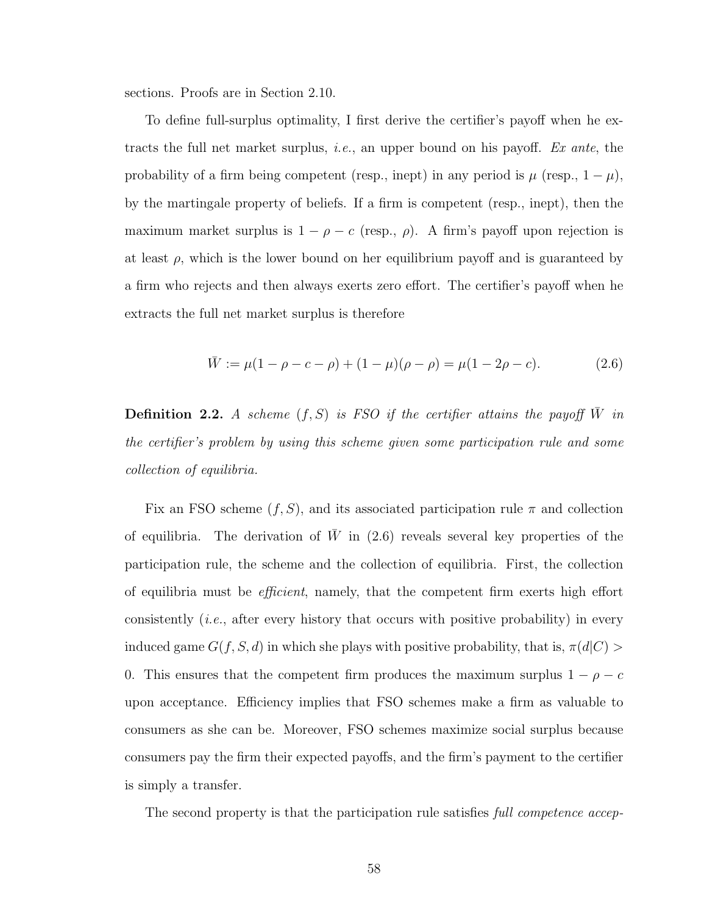sections. Proofs are in Section 2.10.

To define full-surplus optimality, I first derive the certifier's payoff when he extracts the full net market surplus, *i.e.*, an upper bound on his payoff. *Ex ante*, the probability of a firm being competent (resp., inept) in any period is $\mu$ (resp., $1-\mu$), by the martingale property of beliefs. If a firm is competent (resp., inept), then the maximum market surplus is $1-\rho-c$ (resp., $\rho$). A firm's payoff upon rejection is at least $\rho$, which is the lower bound on her equilibrium payoff and is guaranteed by a firm who rejects and then always exerts zero effort. The certifier's payoff when he extracts the full net market surplus is therefore

$$\bar{W} := \mu(1-\rho-c-\rho) + (1-\mu)(\rho-\rho) = \mu(1-2\rho-c). \tag{2.6}$$

**Definition 2.2.** *A scheme $(f, S)$ is FSO if the certifier attains the payoff $\bar{W}$ in the certifier's problem by using this scheme given some participation rule and some collection of equilibria.*

Fix an FSO scheme $(f, S)$, and its associated participation rule $\pi$ and collection of equilibria. The derivation of $\bar{W}$ in (2.6) reveals several key properties of the participation rule, the scheme and the collection of equilibria. First, the collection of equilibria must be *efficient*, namely, that the competent firm exerts high effort consistently (*i.e.*, after every history that occurs with positive probability) in every induced game $G(f, S, d)$ in which she plays with positive probability, that is, $\pi(d|C) > 0$. This ensures that the competent firm produces the maximum surplus $1-\rho-c$ upon acceptance. Efficiency implies that FSO schemes make a firm as valuable to consumers as she can be. Moreover, FSO schemes maximize social surplus because consumers pay the firm their expected payoffs, and the firm's payment to the certifier is simply a transfer.

The second property is that the participation rule satisfies *full competence accep-*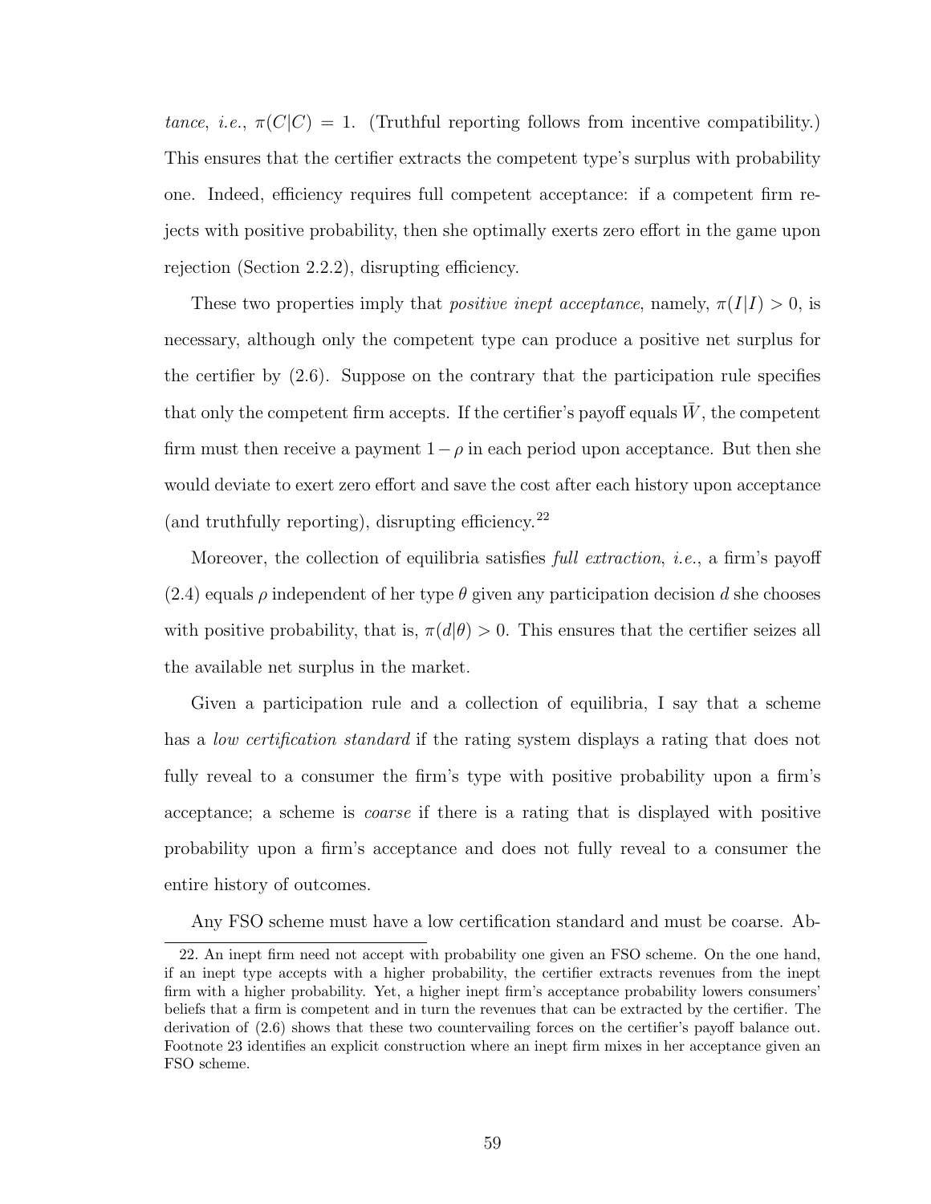*tance*, *i.e.*, $\pi(C|C) = 1$. (Truthful reporting follows from incentive compatibility.) This ensures that the certifier extracts the competent type's surplus with probability one. Indeed, efficiency requires full competent acceptance: if a competent firm rejects with positive probability, then she optimally exerts zero effort in the game upon rejection (Section 2.2.2), disrupting efficiency.

These two properties imply that *positive inept acceptance*, namely, $\pi(I|I) > 0$, is necessary, although only the competent type can produce a positive net surplus for the certifier by (2.6). Suppose on the contrary that the participation rule specifies that only the competent firm accepts. If the certifier's payoff equals $\bar{W}$, the competent firm must then receive a payment $1-\rho$ in each period upon acceptance. But then she would deviate to exert zero effort and save the cost after each history upon acceptance (and truthfully reporting), disrupting efficiency.[22]

Moreover, the collection of equilibria satisfies *full extraction*, *i.e.*, a firm's payoff (2.4) equals $\rho$ independent of her type $\theta$ given any participation decision $d$ she chooses with positive probability, that is, $\pi(d|\theta) > 0$. This ensures that the certifier seizes all the available net surplus in the market.

Given a participation rule and a collection of equilibria, I say that a scheme has a *low certification standard* if the rating system displays a rating that does not fully reveal to a consumer the firm's type with positive probability upon a firm's acceptance; a scheme is *coarse* if there is a rating that is displayed with positive probability upon a firm's acceptance and does not fully reveal to a consumer the entire history of outcomes.

Any FSO scheme must have a low certification standard and must be coarse. Ab-

22. An inept firm need not accept with probability one given an FSO scheme. On the one hand, if an inept type accepts with a higher probability, the certifier extracts revenues from the inept firm with a higher probability. Yet, a higher inept firm's acceptance probability lowers consumers' beliefs that a firm is competent and in turn the revenues that can be extracted by the certifier. The derivation of (2.6) shows that these two countervailing forces on the certifier's payoff balance out. Footnote 23 identifies an explicit construction where an inept firm mixes in her acceptance given an FSO scheme.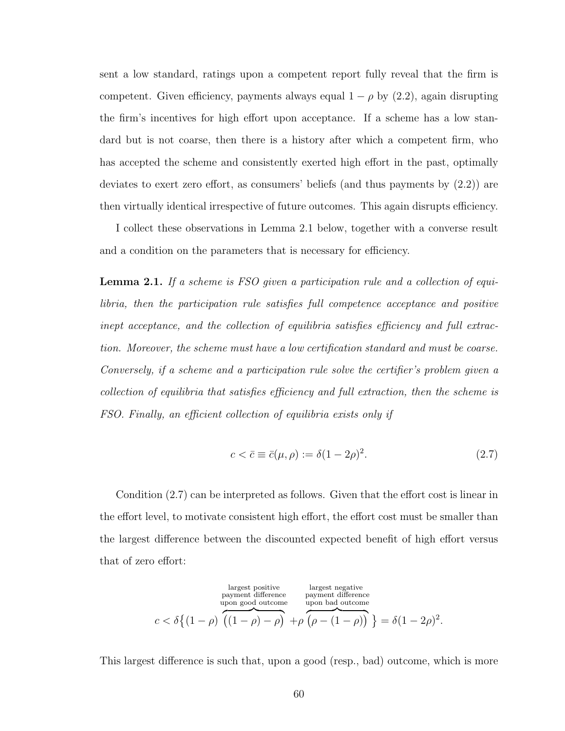sent a low standard, ratings upon a competent report fully reveal that the firm is competent. Given efficiency, payments always equal $1-\rho$ by (2.2), again disrupting the firm's incentives for high effort upon acceptance. If a scheme has a low standard but is not coarse, then there is a history after which a competent firm, who has accepted the scheme and consistently exerted high effort in the past, optimally deviates to exert zero effort, as consumers' beliefs (and thus payments by (2.2)) are then virtually identical irrespective of future outcomes. This again disrupts efficiency.

I collect these observations in Lemma 2.1 below, together with a converse result and a condition on the parameters that is necessary for efficiency.

**Lemma 2.1.** *If a scheme is FSO given a participation rule and a collection of equilibria, then the participation rule satisfies full competence acceptance and positive inept acceptance, and the collection of equilibria satisfies efficiency and full extraction. Moreover, the scheme must have a low certification standard and must be coarse. Conversely, if a scheme and a participation rule solve the certifier's problem given a collection of equilibria that satisfies efficiency and full extraction, then the scheme is FSO. Finally, an efficient collection of equilibria exists only if*

$$c < \bar{c} \equiv \bar{c}(\mu, \rho) := \delta(1-2\rho)^2. \tag{2.7}$$

Condition (2.7) can be interpreted as follows. Given that the effort cost is linear in the effort level, to motivate consistent high effort, the effort cost must be smaller than the largest difference between the discounted expected benefit of high effort versus that of zero effort:

$$c < \delta\big\{(1-\rho)\overbrace{\big((1-\rho)-\rho\big)}^{\substack{\text{largest positive}\\\text{payment difference}\\\text{upon good outcome}}} + \rho\overbrace{\big(\rho-(1-\rho)\big)}^{\substack{\text{largest negative}\\\text{payment difference}\\\text{upon bad outcome}}}\big\} = \delta(1-2\rho)^2.$$

This largest difference is such that, upon a good (resp., bad) outcome, which is more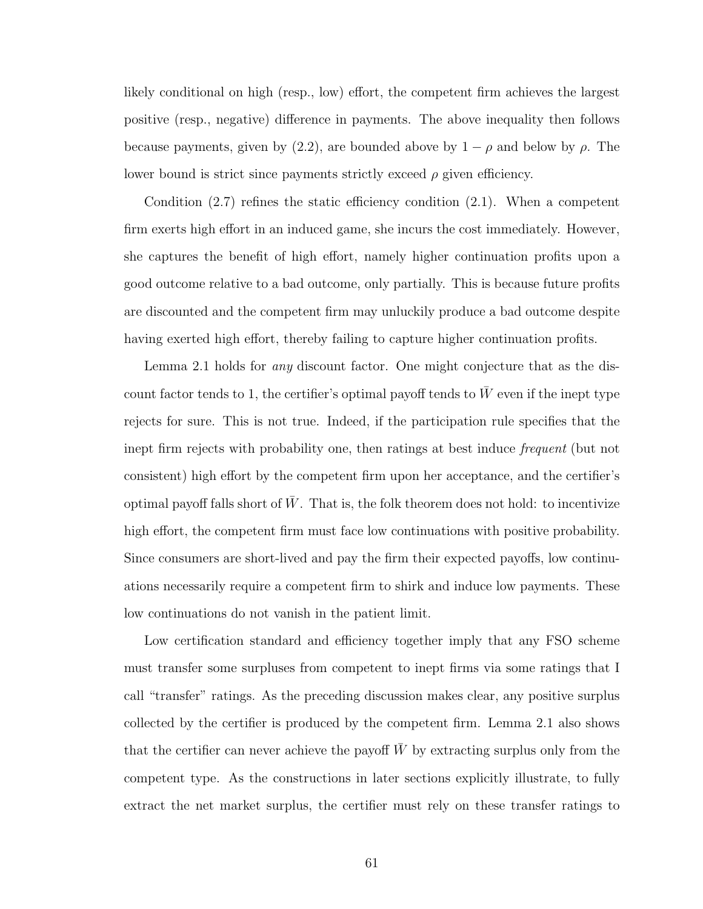likely conditional on high (resp., low) effort, the competent firm achieves the largest positive (resp., negative) difference in payments. The above inequality then follows because payments, given by (2.2), are bounded above by $1 - \rho$ and below by $\rho$. The lower bound is strict since payments strictly exceed $\rho$ given efficiency.

Condition (2.7) refines the static efficiency condition (2.1). When a competent firm exerts high effort in an induced game, she incurs the cost immediately. However, she captures the benefit of high effort, namely higher continuation profits upon a good outcome relative to a bad outcome, only partially. This is because future profits are discounted and the competent firm may unluckily produce a bad outcome despite having exerted high effort, thereby failing to capture higher continuation profits.

Lemma 2.1 holds for *any* discount factor. One might conjecture that as the discount factor tends to 1, the certifier's optimal payoff tends to $\bar{W}$ even if the inept type rejects for sure. This is not true. Indeed, if the participation rule specifies that the inept firm rejects with probability one, then ratings at best induce *frequent* (but not consistent) high effort by the competent firm upon her acceptance, and the certifier's optimal payoff falls short of $\bar{W}$. That is, the folk theorem does not hold: to incentivize high effort, the competent firm must face low continuations with positive probability. Since consumers are short-lived and pay the firm their expected payoffs, low continuations necessarily require a competent firm to shirk and induce low payments. These low continuations do not vanish in the patient limit.

Low certification standard and efficiency together imply that any FSO scheme must transfer some surpluses from competent to inept firms via some ratings that I call "transfer" ratings. As the preceding discussion makes clear, any positive surplus collected by the certifier is produced by the competent firm. Lemma 2.1 also shows that the certifier can never achieve the payoff $\bar{W}$ by extracting surplus only from the competent type. As the constructions in later sections explicitly illustrate, to fully extract the net market surplus, the certifier must rely on these transfer ratings to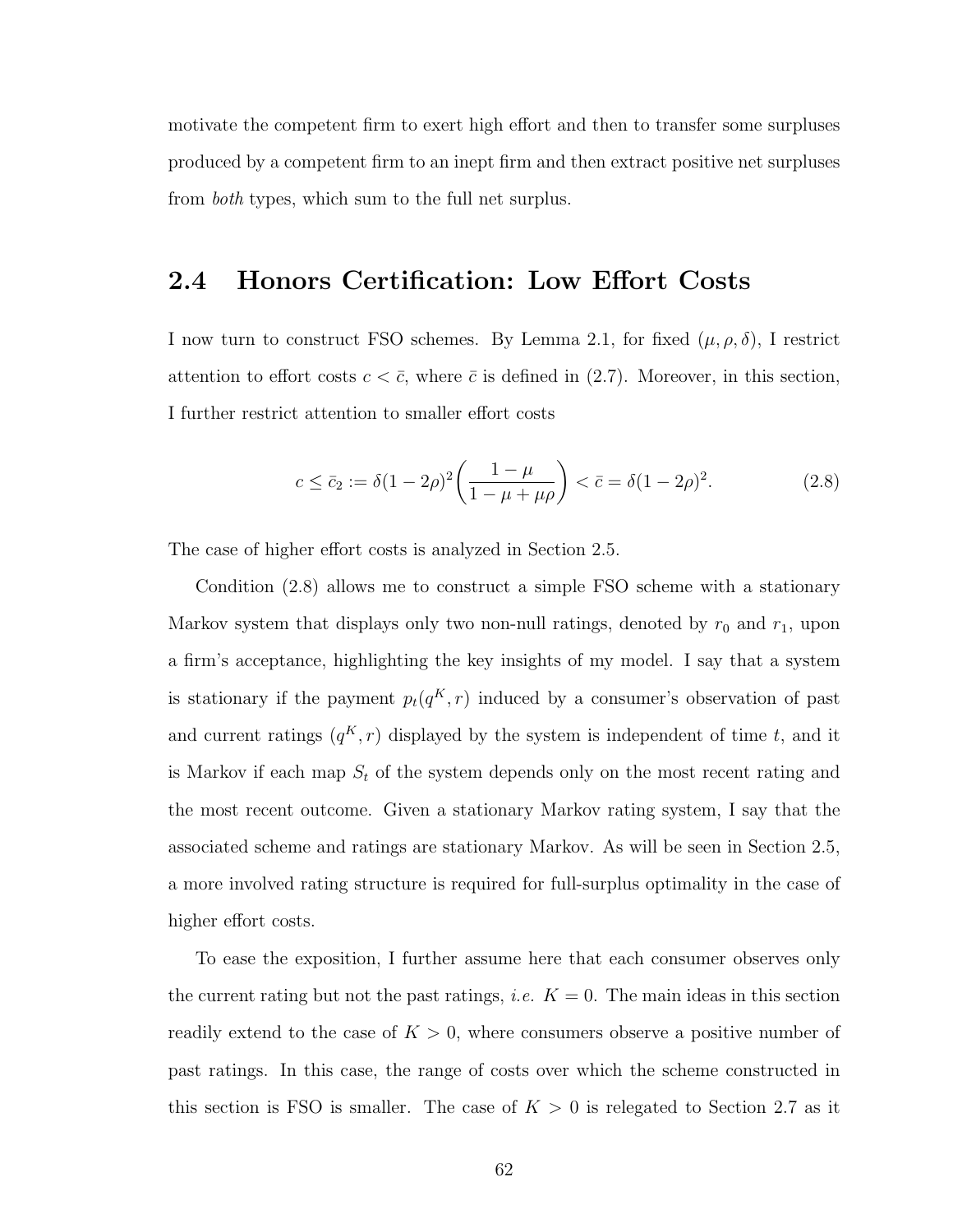motivate the competent firm to exert high effort and then to transfer some surpluses produced by a competent firm to an inept firm and then extract positive net surpluses from *both* types, which sum to the full net surplus.

## 2.4 Honors Certification: Low Effort Costs

I now turn to construct FSO schemes. By Lemma 2.1, for fixed $(\mu, \rho, \delta)$, I restrict attention to effort costs $c < \bar{c}$, where $\bar{c}$ is defined in (2.7). Moreover, in this section, I further restrict attention to smaller effort costs

$$c \leq \bar{c}_2 := \delta(1-2\rho)^2 \left( \frac{1-\mu}{1-\mu+\mu\rho} \right) < \bar{c} = \delta(1-2\rho)^2. \tag{2.8}$$

The case of higher effort costs is analyzed in Section 2.5.

Condition (2.8) allows me to construct a simple FSO scheme with a stationary Markov system that displays only two non-null ratings, denoted by $r_0$ and $r_1$, upon a firm's acceptance, highlighting the key insights of my model. I say that a system is stationary if the payment $p_t(q^K, r)$ induced by a consumer's observation of past and current ratings $(q^K, r)$ displayed by the system is independent of time $t$, and it is Markov if each map $S_t$ of the system depends only on the most recent rating and the most recent outcome. Given a stationary Markov rating system, I say that the associated scheme and ratings are stationary Markov. As will be seen in Section 2.5, a more involved rating structure is required for full-surplus optimality in the case of higher effort costs.

To ease the exposition, I further assume here that each consumer observes only the current rating but not the past ratings, *i.e.* $K = 0$. The main ideas in this section readily extend to the case of $K > 0$, where consumers observe a positive number of past ratings. In this case, the range of costs over which the scheme constructed in this section is FSO is smaller. The case of $K > 0$ is relegated to Section 2.7 as it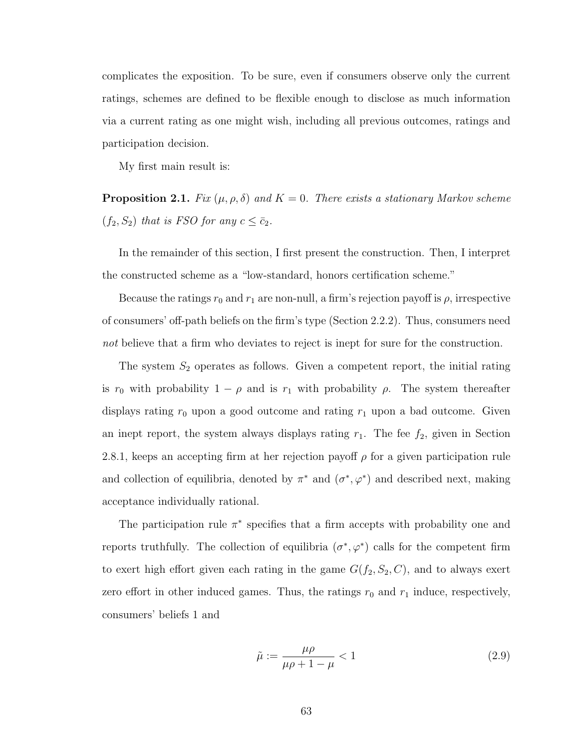complicates the exposition. To be sure, even if consumers observe only the current ratings, schemes are defined to be flexible enough to disclose as much information via a current rating as one might wish, including all previous outcomes, ratings and participation decision.

My first main result is:

**Proposition 2.1.** *Fix* $(\mu, \rho, \delta)$ *and* $K = 0$. *There exists a stationary Markov scheme* $(f_2, S_2)$ *that is FSO for any* $c \leq \bar{c}_2$.

In the remainder of this section, I first present the construction. Then, I interpret the constructed scheme as a "low-standard, honors certification scheme."

Because the ratings $r_0$ and $r_1$ are non-null, a firm's rejection payoff is $\rho$, irrespective of consumers' off-path beliefs on the firm's type (Section 2.2.2). Thus, consumers need *not* believe that a firm who deviates to reject is inept for sure for the construction.

The system $S_2$ operates as follows. Given a competent report, the initial rating is $r_0$ with probability $1 - \rho$ and is $r_1$ with probability $\rho$. The system thereafter displays rating $r_0$ upon a good outcome and rating $r_1$ upon a bad outcome. Given an inept report, the system always displays rating $r_1$. The fee $f_2$, given in Section 2.8.1, keeps an accepting firm at her rejection payoff $\rho$ for a given participation rule and collection of equilibria, denoted by $\pi^*$ and $(\sigma^*, \varphi^*)$ and described next, making acceptance individually rational.

The participation rule $\pi^*$ specifies that a firm accepts with probability one and reports truthfully. The collection of equilibria $(\sigma^*, \varphi^*)$ calls for the competent firm to exert high effort given each rating in the game $G(f_2, S_2, C)$, and to always exert zero effort in other induced games. Thus, the ratings $r_0$ and $r_1$ induce, respectively, consumers' beliefs 1 and

$$\tilde{\mu} := \frac{\mu\rho}{\mu\rho + 1 - \mu} < 1 \tag{2.9}$$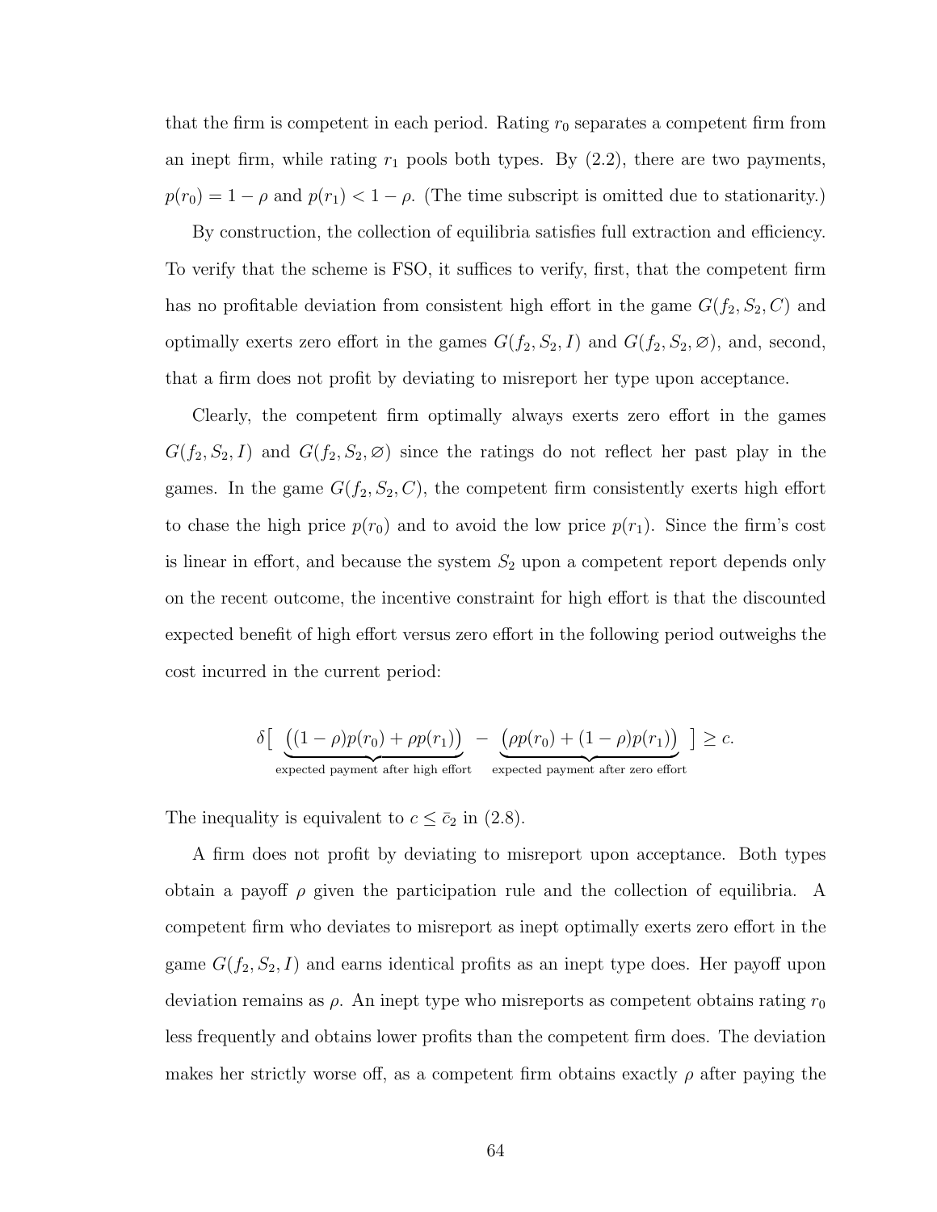that the firm is competent in each period. Rating $r_0$ separates a competent firm from an inept firm, while rating $r_1$ pools both types. By (2.2), there are two payments, $p(r_0) = 1 - \rho$ and $p(r_1) < 1 - \rho$. (The time subscript is omitted due to stationarity.)

By construction, the collection of equilibria satisfies full extraction and efficiency. To verify that the scheme is FSO, it suffices to verify, first, that the competent firm has no profitable deviation from consistent high effort in the game $G(f_2, S_2, C)$ and optimally exerts zero effort in the games $G(f_2, S_2, I)$ and $G(f_2, S_2, \varnothing)$, and, second, that a firm does not profit by deviating to misreport her type upon acceptance.

Clearly, the competent firm optimally always exerts zero effort in the games $G(f_2, S_2, I)$ and $G(f_2, S_2, \varnothing)$ since the ratings do not reflect her past play in the games. In the game $G(f_2, S_2, C)$, the competent firm consistently exerts high effort to chase the high price $p(r_0)$ and to avoid the low price $p(r_1)$. Since the firm's cost is linear in effort, and because the system $S_2$ upon a competent report depends only on the recent outcome, the incentive constraint for high effort is that the discounted expected benefit of high effort versus zero effort in the following period outweighs the cost incurred in the current period:

$$\delta\big[\underbrace{\big((1-\rho)p(r_0) + \rho p(r_1)\big)}_{\text{expected payment after high effort}} - \underbrace{\big(\rho p(r_0) + (1-\rho)p(r_1)\big)}_{\text{expected payment after zero effort}}\big] \geq c.$$

The inequality is equivalent to $c \leq \bar{c}_2$ in (2.8).

A firm does not profit by deviating to misreport upon acceptance. Both types obtain a payoff $\rho$ given the participation rule and the collection of equilibria. A competent firm who deviates to misreport as inept optimally exerts zero effort in the game $G(f_2, S_2, I)$ and earns identical profits as an inept type does. Her payoff upon deviation remains as $\rho$. An inept type who misreports as competent obtains rating $r_0$ less frequently and obtains lower profits than the competent firm does. The deviation makes her strictly worse off, as a competent firm obtains exactly $\rho$ after paying the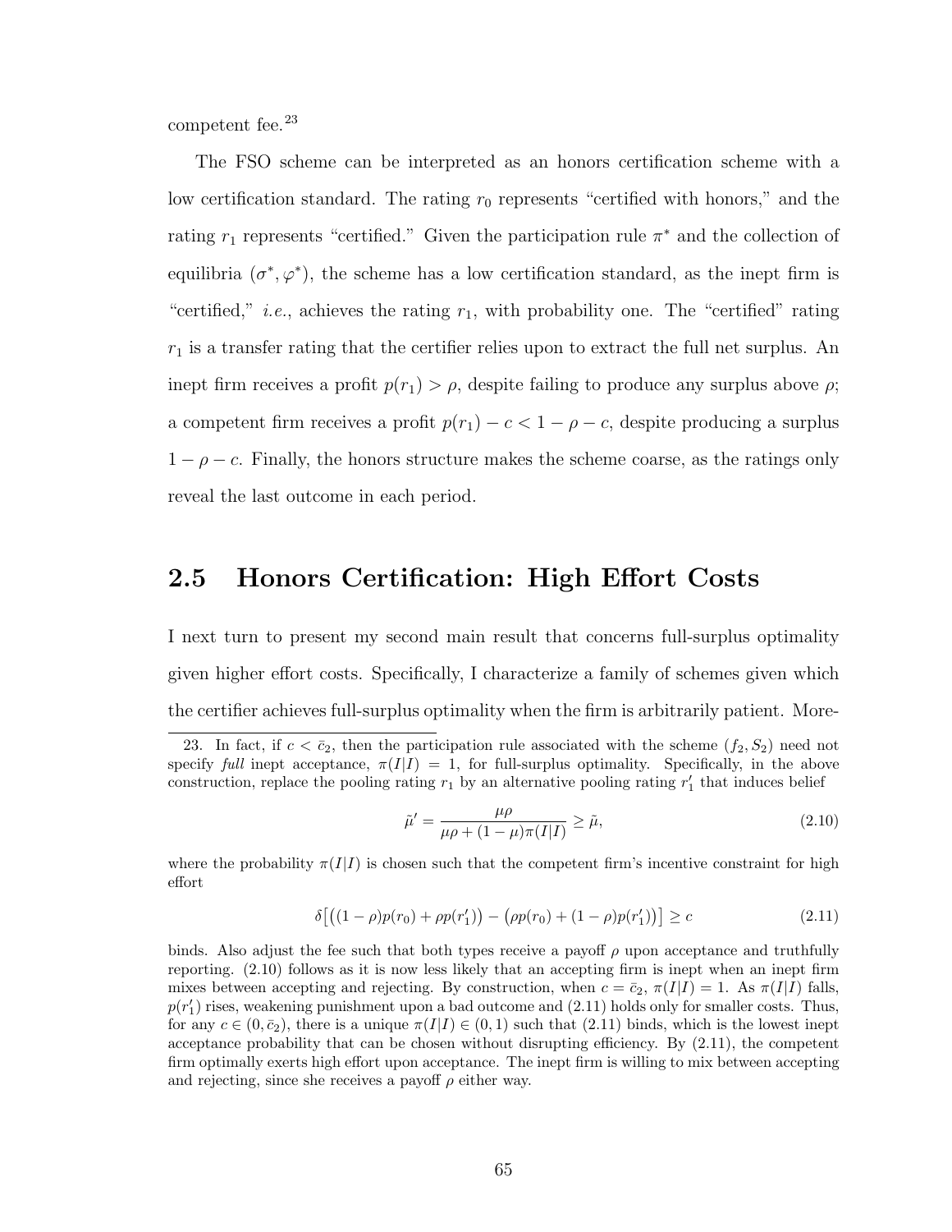competent fee.[23]

The FSO scheme can be interpreted as an honors certification scheme with a low certification standard. The rating $r_0$ represents "certified with honors," and the rating $r_1$ represents "certified." Given the participation rule $\pi^*$ and the collection of equilibria $(\sigma^*, \varphi^*)$, the scheme has a low certification standard, as the inept firm is "certified," *i.e.*, achieves the rating $r_1$, with probability one. The "certified" rating $r_1$ is a transfer rating that the certifier relies upon to extract the full net surplus. An inept firm receives a profit $p(r_1) > \rho$, despite failing to produce any surplus above $\rho$; a competent firm receives a profit $p(r_1) - c < 1 - \rho - c$, despite producing a surplus $1 - \rho - c$. Finally, the honors structure makes the scheme coarse, as the ratings only reveal the last outcome in each period.

## 2.5 Honors Certification: High Effort Costs

I next turn to present my second main result that concerns full-surplus optimality given higher effort costs. Specifically, I characterize a family of schemes given which the certifier achieves full-surplus optimality when the firm is arbitrarily patient. More-

---

23. In fact, if $c < \bar{c}_2$, then the participation rule associated with the scheme $(f_2, S_2)$ need not specify *full* inept acceptance, $\pi(I|I) = 1$, for full-surplus optimality. Specifically, in the above construction, replace the pooling rating $r_1$ by an alternative pooling rating $r_1'$ that induces belief

$$\tilde{\mu}' = \frac{\mu\rho}{\mu\rho + (1-\mu)\pi(I|I)} \geq \tilde{\mu}, \tag{2.10}$$

where the probability $\pi(I|I)$ is chosen such that the competent firm's incentive constraint for high effort

$$\delta\big[\big((1-\rho)p(r_0) + \rho p(r_1')\big) - \big(\rho p(r_0) + (1-\rho)p(r_1')\big)\big] \geq c \tag{2.11}$$

binds. Also adjust the fee such that both types receive a payoff $\rho$ upon acceptance and truthfully reporting. (2.10) follows as it is now less likely that an accepting firm is inept when an inept firm mixes between accepting and rejecting. By construction, when $c = \bar{c}_2$, $\pi(I|I) = 1$. As $\pi(I|I)$ falls, $p(r_1')$ rises, weakening punishment upon a bad outcome and (2.11) holds only for smaller costs. Thus, for any $c \in (0, \bar{c}_2)$, there is a unique $\pi(I|I) \in (0, 1)$ such that (2.11) binds, which is the lowest inept acceptance probability that can be chosen without disrupting efficiency. By (2.11), the competent firm optimally exerts high effort upon acceptance. The inept firm is willing to mix between accepting and rejecting, since she receives a payoff $\rho$ either way.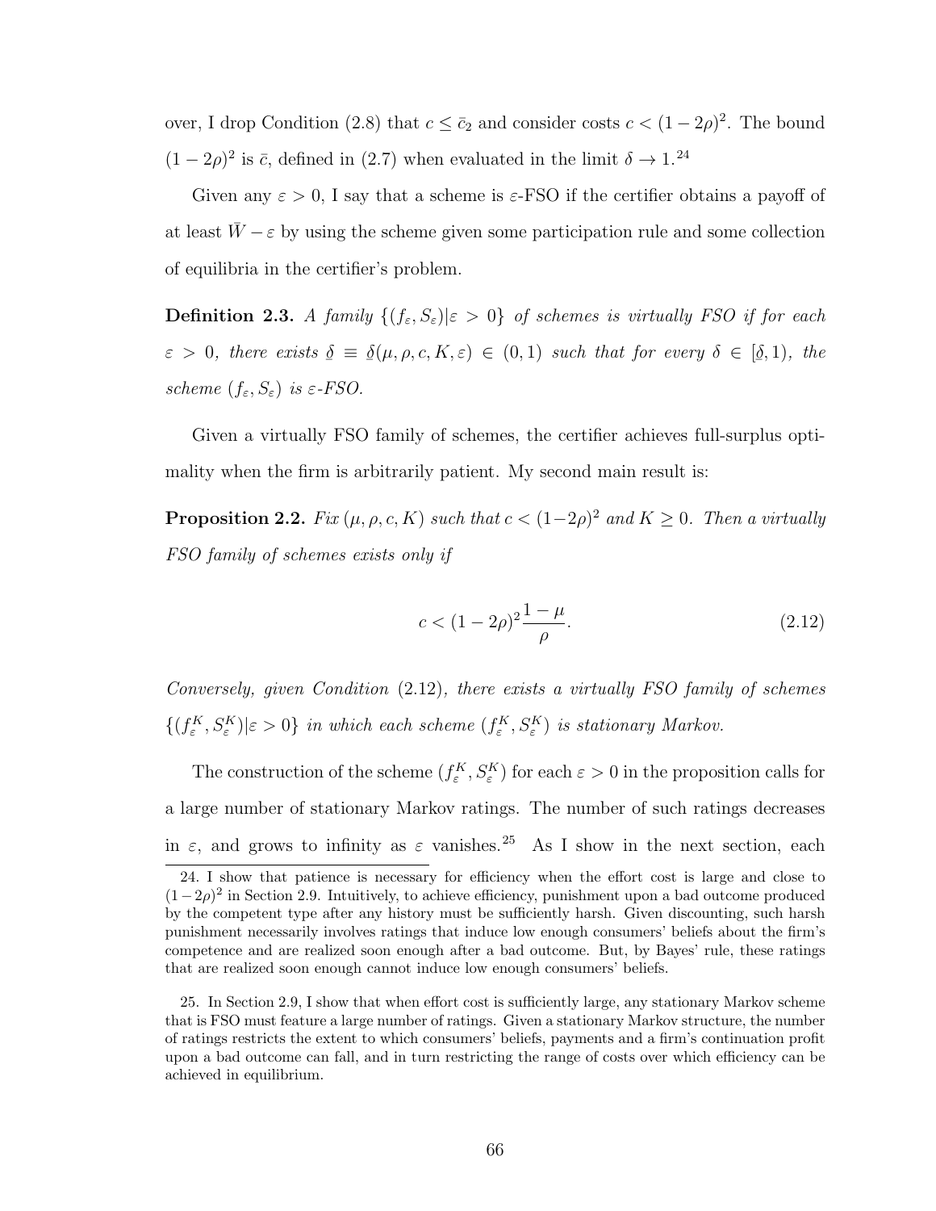over, I drop Condition (2.8) that $c \leq \bar{c}_2$ and consider costs $c < (1-2\rho)^2$. The bound $(1-2\rho)^2$ is $\bar{c}$, defined in (2.7) when evaluated in the limit $\delta \to 1$.[24]

Given any $\varepsilon > 0$, I say that a scheme is $\varepsilon$-FSO if the certifier obtains a payoff of at least $\bar{W} - \varepsilon$ by using the scheme given some participation rule and some collection of equilibria in the certifier's problem.

**Definition 2.3.** *A family $\{(f_\varepsilon, S_\varepsilon) | \varepsilon > 0\}$ of schemes is virtually FSO if for each $\varepsilon > 0$, there exists $\underline{\delta} \equiv \underline{\delta}(\mu, \rho, c, K, \varepsilon) \in (0,1)$ such that for every $\delta \in [\underline{\delta}, 1)$, the scheme $(f_\varepsilon, S_\varepsilon)$ is $\varepsilon$-FSO.*

Given a virtually FSO family of schemes, the certifier achieves full-surplus optimality when the firm is arbitrarily patient. My second main result is:

**Proposition 2.2.** *Fix $(\mu, \rho, c, K)$ such that $c < (1-2\rho)^2$ and $K \geq 0$. Then a virtually FSO family of schemes exists only if*

$$c < (1-2\rho)^2 \frac{1-\mu}{\rho}. \tag{2.12}$$

*Conversely, given Condition (2.12), there exists a virtually FSO family of schemes $\{(f_\varepsilon^K, S_\varepsilon^K) | \varepsilon > 0\}$ in which each scheme $(f_\varepsilon^K, S_\varepsilon^K)$ is stationary Markov.*

The construction of the scheme $(f_\varepsilon^K, S_\varepsilon^K)$ for each $\varepsilon > 0$ in the proposition calls for a large number of stationary Markov ratings. The number of such ratings decreases in $\varepsilon$, and grows to infinity as $\varepsilon$ vanishes.[25] As I show in the next section, each

---

24. I show that patience is necessary for efficiency when the effort cost is large and close to $(1-2\rho)^2$ in Section 2.9. Intuitively, to achieve efficiency, punishment upon a bad outcome produced by the competent type after any history must be sufficiently harsh. Given discounting, such harsh punishment necessarily involves ratings that induce low enough consumers' beliefs about the firm's competence and are realized soon enough after a bad outcome. But, by Bayes' rule, these ratings that are realized soon enough cannot induce low enough consumers' beliefs.

25. In Section 2.9, I show that when effort cost is sufficiently large, any stationary Markov scheme that is FSO must feature a large number of ratings. Given a stationary Markov structure, the number of ratings restricts the extent to which consumers' beliefs, payments and a firm's continuation profit upon a bad outcome can fall, and in turn restricting the range of costs over which efficiency can be achieved in equilibrium.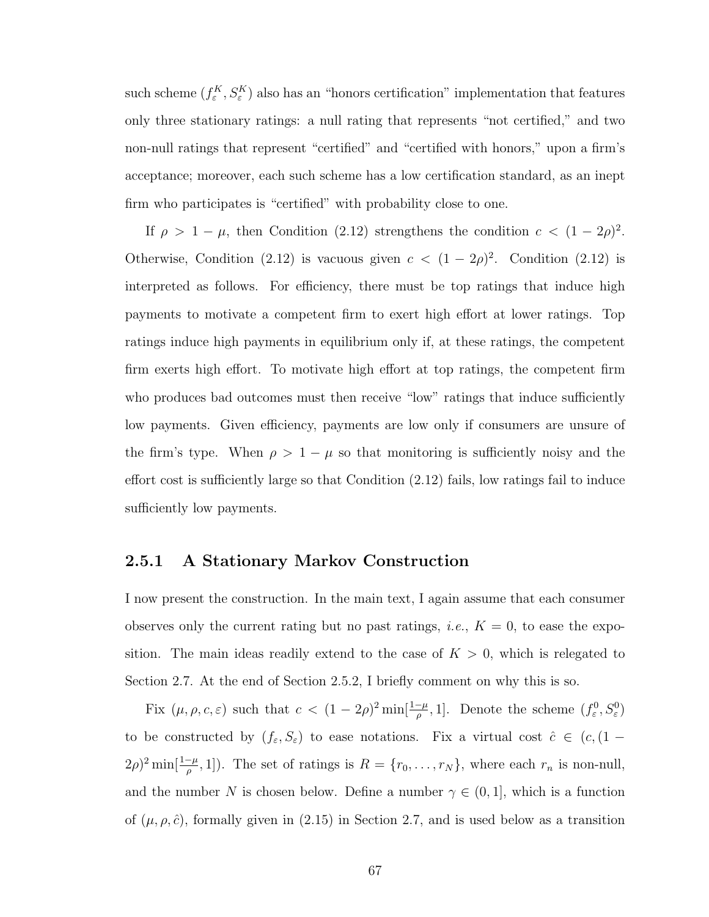such scheme $(f_\varepsilon^K, S_\varepsilon^K)$ also has an "honors certification" implementation that features only three stationary ratings: a null rating that represents "not certified," and two non-null ratings that represent "certified" and "certified with honors," upon a firm's acceptance; moreover, each such scheme has a low certification standard, as an inept firm who participates is "certified" with probability close to one.

If $\rho > 1 - \mu$, then Condition (2.12) strengthens the condition $c < (1 - 2\rho)^2$. Otherwise, Condition (2.12) is vacuous given $c < (1 - 2\rho)^2$. Condition (2.12) is interpreted as follows. For efficiency, there must be top ratings that induce high payments to motivate a competent firm to exert high effort at lower ratings. Top ratings induce high payments in equilibrium only if, at these ratings, the competent firm exerts high effort. To motivate high effort at top ratings, the competent firm who produces bad outcomes must then receive "low" ratings that induce sufficiently low payments. Given efficiency, payments are low only if consumers are unsure of the firm's type. When $\rho > 1 - \mu$ so that monitoring is sufficiently noisy and the effort cost is sufficiently large so that Condition (2.12) fails, low ratings fail to induce sufficiently low payments.

### 2.5.1 A Stationary Markov Construction

I now present the construction. In the main text, I again assume that each consumer observes only the current rating but no past ratings, *i.e.*, $K = 0$, to ease the exposition. The main ideas readily extend to the case of $K > 0$, which is relegated to Section 2.7. At the end of Section 2.5.2, I briefly comment on why this is so.

Fix $(\mu, \rho, c, \varepsilon)$ such that $c < (1 - 2\rho)^2 \min[\frac{1-\mu}{\rho}, 1]$. Denote the scheme $(f_\varepsilon^0, S_\varepsilon^0)$ to be constructed by $(f_\varepsilon, S_\varepsilon)$ to ease notations. Fix a virtual cost $\hat{c} \in (c, (1 - 2\rho)^2 \min[\frac{1-\mu}{\rho}, 1])$. The set of ratings is $R = \{r_0, \ldots, r_N\}$, where each $r_n$ is non-null, and the number $N$ is chosen below. Define a number $\gamma \in (0, 1]$, which is a function of $(\mu, \rho, \hat{c})$, formally given in (2.15) in Section 2.7, and is used below as a transition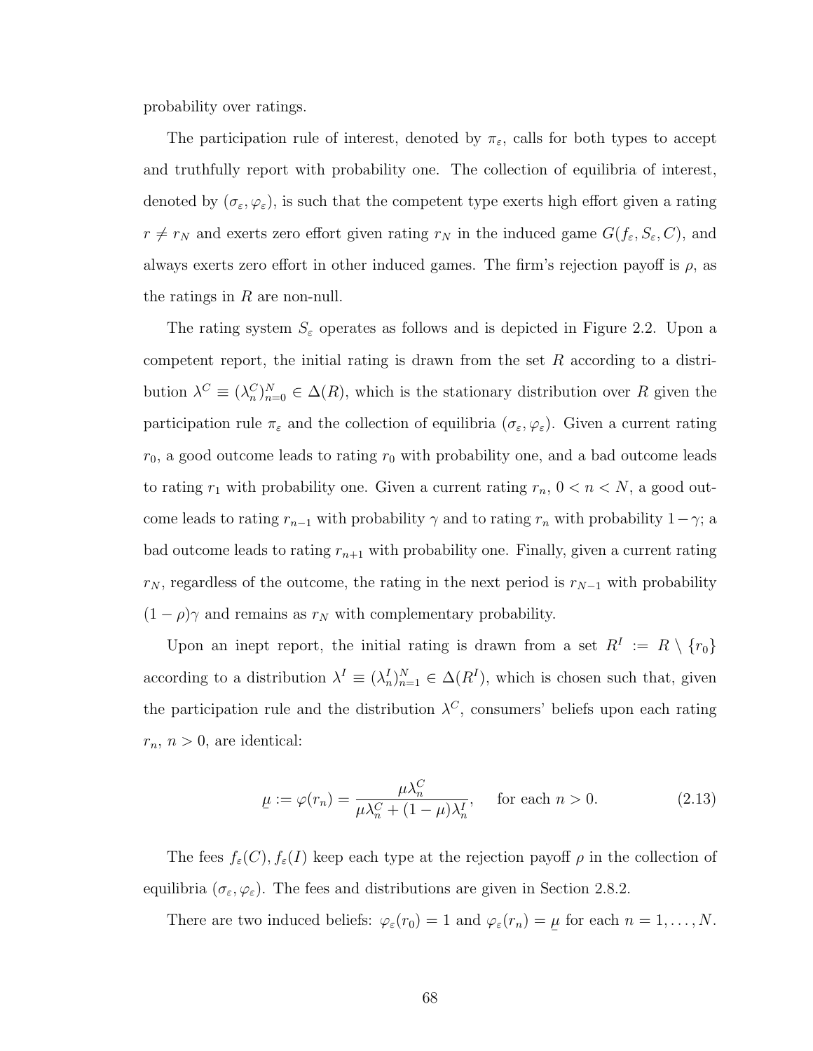probability over ratings.

The participation rule of interest, denoted by $\pi_\varepsilon$, calls for both types to accept and truthfully report with probability one. The collection of equilibria of interest, denoted by $(\sigma_\varepsilon, \varphi_\varepsilon)$, is such that the competent type exerts high effort given a rating $r \neq r_N$ and exerts zero effort given rating $r_N$ in the induced game $G(f_\varepsilon, S_\varepsilon, C)$, and always exerts zero effort in other induced games. The firm's rejection payoff is $\rho$, as the ratings in $R$ are non-null.

The rating system $S_\varepsilon$ operates as follows and is depicted in Figure 2.2. Upon a competent report, the initial rating is drawn from the set $R$ according to a distribution $\lambda^C \equiv (\lambda_n^C)_{n=0}^N \in \Delta(R)$, which is the stationary distribution over $R$ given the participation rule $\pi_\varepsilon$ and the collection of equilibria $(\sigma_\varepsilon, \varphi_\varepsilon)$. Given a current rating $r_0$, a good outcome leads to rating $r_0$ with probability one, and a bad outcome leads to rating $r_1$ with probability one. Given a current rating $r_n$, $0 < n < N$, a good outcome leads to rating $r_{n-1}$ with probability $\gamma$ and to rating $r_n$ with probability $1-\gamma$; a bad outcome leads to rating $r_{n+1}$ with probability one. Finally, given a current rating $r_N$, regardless of the outcome, the rating in the next period is $r_{N-1}$ with probability $(1-\rho)\gamma$ and remains as $r_N$ with complementary probability.

Upon an inept report, the initial rating is drawn from a set $R^I := R \setminus \{r_0\}$ according to a distribution $\lambda^I \equiv (\lambda_n^I)_{n=1}^N \in \Delta(R^I)$, which is chosen such that, given the participation rule and the distribution $\lambda^C$, consumers' beliefs upon each rating $r_n$, $n > 0$, are identical:

$$\underline{\mu} := \varphi(r_n) = \frac{\mu \lambda_n^C}{\mu \lambda_n^C + (1-\mu)\lambda_n^I}, \qquad \text{for each } n > 0. \tag{2.13}$$

The fees $f_\varepsilon(C), f_\varepsilon(I)$ keep each type at the rejection payoff $\rho$ in the collection of equilibria $(\sigma_\varepsilon, \varphi_\varepsilon)$. The fees and distributions are given in Section 2.8.2.

There are two induced beliefs: $\varphi_\varepsilon(r_0) = 1$ and $\varphi_\varepsilon(r_n) = \underline{\mu}$ for each $n = 1, \ldots, N$.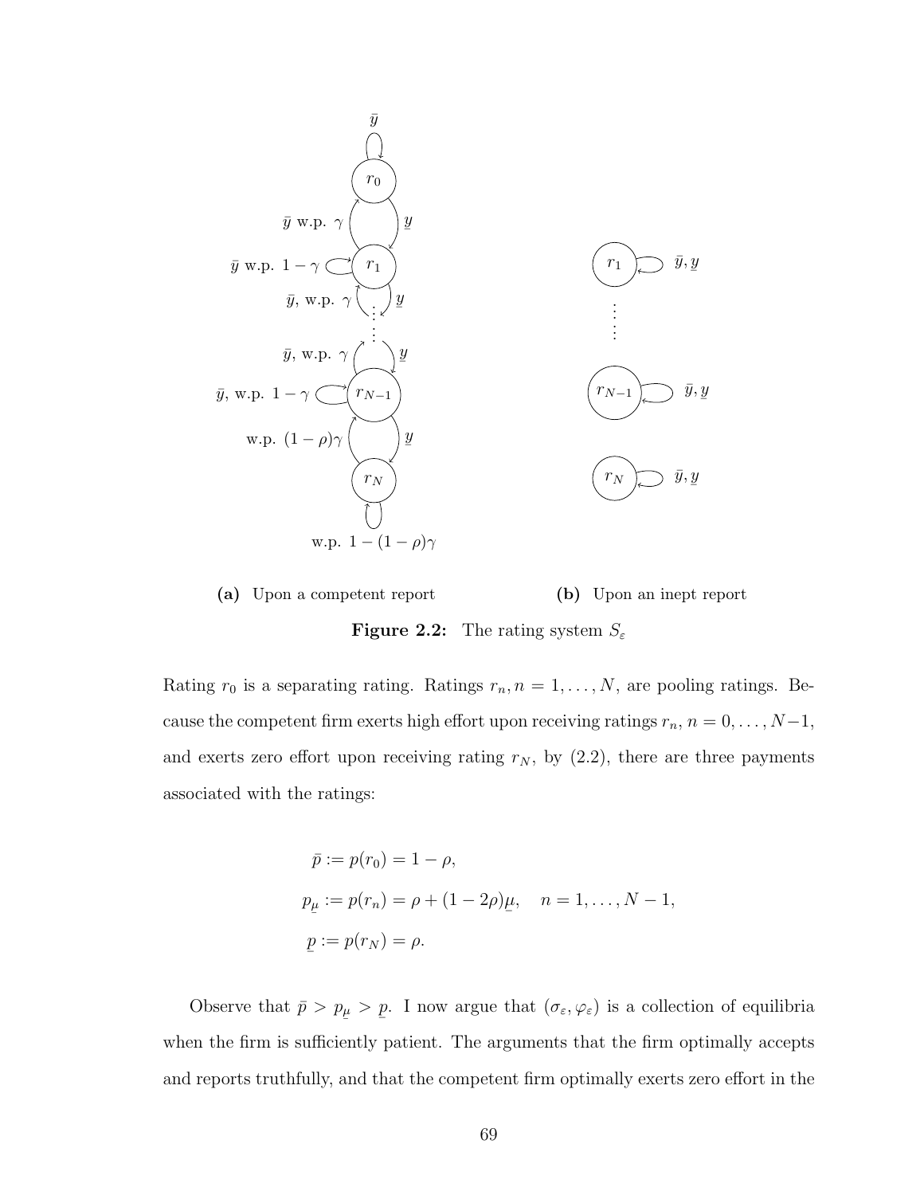Figure 2.2: The rating system $S_\varepsilon$

(a) Upon a competent report

(b) Upon an inept report

Rating $r_0$ is a separating rating. Ratings $r_n, n = 1, \ldots, N$, are pooling ratings. Because the competent firm exerts high effort upon receiving ratings $r_n$, $n = 0, \ldots, N-1$, and exerts zero effort upon receiving rating $r_N$, by (2.2), there are three payments associated with the ratings:

$$
\begin{aligned}
\bar{p} &:= p(r_0) = 1 - \rho, \\
p_{\underline{\mu}} &:= p(r_n) = \rho + (1 - 2\rho)\underline{\mu}, \quad n = 1, \ldots, N-1, \\
\underline{p} &:= p(r_N) = \rho.
\end{aligned}
$$

Observe that $\bar{p} > p_{\underline{\mu}} > \underline{p}$. I now argue that $(\sigma_\varepsilon, \varphi_\varepsilon)$ is a collection of equilibria when the firm is sufficiently patient. The arguments that the firm optimally accepts and reports truthfully, and that the competent firm optimally exerts zero effort in the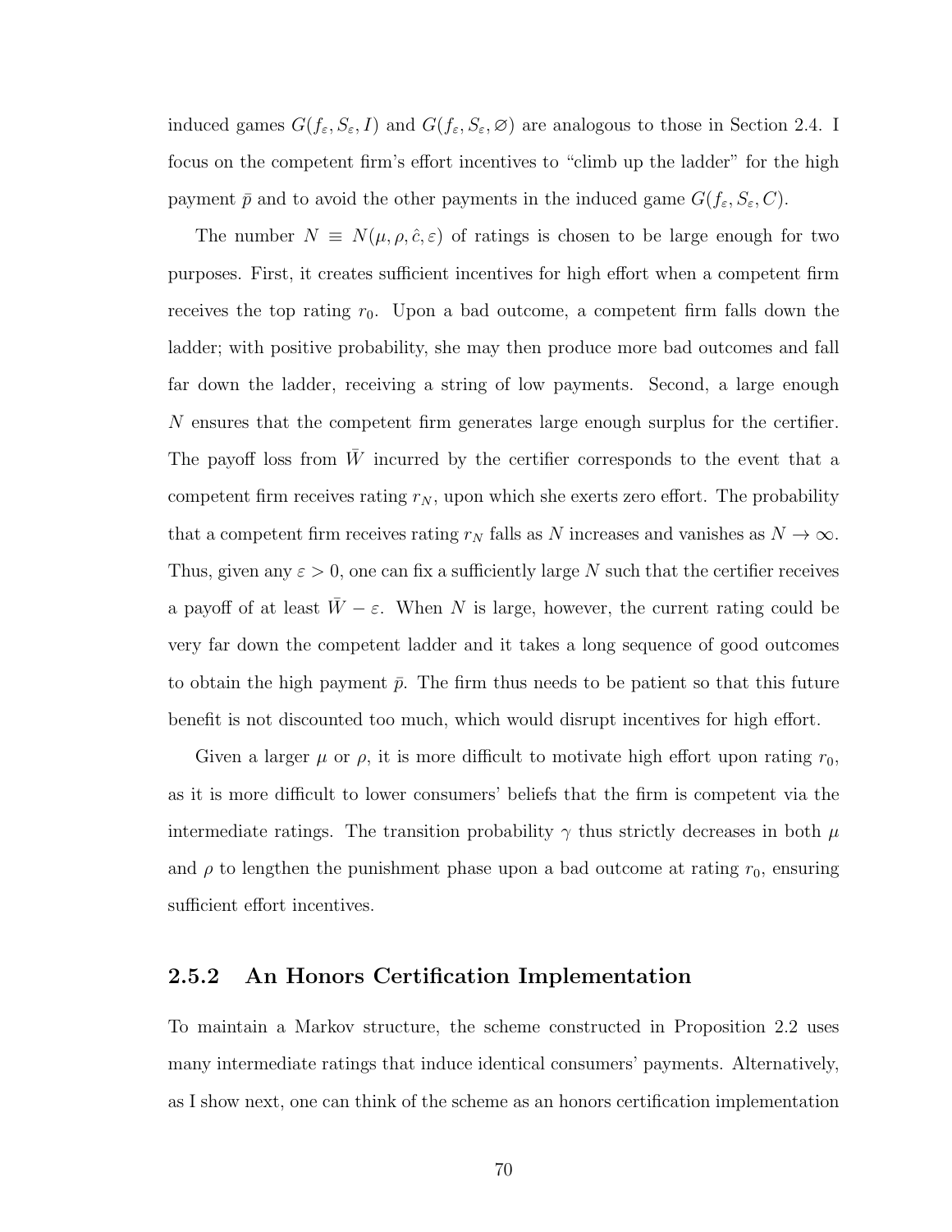induced games $G(f_\varepsilon, S_\varepsilon, I)$ and $G(f_\varepsilon, S_\varepsilon, \varnothing)$ are analogous to those in Section 2.4. I focus on the competent firm's effort incentives to "climb up the ladder" for the high payment $\bar{p}$ and to avoid the other payments in the induced game $G(f_\varepsilon, S_\varepsilon, C)$.

The number $N \equiv N(\mu, \rho, \hat{c}, \varepsilon)$ of ratings is chosen to be large enough for two purposes. First, it creates sufficient incentives for high effort when a competent firm receives the top rating $r_0$. Upon a bad outcome, a competent firm falls down the ladder; with positive probability, she may then produce more bad outcomes and fall far down the ladder, receiving a string of low payments. Second, a large enough $N$ ensures that the competent firm generates large enough surplus for the certifier. The payoff loss from $\bar{W}$ incurred by the certifier corresponds to the event that a competent firm receives rating $r_N$, upon which she exerts zero effort. The probability that a competent firm receives rating $r_N$ falls as $N$ increases and vanishes as $N \to \infty$. Thus, given any $\varepsilon > 0$, one can fix a sufficiently large $N$ such that the certifier receives a payoff of at least $\bar{W} - \varepsilon$. When $N$ is large, however, the current rating could be very far down the competent ladder and it takes a long sequence of good outcomes to obtain the high payment $\bar{p}$. The firm thus needs to be patient so that this future benefit is not discounted too much, which would disrupt incentives for high effort.

Given a larger $\mu$ or $\rho$, it is more difficult to motivate high effort upon rating $r_0$, as it is more difficult to lower consumers' beliefs that the firm is competent via the intermediate ratings. The transition probability $\gamma$ thus strictly decreases in both $\mu$ and $\rho$ to lengthen the punishment phase upon a bad outcome at rating $r_0$, ensuring sufficient effort incentives.

### 2.5.2 An Honors Certification Implementation

To maintain a Markov structure, the scheme constructed in Proposition 2.2 uses many intermediate ratings that induce identical consumers' payments. Alternatively, as I show next, one can think of the scheme as an honors certification implementation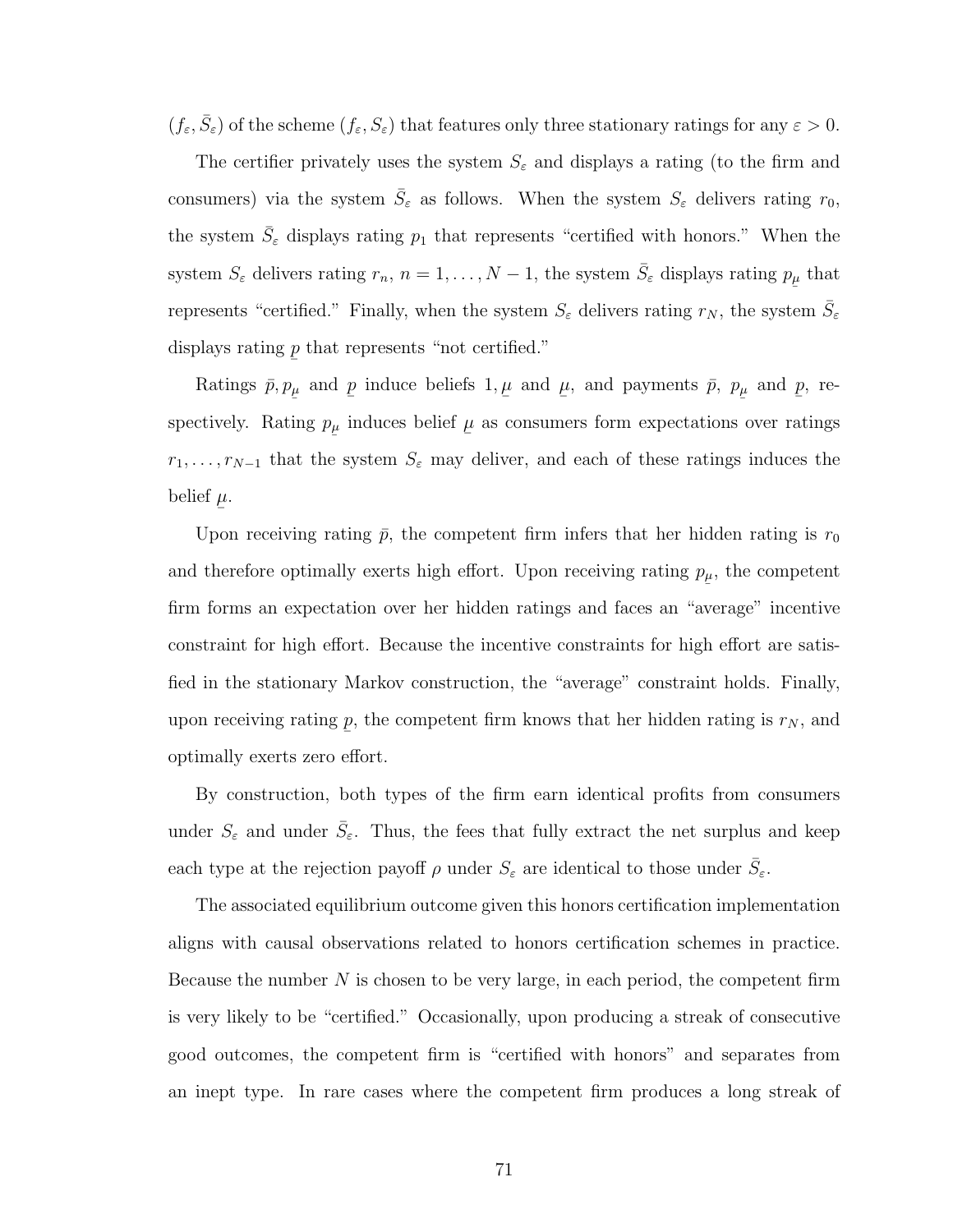$(f_\varepsilon, \bar{S}_\varepsilon)$ of the scheme $(f_\varepsilon, S_\varepsilon)$ that features only three stationary ratings for any $\varepsilon > 0$.

The certifier privately uses the system $S_\varepsilon$ and displays a rating (to the firm and consumers) via the system $\bar{S}_\varepsilon$ as follows. When the system $S_\varepsilon$ delivers rating $r_0$, the system $\bar{S}_\varepsilon$ displays rating $p_1$ that represents "certified with honors." When the system $S_\varepsilon$ delivers rating $r_n$, $n = 1, \ldots, N-1$, the system $\bar{S}_\varepsilon$ displays rating $p_{\underline{\mu}}$ that represents "certified." Finally, when the system $S_\varepsilon$ delivers rating $r_N$, the system $\bar{S}_\varepsilon$ displays rating $\underline{p}$ that represents "not certified."

Ratings $\bar{p}, p_{\underline{\mu}}$ and $\underline{p}$ induce beliefs $1, \underline{\mu}$ and $\underline{\mu}$, and payments $\bar{p}$, $p_{\underline{\mu}}$ and $\underline{p}$, respectively. Rating $p_{\underline{\mu}}$ induces belief $\underline{\mu}$ as consumers form expectations over ratings $r_1, \ldots, r_{N-1}$ that the system $S_\varepsilon$ may deliver, and each of these ratings induces the belief $\underline{\mu}$.

Upon receiving rating $\bar{p}$, the competent firm infers that her hidden rating is $r_0$ and therefore optimally exerts high effort. Upon receiving rating $p_{\underline{\mu}}$, the competent firm forms an expectation over her hidden ratings and faces an "average" incentive constraint for high effort. Because the incentive constraints for high effort are satisfied in the stationary Markov construction, the "average" constraint holds. Finally, upon receiving rating $\underline{p}$, the competent firm knows that her hidden rating is $r_N$, and optimally exerts zero effort.

By construction, both types of the firm earn identical profits from consumers under $S_\varepsilon$ and under $\bar{S}_\varepsilon$. Thus, the fees that fully extract the net surplus and keep each type at the rejection payoff $\rho$ under $S_\varepsilon$ are identical to those under $\bar{S}_\varepsilon$.

The associated equilibrium outcome given this honors certification implementation aligns with causal observations related to honors certification schemes in practice. Because the number $N$ is chosen to be very large, in each period, the competent firm is very likely to be "certified." Occasionally, upon producing a streak of consecutive good outcomes, the competent firm is "certified with honors" and separates from an inept type. In rare cases where the competent firm produces a long streak of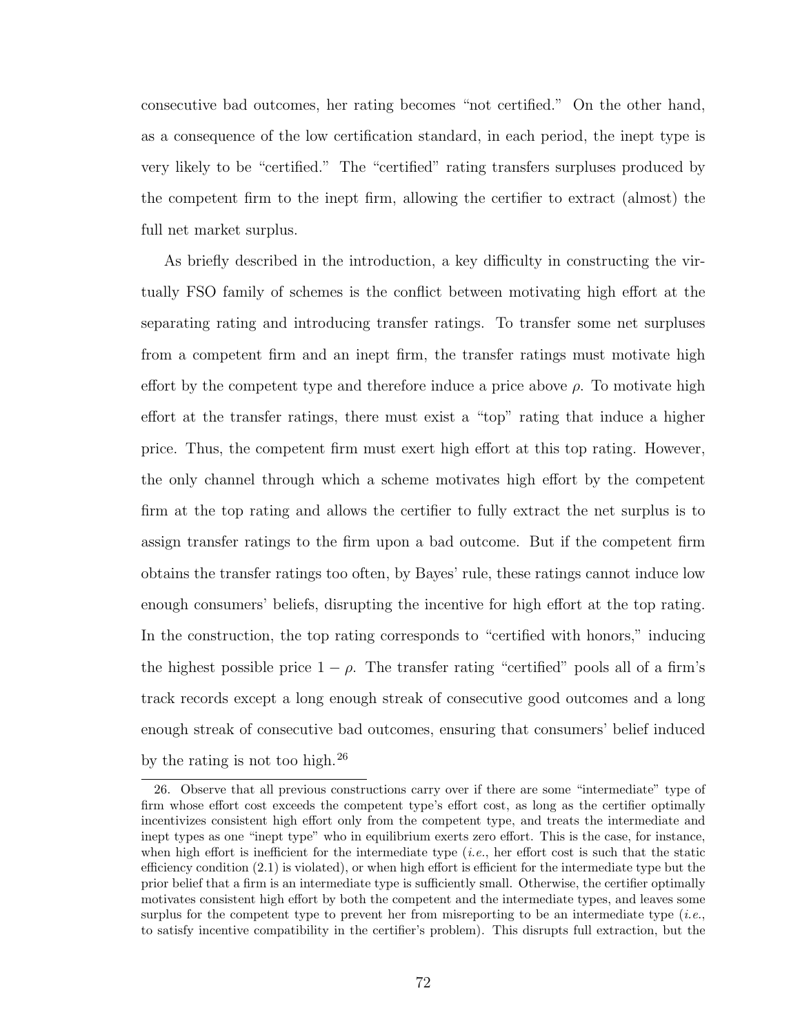consecutive bad outcomes, her rating becomes "not certified." On the other hand, as a consequence of the low certification standard, in each period, the inept type is very likely to be "certified." The "certified" rating transfers surpluses produced by the competent firm to the inept firm, allowing the certifier to extract (almost) the full net market surplus.

As briefly described in the introduction, a key difficulty in constructing the virtually FSO family of schemes is the conflict between motivating high effort at the separating rating and introducing transfer ratings. To transfer some net surpluses from a competent firm and an inept firm, the transfer ratings must motivate high effort by the competent type and therefore induce a price above $\rho$. To motivate high effort at the transfer ratings, there must exist a "top" rating that induce a higher price. Thus, the competent firm must exert high effort at this top rating. However, the only channel through which a scheme motivates high effort by the competent firm at the top rating and allows the certifier to fully extract the net surplus is to assign transfer ratings to the firm upon a bad outcome. But if the competent firm obtains the transfer ratings too often, by Bayes' rule, these ratings cannot induce low enough consumers' beliefs, disrupting the incentive for high effort at the top rating. In the construction, the top rating corresponds to "certified with honors," inducing the highest possible price $1 - \rho$. The transfer rating "certified" pools all of a firm's track records except a long enough streak of consecutive good outcomes and a long enough streak of consecutive bad outcomes, ensuring that consumers' belief induced by the rating is not too high.[26]

26. Observe that all previous constructions carry over if there are some "intermediate" type of firm whose effort cost exceeds the competent type's effort cost, as long as the certifier optimally incentivizes consistent high effort only from the competent type, and treats the intermediate and inept types as one "inept type" who in equilibrium exerts zero effort. This is the case, for instance, when high effort is inefficient for the intermediate type (*i.e.*, her effort cost is such that the static efficiency condition (2.1) is violated), or when high effort is efficient for the intermediate type but the prior belief that a firm is an intermediate type is sufficiently small. Otherwise, the certifier optimally motivates consistent high effort by both the competent and the intermediate types, and leaves some surplus for the competent type to prevent her from misreporting to be an intermediate type (*i.e.*, to satisfy incentive compatibility in the certifier's problem). This disrupts full extraction, but the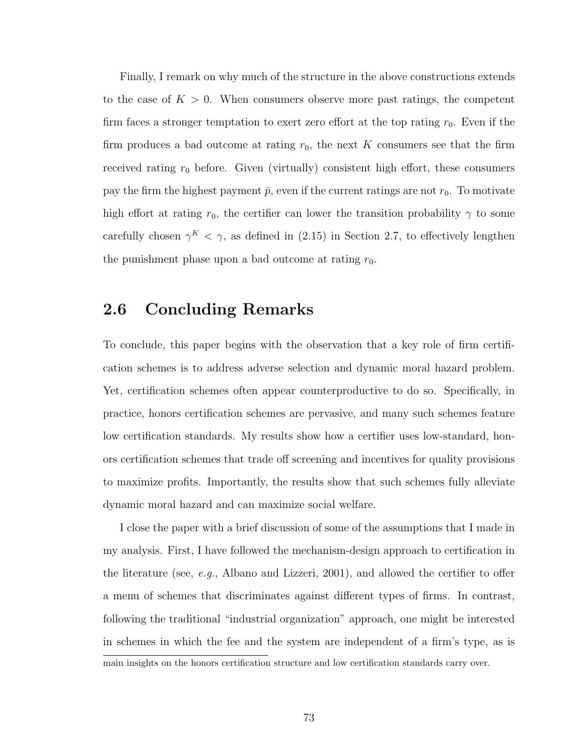Finally, I remark on why much of the structure in the above constructions extends to the case of $K > 0$. When consumers observe more past ratings, the competent firm faces a stronger temptation to exert zero effort at the top rating $r_0$. Even if the firm produces a bad outcome at rating $r_0$, the next $K$ consumers see that the firm received rating $r_0$ before. Given (virtually) consistent high effort, these consumers pay the firm the highest payment $\bar{p}$, even if the current ratings are not $r_0$. To motivate high effort at rating $r_0$, the certifier can lower the transition probability $\gamma$ to some carefully chosen $\gamma^K < \gamma$, as defined in (2.15) in Section 2.7, to effectively lengthen the punishment phase upon a bad outcome at rating $r_0$.

## 2.6 Concluding Remarks

To conclude, this paper begins with the observation that a key role of firm certification schemes is to address adverse selection and dynamic moral hazard problem. Yet, certification schemes often appear counterproductive to do so. Specifically, in practice, honors certification schemes are pervasive, and many such schemes feature low certification standards. My results show how a certifier uses low-standard, honors certification schemes that trade off screening and incentives for quality provisions to maximize profits. Importantly, the results show that such schemes fully alleviate dynamic moral hazard and can maximize social welfare.

I close the paper with a brief discussion of some of the assumptions that I made in my analysis. First, I have followed the mechanism-design approach to certification in the literature (see, *e.g.*, Albano and Lizzeri, 2001), and allowed the certifier to offer a menu of schemes that discriminates against different types of firms. In contrast, following the traditional "industrial organization" approach, one might be interested in schemes in which the fee and the system are independent of a firm's type, as is

main insights on the honors certification structure and low certification standards carry over.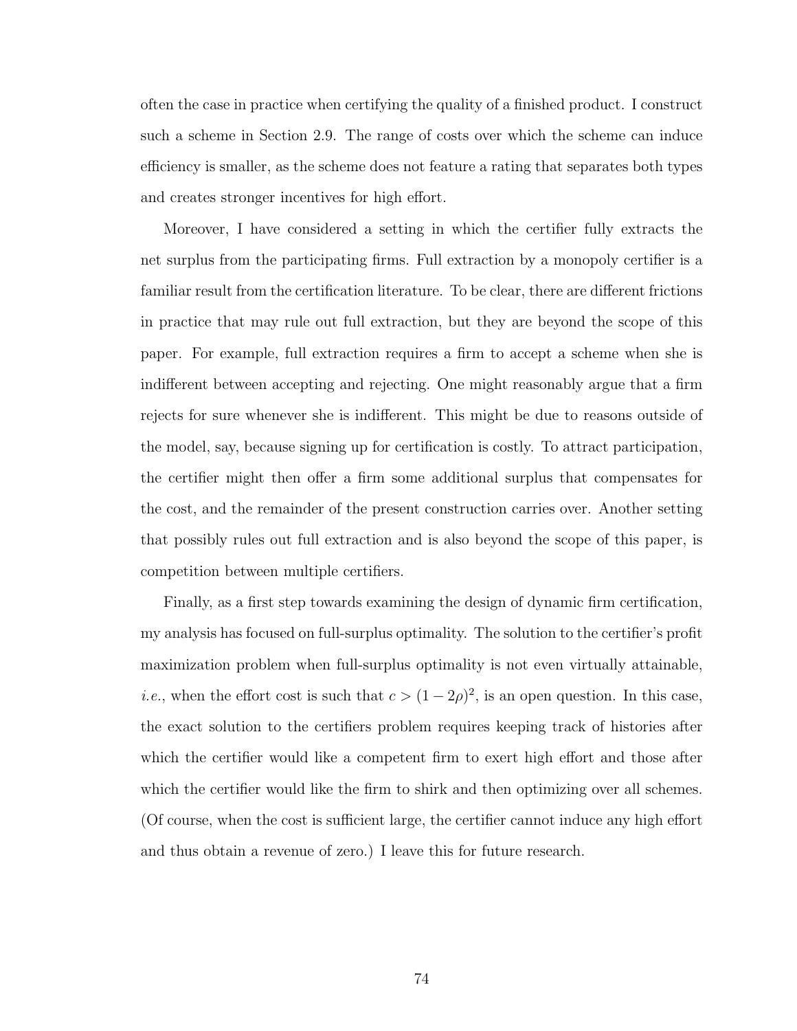often the case in practice when certifying the quality of a finished product. I construct such a scheme in Section 2.9. The range of costs over which the scheme can induce efficiency is smaller, as the scheme does not feature a rating that separates both types and creates stronger incentives for high effort.

Moreover, I have considered a setting in which the certifier fully extracts the net surplus from the participating firms. Full extraction by a monopoly certifier is a familiar result from the certification literature. To be clear, there are different frictions in practice that may rule out full extraction, but they are beyond the scope of this paper. For example, full extraction requires a firm to accept a scheme when she is indifferent between accepting and rejecting. One might reasonably argue that a firm rejects for sure whenever she is indifferent. This might be due to reasons outside of the model, say, because signing up for certification is costly. To attract participation, the certifier might then offer a firm some additional surplus that compensates for the cost, and the remainder of the present construction carries over. Another setting that possibly rules out full extraction and is also beyond the scope of this paper, is competition between multiple certifiers.

Finally, as a first step towards examining the design of dynamic firm certification, my analysis has focused on full-surplus optimality. The solution to the certifier's profit maximization problem when full-surplus optimality is not even virtually attainable, *i.e.*, when the effort cost is such that $c > (1 - 2\rho)^2$, is an open question. In this case, the exact solution to the certifiers problem requires keeping track of histories after which the certifier would like a competent firm to exert high effort and those after which the certifier would like the firm to shirk and then optimizing over all schemes. (Of course, when the cost is sufficient large, the certifier cannot induce any high effort and thus obtain a revenue of zero.) I leave this for future research.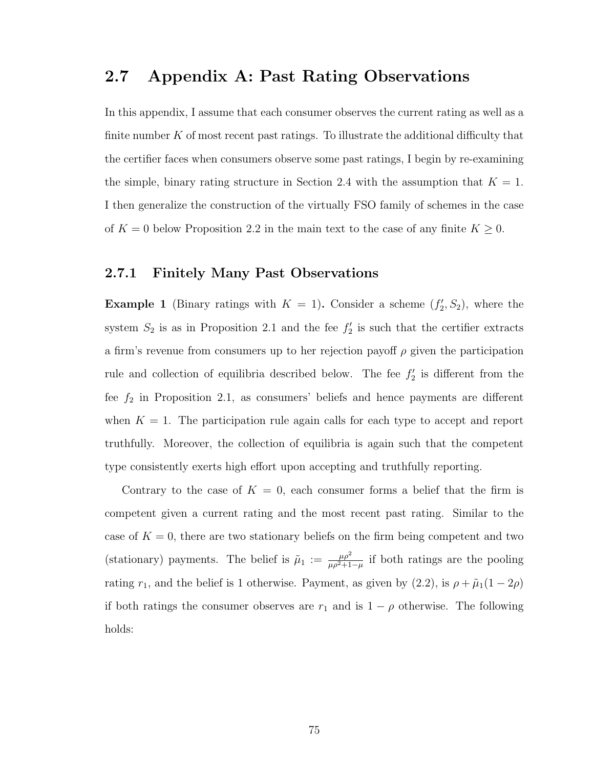## 2.7 Appendix A: Past Rating Observations

In this appendix, I assume that each consumer observes the current rating as well as a finite number $K$ of most recent past ratings. To illustrate the additional difficulty that the certifier faces when consumers observe some past ratings, I begin by re-examining the simple, binary rating structure in Section 2.4 with the assumption that $K = 1$. I then generalize the construction of the virtually FSO family of schemes in the case of $K = 0$ below Proposition 2.2 in the main text to the case of any finite $K \geq 0$.

### 2.7.1 Finitely Many Past Observations

**Example 1** (Binary ratings with $K = 1$)**.** Consider a scheme $(f_2', S_2)$, where the system $S_2$ is as in Proposition 2.1 and the fee $f_2'$ is such that the certifier extracts a firm's revenue from consumers up to her rejection payoff $\rho$ given the participation rule and collection of equilibria described below. The fee $f_2'$ is different from the fee $f_2$ in Proposition 2.1, as consumers' beliefs and hence payments are different when $K = 1$. The participation rule again calls for each type to accept and report truthfully. Moreover, the collection of equilibria is again such that the competent type consistently exerts high effort upon accepting and truthfully reporting.

Contrary to the case of $K = 0$, each consumer forms a belief that the firm is competent given a current rating and the most recent past rating. Similar to the case of $K = 0$, there are two stationary beliefs on the firm being competent and two (stationary) payments. The belief is $\tilde{\mu}_1 := \frac{\mu\rho^2}{\mu\rho^2+1-\mu}$ if both ratings are the pooling rating $r_1$, and the belief is 1 otherwise. Payment, as given by (2.2), is $\rho + \tilde{\mu}_1(1 - 2\rho)$ if both ratings the consumer observes are $r_1$ and is $1 - \rho$ otherwise. The following holds: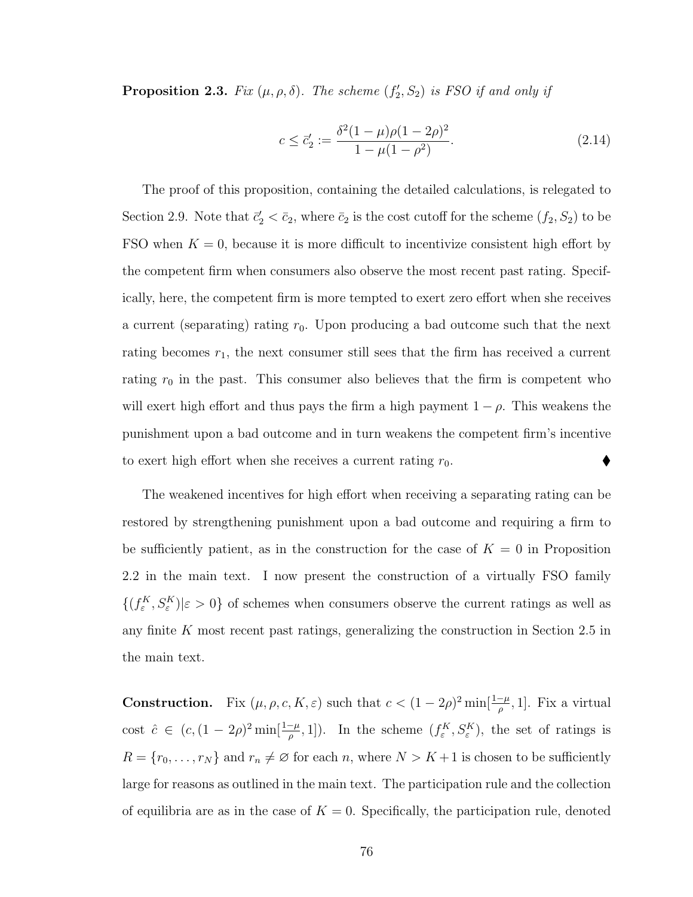**Proposition 2.3.** *Fix $(\mu, \rho, \delta)$. The scheme $(f_2', S_2)$ is FSO if and only if*

$$c \leq \bar{c}_2' := \frac{\delta^2(1-\mu)\rho(1-2\rho)^2}{1-\mu(1-\rho^2)}. \tag{2.14}$$

The proof of this proposition, containing the detailed calculations, is relegated to Section 2.9. Note that $\bar{c}_2' < \bar{c}_2$, where $\bar{c}_2$ is the cost cutoff for the scheme $(f_2, S_2)$ to be FSO when $K = 0$, because it is more difficult to incentivize consistent high effort by the competent firm when consumers also observe the most recent past rating. Specifically, here, the competent firm is more tempted to exert zero effort when she receives a current (separating) rating $r_0$. Upon producing a bad outcome such that the next rating becomes $r_1$, the next consumer still sees that the firm has received a current rating $r_0$ in the past. This consumer also believes that the firm is competent who will exert high effort and thus pays the firm a high payment $1-\rho$. This weakens the punishment upon a bad outcome and in turn weakens the competent firm's incentive to exert high effort when she receives a current rating $r_0$. ⧫

The weakened incentives for high effort when receiving a separating rating can be restored by strengthening punishment upon a bad outcome and requiring a firm to be sufficiently patient, as in the construction for the case of $K = 0$ in Proposition 2.2 in the main text. I now present the construction of a virtually FSO family $\{(f_\varepsilon^K, S_\varepsilon^K)|\varepsilon > 0\}$ of schemes when consumers observe the current ratings as well as any finite $K$ most recent past ratings, generalizing the construction in Section 2.5 in the main text.

**Construction.** Fix $(\mu, \rho, c, K, \varepsilon)$ such that $c < (1-2\rho)^2 \min[\frac{1-\mu}{\rho}, 1]$. Fix a virtual cost $\hat{c} \in (c, (1-2\rho)^2 \min[\frac{1-\mu}{\rho}, 1])$. In the scheme $(f_\varepsilon^K, S_\varepsilon^K)$, the set of ratings is $R = \{r_0, \ldots, r_N\}$ and $r_n \neq \varnothing$ for each $n$, where $N > K+1$ is chosen to be sufficiently large for reasons as outlined in the main text. The participation rule and the collection of equilibria are as in the case of $K = 0$. Specifically, the participation rule, denoted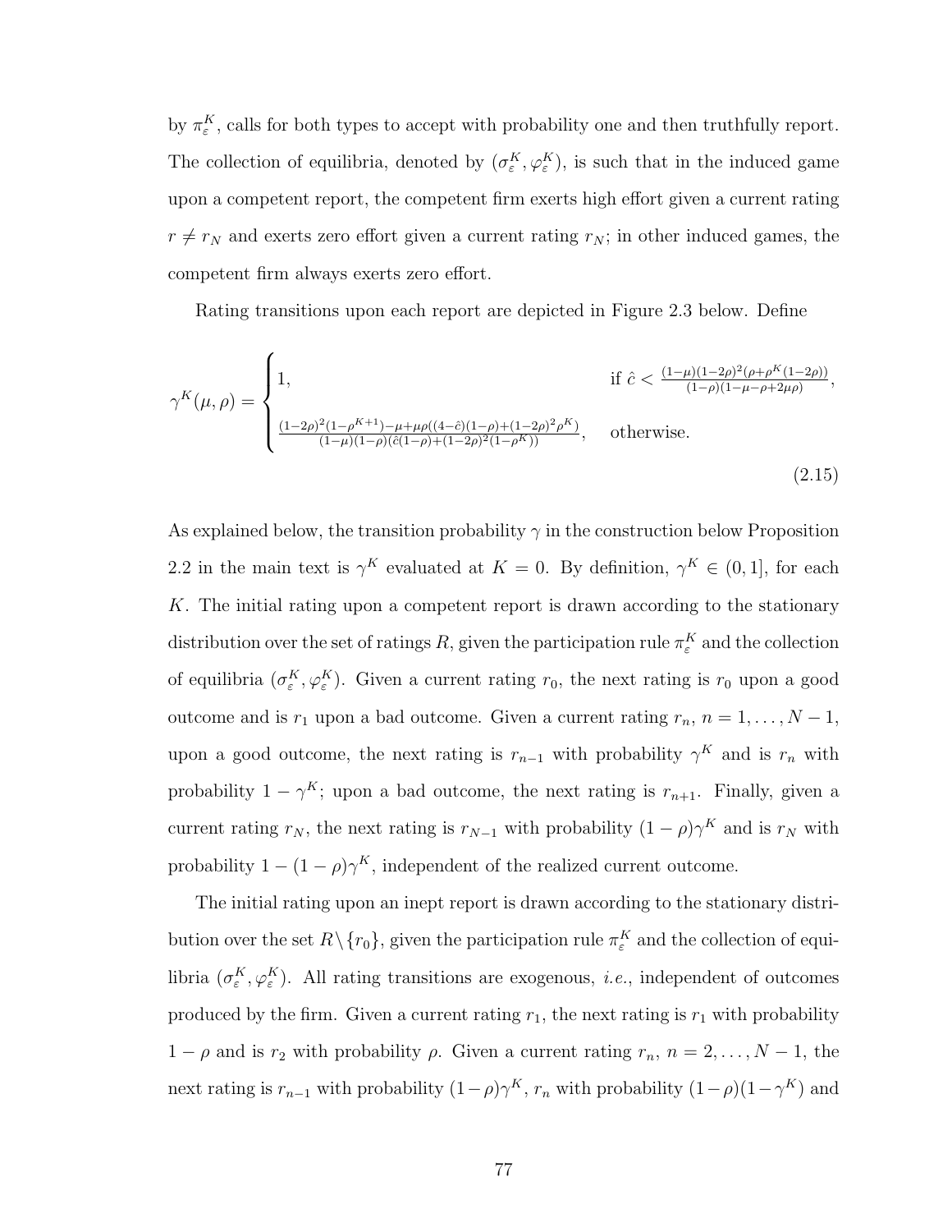by $\pi_\varepsilon^K$, calls for both types to accept with probability one and then truthfully report. The collection of equilibria, denoted by $(\sigma_\varepsilon^K, \varphi_\varepsilon^K)$, is such that in the induced game upon a competent report, the competent firm exerts high effort given a current rating $r \neq r_N$ and exerts zero effort given a current rating $r_N$; in other induced games, the competent firm always exerts zero effort.

Rating transitions upon each report are depicted in Figure 2.3 below. Define

$$
\gamma^K(\mu, \rho) = \begin{cases} 1, & \text{if } \hat{c} < \frac{(1-\mu)(1-2\rho)^2(\rho+\rho^K(1-2\rho))}{(1-\rho)(1-\mu-\rho+2\mu\rho)}, \\[2ex] \frac{(1-2\rho)^2(1-\rho^{K+1})-\mu+\mu\rho((4-\hat{c})(1-\rho)+(1-2\rho)^2\rho^K)}{(1-\mu)(1-\rho)(\hat{c}(1-\rho)+(1-2\rho)^2(1-\rho^K))}, & \text{otherwise.} \end{cases} \tag{2.15}
$$

As explained below, the transition probability $\gamma$ in the construction below Proposition 2.2 in the main text is $\gamma^K$ evaluated at $K = 0$. By definition, $\gamma^K \in (0, 1]$, for each $K$. The initial rating upon a competent report is drawn according to the stationary distribution over the set of ratings $R$, given the participation rule $\pi_\varepsilon^K$ and the collection of equilibria $(\sigma_\varepsilon^K, \varphi_\varepsilon^K)$. Given a current rating $r_0$, the next rating is $r_0$ upon a good outcome and is $r_1$ upon a bad outcome. Given a current rating $r_n$, $n = 1, \ldots, N-1$, upon a good outcome, the next rating is $r_{n-1}$ with probability $\gamma^K$ and is $r_n$ with probability $1 - \gamma^K$; upon a bad outcome, the next rating is $r_{n+1}$. Finally, given a current rating $r_N$, the next rating is $r_{N-1}$ with probability $(1-\rho)\gamma^K$ and is $r_N$ with probability $1 - (1-\rho)\gamma^K$, independent of the realized current outcome.

The initial rating upon an inept report is drawn according to the stationary distribution over the set $R \backslash \{r_0\}$, given the participation rule $\pi_\varepsilon^K$ and the collection of equilibria $(\sigma_\varepsilon^K, \varphi_\varepsilon^K)$. All rating transitions are exogenous, *i.e.*, independent of outcomes produced by the firm. Given a current rating $r_1$, the next rating is $r_1$ with probability $1 - \rho$ and is $r_2$ with probability $\rho$. Given a current rating $r_n$, $n = 2, \ldots, N-1$, the next rating is $r_{n-1}$ with probability $(1-\rho)\gamma^K$, $r_n$ with probability $(1-\rho)(1-\gamma^K)$ and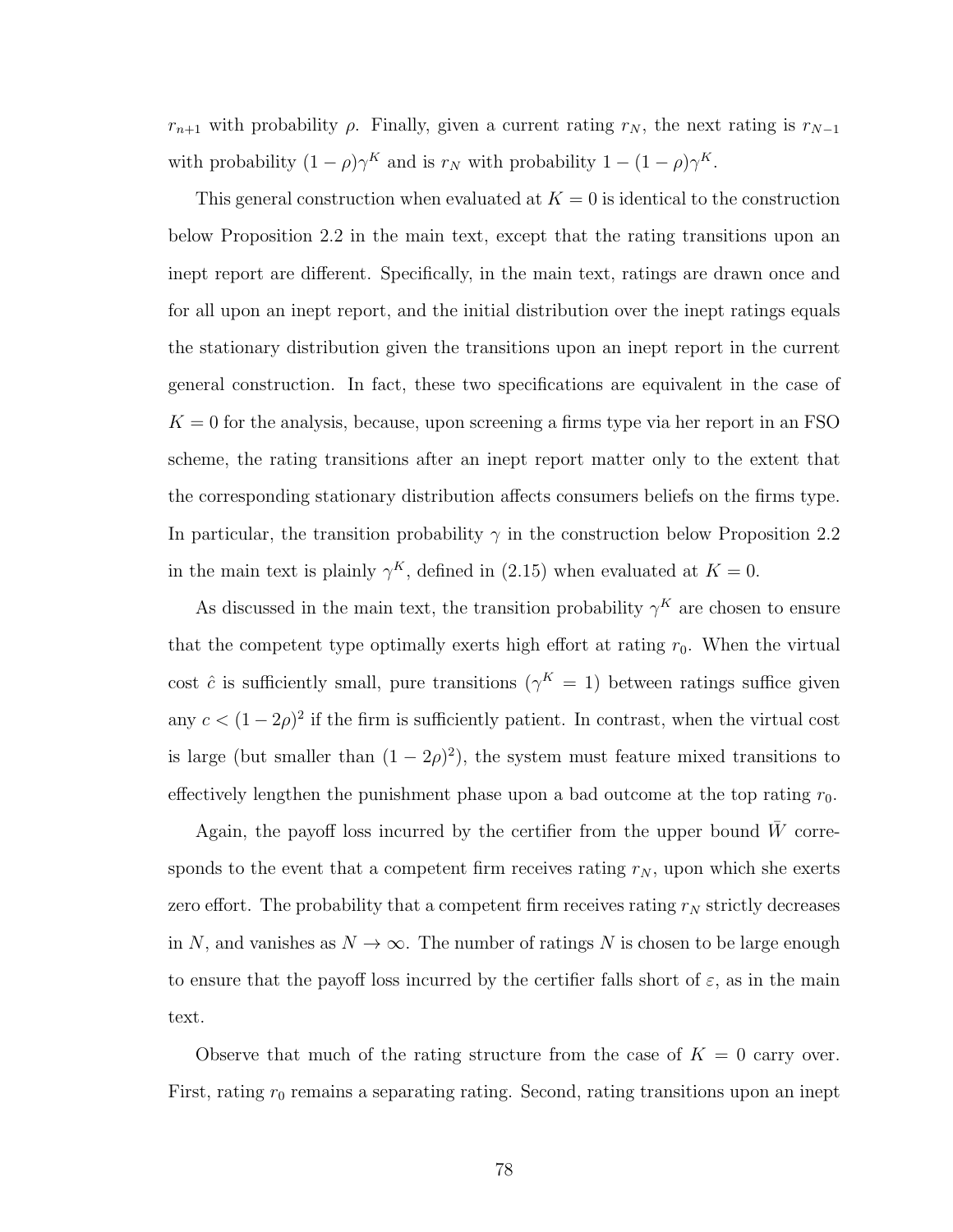$r_{n+1}$ with probability $\rho$. Finally, given a current rating $r_N$, the next rating is $r_{N-1}$ with probability $(1-\rho)\gamma^K$ and is $r_N$ with probability $1-(1-\rho)\gamma^K$.

This general construction when evaluated at $K = 0$ is identical to the construction below Proposition 2.2 in the main text, except that the rating transitions upon an inept report are different. Specifically, in the main text, ratings are drawn once and for all upon an inept report, and the initial distribution over the inept ratings equals the stationary distribution given the transitions upon an inept report in the current general construction. In fact, these two specifications are equivalent in the case of $K = 0$ for the analysis, because, upon screening a firms type via her report in an FSO scheme, the rating transitions after an inept report matter only to the extent that the corresponding stationary distribution affects consumers beliefs on the firms type. In particular, the transition probability $\gamma$ in the construction below Proposition 2.2 in the main text is plainly $\gamma^K$, defined in (2.15) when evaluated at $K = 0$.

As discussed in the main text, the transition probability $\gamma^K$ are chosen to ensure that the competent type optimally exerts high effort at rating $r_0$. When the virtual cost $\hat{c}$ is sufficiently small, pure transitions ($\gamma^K = 1$) between ratings suffice given any $c < (1-2\rho)^2$ if the firm is sufficiently patient. In contrast, when the virtual cost is large (but smaller than $(1-2\rho)^2$), the system must feature mixed transitions to effectively lengthen the punishment phase upon a bad outcome at the top rating $r_0$.

Again, the payoff loss incurred by the certifier from the upper bound $\bar{W}$ corresponds to the event that a competent firm receives rating $r_N$, upon which she exerts zero effort. The probability that a competent firm receives rating $r_N$ strictly decreases in $N$, and vanishes as $N \to \infty$. The number of ratings $N$ is chosen to be large enough to ensure that the payoff loss incurred by the certifier falls short of $\varepsilon$, as in the main text.

Observe that much of the rating structure from the case of $K = 0$ carry over. First, rating $r_0$ remains a separating rating. Second, rating transitions upon an inept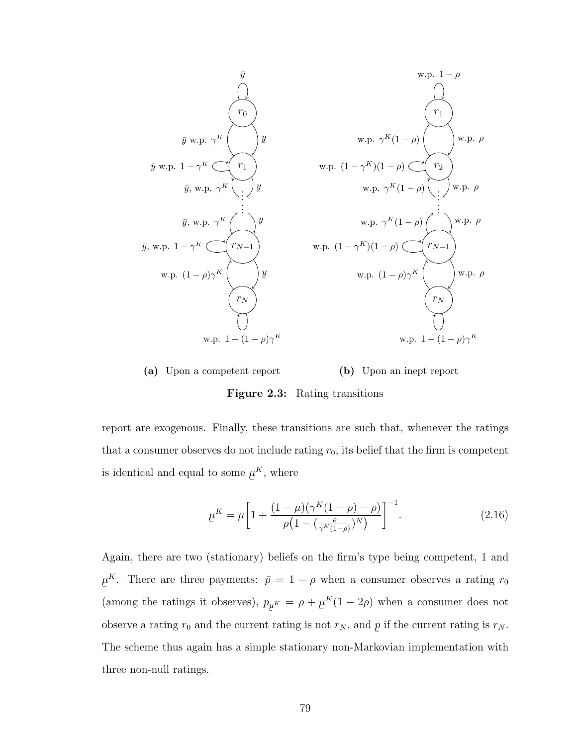(a) Upon a competent report

(b) Upon an inept report

**Figure 2.3:** Rating transitions

report are exogenous. Finally, these transitions are such that, whenever the ratings that a consumer observes do not include rating $r_0$, its belief that the firm is competent is identical and equal to some $\underline{\mu}^K$, where

$$\underline{\mu}^K = \mu\left[1 + \frac{(1-\mu)(\gamma^K(1-\rho)-\rho)}{\rho\big(1-(\frac{\rho}{\gamma^K(1-\rho)})^N\big)}\right]^{-1}. \tag{2.16}$$

Again, there are two (stationary) beliefs on the firm's type being competent, 1 and $\underline{\mu}^K$. There are three payments: $\bar{p} = 1-\rho$ when a consumer observes a rating $r_0$ (among the ratings it observes), $p_{\underline{\mu}^K} = \rho + \underline{\mu}^K(1-2\rho)$ when a consumer does not observe a rating $r_0$ and the current rating is not $r_N$, and $\underline{p}$ if the current rating is $r_N$. The scheme thus again has a simple stationary non-Markovian implementation with three non-null ratings.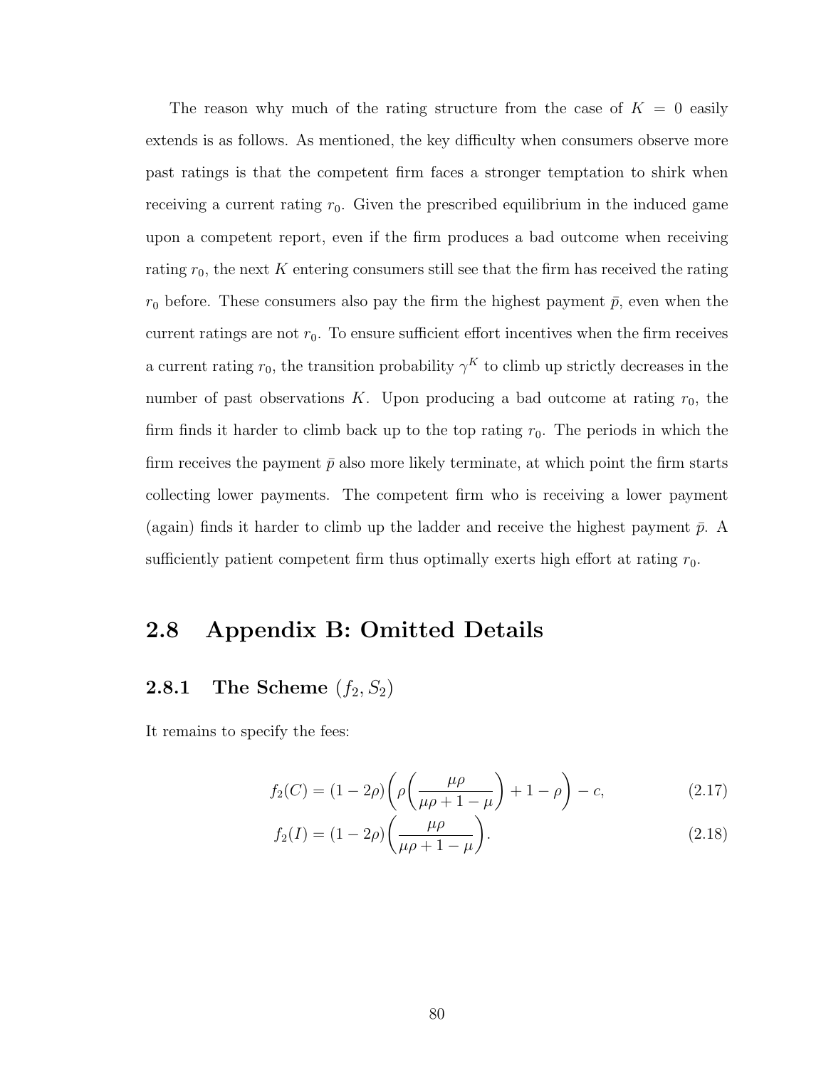The reason why much of the rating structure from the case of $K = 0$ easily extends is as follows. As mentioned, the key difficulty when consumers observe more past ratings is that the competent firm faces a stronger temptation to shirk when receiving a current rating $r_0$. Given the prescribed equilibrium in the induced game upon a competent report, even if the firm produces a bad outcome when receiving rating $r_0$, the next $K$ entering consumers still see that the firm has received the rating $r_0$ before. These consumers also pay the firm the highest payment $\bar{p}$, even when the current ratings are not $r_0$. To ensure sufficient effort incentives when the firm receives a current rating $r_0$, the transition probability $\gamma^K$ to climb up strictly decreases in the number of past observations $K$. Upon producing a bad outcome at rating $r_0$, the firm finds it harder to climb back up to the top rating $r_0$. The periods in which the firm receives the payment $\bar{p}$ also more likely terminate, at which point the firm starts collecting lower payments. The competent firm who is receiving a lower payment (again) finds it harder to climb up the ladder and receive the highest payment $\bar{p}$. A sufficiently patient competent firm thus optimally exerts high effort at rating $r_0$.

## 2.8 Appendix B: Omitted Details

### 2.8.1 The Scheme $(f_2, S_2)$

It remains to specify the fees:

$$f_2(C) = (1 - 2\rho)\left(\rho\left(\frac{\mu\rho}{\mu\rho + 1 - \mu}\right) + 1 - \rho\right) - c, \tag{2.17}$$

$$f_2(I) = (1 - 2\rho)\left(\frac{\mu\rho}{\mu\rho + 1 - \mu}\right). \tag{2.18}$$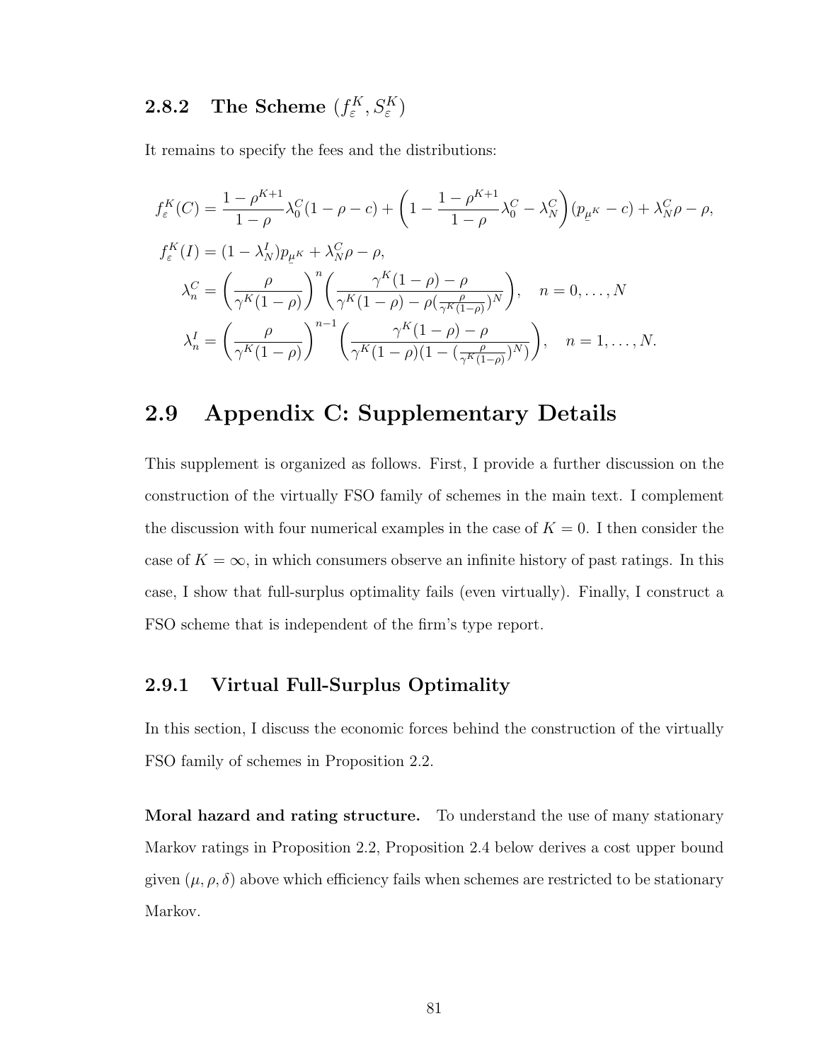### 2.8.2 The Scheme $(f_\varepsilon^K, S_\varepsilon^K)$

It remains to specify the fees and the distributions:

$$
\begin{aligned}
f_\varepsilon^K(C) &= \frac{1-\rho^{K+1}}{1-\rho}\lambda_0^C(1-\rho-c) + \left(1 - \frac{1-\rho^{K+1}}{1-\rho}\lambda_0^C - \lambda_N^C\right)(p_{\underline{\mu}^K} - c) + \lambda_N^C \rho - \rho, \\
f_\varepsilon^K(I) &= (1-\lambda_N^I)p_{\underline{\mu}^K} + \lambda_N^C \rho - \rho, \\
\lambda_n^C &= \left(\frac{\rho}{\gamma^K(1-\rho)}\right)^n \left(\frac{\gamma^K(1-\rho)-\rho}{\gamma^K(1-\rho) - \rho(\frac{\rho}{\gamma^K(1-\rho)})^N}\right), \quad n = 0, \ldots, N \\
\lambda_n^I &= \left(\frac{\rho}{\gamma^K(1-\rho)}\right)^{n-1} \left(\frac{\gamma^K(1-\rho)-\rho}{\gamma^K(1-\rho)(1-(\frac{\rho}{\gamma^K(1-\rho)})^N)}\right), \quad n = 1, \ldots, N.
\end{aligned}
$$

## 2.9 Appendix C: Supplementary Details

This supplement is organized as follows. First, I provide a further discussion on the construction of the virtually FSO family of schemes in the main text. I complement the discussion with four numerical examples in the case of $K = 0$. I then consider the case of $K = \infty$, in which consumers observe an infinite history of past ratings. In this case, I show that full-surplus optimality fails (even virtually). Finally, I construct a FSO scheme that is independent of the firm's type report.

### 2.9.1 Virtual Full-Surplus Optimality

In this section, I discuss the economic forces behind the construction of the virtually FSO family of schemes in Proposition 2.2.

**Moral hazard and rating structure.** To understand the use of many stationary Markov ratings in Proposition 2.2, Proposition 2.4 below derives a cost upper bound given $(\mu, \rho, \delta)$ above which efficiency fails when schemes are restricted to be stationary Markov.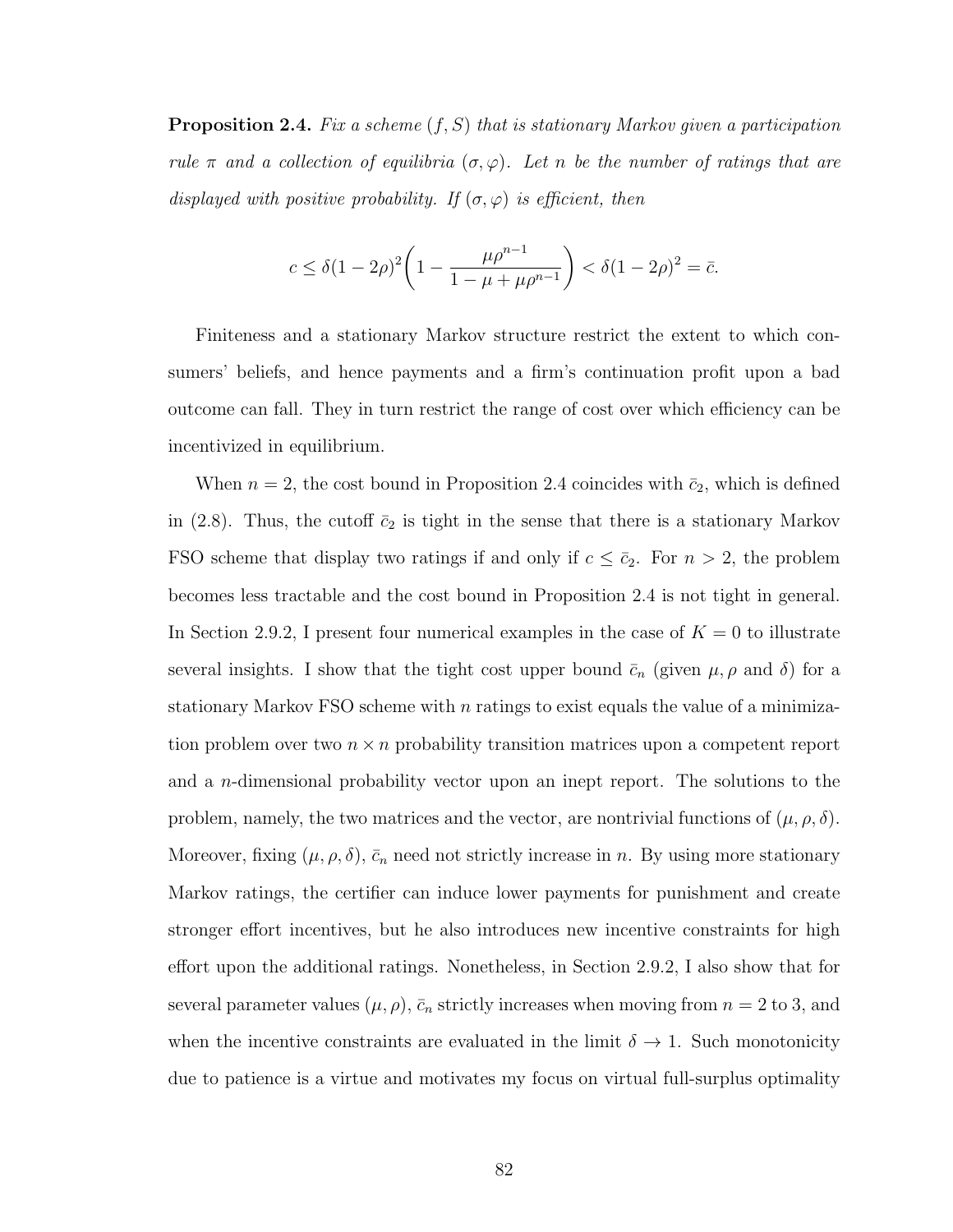**Proposition 2.4.** *Fix a scheme $(f, S)$ that is stationary Markov given a participation rule $\pi$ and a collection of equilibria $(\sigma, \varphi)$. Let $n$ be the number of ratings that are displayed with positive probability. If $(\sigma, \varphi)$ is efficient, then*

$$c \leq \delta(1-2\rho)^2\left(1 - \frac{\mu\rho^{n-1}}{1-\mu+\mu\rho^{n-1}}\right) < \delta(1-2\rho)^2 = \bar{c}.$$

Finiteness and a stationary Markov structure restrict the extent to which consumers' beliefs, and hence payments and a firm's continuation profit upon a bad outcome can fall. They in turn restrict the range of cost over which efficiency can be incentivized in equilibrium.

When $n = 2$, the cost bound in Proposition 2.4 coincides with $\bar{c}_2$, which is defined in (2.8). Thus, the cutoff $\bar{c}_2$ is tight in the sense that there is a stationary Markov FSO scheme that display two ratings if and only if $c \leq \bar{c}_2$. For $n > 2$, the problem becomes less tractable and the cost bound in Proposition 2.4 is not tight in general. In Section 2.9.2, I present four numerical examples in the case of $K = 0$ to illustrate several insights. I show that the tight cost upper bound $\bar{c}_n$ (given $\mu, \rho$ and $\delta$) for a stationary Markov FSO scheme with $n$ ratings to exist equals the value of a minimization problem over two $n \times n$ probability transition matrices upon a competent report and a $n$-dimensional probability vector upon an inept report. The solutions to the problem, namely, the two matrices and the vector, are nontrivial functions of $(\mu, \rho, \delta)$. Moreover, fixing $(\mu, \rho, \delta)$, $\bar{c}_n$ need not strictly increase in $n$. By using more stationary Markov ratings, the certifier can induce lower payments for punishment and create stronger effort incentives, but he also introduces new incentive constraints for high effort upon the additional ratings. Nonetheless, in Section 2.9.2, I also show that for several parameter values $(\mu, \rho)$, $\bar{c}_n$ strictly increases when moving from $n = 2$ to 3, and when the incentive constraints are evaluated in the limit $\delta \to 1$. Such monotonicity due to patience is a virtue and motivates my focus on virtual full-surplus optimality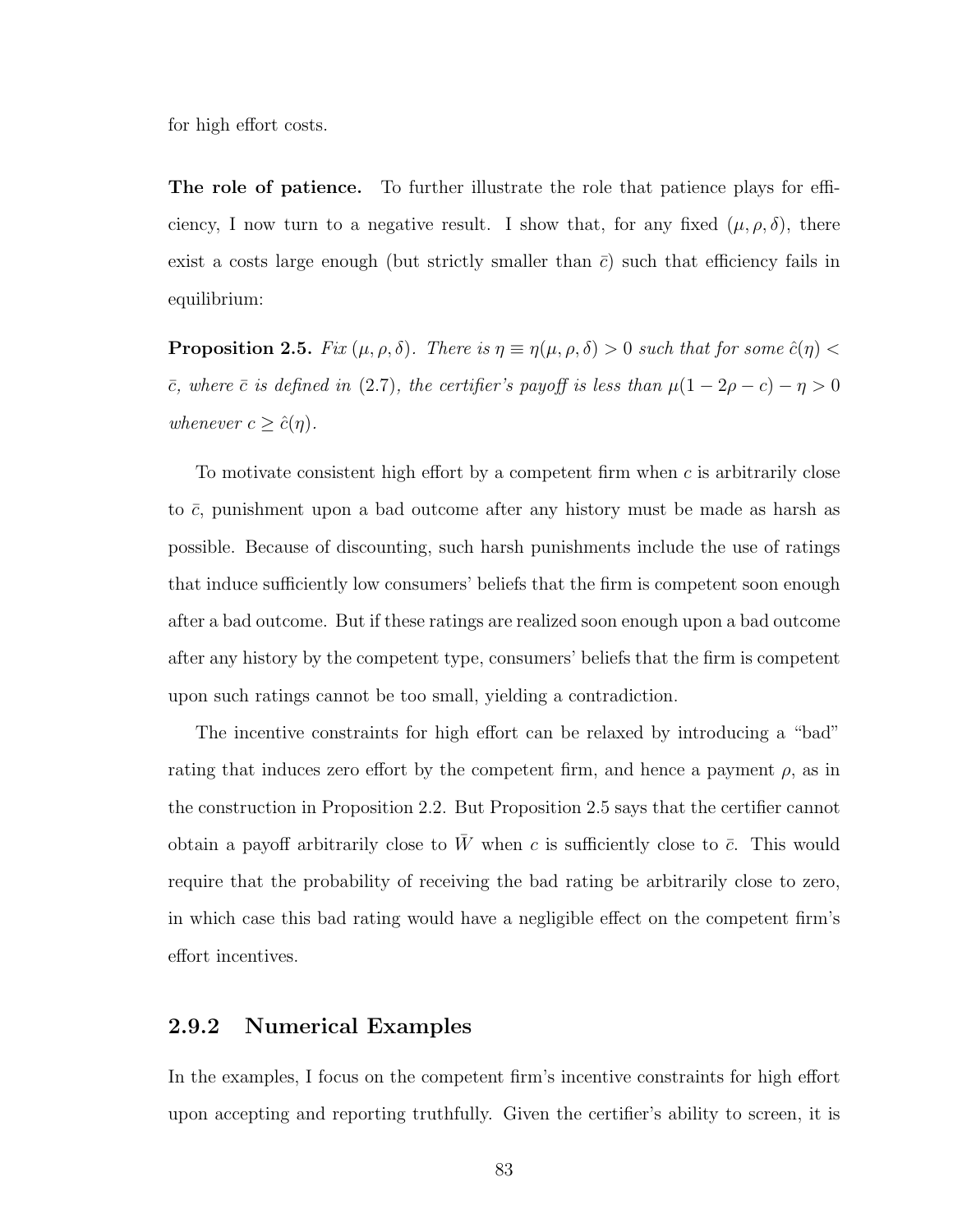for high effort costs.

**The role of patience.** To further illustrate the role that patience plays for efficiency, I now turn to a negative result. I show that, for any fixed $(\mu, \rho, \delta)$, there exist a costs large enough (but strictly smaller than $\bar{c}$) such that efficiency fails in equilibrium:

**Proposition 2.5.** *Fix $(\mu, \rho, \delta)$. There is $\eta \equiv \eta(\mu, \rho, \delta) > 0$ such that for some $\hat{c}(\eta) < \bar{c}$, where $\bar{c}$ is defined in (2.7), the certifier's payoff is less than $\mu(1 - 2\rho - c) - \eta > 0$ whenever $c \geq \hat{c}(\eta)$.*

To motivate consistent high effort by a competent firm when $c$ is arbitrarily close to $\bar{c}$, punishment upon a bad outcome after any history must be made as harsh as possible. Because of discounting, such harsh punishments include the use of ratings that induce sufficiently low consumers' beliefs that the firm is competent soon enough after a bad outcome. But if these ratings are realized soon enough upon a bad outcome after any history by the competent type, consumers' beliefs that the firm is competent upon such ratings cannot be too small, yielding a contradiction.

The incentive constraints for high effort can be relaxed by introducing a "bad" rating that induces zero effort by the competent firm, and hence a payment $\rho$, as in the construction in Proposition 2.2. But Proposition 2.5 says that the certifier cannot obtain a payoff arbitrarily close to $\bar{W}$ when $c$ is sufficiently close to $\bar{c}$. This would require that the probability of receiving the bad rating be arbitrarily close to zero, in which case this bad rating would have a negligible effect on the competent firm's effort incentives.

### 2.9.2 Numerical Examples

In the examples, I focus on the competent firm's incentive constraints for high effort upon accepting and reporting truthfully. Given the certifier's ability to screen, it is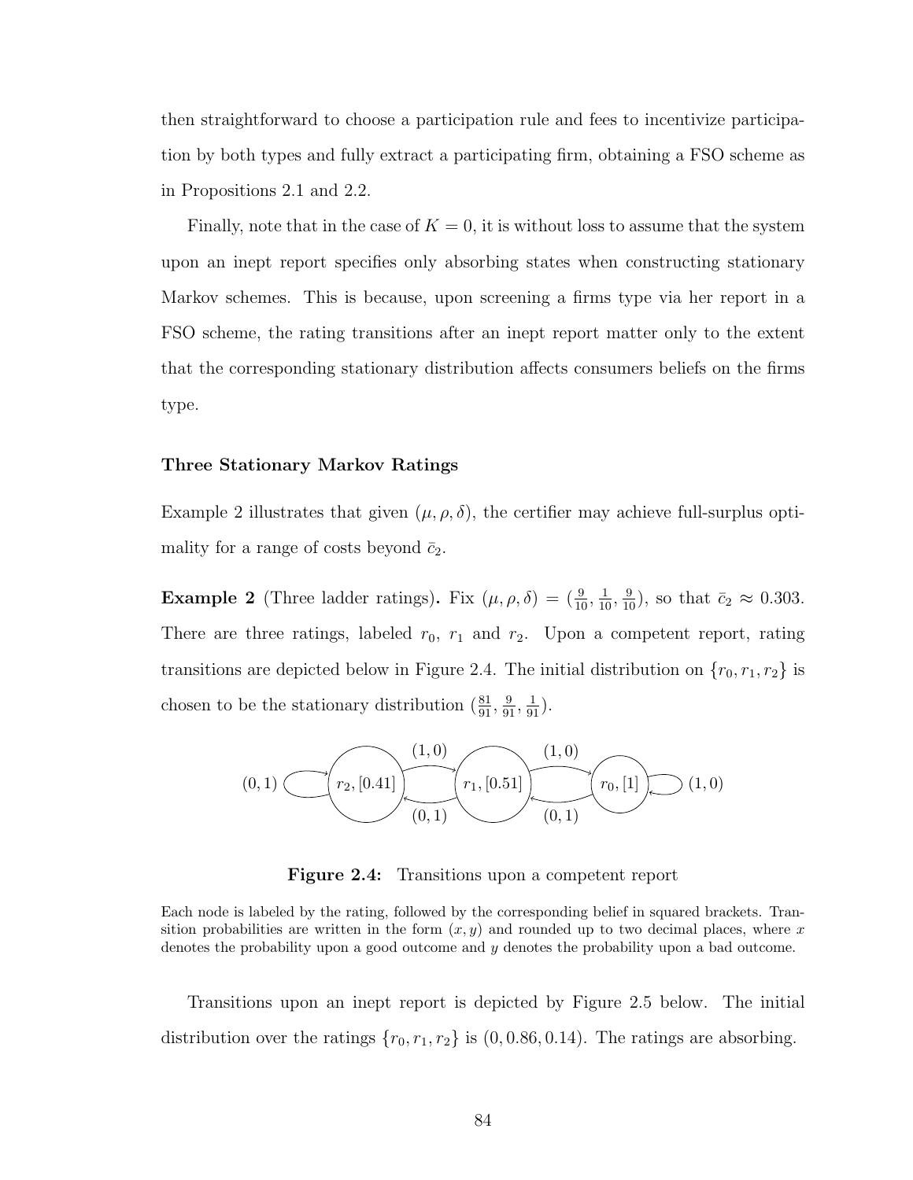then straightforward to choose a participation rule and fees to incentivize participation by both types and fully extract a participating firm, obtaining a FSO scheme as in Propositions 2.1 and 2.2.

Finally, note that in the case of $K = 0$, it is without loss to assume that the system upon an inept report specifies only absorbing states when constructing stationary Markov schemes. This is because, upon screening a firms type via her report in a FSO scheme, the rating transitions after an inept report matter only to the extent that the corresponding stationary distribution affects consumers beliefs on the firms type.

### Three Stationary Markov Ratings

Example 2 illustrates that given $(\mu, \rho, \delta)$, the certifier may achieve full-surplus optimality for a range of costs beyond $\bar{c}_2$.

**Example 2** (Three ladder ratings)**.** Fix $(\mu, \rho, \delta) = (\frac{9}{10}, \frac{1}{10}, \frac{9}{10})$, so that $\bar{c}_2 \approx 0.303$. There are three ratings, labeled $r_0$, $r_1$ and $r_2$. Upon a competent report, rating transitions are depicted below in Figure 2.4. The initial distribution on $\{r_0, r_1, r_2\}$ is chosen to be the stationary distribution $(\frac{81}{91}, \frac{9}{91}, \frac{1}{91})$.

$(0,1)$ ⟲ $r_2, [0.41]$ —$(1,0)$→ $r_1, [0.51]$ —$(1,0)$→ $r_0, [1]$ ⟲ $(1,0)$; $r_0$ —$(0,1)$→ $r_1$ —$(0,1)$→ $r_2$

**Figure 2.4:** Transitions upon a competent report

Each node is labeled by the rating, followed by the corresponding belief in squared brackets. Transition probabilities are written in the form $(x, y)$ and rounded up to two decimal places, where $x$ denotes the probability upon a good outcome and $y$ denotes the probability upon a bad outcome.

Transitions upon an inept report is depicted by Figure 2.5 below. The initial distribution over the ratings $\{r_0, r_1, r_2\}$ is $(0, 0.86, 0.14)$. The ratings are absorbing.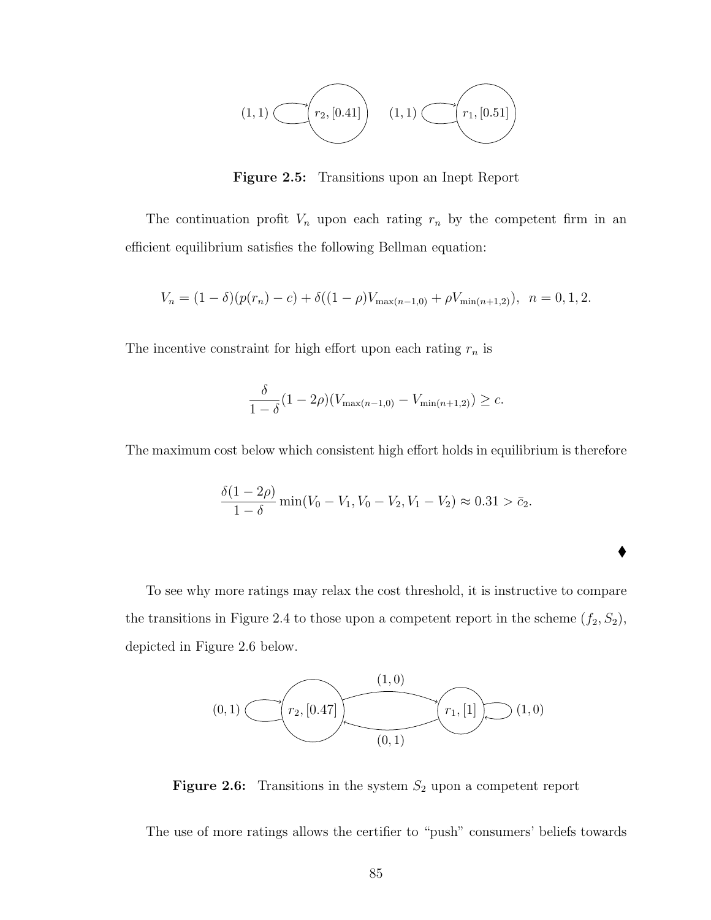Figure 2.5: Transitions upon an Inept Report

The continuation profit $V_n$ upon each rating $r_n$ by the competent firm in an efficient equilibrium satisfies the following Bellman equation:

$$V_n = (1-\delta)(p(r_n) - c) + \delta((1-\rho)V_{\max(n-1,0)} + \rho V_{\min(n+1,2)}), \quad n = 0, 1, 2.$$

The incentive constraint for high effort upon each rating $r_n$ is

$$\frac{\delta}{1-\delta}(1-2\rho)(V_{\max(n-1,0)} - V_{\min(n+1,2)}) \geq c.$$

The maximum cost below which consistent high effort holds in equilibrium is therefore

$$\frac{\delta(1-2\rho)}{1-\delta}\min(V_0 - V_1, V_0 - V_2, V_1 - V_2) \approx 0.31 > \bar{c}_2.$$

♦

To see why more ratings may relax the cost threshold, it is instructive to compare the transitions in Figure 2.4 to those upon a competent report in the scheme $(f_2, S_2)$, depicted in Figure 2.6 below.

Figure 2.6: Transitions in the system $S_2$ upon a competent report

The use of more ratings allows the certifier to "push" consumers' beliefs towards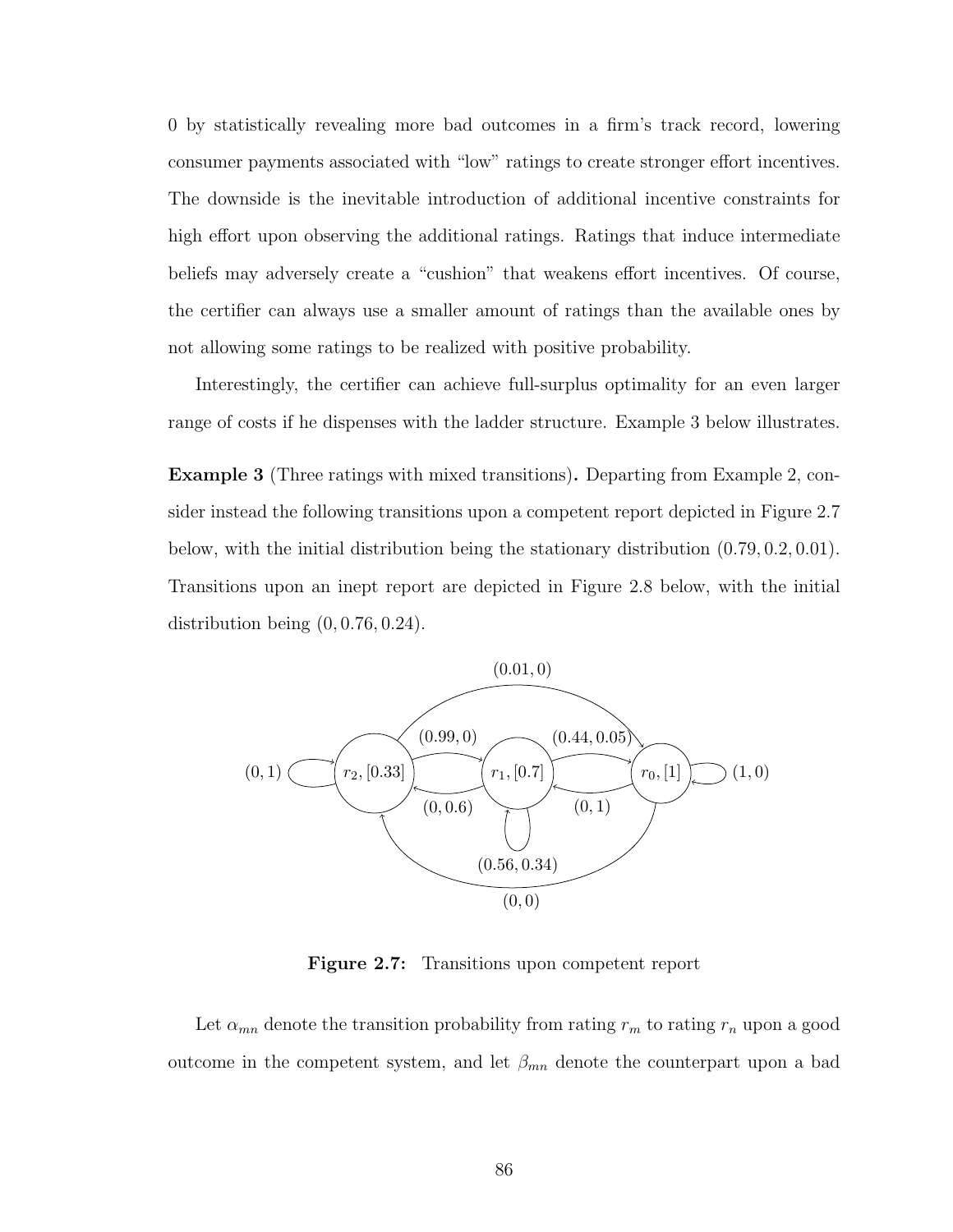0 by statistically revealing more bad outcomes in a firm's track record, lowering consumer payments associated with "low" ratings to create stronger effort incentives. The downside is the inevitable introduction of additional incentive constraints for high effort upon observing the additional ratings. Ratings that induce intermediate beliefs may adversely create a "cushion" that weakens effort incentives. Of course, the certifier can always use a smaller amount of ratings than the available ones by not allowing some ratings to be realized with positive probability.

Interestingly, the certifier can achieve full-surplus optimality for an even larger range of costs if he dispenses with the ladder structure. Example 3 below illustrates.

**Example 3** (Three ratings with mixed transitions)**.** Departing from Example 2, consider instead the following transitions upon a competent report depicted in Figure 2.7 below, with the initial distribution being the stationary distribution $(0.79, 0.2, 0.01)$. Transitions upon an inept report are depicted in Figure 2.8 below, with the initial distribution being $(0, 0.76, 0.24)$.

**Figure 2.7:** Transitions upon competent report

Let $\alpha_{mn}$ denote the transition probability from rating $r_m$ to rating $r_n$ upon a good outcome in the competent system, and let $\beta_{mn}$ denote the counterpart upon a bad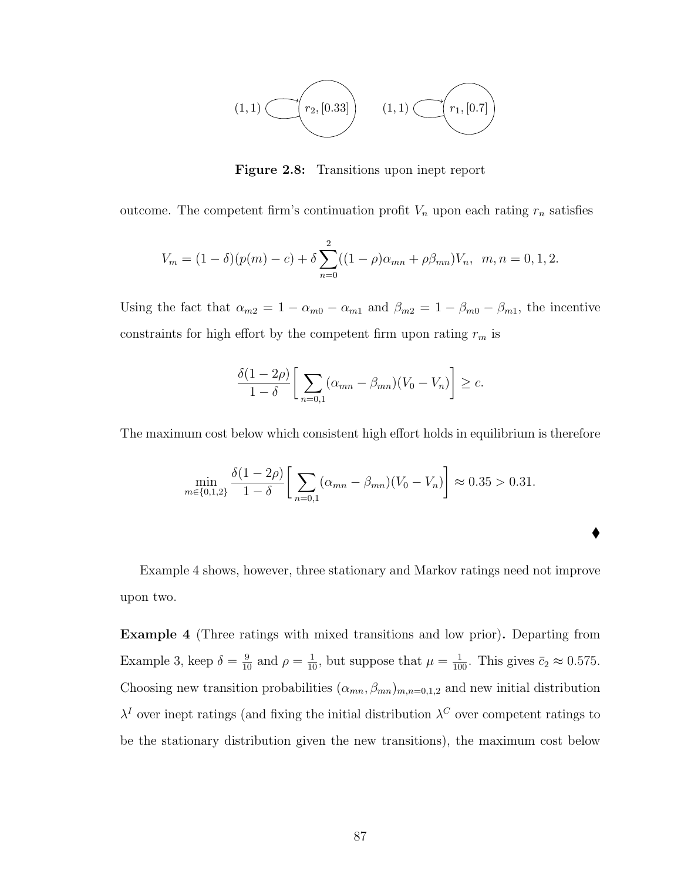Figure 2.8: Transitions upon inept report

outcome. The competent firm's continuation profit $V_n$ upon each rating $r_n$ satisfies

$$V_m = (1-\delta)(p(m)-c) + \delta \sum_{n=0}^{2} ((1-\rho)\alpha_{mn} + \rho\beta_{mn})V_n, \quad m, n = 0, 1, 2.$$

Using the fact that $\alpha_{m2} = 1 - \alpha_{m0} - \alpha_{m1}$ and $\beta_{m2} = 1 - \beta_{m0} - \beta_{m1}$, the incentive constraints for high effort by the competent firm upon rating $r_m$ is

$$\frac{\delta(1-2\rho)}{1-\delta}\left[\sum_{n=0,1} (\alpha_{mn} - \beta_{mn})(V_0 - V_n)\right] \geq c.$$

The maximum cost below which consistent high effort holds in equilibrium is therefore

$$\min_{m\in\{0,1,2\}} \frac{\delta(1-2\rho)}{1-\delta}\left[\sum_{n=0,1} (\alpha_{mn} - \beta_{mn})(V_0 - V_n)\right] \approx 0.35 > 0.31.$$

♦

Example 4 shows, however, three stationary and Markov ratings need not improve upon two.

**Example 4** (Three ratings with mixed transitions and low prior)**.** Departing from Example 3, keep $\delta = \frac{9}{10}$ and $\rho = \frac{1}{10}$, but suppose that $\mu = \frac{1}{100}$. This gives $\bar{c}_2 \approx 0.575$. Choosing new transition probabilities $(\alpha_{mn}, \beta_{mn})_{m,n=0,1,2}$ and new initial distribution $\lambda^I$ over inept ratings (and fixing the initial distribution $\lambda^C$ over competent ratings to be the stationary distribution given the new transitions), the maximum cost below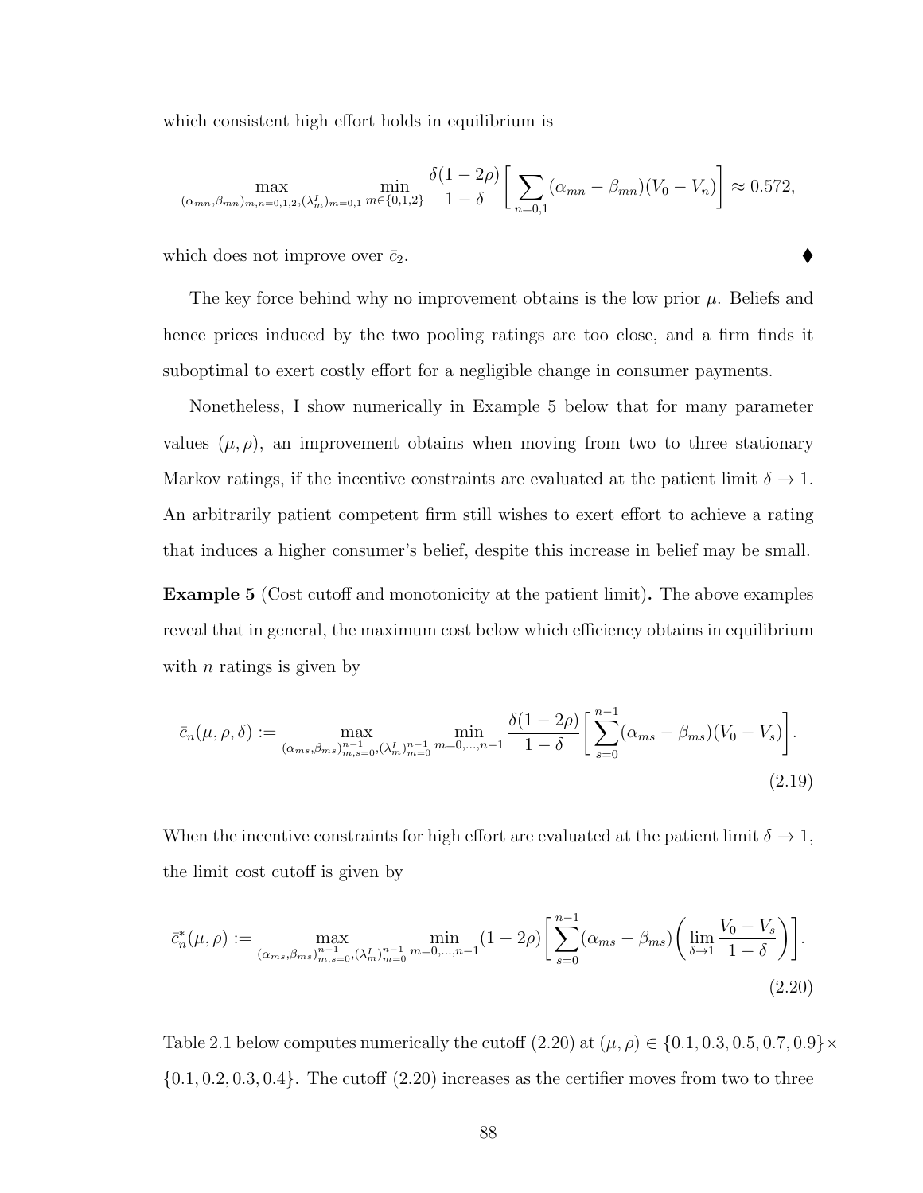which consistent high effort holds in equilibrium is

$$\max_{(\alpha_{mn},\beta_{mn})_{m,n=0,1,2},(\lambda_m^I)_{m=0,1}} \min_{m\in\{0,1,2\}} \frac{\delta(1-2\rho)}{1-\delta}\left[\sum_{n=0,1}(\alpha_{mn}-\beta_{mn})(V_0-V_n)\right] \approx 0.572,$$

which does not improve over $\bar{c}_2$. ♦

The key force behind why no improvement obtains is the low prior $\mu$. Beliefs and hence prices induced by the two pooling ratings are too close, and a firm finds it suboptimal to exert costly effort for a negligible change in consumer payments.

Nonetheless, I show numerically in Example 5 below that for many parameter values $(\mu, \rho)$, an improvement obtains when moving from two to three stationary Markov ratings, if the incentive constraints are evaluated at the patient limit $\delta \to 1$. An arbitrarily patient competent firm still wishes to exert effort to achieve a rating that induces a higher consumer's belief, despite this increase in belief may be small.

**Example 5** (Cost cutoff and monotonicity at the patient limit)**.** The above examples reveal that in general, the maximum cost below which efficiency obtains in equilibrium with $n$ ratings is given by

$$\bar{c}_n(\mu,\rho,\delta) := \max_{(\alpha_{ms},\beta_{ms})_{m,s=0}^{n-1},(\lambda_m^I)_{m=0}^{n-1}} \min_{m=0,\dots,n-1} \frac{\delta(1-2\rho)}{1-\delta}\left[\sum_{s=0}^{n-1}(\alpha_{ms}-\beta_{ms})(V_0-V_s)\right]. \tag{2.19}$$

When the incentive constraints for high effort are evaluated at the patient limit $\delta \to 1$, the limit cost cutoff is given by

$$\bar{c}_n^*(\mu,\rho) := \max_{(\alpha_{ms},\beta_{ms})_{m,s=0}^{n-1},(\lambda_m^I)_{m=0}^{n-1}} \min_{m=0,\dots,n-1} (1-2\rho)\left[\sum_{s=0}^{n-1}(\alpha_{ms}-\beta_{ms})\left(\lim_{\delta\to 1}\frac{V_0-V_s}{1-\delta}\right)\right]. \tag{2.20}$$

Table 2.1 below computes numerically the cutoff (2.20) at $(\mu,\rho) \in \{0.1, 0.3, 0.5, 0.7, 0.9\} \times \{0.1, 0.2, 0.3, 0.4\}$. The cutoff (2.20) increases as the certifier moves from two to three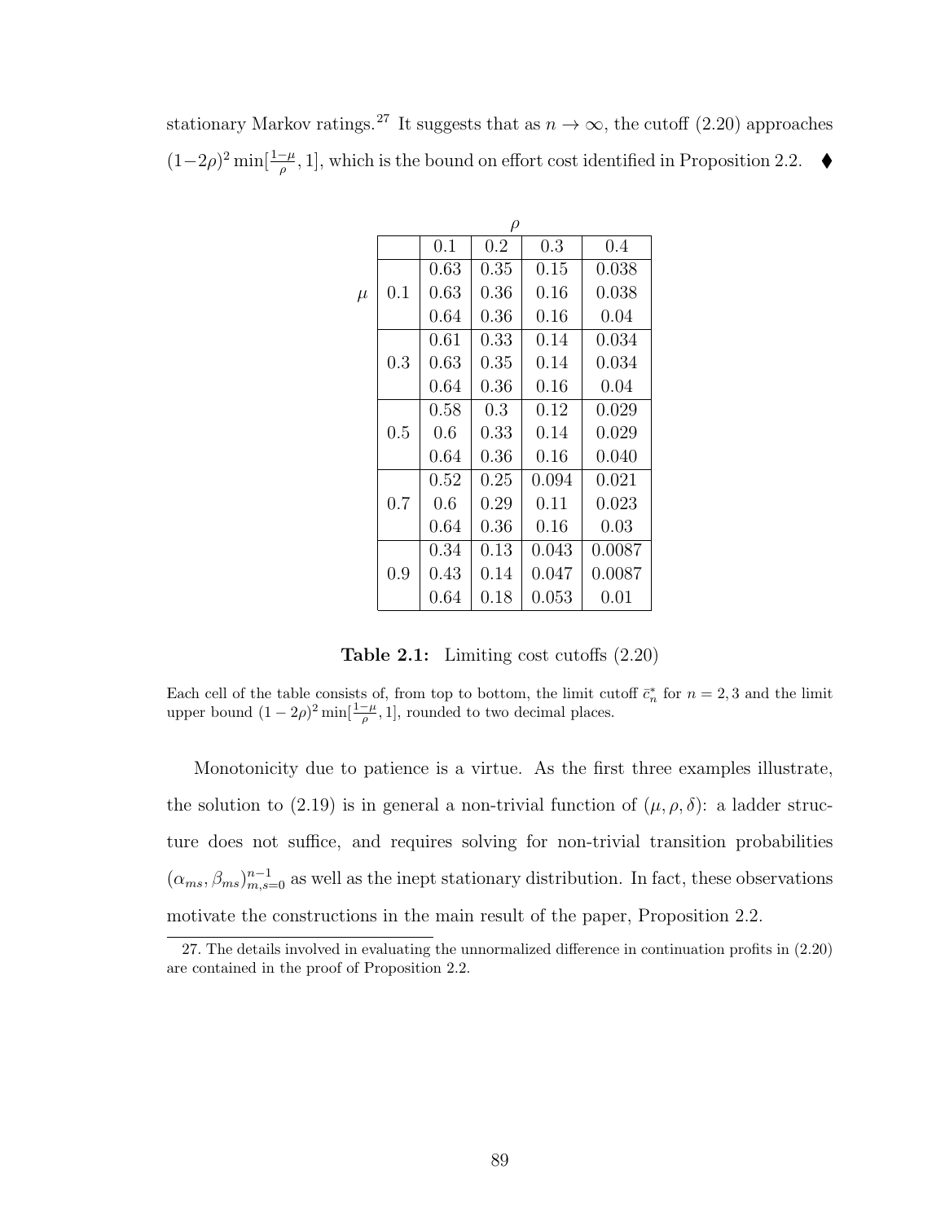stationary Markov ratings.[27] It suggests that as $n \to \infty$, the cutoff (2.20) approaches $(1-2\rho)^2 \min[\frac{1-\mu}{\rho}, 1]$, which is the bound on effort cost identified in Proposition 2.2. ♦

| | | $\rho$ | | | |
|---|---|---|---|---|---|
| | | 0.1 | 0.2 | 0.3 | 0.4 |
| $\mu$ | 0.1 | 0.63 | 0.35 | 0.15 | 0.038 |
| | | 0.63 | 0.36 | 0.16 | 0.038 |
| | | 0.64 | 0.36 | 0.16 | 0.04 |
| | 0.3 | 0.61 | 0.33 | 0.14 | 0.034 |
| | | 0.63 | 0.35 | 0.14 | 0.034 |
| | | 0.64 | 0.36 | 0.16 | 0.04 |
| | 0.5 | 0.58 | 0.3 | 0.12 | 0.029 |
| | | 0.6 | 0.33 | 0.14 | 0.029 |
| | | 0.64 | 0.36 | 0.16 | 0.040 |
| | 0.7 | 0.52 | 0.25 | 0.094 | 0.021 |
| | | 0.6 | 0.29 | 0.11 | 0.023 |
| | | 0.64 | 0.36 | 0.16 | 0.03 |
| | 0.9 | 0.34 | 0.13 | 0.043 | 0.0087 |
| | | 0.43 | 0.14 | 0.047 | 0.0087 |
| | | 0.64 | 0.18 | 0.053 | 0.01 |

**Table 2.1:** Limiting cost cutoffs (2.20)

Each cell of the table consists of, from top to bottom, the limit cutoff $\bar{c}_n^*$ for $n = 2, 3$ and the limit upper bound $(1-2\rho)^2 \min[\frac{1-\mu}{\rho}, 1]$, rounded to two decimal places.

Monotonicity due to patience is a virtue. As the first three examples illustrate, the solution to (2.19) is in general a non-trivial function of $(\mu, \rho, \delta)$: a ladder structure does not suffice, and requires solving for non-trivial transition probabilities $(\alpha_{ms}, \beta_{ms})_{m,s=0}^{n-1}$ as well as the inept stationary distribution. In fact, these observations motivate the constructions in the main result of the paper, Proposition 2.2.

27. The details involved in evaluating the unnormalized difference in continuation profits in (2.20) are contained in the proof of Proposition 2.2.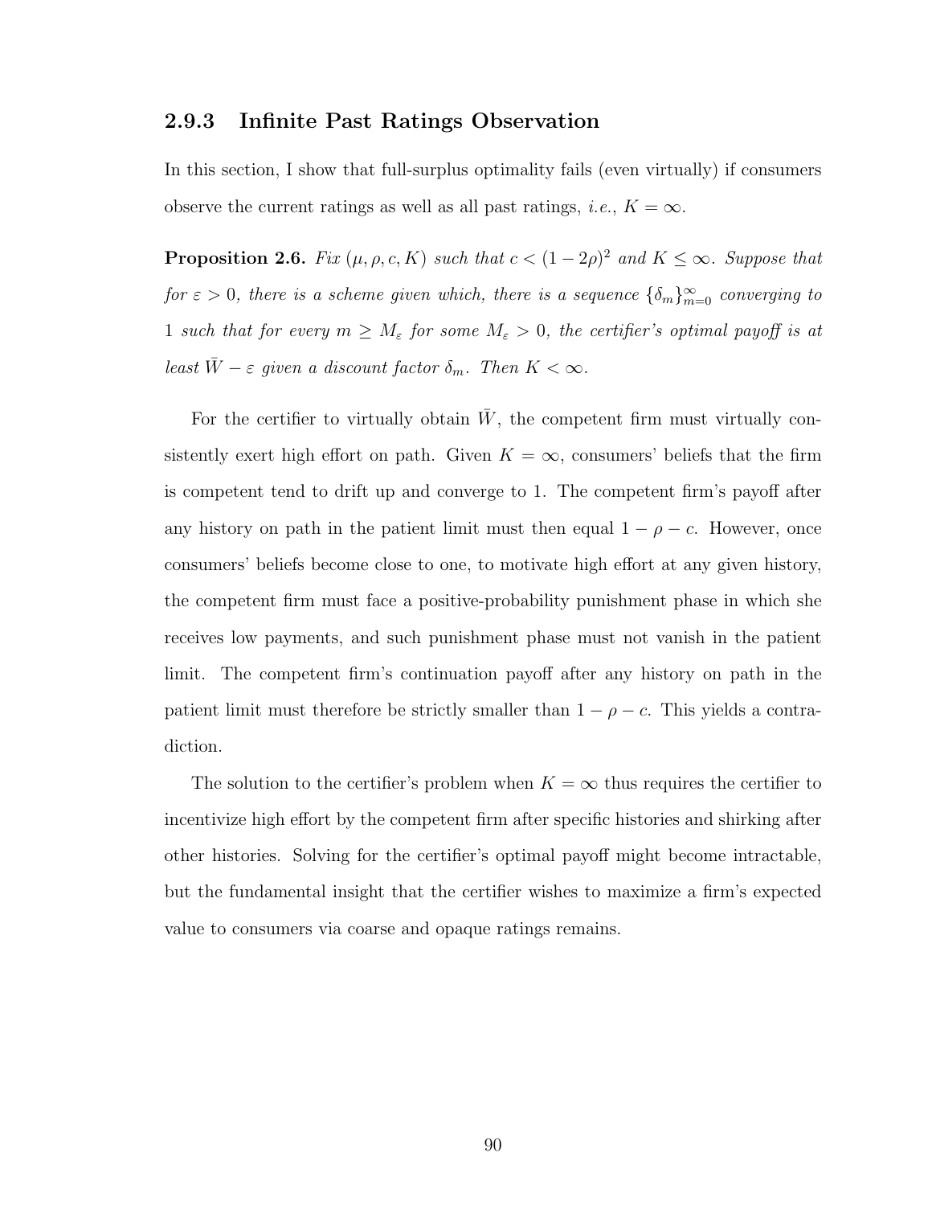### 2.9.3 Infinite Past Ratings Observation

In this section, I show that full-surplus optimality fails (even virtually) if consumers observe the current ratings as well as all past ratings, *i.e.*, $K = \infty$.

**Proposition 2.6.** *Fix $(\mu, \rho, c, K)$ such that $c < (1-2\rho)^2$ and $K \leq \infty$. Suppose that for $\varepsilon > 0$, there is a scheme given which, there is a sequence $\{\delta_m\}_{m=0}^{\infty}$ converging to 1 such that for every $m \geq M_\varepsilon$ for some $M_\varepsilon > 0$, the certifier's optimal payoff is at least $\bar{W} - \varepsilon$ given a discount factor $\delta_m$. Then $K < \infty$.*

For the certifier to virtually obtain $\bar{W}$, the competent firm must virtually consistently exert high effort on path. Given $K = \infty$, consumers' beliefs that the firm is competent tend to drift up and converge to 1. The competent firm's payoff after any history on path in the patient limit must then equal $1 - \rho - c$. However, once consumers' beliefs become close to one, to motivate high effort at any given history, the competent firm must face a positive-probability punishment phase in which she receives low payments, and such punishment phase must not vanish in the patient limit. The competent firm's continuation payoff after any history on path in the patient limit must therefore be strictly smaller than $1 - \rho - c$. This yields a contradiction.

The solution to the certifier's problem when $K = \infty$ thus requires the certifier to incentivize high effort by the competent firm after specific histories and shirking after other histories. Solving for the certifier's optimal payoff might become intractable, but the fundamental insight that the certifier wishes to maximize a firm's expected value to consumers via coarse and opaque ratings remains.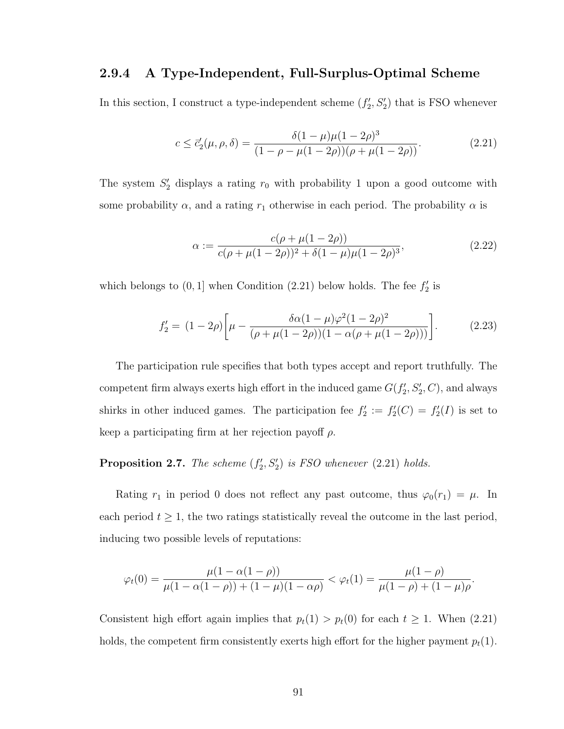### 2.9.4 A Type-Independent, Full-Surplus-Optimal Scheme

In this section, I construct a type-independent scheme $(f_2', S_2')$ that is FSO whenever

$$c \leq \bar{c}_2'(\mu, \rho, \delta) = \frac{\delta(1-\mu)\mu(1-2\rho)^3}{(1-\rho-\mu(1-2\rho))(\rho+\mu(1-2\rho))}. \tag{2.21}$$

The system $S_2'$ displays a rating $r_0$ with probability 1 upon a good outcome with some probability $\alpha$, and a rating $r_1$ otherwise in each period. The probability $\alpha$ is

$$\alpha := \frac{c(\rho+\mu(1-2\rho))}{c(\rho+\mu(1-2\rho))^2 + \delta(1-\mu)\mu(1-2\rho)^3}, \tag{2.22}$$

which belongs to $(0, 1]$ when Condition (2.21) below holds. The fee $f_2'$ is

$$f_2' = (1-2\rho)\left[\mu - \frac{\delta\alpha(1-\mu)\varphi^2(1-2\rho)^2}{(\rho+\mu(1-2\rho))(1-\alpha(\rho+\mu(1-2\rho)))}\right]. \tag{2.23}$$

The participation rule specifies that both types accept and report truthfully. The competent firm always exerts high effort in the induced game $G(f_2', S_2', C)$, and always shirks in other induced games. The participation fee $f_2' := f_2'(C) = f_2'(I)$ is set to keep a participating firm at her rejection payoff $\rho$.

**Proposition 2.7.** *The scheme* $(f_2', S_2')$ *is FSO whenever* (2.21) *holds.*

Rating $r_1$ in period 0 does not reflect any past outcome, thus $\varphi_0(r_1) = \mu$. In each period $t \geq 1$, the two ratings statistically reveal the outcome in the last period, inducing two possible levels of reputations:

$$\varphi_t(0) = \frac{\mu(1-\alpha(1-\rho))}{\mu(1-\alpha(1-\rho)) + (1-\mu)(1-\alpha\rho)} < \varphi_t(1) = \frac{\mu(1-\rho)}{\mu(1-\rho)+(1-\mu)\rho}.$$

Consistent high effort again implies that $p_t(1) > p_t(0)$ for each $t \geq 1$. When (2.21) holds, the competent firm consistently exerts high effort for the higher payment $p_t(1)$.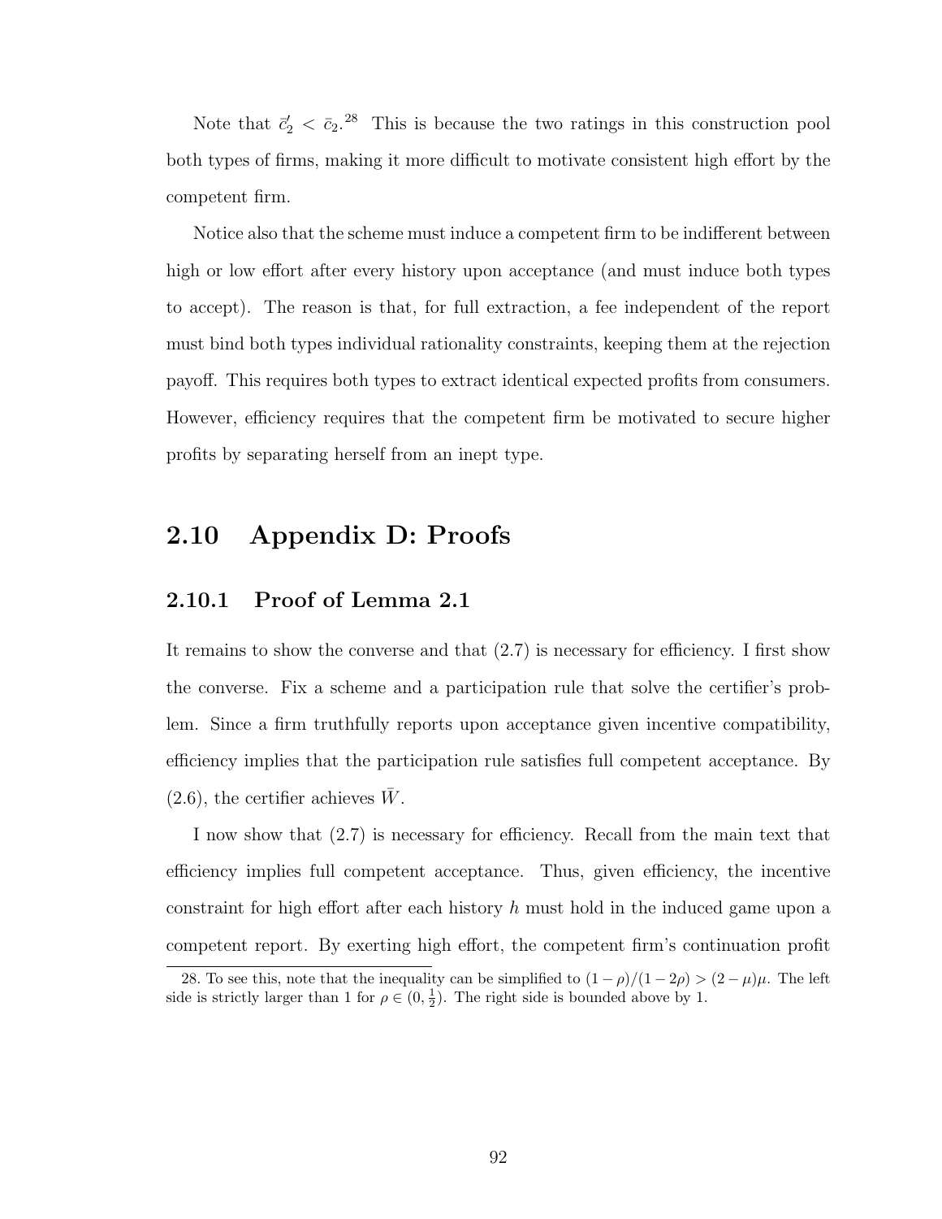Note that $\bar{c}_2' < \bar{c}_2$.[28] This is because the two ratings in this construction pool both types of firms, making it more difficult to motivate consistent high effort by the competent firm.

Notice also that the scheme must induce a competent firm to be indifferent between high or low effort after every history upon acceptance (and must induce both types to accept). The reason is that, for full extraction, a fee independent of the report must bind both types individual rationality constraints, keeping them at the rejection payoff. This requires both types to extract identical expected profits from consumers. However, efficiency requires that the competent firm be motivated to secure higher profits by separating herself from an inept type.

## 2.10 Appendix D: Proofs

### 2.10.1 Proof of Lemma 2.1

It remains to show the converse and that (2.7) is necessary for efficiency. I first show the converse. Fix a scheme and a participation rule that solve the certifier's problem. Since a firm truthfully reports upon acceptance given incentive compatibility, efficiency implies that the participation rule satisfies full competent acceptance. By (2.6), the certifier achieves $\bar{W}$.

I now show that (2.7) is necessary for efficiency. Recall from the main text that efficiency implies full competent acceptance. Thus, given efficiency, the incentive constraint for high effort after each history $h$ must hold in the induced game upon a competent report. By exerting high effort, the competent firm's continuation profit

28. To see this, note that the inequality can be simplified to $(1-\rho)/(1-2\rho) > (2-\mu)\mu$. The left side is strictly larger than 1 for $\rho \in (0, \frac{1}{2})$. The right side is bounded above by 1.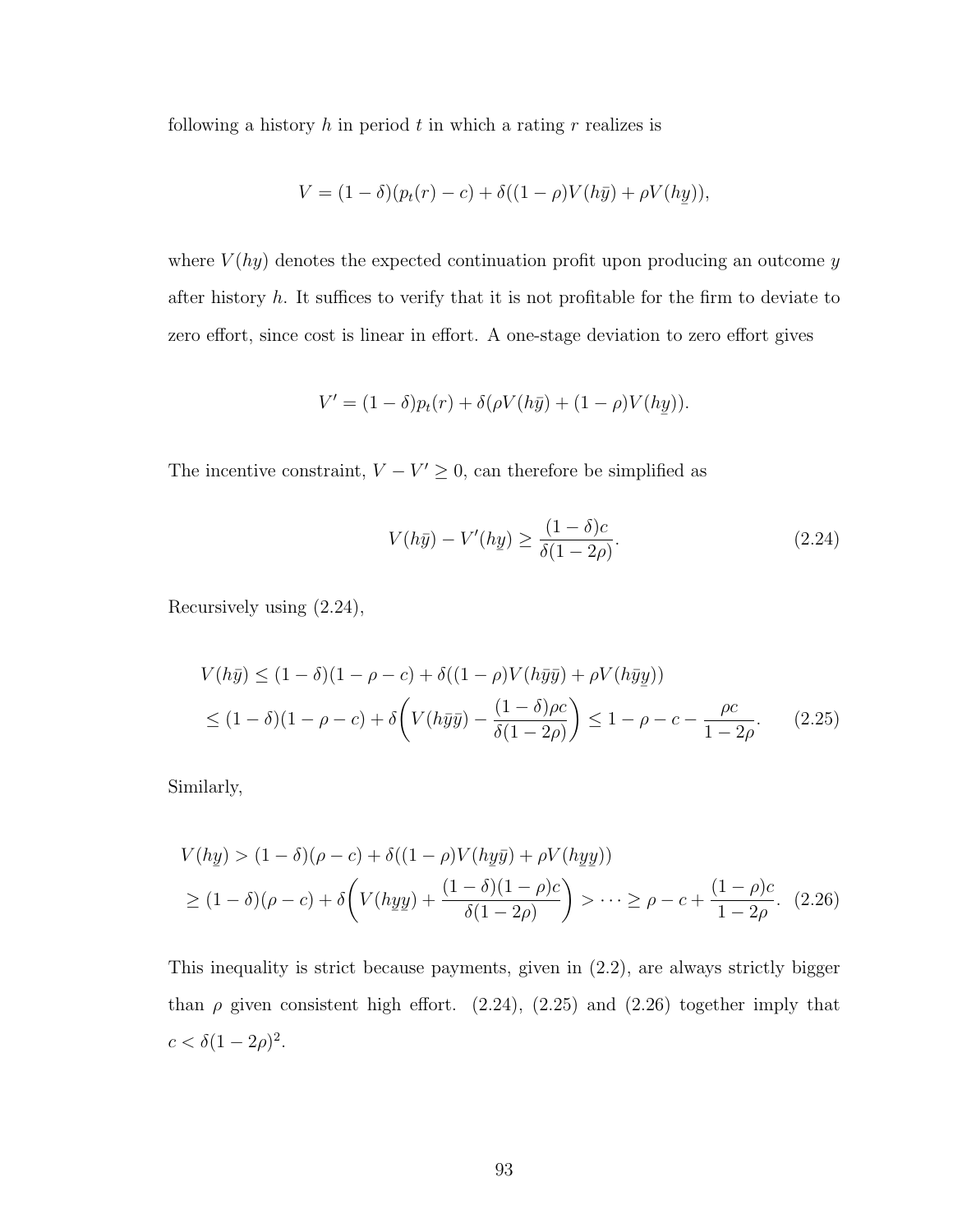following a history $h$ in period $t$ in which a rating $r$ realizes is

$$V = (1-\delta)(p_t(r) - c) + \delta((1-\rho)V(h\bar{y}) + \rho V(h\underline{y})),$$

where $V(hy)$ denotes the expected continuation profit upon producing an outcome $y$ after history $h$. It suffices to verify that it is not profitable for the firm to deviate to zero effort, since cost is linear in effort. A one-stage deviation to zero effort gives

$$V' = (1-\delta)p_t(r) + \delta(\rho V(h\bar{y}) + (1-\rho)V(h\underline{y})).$$

The incentive constraint, $V - V' \geq 0$, can therefore be simplified as

$$V(h\bar{y}) - V'(h\underline{y}) \geq \frac{(1-\delta)c}{\delta(1-2\rho)}. \tag{2.24}$$

Recursively using (2.24),

$$\begin{aligned}
V(h\bar{y}) &\leq (1-\delta)(1-\rho-c) + \delta((1-\rho)V(h\bar{y}\bar{y}) + \rho V(h\bar{y}\underline{y})) \\
&\leq (1-\delta)(1-\rho-c) + \delta\left(V(h\bar{y}\bar{y}) - \frac{(1-\delta)\rho c}{\delta(1-2\rho)}\right) \leq 1-\rho-c-\frac{\rho c}{1-2\rho}.
\end{aligned} \tag{2.25}$$

Similarly,

$$\begin{aligned}
V(h\underline{y}) &> (1-\delta)(\rho-c) + \delta((1-\rho)V(h\underline{y}\bar{y}) + \rho V(h\underline{y}\underline{y})) \\
&\geq (1-\delta)(\rho-c) + \delta\left(V(h\underline{y}\underline{y}) + \frac{(1-\delta)(1-\rho)c}{\delta(1-2\rho)}\right) > \cdots \geq \rho - c + \frac{(1-\rho)c}{1-2\rho}.
\end{aligned} \tag{2.26}$$

This inequality is strict because payments, given in (2.2), are always strictly bigger than $\rho$ given consistent high effort. (2.24), (2.25) and (2.26) together imply that $c < \delta(1-2\rho)^2$.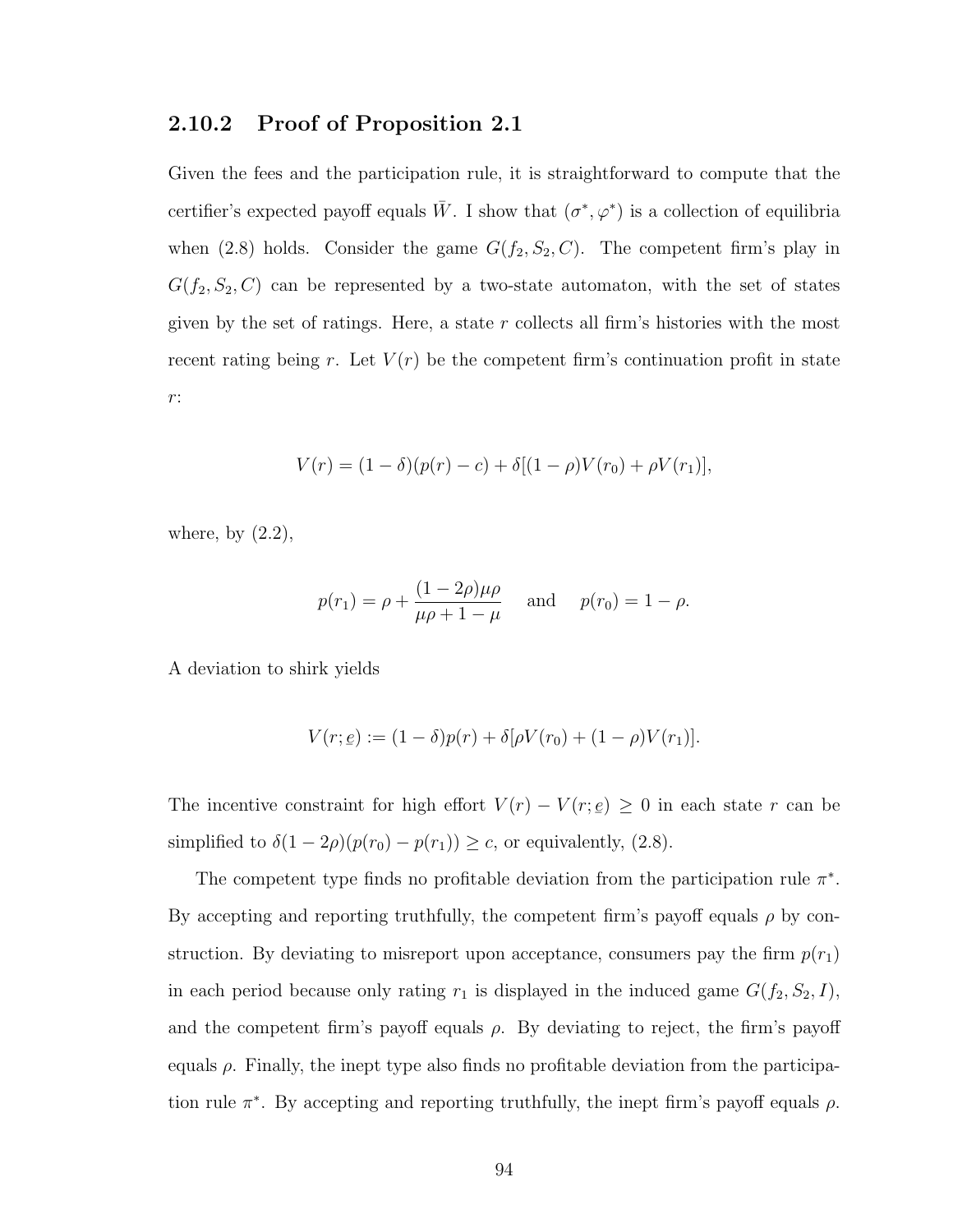### 2.10.2 Proof of Proposition 2.1

Given the fees and the participation rule, it is straightforward to compute that the certifier's expected payoff equals $\bar{W}$. I show that $(\sigma^*, \varphi^*)$ is a collection of equilibria when (2.8) holds. Consider the game $G(f_2, S_2, C)$. The competent firm's play in $G(f_2, S_2, C)$ can be represented by a two-state automaton, with the set of states given by the set of ratings. Here, a state $r$ collects all firm's histories with the most recent rating being $r$. Let $V(r)$ be the competent firm's continuation profit in state $r$:

$$V(r) = (1-\delta)(p(r) - c) + \delta[(1-\rho)V(r_0) + \rho V(r_1)],$$

where, by (2.2),

$$p(r_1) = \rho + \frac{(1-2\rho)\mu\rho}{\mu\rho + 1 - \mu} \quad \text{and} \quad p(r_0) = 1 - \rho.$$

A deviation to shirk yields

$$V(r; \underline{e}) := (1-\delta)p(r) + \delta[\rho V(r_0) + (1-\rho)V(r_1)].$$

The incentive constraint for high effort $V(r) - V(r; \underline{e}) \geq 0$ in each state $r$ can be simplified to $\delta(1-2\rho)(p(r_0) - p(r_1)) \geq c$, or equivalently, (2.8).

The competent type finds no profitable deviation from the participation rule $\pi^*$. By accepting and reporting truthfully, the competent firm's payoff equals $\rho$ by construction. By deviating to misreport upon acceptance, consumers pay the firm $p(r_1)$ in each period because only rating $r_1$ is displayed in the induced game $G(f_2, S_2, I)$, and the competent firm's payoff equals $\rho$. By deviating to reject, the firm's payoff equals $\rho$. Finally, the inept type also finds no profitable deviation from the participation rule $\pi^*$. By accepting and reporting truthfully, the inept firm's payoff equals $\rho$.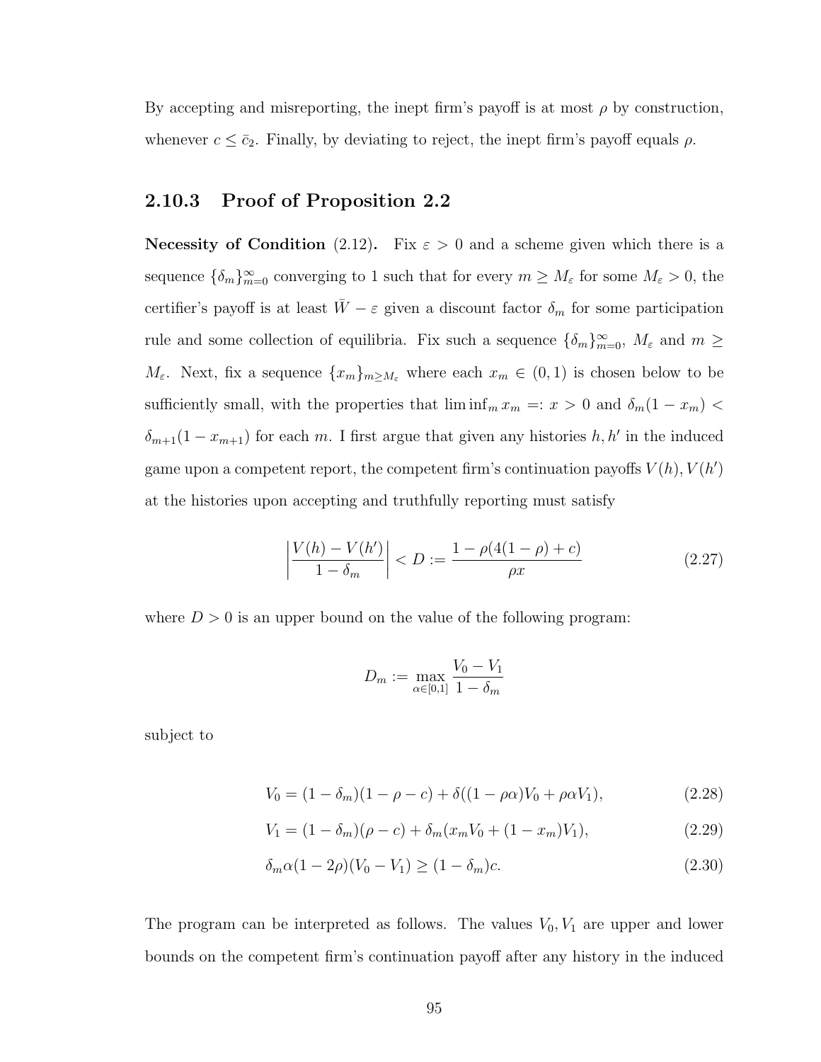By accepting and misreporting, the inept firm's payoff is at most $\rho$ by construction, whenever $c \leq \bar{c}_2$. Finally, by deviating to reject, the inept firm's payoff equals $\rho$.

### 2.10.3 Proof of Proposition 2.2

**Necessity of Condition** (2.12)**.** Fix $\varepsilon > 0$ and a scheme given which there is a sequence $\{\delta_m\}_{m=0}^{\infty}$ converging to 1 such that for every $m \geq M_\varepsilon$ for some $M_\varepsilon > 0$, the certifier's payoff is at least $\bar{W} - \varepsilon$ given a discount factor $\delta_m$ for some participation rule and some collection of equilibria. Fix such a sequence $\{\delta_m\}_{m=0}^{\infty}$, $M_\varepsilon$ and $m \geq M_\varepsilon$. Next, fix a sequence $\{x_m\}_{m \geq M_\varepsilon}$ where each $x_m \in (0, 1)$ is chosen below to be sufficiently small, with the properties that $\liminf_m x_m =: x > 0$ and $\delta_m(1 - x_m) < \delta_{m+1}(1 - x_{m+1})$ for each $m$. I first argue that given any histories $h, h'$ in the induced game upon a competent report, the competent firm's continuation payoffs $V(h), V(h')$ at the histories upon accepting and truthfully reporting must satisfy

$$\left| \frac{V(h) - V(h')}{1 - \delta_m} \right| < D := \frac{1 - \rho(4(1 - \rho) + c)}{\rho x} \tag{2.27}$$

where $D > 0$ is an upper bound on the value of the following program:

$$D_m := \max_{\alpha \in [0,1]} \frac{V_0 - V_1}{1 - \delta_m}$$

subject to

$$V_0 = (1 - \delta_m)(1 - \rho - c) + \delta((1 - \rho\alpha)V_0 + \rho\alpha V_1), \tag{2.28}$$

$$V_1 = (1 - \delta_m)(\rho - c) + \delta_m(x_m V_0 + (1 - x_m)V_1), \tag{2.29}$$

$$\delta_m \alpha(1 - 2\rho)(V_0 - V_1) \geq (1 - \delta_m)c. \tag{2.30}$$

The program can be interpreted as follows. The values $V_0, V_1$ are upper and lower bounds on the competent firm's continuation payoff after any history in the induced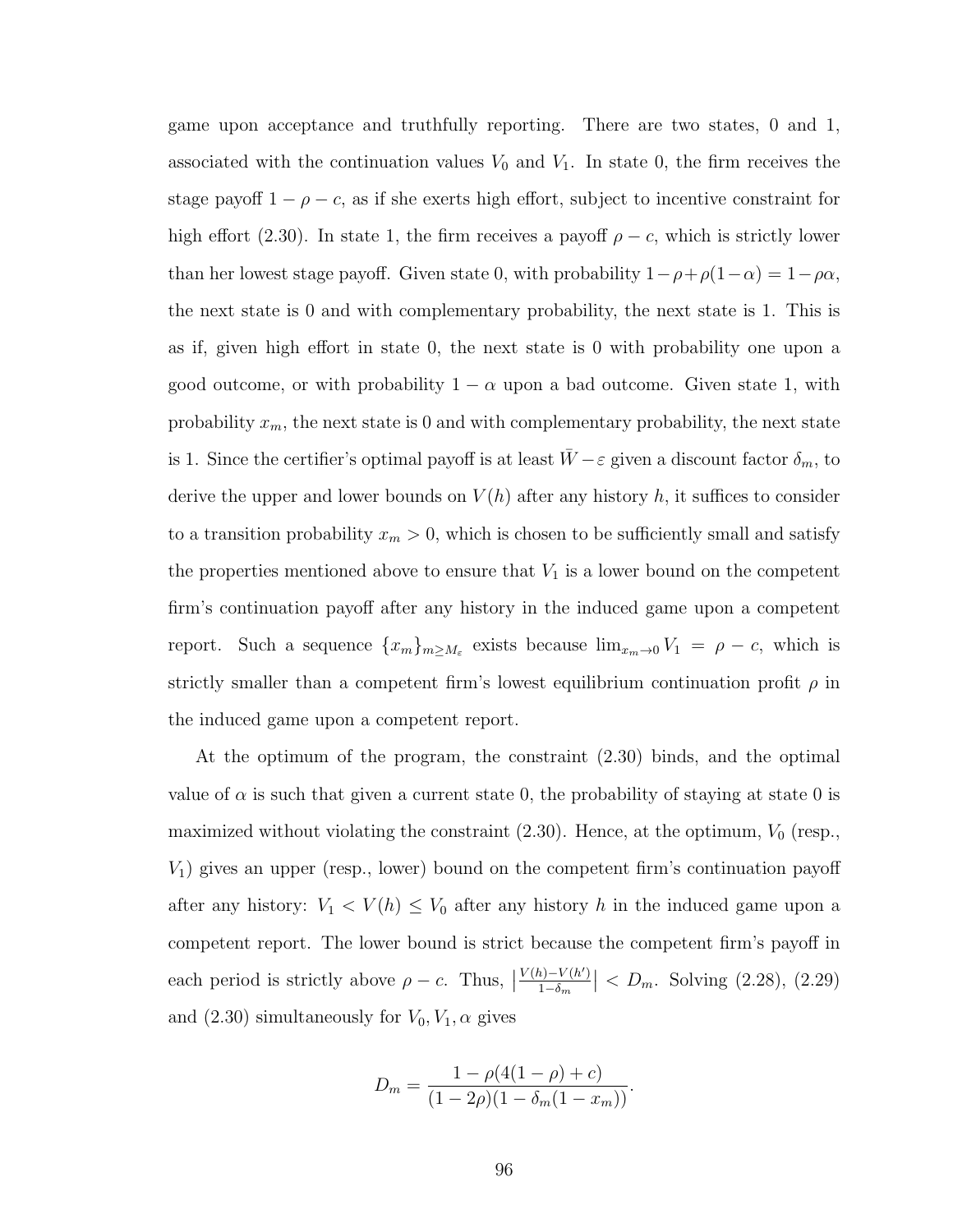game upon acceptance and truthfully reporting. There are two states, 0 and 1, associated with the continuation values $V_0$ and $V_1$. In state 0, the firm receives the stage payoff $1 - \rho - c$, as if she exerts high effort, subject to incentive constraint for high effort (2.30). In state 1, the firm receives a payoff $\rho - c$, which is strictly lower than her lowest stage payoff. Given state 0, with probability $1 - \rho + \rho(1 - \alpha) = 1 - \rho\alpha$, the next state is 0 and with complementary probability, the next state is 1. This is as if, given high effort in state 0, the next state is 0 with probability one upon a good outcome, or with probability $1 - \alpha$ upon a bad outcome. Given state 1, with probability $x_m$, the next state is 0 and with complementary probability, the next state is 1. Since the certifier's optimal payoff is at least $\bar{W} - \varepsilon$ given a discount factor $\delta_m$, to derive the upper and lower bounds on $V(h)$ after any history $h$, it suffices to consider to a transition probability $x_m > 0$, which is chosen to be sufficiently small and satisfy the properties mentioned above to ensure that $V_1$ is a lower bound on the competent firm's continuation payoff after any history in the induced game upon a competent report. Such a sequence $\{x_m\}_{m \geq M_\varepsilon}$ exists because $\lim_{x_m \to 0} V_1 = \rho - c$, which is strictly smaller than a competent firm's lowest equilibrium continuation profit $\rho$ in the induced game upon a competent report.

At the optimum of the program, the constraint (2.30) binds, and the optimal value of $\alpha$ is such that given a current state 0, the probability of staying at state 0 is maximized without violating the constraint (2.30). Hence, at the optimum, $V_0$ (resp., $V_1$) gives an upper (resp., lower) bound on the competent firm's continuation payoff after any history: $V_1 < V(h) \leq V_0$ after any history $h$ in the induced game upon a competent report. The lower bound is strict because the competent firm's payoff in each period is strictly above $\rho - c$. Thus, $\left|\frac{V(h) - V(h')}{1 - \delta_m}\right| < D_m$. Solving (2.28), (2.29) and (2.30) simultaneously for $V_0, V_1, \alpha$ gives

$$D_m = \frac{1 - \rho(4(1 - \rho) + c)}{(1 - 2\rho)(1 - \delta_m(1 - x_m))}.$$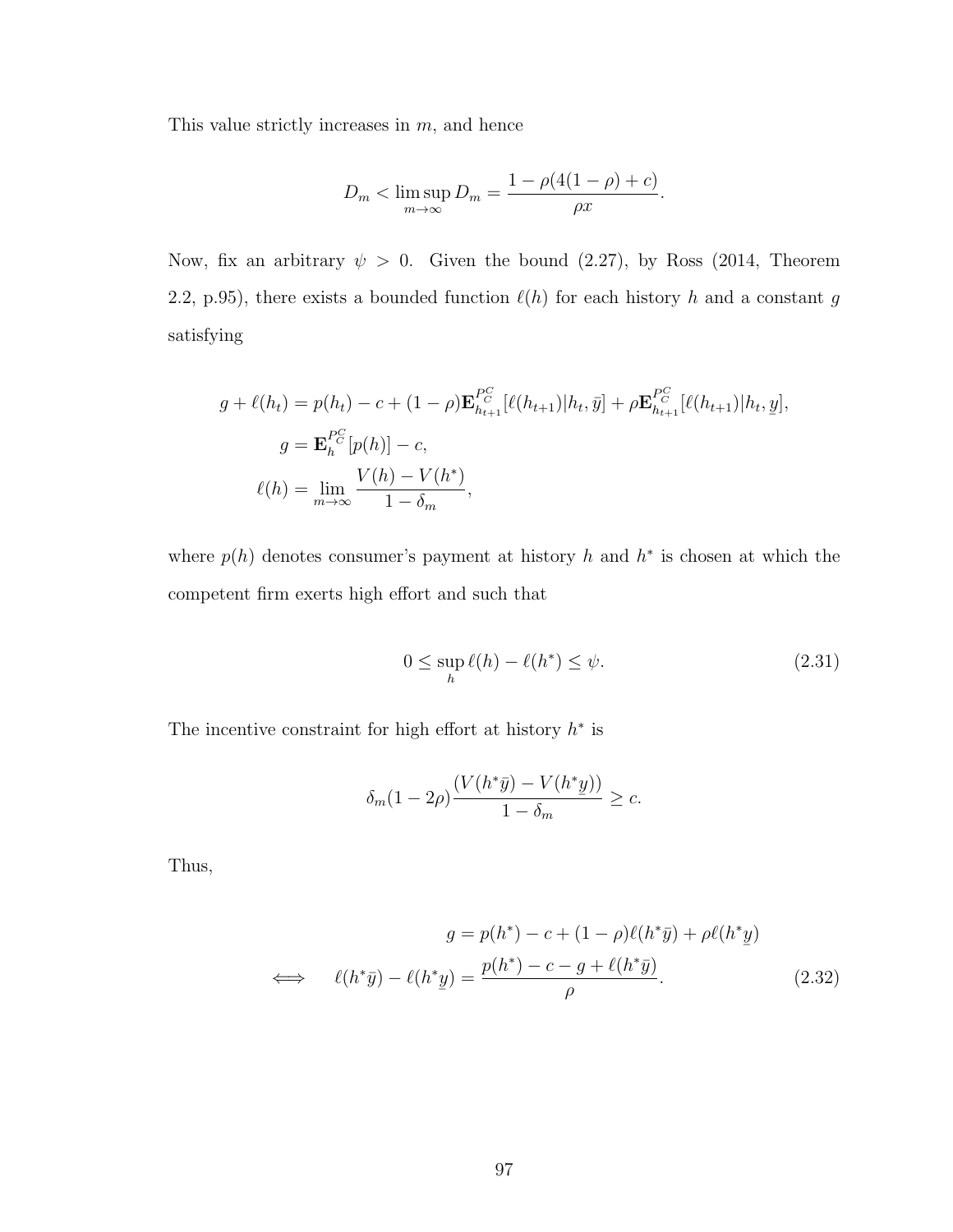This value strictly increases in $m$, and hence

$$D_m < \limsup_{m\to\infty} D_m = \frac{1-\rho(4(1-\rho)+c)}{\rho x}.$$

Now, fix an arbitrary $\psi > 0$. Given the bound (2.27), by Ross (2014, Theorem 2.2, p.95), there exists a bounded function $\ell(h)$ for each history $h$ and a constant $g$ satisfying

$$\begin{aligned}
g + \ell(h_t) &= p(h_t) - c + (1-\rho)\mathbf{E}^{P_C^C}_{h_{t+1}}[\ell(h_{t+1})|h_t, \bar{y}] + \rho \mathbf{E}^{P_C^C}_{h_{t+1}}[\ell(h_{t+1})|h_t, \underline{y}], \\
g &= \mathbf{E}^{P_C^C}_{h}[p(h)] - c, \\
\ell(h) &= \lim_{m\to\infty} \frac{V(h) - V(h^*)}{1-\delta_m},
\end{aligned}$$

where $p(h)$ denotes consumer's payment at history $h$ and $h^*$ is chosen at which the competent firm exerts high effort and such that

$$0 \leq \sup_h \ell(h) - \ell(h^*) \leq \psi. \tag{2.31}$$

The incentive constraint for high effort at history $h^*$ is

$$\delta_m(1-2\rho)\frac{(V(h^*\bar{y}) - V(h^*\underline{y}))}{1-\delta_m} \geq c.$$

Thus,

$$\begin{aligned}
& g = p(h^*) - c + (1-\rho)\ell(h^*\bar{y}) + \rho\ell(h^*\underline{y}) \\
\iff \quad & \ell(h^*\bar{y}) - \ell(h^*\underline{y}) = \frac{p(h^*) - c - g + \ell(h^*\bar{y})}{\rho}.
\end{aligned} \tag{2.32}$$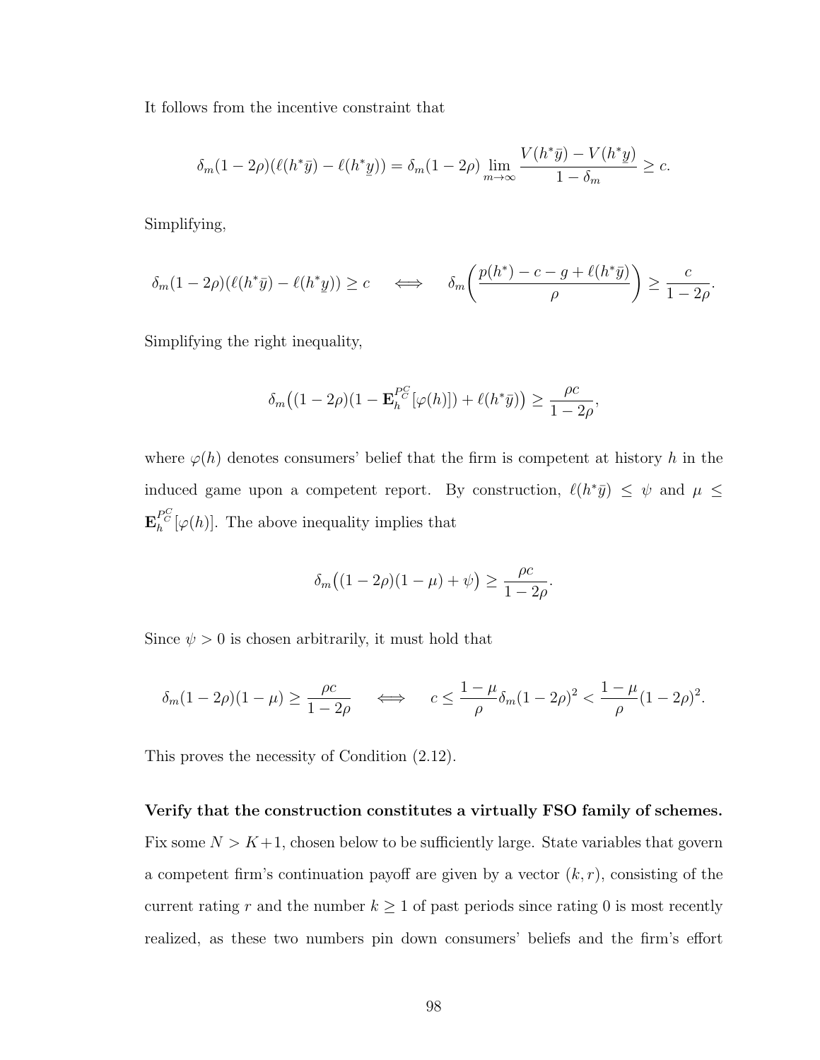It follows from the incentive constraint that

$$\delta_m(1-2\rho)(\ell(h^*\bar{y}) - \ell(h^*\underline{y})) = \delta_m(1-2\rho)\lim_{m\to\infty}\frac{V(h^*\bar{y}) - V(h^*\underline{y})}{1-\delta_m} \geq c.$$

Simplifying,

$$\delta_m(1-2\rho)(\ell(h^*\bar{y}) - \ell(h^*\underline{y})) \geq c \quad \iff \quad \delta_m\left(\frac{p(h^*) - c - g + \ell(h^*\bar{y})}{\rho}\right) \geq \frac{c}{1-2\rho}.$$

Simplifying the right inequality,

$$\delta_m\big((1-2\rho)(1-\mathbf{E}_h^{P_C^C}[\varphi(h)]) + \ell(h^*\bar{y})\big) \geq \frac{\rho c}{1-2\rho},$$

where $\varphi(h)$ denotes consumers' belief that the firm is competent at history $h$ in the induced game upon a competent report. By construction, $\ell(h^*\bar{y}) \leq \psi$ and $\mu \leq \mathbf{E}_h^{P_C^C}[\varphi(h)]$. The above inequality implies that

$$\delta_m\big((1-2\rho)(1-\mu) + \psi\big) \geq \frac{\rho c}{1-2\rho}.$$

Since $\psi > 0$ is chosen arbitrarily, it must hold that

$$\delta_m(1-2\rho)(1-\mu) \geq \frac{\rho c}{1-2\rho} \quad \iff \quad c \leq \frac{1-\mu}{\rho}\delta_m(1-2\rho)^2 < \frac{1-\mu}{\rho}(1-2\rho)^2.$$

This proves the necessity of Condition (2.12).

**Verify that the construction constitutes a virtually FSO family of schemes.** Fix some $N > K+1$, chosen below to be sufficiently large. State variables that govern a competent firm's continuation payoff are given by a vector $(k, r)$, consisting of the current rating $r$ and the number $k \geq 1$ of past periods since rating 0 is most recently realized, as these two numbers pin down consumers' beliefs and the firm's effort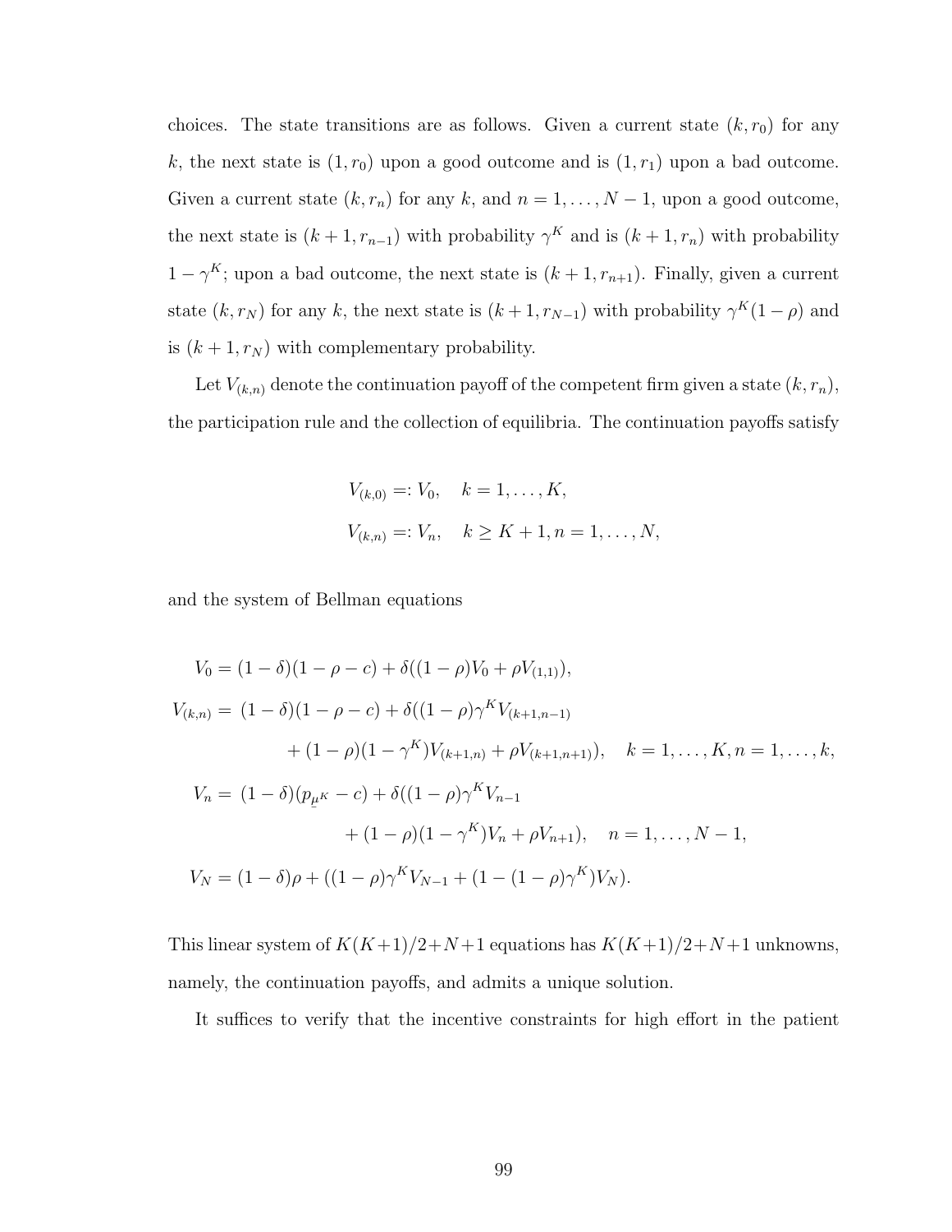choices. The state transitions are as follows. Given a current state $(k, r_0)$ for any $k$, the next state is $(1, r_0)$ upon a good outcome and is $(1, r_1)$ upon a bad outcome. Given a current state $(k, r_n)$ for any $k$, and $n = 1, \ldots, N-1$, upon a good outcome, the next state is $(k+1, r_{n-1})$ with probability $\gamma^K$ and is $(k+1, r_n)$ with probability $1 - \gamma^K$; upon a bad outcome, the next state is $(k+1, r_{n+1})$. Finally, given a current state $(k, r_N)$ for any $k$, the next state is $(k+1, r_{N-1})$ with probability $\gamma^K(1-\rho)$ and is $(k+1, r_N)$ with complementary probability.

Let $V_{(k,n)}$ denote the continuation payoff of the competent firm given a state $(k, r_n)$, the participation rule and the collection of equilibria. The continuation payoffs satisfy

$$
\begin{aligned}
V_{(k,0)} &=: V_0, \quad k = 1, \ldots, K, \\
V_{(k,n)} &=: V_n, \quad k \geq K+1, n = 1, \ldots, N,
\end{aligned}
$$

and the system of Bellman equations

$$
\begin{aligned}
V_0 &= (1-\delta)(1-\rho-c) + \delta((1-\rho)V_0 + \rho V_{(1,1)}), \\
V_{(k,n)} &= (1-\delta)(1-\rho-c) + \delta((1-\rho)\gamma^K V_{(k+1,n-1)} \\
&\qquad + (1-\rho)(1-\gamma^K)V_{(k+1,n)} + \rho V_{(k+1,n+1)}), \quad k = 1, \ldots, K, n = 1, \ldots, k, \\
V_n &= (1-\delta)(p_{\underline{\mu}^K} - c) + \delta((1-\rho)\gamma^K V_{n-1} \\
&\qquad + (1-\rho)(1-\gamma^K)V_n + \rho V_{n+1}), \quad n = 1, \ldots, N-1, \\
V_N &= (1-\delta)\rho + ((1-\rho)\gamma^K V_{N-1} + (1-(1-\rho)\gamma^K)V_N).
\end{aligned}
$$

This linear system of $K(K+1)/2+N+1$ equations has $K(K+1)/2+N+1$ unknowns, namely, the continuation payoffs, and admits a unique solution.

It suffices to verify that the incentive constraints for high effort in the patient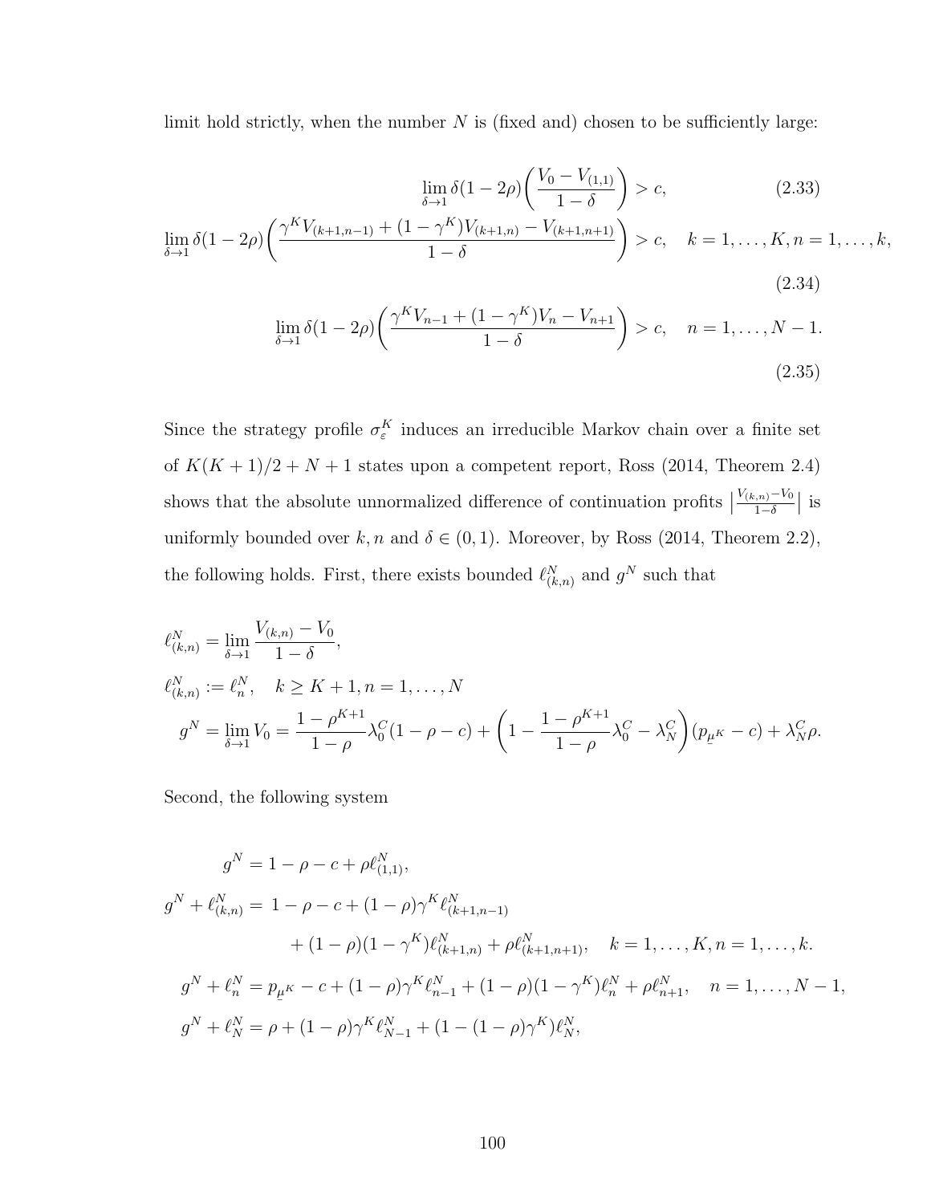limit hold strictly, when the number $N$ is (fixed and) chosen to be sufficiently large:

$$\lim_{\delta\to 1}\delta(1-2\rho)\bigg(\frac{V_0 - V_{(1,1)}}{1-\delta}\bigg) > c, \tag{2.33}$$

$$\lim_{\delta\to 1}\delta(1-2\rho)\bigg(\frac{\gamma^K V_{(k+1,n-1)} + (1-\gamma^K)V_{(k+1,n)} - V_{(k+1,n+1)}}{1-\delta}\bigg) > c, \quad k = 1,\ldots,K, n = 1,\ldots,k, \tag{2.34}$$

$$\lim_{\delta\to 1}\delta(1-2\rho)\bigg(\frac{\gamma^K V_{n-1} + (1-\gamma^K)V_n - V_{n+1}}{1-\delta}\bigg) > c, \quad n = 1,\ldots,N-1. \tag{2.35}$$

Since the strategy profile $\sigma_\varepsilon^K$ induces an irreducible Markov chain over a finite set of $K(K+1)/2 + N + 1$ states upon a competent report, Ross (2014, Theorem 2.4) shows that the absolute unnormalized difference of continuation profits $\big|\frac{V_{(k,n)} - V_0}{1-\delta}\big|$ is uniformly bounded over $k, n$ and $\delta \in (0,1)$. Moreover, by Ross (2014, Theorem 2.2), the following holds. First, there exists bounded $\ell^N_{(k,n)}$ and $g^N$ such that

$$\begin{aligned}
\ell^N_{(k,n)} &= \lim_{\delta\to 1}\frac{V_{(k,n)} - V_0}{1-\delta}, \\
\ell^N_{(k,n)} &:= \ell^N_n, \quad k \geq K+1, n = 1,\ldots,N \\
g^N &= \lim_{\delta\to 1} V_0 = \frac{1-\rho^{K+1}}{1-\rho}\lambda^C_0(1-\rho-c) + \bigg(1 - \frac{1-\rho^{K+1}}{1-\rho}\lambda^C_0 - \lambda^C_N\bigg)(p_{\underline{\mu}^K} - c) + \lambda^C_N\rho.
\end{aligned}$$

Second, the following system

$$\begin{aligned}
g^N &= 1-\rho-c+\rho\ell^N_{(1,1)}, \\
g^N + \ell^N_{(k,n)} &= 1-\rho-c+(1-\rho)\gamma^K\ell^N_{(k+1,n-1)} \\
&\quad + (1-\rho)(1-\gamma^K)\ell^N_{(k+1,n)} + \rho\ell^N_{(k+1,n+1)}, \quad k = 1,\ldots,K, n = 1,\ldots,k. \\
g^N + \ell^N_n &= p_{\underline{\mu}^K} - c + (1-\rho)\gamma^K\ell^N_{n-1} + (1-\rho)(1-\gamma^K)\ell^N_n + \rho\ell^N_{n+1}, \quad n = 1,\ldots,N-1, \\
g^N + \ell^N_N &= \rho + (1-\rho)\gamma^K\ell^N_{N-1} + (1-(1-\rho)\gamma^K)\ell^N_N,
\end{aligned}$$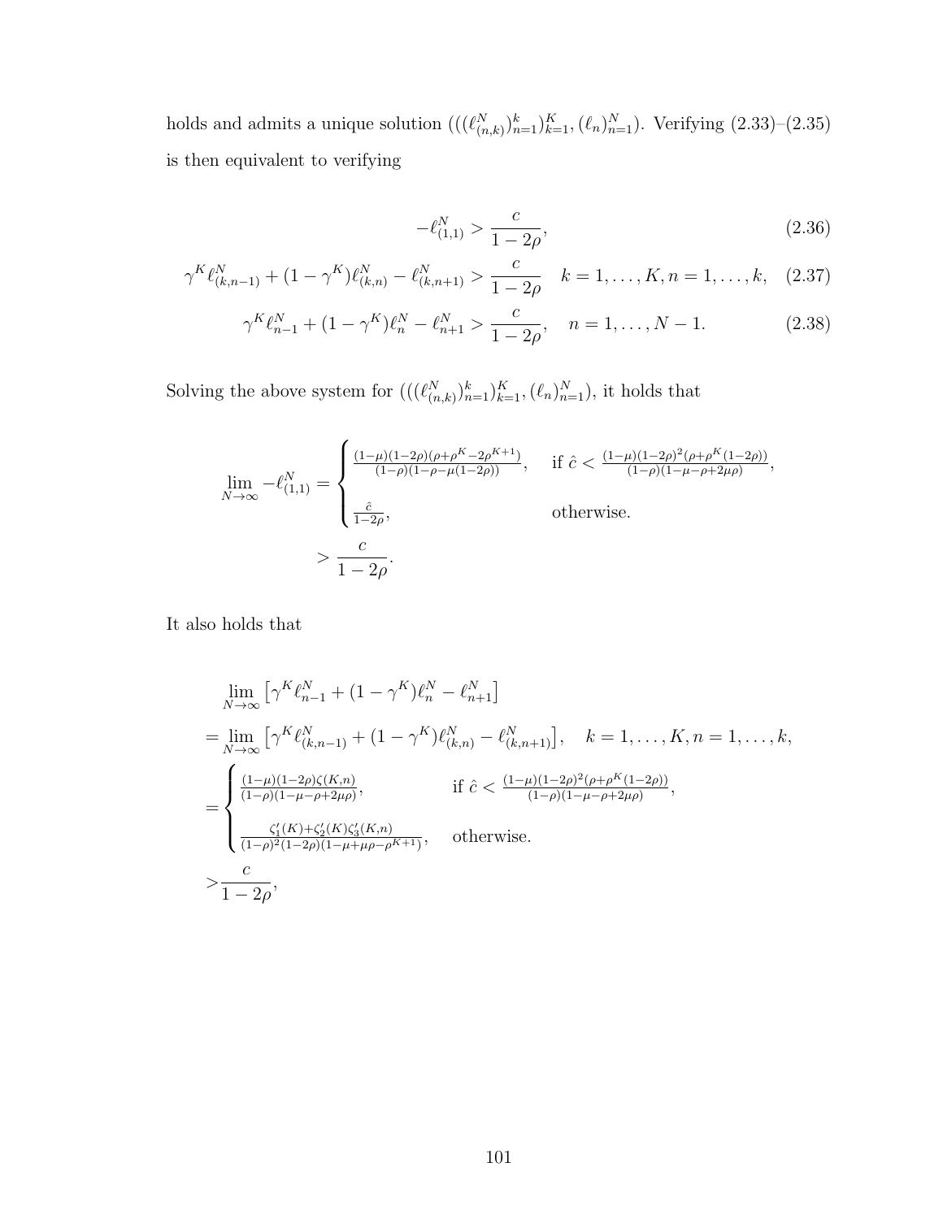holds and admits a unique solution $(((\ell^N_{(n,k)})^k_{n=1})^K_{k=1}, (\ell_n)^N_{n=1})$. Verifying (2.33)–(2.35) is then equivalent to verifying

$$-\ell^N_{(1,1)} > \frac{c}{1-2\rho}, \tag{2.36}$$

$$\gamma^K \ell^N_{(k,n-1)} + (1-\gamma^K)\ell^N_{(k,n)} - \ell^N_{(k,n+1)} > \frac{c}{1-2\rho} \quad k = 1,\dots,K, n = 1,\dots,k, \tag{2.37}$$

$$\gamma^K \ell^N_{n-1} + (1-\gamma^K)\ell^N_n - \ell^N_{n+1} > \frac{c}{1-2\rho}, \quad n = 1,\dots,N-1. \tag{2.38}$$

Solving the above system for $(((\ell^N_{(n,k)})^k_{n=1})^K_{k=1}, (\ell_n)^N_{n=1})$, it holds that

$$\lim_{N\to\infty} -\ell^N_{(1,1)} = \begin{cases} \frac{(1-\mu)(1-2\rho)(\rho+\rho^K-2\rho^{K+1})}{(1-\rho)(1-\rho-\mu(1-2\rho))}, & \text{if } \hat{c} < \frac{(1-\mu)(1-2\rho)^2(\rho+\rho^K(1-2\rho))}{(1-\rho)(1-\mu-\rho+2\mu\rho)}, \\ \frac{\hat{c}}{1-2\rho}, & \text{otherwise.} \end{cases}$$

$$> \frac{c}{1-2\rho}.$$

It also holds that

$$\begin{aligned}
&\lim_{N\to\infty}\left[\gamma^K \ell^N_{n-1} + (1-\gamma^K)\ell^N_n - \ell^N_{n+1}\right] \\
=&\lim_{N\to\infty}\left[\gamma^K \ell^N_{(k,n-1)} + (1-\gamma^K)\ell^N_{(k,n)} - \ell^N_{(k,n+1)}\right], \quad k = 1,\dots,K, n = 1,\dots,k, \\
=&\begin{cases} \frac{(1-\mu)(1-2\rho)\zeta(K,n)}{(1-\rho)(1-\mu-\rho+2\mu\rho)}, & \text{if } \hat{c} < \frac{(1-\mu)(1-2\rho)^2(\rho+\rho^K(1-2\rho))}{(1-\rho)(1-\mu-\rho+2\mu\rho)}, \\ \frac{\zeta_1'(K)+\zeta_2'(K)\zeta_3'(K,n)}{(1-\rho)^2(1-2\rho)(1-\mu+\mu\rho-\rho^{K+1})}, & \text{otherwise.} \end{cases} \\
>&\frac{c}{1-2\rho},
\end{aligned}$$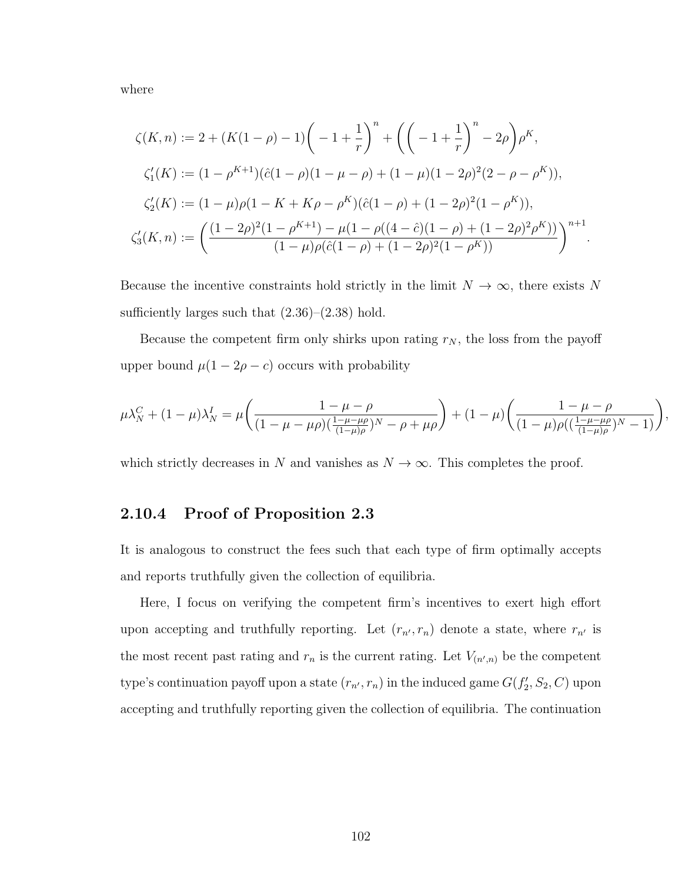where

$$
\begin{aligned}
\zeta(K,n) &:= 2 + (K(1-\rho)-1)\bigg(-1+\frac{1}{r}\bigg)^n + \bigg(\bigg(-1+\frac{1}{r}\bigg)^n - 2\rho\bigg)\rho^K,\\
\zeta_1'(K) &:= (1-\rho^{K+1})(\hat{c}(1-\rho)(1-\mu-\rho) + (1-\mu)(1-2\rho)^2(2-\rho-\rho^K)),\\
\zeta_2'(K) &:= (1-\mu)\rho(1-K+K\rho-\rho^K)(\hat{c}(1-\rho)+(1-2\rho)^2(1-\rho^K)),\\
\zeta_3'(K,n) &:= \bigg(\frac{(1-2\rho)^2(1-\rho^{K+1}) - \mu(1-\rho((4-\hat{c})(1-\rho)+(1-2\rho)^2\rho^K))}{(1-\mu)\rho(\hat{c}(1-\rho)+(1-2\rho)^2(1-\rho^K))}\bigg)^{n+1}.
\end{aligned}
$$

Because the incentive constraints hold strictly in the limit $N \to \infty$, there exists $N$ sufficiently larges such that (2.36)–(2.38) hold.

Because the competent firm only shirks upon rating $r_N$, the loss from the payoff upper bound $\mu(1-2\rho-c)$ occurs with probability

$$
\mu\lambda_N^C + (1-\mu)\lambda_N^I = \mu\bigg(\frac{1-\mu-\rho}{(1-\mu-\mu\rho)(\frac{1-\mu-\mu\rho}{(1-\mu)\rho})^N - \rho + \mu\rho}\bigg) + (1-\mu)\bigg(\frac{1-\mu-\rho}{(1-\mu)\rho((\frac{1-\mu-\mu\rho}{(1-\mu)\rho})^N - 1)}\bigg),
$$

which strictly decreases in $N$ and vanishes as $N \to \infty$. This completes the proof.

### 2.10.4 Proof of Proposition 2.3

It is analogous to construct the fees such that each type of firm optimally accepts and reports truthfully given the collection of equilibria.

Here, I focus on verifying the competent firm's incentives to exert high effort upon accepting and truthfully reporting. Let $(r_{n'}, r_n)$ denote a state, where $r_{n'}$ is the most recent past rating and $r_n$ is the current rating. Let $V_{(n',n)}$ be the competent type's continuation payoff upon a state $(r_{n'}, r_n)$ in the induced game $G(f_2', S_2, C)$ upon accepting and truthfully reporting given the collection of equilibria. The continuation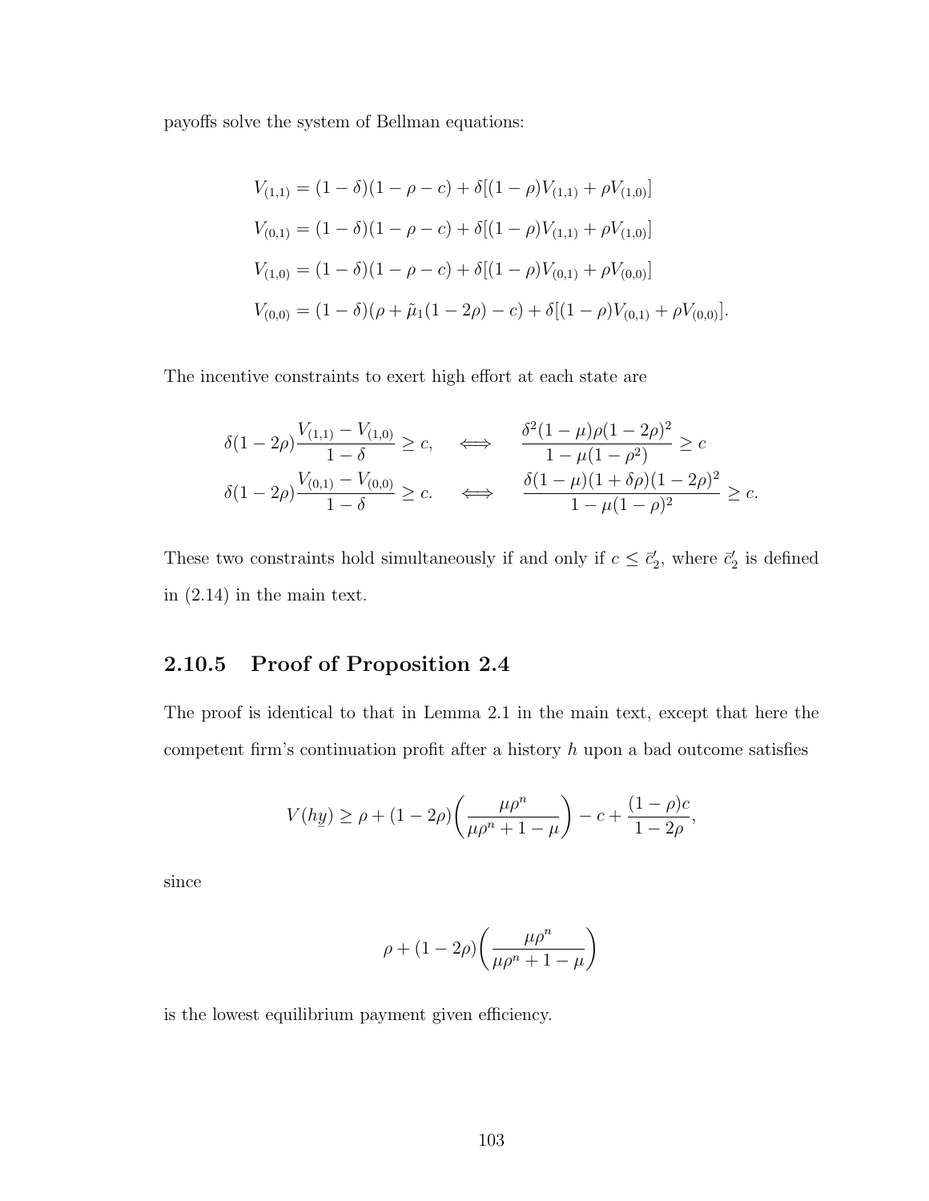payoffs solve the system of Bellman equations:

$$
\begin{aligned}
V_{(1,1)} &= (1-\delta)(1-\rho-c) + \delta[(1-\rho)V_{(1,1)} + \rho V_{(1,0)}] \\
V_{(0,1)} &= (1-\delta)(1-\rho-c) + \delta[(1-\rho)V_{(1,1)} + \rho V_{(1,0)}] \\
V_{(1,0)} &= (1-\delta)(1-\rho-c) + \delta[(1-\rho)V_{(0,1)} + \rho V_{(0,0)}] \\
V_{(0,0)} &= (1-\delta)(\rho + \tilde{\mu}_1(1-2\rho) - c) + \delta[(1-\rho)V_{(0,1)} + \rho V_{(0,0)}].
\end{aligned}
$$

The incentive constraints to exert high effort at each state are

$$
\begin{aligned}
\delta(1-2\rho)\frac{V_{(1,1)} - V_{(1,0)}}{1-\delta} \geq c, \quad &\iff \quad \frac{\delta^2(1-\mu)\rho(1-2\rho)^2}{1-\mu(1-\rho^2)} \geq c \\
\delta(1-2\rho)\frac{V_{(0,1)} - V_{(0,0)}}{1-\delta} \geq c. \quad &\iff \quad \frac{\delta(1-\mu)(1+\delta\rho)(1-2\rho)^2}{1-\mu(1-\rho)^2} \geq c.
\end{aligned}
$$

These two constraints hold simultaneously if and only if $c \leq \bar{c}_2'$, where $\bar{c}_2'$ is defined in (2.14) in the main text.

### 2.10.5 Proof of Proposition 2.4

The proof is identical to that in Lemma 2.1 in the main text, except that here the competent firm's continuation profit after a history $h$ upon a bad outcome satisfies

$$
V(h\underline{y}) \geq \rho + (1-2\rho)\left(\frac{\mu\rho^n}{\mu\rho^n + 1 - \mu}\right) - c + \frac{(1-\rho)c}{1-2\rho},
$$

since

$$
\rho + (1-2\rho)\left(\frac{\mu\rho^n}{\mu\rho^n + 1 - \mu}\right)
$$

is the lowest equilibrium payment given efficiency.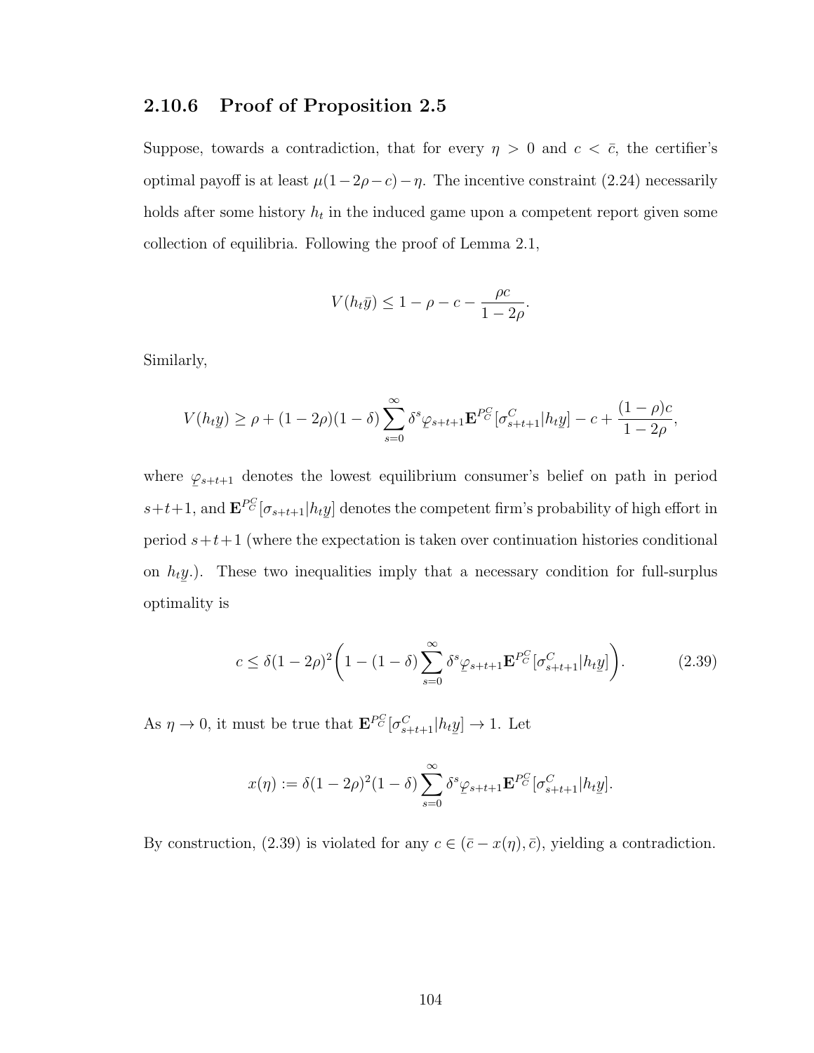### 2.10.6 Proof of Proposition 2.5

Suppose, towards a contradiction, that for every $\eta > 0$ and $c < \bar{c}$, the certifier's optimal payoff is at least $\mu(1-2\rho-c)-\eta$. The incentive constraint (2.24) necessarily holds after some history $h_t$ in the induced game upon a competent report given some collection of equilibria. Following the proof of Lemma 2.1,

$$V(h_t\bar{y}) \leq 1 - \rho - c - \frac{\rho c}{1-2\rho}.$$

Similarly,

$$V(h_t\underline{y}) \geq \rho + (1-2\rho)(1-\delta)\sum_{s=0}^{\infty}\delta^s \underline{\varphi}_{s+t+1}\mathbf{E}^{P_C^C}[\sigma^C_{s+t+1}|h_t\underline{y}] - c + \frac{(1-\rho)c}{1-2\rho},$$

where $\underline{\varphi}_{s+t+1}$ denotes the lowest equilibrium consumer's belief on path in period $s+t+1$, and $\mathbf{E}^{P_C^C}[\sigma_{s+t+1}|h_t\underline{y}]$ denotes the competent firm's probability of high effort in period $s+t+1$ (where the expectation is taken over continuation histories conditional on $h_t\underline{y}$.). These two inequalities imply that a necessary condition for full-surplus optimality is

$$c \leq \delta(1-2\rho)^2\left(1-(1-\delta)\sum_{s=0}^{\infty}\delta^s\underline{\varphi}_{s+t+1}\mathbf{E}^{P_C^C}[\sigma^C_{s+t+1}|h_t\underline{y}]\right). \tag{2.39}$$

As $\eta \to 0$, it must be true that $\mathbf{E}^{P_C^C}[\sigma^C_{s+t+1}|h_t\underline{y}] \to 1$. Let

$$x(\eta) := \delta(1-2\rho)^2(1-\delta)\sum_{s=0}^{\infty}\delta^s\underline{\varphi}_{s+t+1}\mathbf{E}^{P_C^C}[\sigma^C_{s+t+1}|h_t\underline{y}].$$

By construction, (2.39) is violated for any $c \in (\bar{c} - x(\eta), \bar{c})$, yielding a contradiction.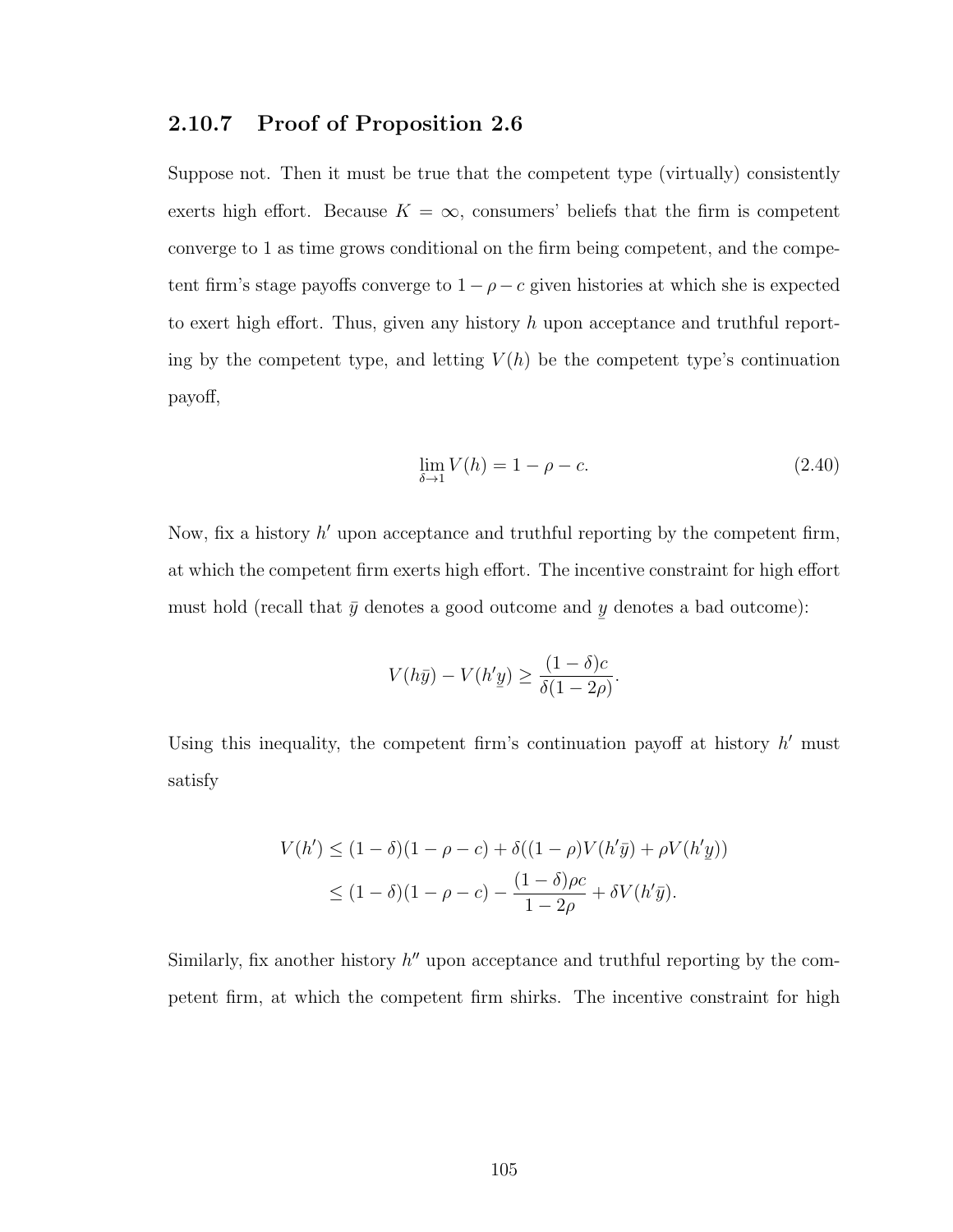### 2.10.7 Proof of Proposition 2.6

Suppose not. Then it must be true that the competent type (virtually) consistently exerts high effort. Because $K = \infty$, consumers' beliefs that the firm is competent converge to 1 as time grows conditional on the firm being competent, and the competent firm's stage payoffs converge to $1 - \rho - c$ given histories at which she is expected to exert high effort. Thus, given any history $h$ upon acceptance and truthful reporting by the competent type, and letting $V(h)$ be the competent type's continuation payoff,

$$\lim_{\delta \to 1} V(h) = 1 - \rho - c. \tag{2.40}$$

Now, fix a history $h'$ upon acceptance and truthful reporting by the competent firm, at which the competent firm exerts high effort. The incentive constraint for high effort must hold (recall that $\bar{y}$ denotes a good outcome and $\underline{y}$ denotes a bad outcome):

$$V(h\bar{y}) - V(h'\underline{y}) \geq \frac{(1-\delta)c}{\delta(1-2\rho)}.$$

Using this inequality, the competent firm's continuation payoff at history $h'$ must satisfy

$$\begin{aligned}
V(h') &\leq (1-\delta)(1-\rho-c) + \delta((1-\rho)V(h'\bar{y}) + \rho V(h'\underline{y})) \\
&\leq (1-\delta)(1-\rho-c) - \frac{(1-\delta)\rho c}{1-2\rho} + \delta V(h'\bar{y}).
\end{aligned}$$

Similarly, fix another history $h''$ upon acceptance and truthful reporting by the competent firm, at which the competent firm shirks. The incentive constraint for high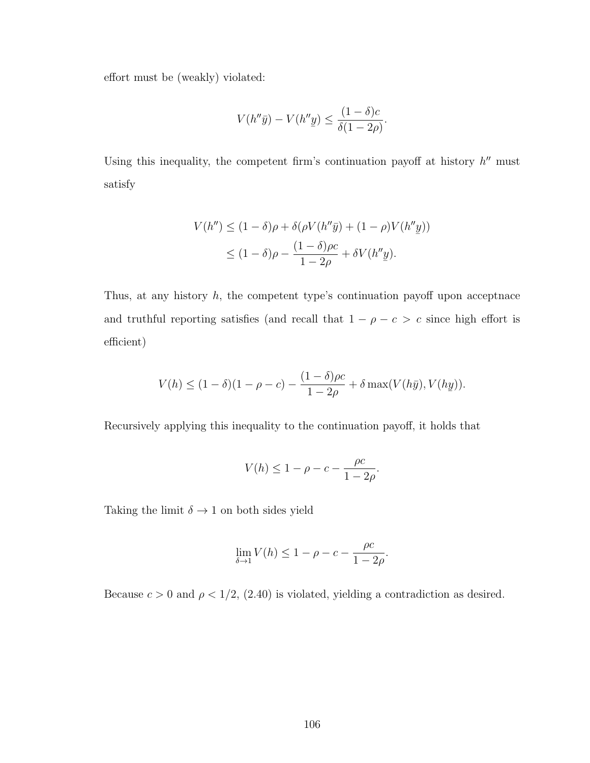effort must be (weakly) violated:

$$V(h''\bar{y}) - V(h''\underline{y}) \leq \frac{(1-\delta)c}{\delta(1-2\rho)}.$$

Using this inequality, the competent firm's continuation payoff at history $h''$ must satisfy

$$\begin{aligned}
V(h'') &\leq (1-\delta)\rho + \delta(\rho V(h''\bar{y}) + (1-\rho)V(h''\underline{y})) \\
&\leq (1-\delta)\rho - \frac{(1-\delta)\rho c}{1-2\rho} + \delta V(h''\underline{y}).
\end{aligned}$$

Thus, at any history $h$, the competent type's continuation payoff upon acceptnace and truthful reporting satisfies (and recall that $1-\rho-c > c$ since high effort is efficient)

$$V(h) \leq (1-\delta)(1-\rho-c) - \frac{(1-\delta)\rho c}{1-2\rho} + \delta \max(V(h\bar{y}), V(h\underline{y})).$$

Recursively applying this inequality to the continuation payoff, it holds that

$$V(h) \leq 1-\rho-c - \frac{\rho c}{1-2\rho}.$$

Taking the limit $\delta \to 1$ on both sides yield

$$\lim_{\delta \to 1} V(h) \leq 1-\rho-c - \frac{\rho c}{1-2\rho}.$$

Because $c > 0$ and $\rho < 1/2$, (2.40) is violated, yielding a contradiction as desired.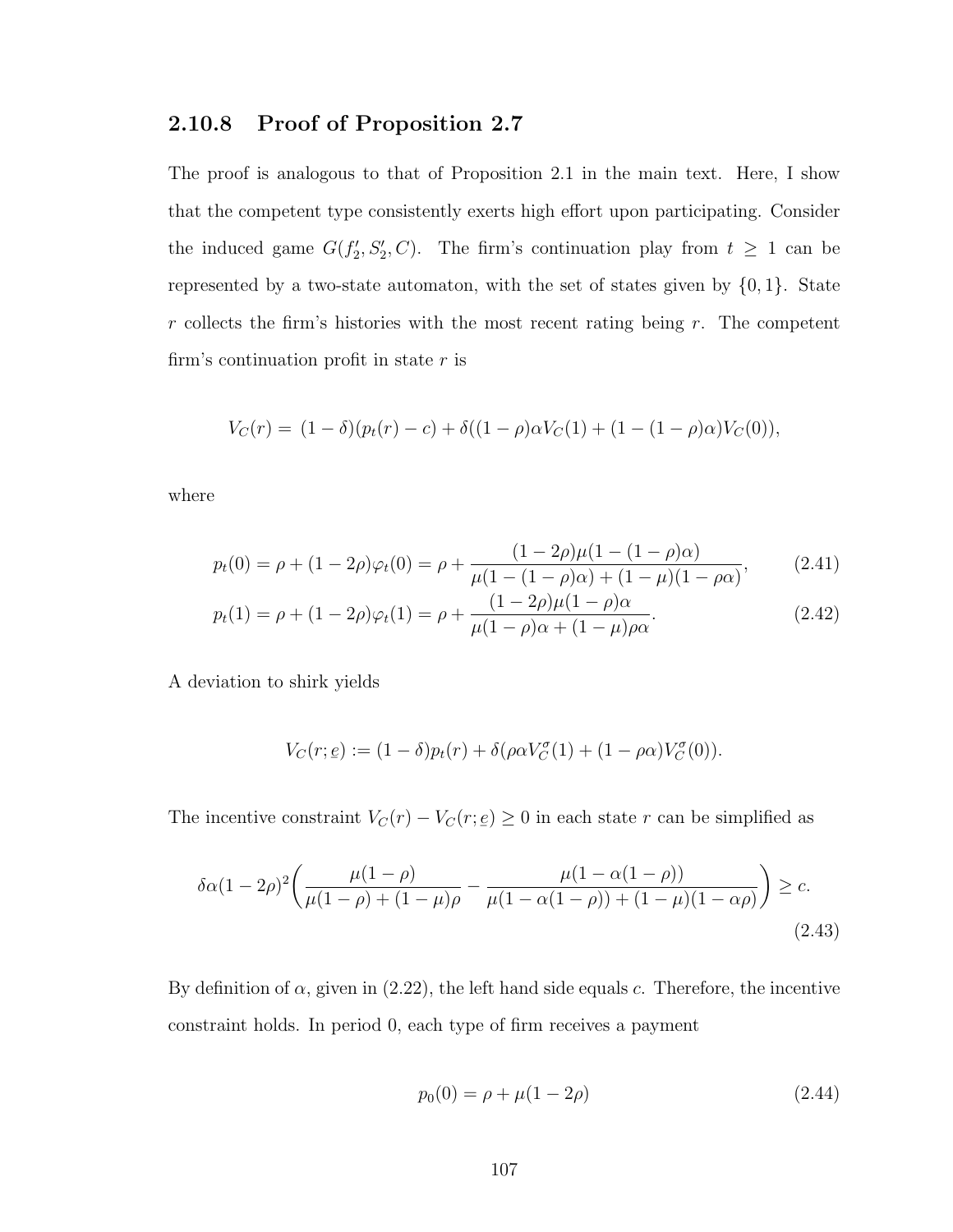### 2.10.8 Proof of Proposition 2.7

The proof is analogous to that of Proposition 2.1 in the main text. Here, I show that the competent type consistently exerts high effort upon participating. Consider the induced game $G(f_2', S_2', C)$. The firm's continuation play from $t \geq 1$ can be represented by a two-state automaton, with the set of states given by $\{0, 1\}$. State $r$ collects the firm's histories with the most recent rating being $r$. The competent firm's continuation profit in state $r$ is

$$V_C(r) = (1-\delta)(p_t(r) - c) + \delta((1-\rho)\alpha V_C(1) + (1-(1-\rho)\alpha)V_C(0)),$$

where

$$p_t(0) = \rho + (1-2\rho)\varphi_t(0) = \rho + \frac{(1-2\rho)\mu(1-(1-\rho)\alpha)}{\mu(1-(1-\rho)\alpha) + (1-\mu)(1-\rho\alpha)}, \tag{2.41}$$

$$p_t(1) = \rho + (1-2\rho)\varphi_t(1) = \rho + \frac{(1-2\rho)\mu(1-\rho)\alpha}{\mu(1-\rho)\alpha + (1-\mu)\rho\alpha}. \tag{2.42}$$

A deviation to shirk yields

$$V_C(r; \underline{e}) := (1-\delta)p_t(r) + \delta(\rho\alpha V_C^{\sigma}(1) + (1-\rho\alpha)V_C^{\sigma}(0)).$$

The incentive constraint $V_C(r) - V_C(r; \underline{e}) \geq 0$ in each state $r$ can be simplified as

$$\delta\alpha(1-2\rho)^2\left(\frac{\mu(1-\rho)}{\mu(1-\rho) + (1-\mu)\rho} - \frac{\mu(1-\alpha(1-\rho))}{\mu(1-\alpha(1-\rho)) + (1-\mu)(1-\alpha\rho)}\right) \geq c. \tag{2.43}$$

By definition of $\alpha$, given in (2.22), the left hand side equals $c$. Therefore, the incentive constraint holds. In period 0, each type of firm receives a payment

$$p_0(0) = \rho + \mu(1-2\rho) \tag{2.44}$$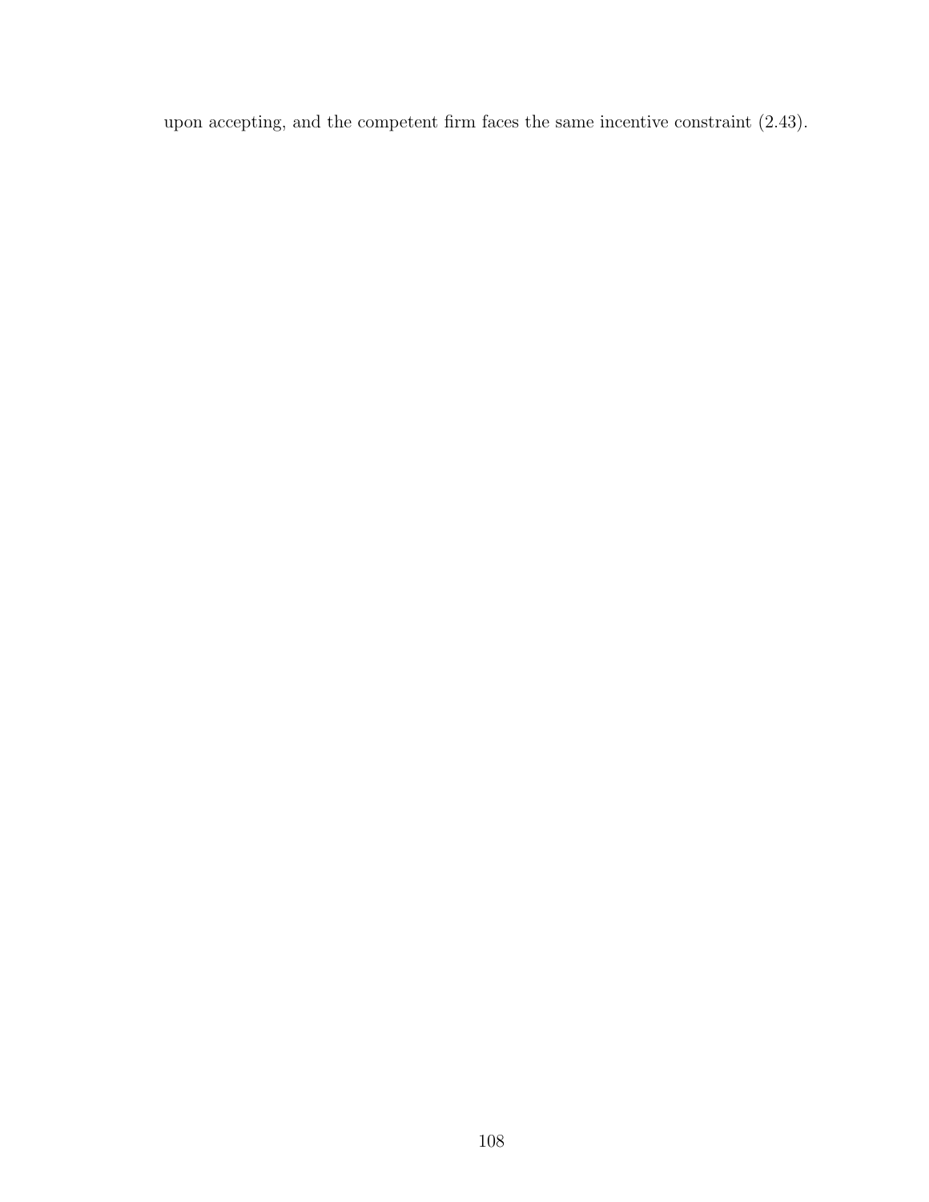upon accepting, and the competent firm faces the same incentive constraint (2.43).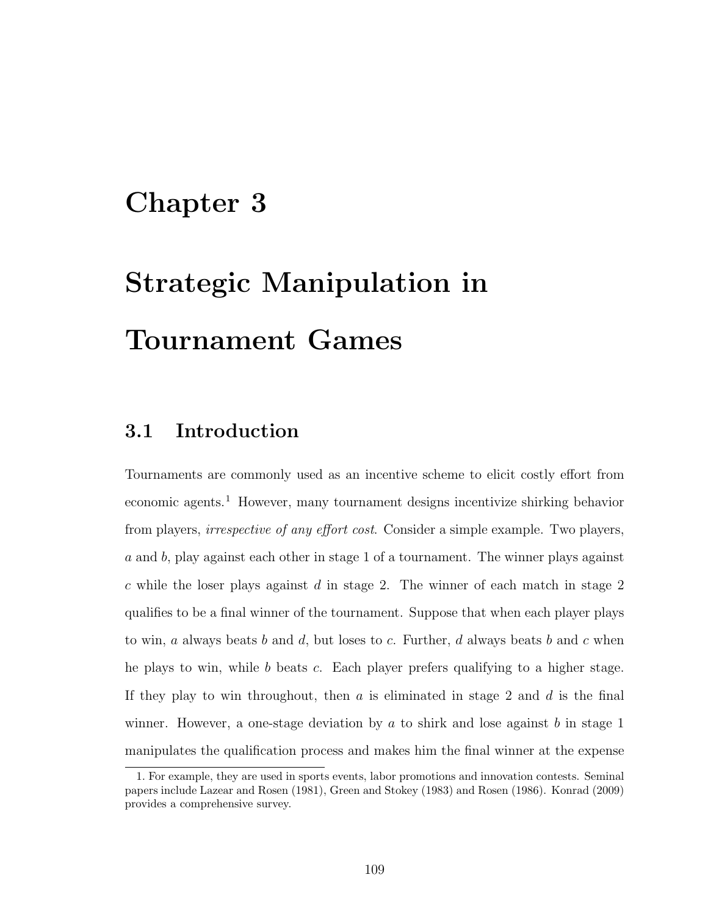# Chapter 3

# Strategic Manipulation in Tournament Games

## 3.1 Introduction

Tournaments are commonly used as an incentive scheme to elicit costly effort from economic agents.[1] However, many tournament designs incentivize shirking behavior from players, *irrespective of any effort cost*. Consider a simple example. Two players, $a$ and $b$, play against each other in stage 1 of a tournament. The winner plays against $c$ while the loser plays against $d$ in stage 2. The winner of each match in stage 2 qualifies to be a final winner of the tournament. Suppose that when each player plays to win, $a$ always beats $b$ and $d$, but loses to $c$. Further, $d$ always beats $b$ and $c$ when he plays to win, while $b$ beats $c$. Each player prefers qualifying to a higher stage. If they play to win throughout, then $a$ is eliminated in stage 2 and $d$ is the final winner. However, a one-stage deviation by $a$ to shirk and lose against $b$ in stage 1 manipulates the qualification process and makes him the final winner at the expense

1. For example, they are used in sports events, labor promotions and innovation contests. Seminal papers include Lazear and Rosen (1981), Green and Stokey (1983) and Rosen (1986). Konrad (2009) provides a comprehensive survey.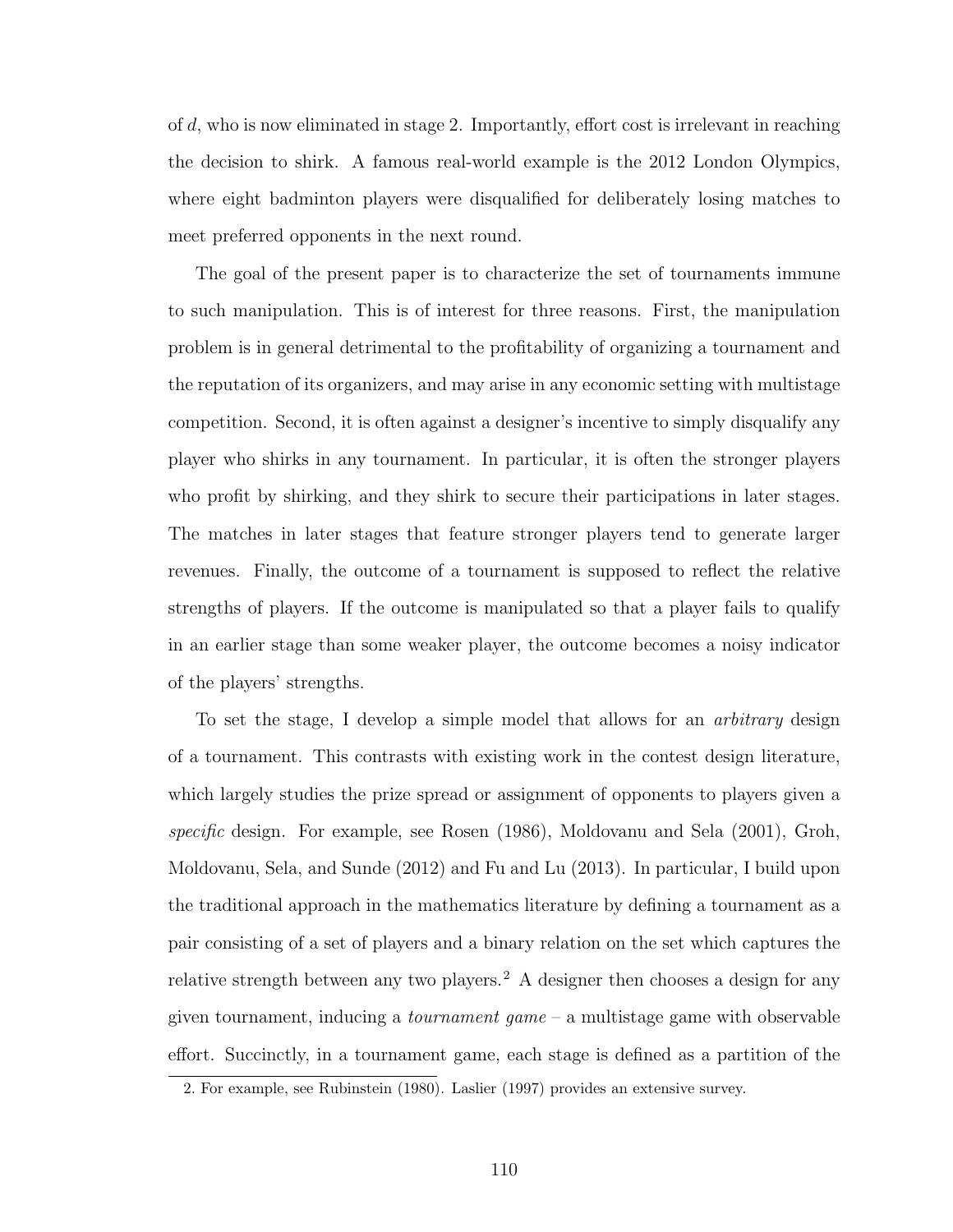of $d$, who is now eliminated in stage 2. Importantly, effort cost is irrelevant in reaching the decision to shirk. A famous real-world example is the 2012 London Olympics, where eight badminton players were disqualified for deliberately losing matches to meet preferred opponents in the next round.

The goal of the present paper is to characterize the set of tournaments immune to such manipulation. This is of interest for three reasons. First, the manipulation problem is in general detrimental to the profitability of organizing a tournament and the reputation of its organizers, and may arise in any economic setting with multistage competition. Second, it is often against a designer's incentive to simply disqualify any player who shirks in any tournament. In particular, it is often the stronger players who profit by shirking, and they shirk to secure their participations in later stages. The matches in later stages that feature stronger players tend to generate larger revenues. Finally, the outcome of a tournament is supposed to reflect the relative strengths of players. If the outcome is manipulated so that a player fails to qualify in an earlier stage than some weaker player, the outcome becomes a noisy indicator of the players' strengths.

To set the stage, I develop a simple model that allows for an *arbitrary* design of a tournament. This contrasts with existing work in the contest design literature, which largely studies the prize spread or assignment of opponents to players given a *specific* design. For example, see Rosen (1986), Moldovanu and Sela (2001), Groh, Moldovanu, Sela, and Sunde (2012) and Fu and Lu (2013). In particular, I build upon the traditional approach in the mathematics literature by defining a tournament as a pair consisting of a set of players and a binary relation on the set which captures the relative strength between any two players.[2] A designer then chooses a design for any given tournament, inducing a *tournament game* – a multistage game with observable effort. Succinctly, in a tournament game, each stage is defined as a partition of the

2. For example, see Rubinstein (1980). Laslier (1997) provides an extensive survey.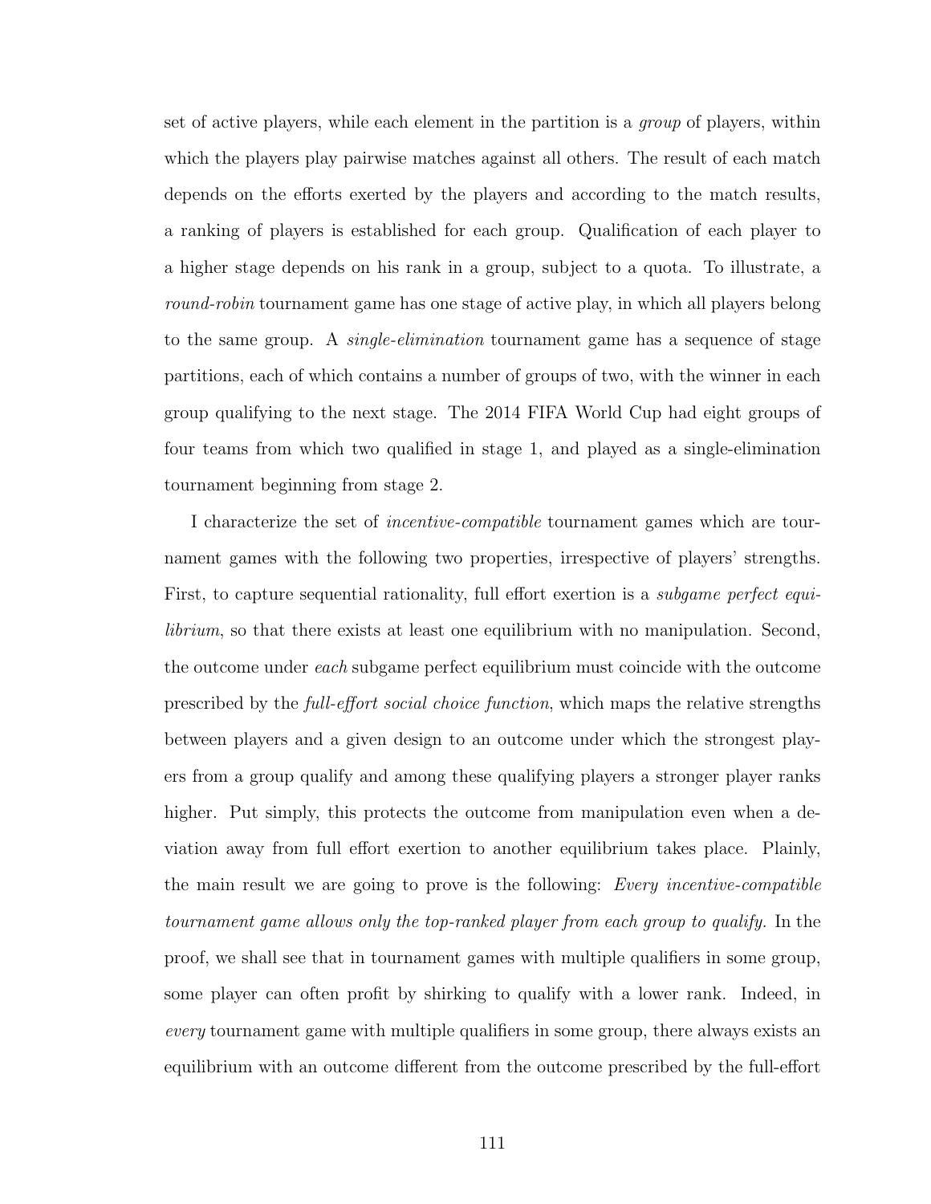set of active players, while each element in the partition is a *group* of players, within which the players play pairwise matches against all others. The result of each match depends on the efforts exerted by the players and according to the match results, a ranking of players is established for each group. Qualification of each player to a higher stage depends on his rank in a group, subject to a quota. To illustrate, a *round-robin* tournament game has one stage of active play, in which all players belong to the same group. A *single-elimination* tournament game has a sequence of stage partitions, each of which contains a number of groups of two, with the winner in each group qualifying to the next stage. The 2014 FIFA World Cup had eight groups of four teams from which two qualified in stage 1, and played as a single-elimination tournament beginning from stage 2.

I characterize the set of *incentive-compatible* tournament games which are tournament games with the following two properties, irrespective of players' strengths. First, to capture sequential rationality, full effort exertion is a *subgame perfect equilibrium*, so that there exists at least one equilibrium with no manipulation. Second, the outcome under *each* subgame perfect equilibrium must coincide with the outcome prescribed by the *full-effort social choice function*, which maps the relative strengths between players and a given design to an outcome under which the strongest players from a group qualify and among these qualifying players a stronger player ranks higher. Put simply, this protects the outcome from manipulation even when a deviation away from full effort exertion to another equilibrium takes place. Plainly, the main result we are going to prove is the following: *Every incentive-compatible tournament game allows only the top-ranked player from each group to qualify.* In the proof, we shall see that in tournament games with multiple qualifiers in some group, some player can often profit by shirking to qualify with a lower rank. Indeed, in *every* tournament game with multiple qualifiers in some group, there always exists an equilibrium with an outcome different from the outcome prescribed by the full-effort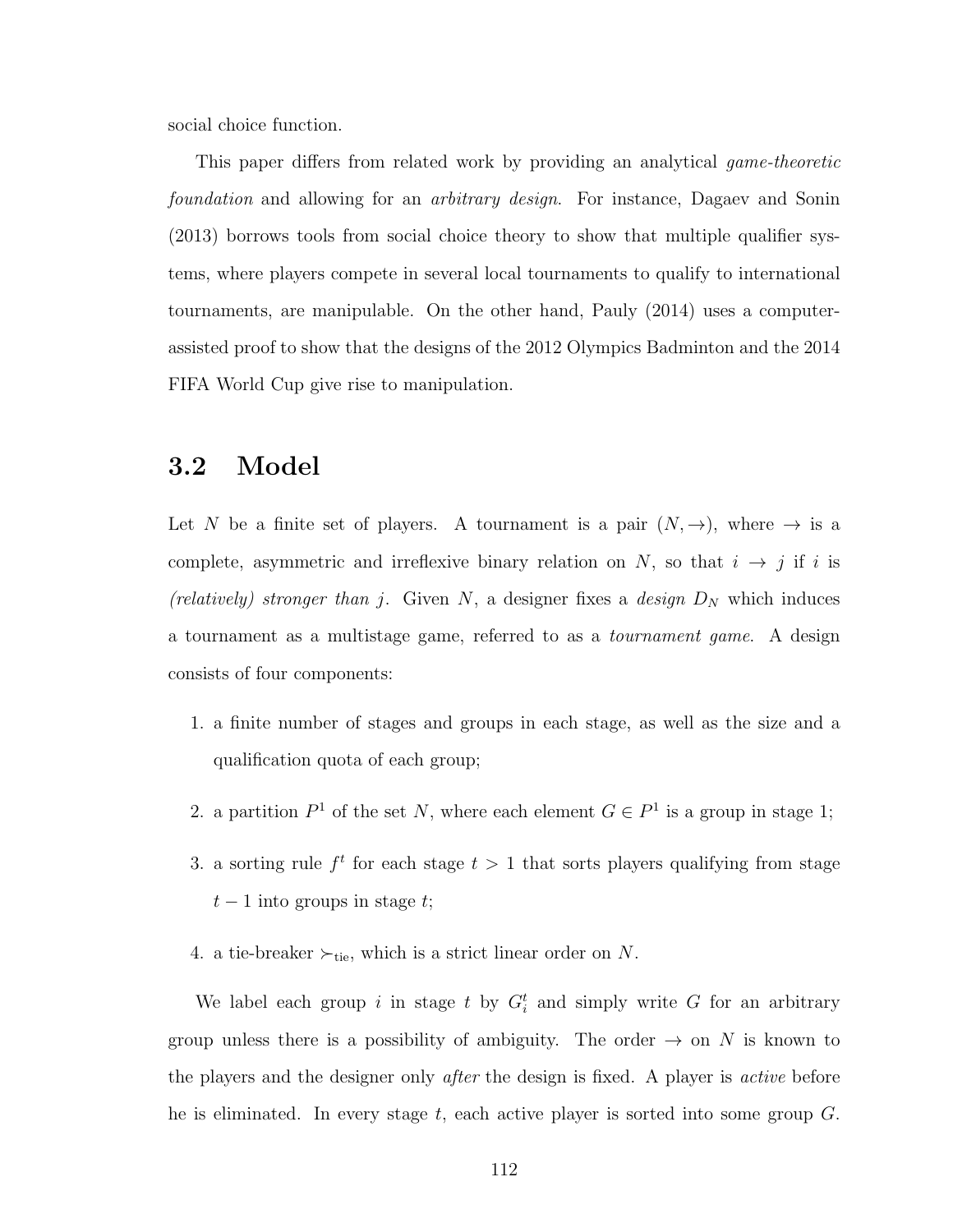social choice function.

This paper differs from related work by providing an analytical *game-theoretic foundation* and allowing for an *arbitrary design*. For instance, Dagaev and Sonin (2013) borrows tools from social choice theory to show that multiple qualifier systems, where players compete in several local tournaments to qualify to international tournaments, are manipulable. On the other hand, Pauly (2014) uses a computer-assisted proof to show that the designs of the 2012 Olympics Badminton and the 2014 FIFA World Cup give rise to manipulation.

## 3.2 Model

Let $N$ be a finite set of players. A tournament is a pair $(N, \rightarrow)$, where $\rightarrow$ is a complete, asymmetric and irreflexive binary relation on $N$, so that $i \rightarrow j$ if $i$ is *(relatively) stronger than* $j$. Given $N$, a designer fixes a *design* $D_N$ which induces a tournament as a multistage game, referred to as a *tournament game*. A design consists of four components:

1. a finite number of stages and groups in each stage, as well as the size and a qualification quota of each group;
2. a partition $P^1$ of the set $N$, where each element $G \in P^1$ is a group in stage 1;
3. a sorting rule $f^t$ for each stage $t > 1$ that sorts players qualifying from stage $t-1$ into groups in stage $t$;
4. a tie-breaker $\succ_{\text{tie}}$, which is a strict linear order on $N$.

We label each group $i$ in stage $t$ by $G_i^t$ and simply write $G$ for an arbitrary group unless there is a possibility of ambiguity. The order $\rightarrow$ on $N$ is known to the players and the designer only *after* the design is fixed. A player is *active* before he is eliminated. In every stage $t$, each active player is sorted into some group $G$.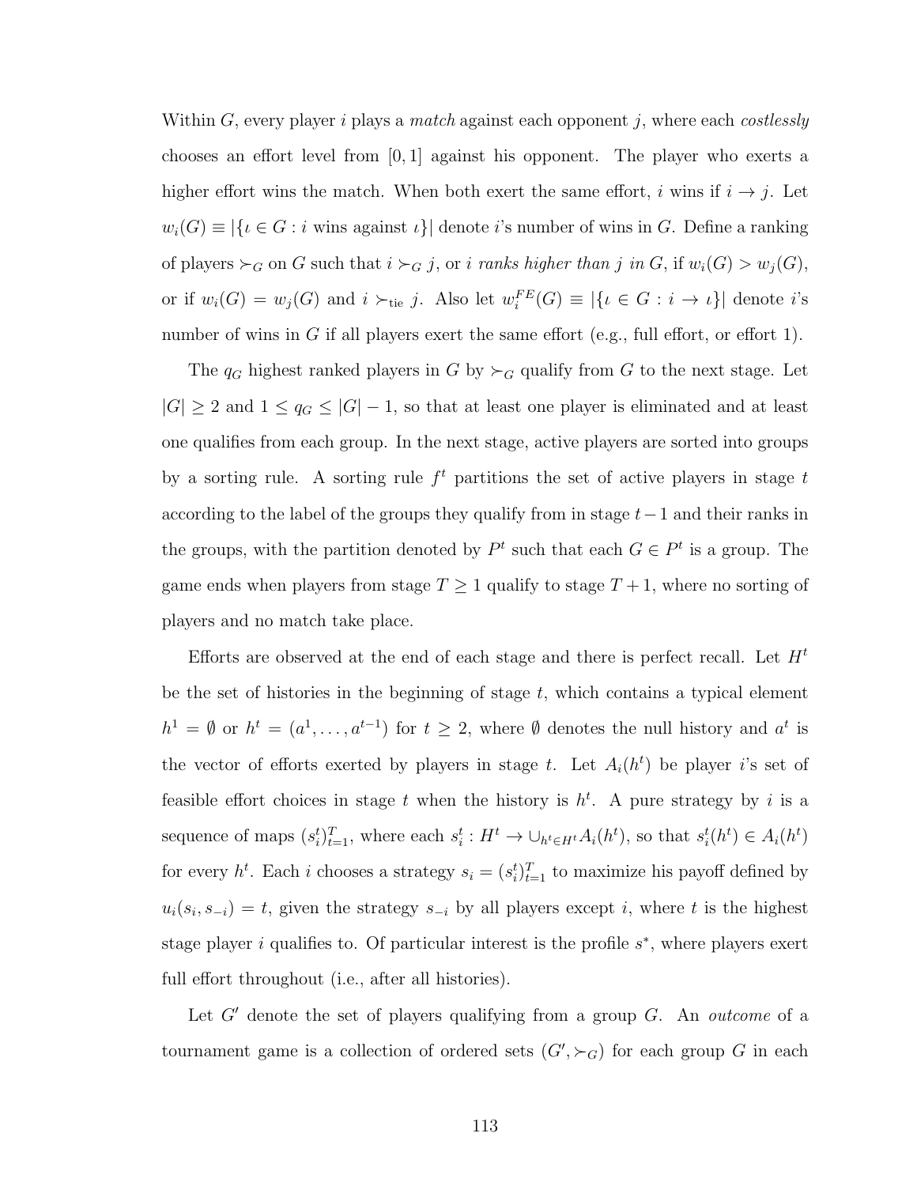Within $G$, every player $i$ plays a *match* against each opponent $j$, where each *costlessly* chooses an effort level from $[0, 1]$ against his opponent. The player who exerts a higher effort wins the match. When both exert the same effort, $i$ wins if $i \to j$. Let $w_i(G) \equiv |\{\iota \in G : i \text{ wins against } \iota\}|$ denote $i$'s number of wins in $G$. Define a ranking of players $\succ_G$ on $G$ such that $i \succ_G j$, or *$i$ ranks higher than $j$ in $G$*, if $w_i(G) > w_j(G)$, or if $w_i(G) = w_j(G)$ and $i \succ_{\text{tie}} j$. Also let $w_i^{FE}(G) \equiv |\{\iota \in G : i \to \iota\}|$ denote $i$'s number of wins in $G$ if all players exert the same effort (e.g., full effort, or effort 1).

The $q_G$ highest ranked players in $G$ by $\succ_G$ qualify from $G$ to the next stage. Let $|G| \geq 2$ and $1 \leq q_G \leq |G| - 1$, so that at least one player is eliminated and at least one qualifies from each group. In the next stage, active players are sorted into groups by a sorting rule. A sorting rule $f^t$ partitions the set of active players in stage $t$ according to the label of the groups they qualify from in stage $t-1$ and their ranks in the groups, with the partition denoted by $P^t$ such that each $G \in P^t$ is a group. The game ends when players from stage $T \geq 1$ qualify to stage $T + 1$, where no sorting of players and no match take place.

Efforts are observed at the end of each stage and there is perfect recall. Let $H^t$ be the set of histories in the beginning of stage $t$, which contains a typical element $h^1 = \emptyset$ or $h^t = (a^1, \ldots, a^{t-1})$ for $t \geq 2$, where $\emptyset$ denotes the null history and $a^t$ is the vector of efforts exerted by players in stage $t$. Let $A_i(h^t)$ be player $i$'s set of feasible effort choices in stage $t$ when the history is $h^t$. A pure strategy by $i$ is a sequence of maps $(s_i^t)_{t=1}^T$, where each $s_i^t : H^t \to \cup_{h^t \in H^t} A_i(h^t)$, so that $s_i^t(h^t) \in A_i(h^t)$ for every $h^t$. Each $i$ chooses a strategy $s_i = (s_i^t)_{t=1}^T$ to maximize his payoff defined by $u_i(s_i, s_{-i}) = t$, given the strategy $s_{-i}$ by all players except $i$, where $t$ is the highest stage player $i$ qualifies to. Of particular interest is the profile $s^*$, where players exert full effort throughout (i.e., after all histories).

Let $G'$ denote the set of players qualifying from a group $G$. An *outcome* of a tournament game is a collection of ordered sets $(G', \succ_G)$ for each group $G$ in each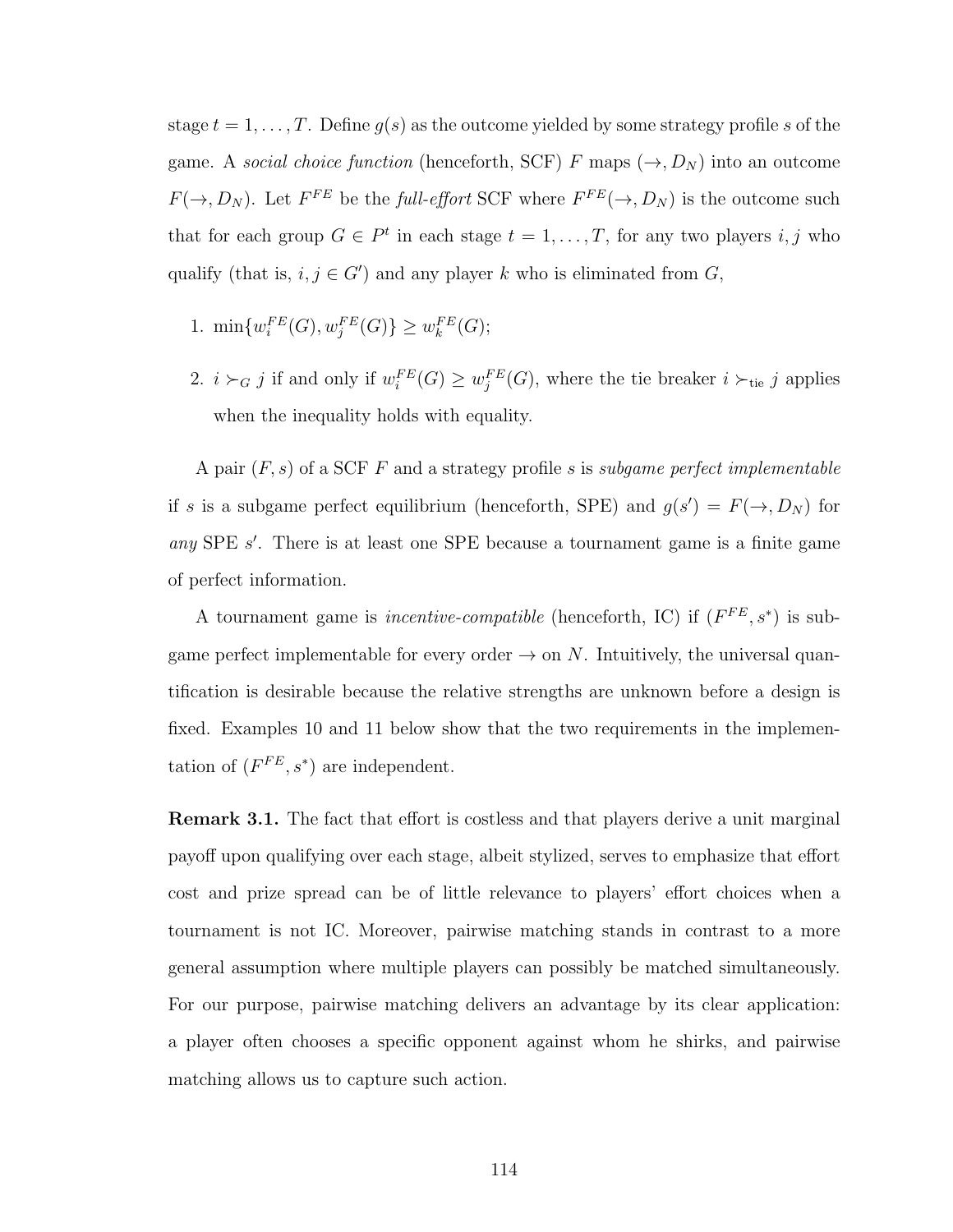stage $t = 1, \ldots, T$. Define $g(s)$ as the outcome yielded by some strategy profile $s$ of the game. A *social choice function* (henceforth, SCF) $F$ maps $(\rightarrow, D_N)$ into an outcome $F(\rightarrow, D_N)$. Let $F^{FE}$ be the *full-effort* SCF where $F^{FE}(\rightarrow, D_N)$ is the outcome such that for each group $G \in P^t$ in each stage $t = 1, \ldots, T$, for any two players $i, j$ who qualify (that is, $i, j \in G'$) and any player $k$ who is eliminated from $G$,

1. $\min\{w_i^{FE}(G), w_j^{FE}(G)\} \geq w_k^{FE}(G)$;
2. $i \succ_G j$ if and only if $w_i^{FE}(G) \geq w_j^{FE}(G)$, where the tie breaker $i \succ_{\text{tie}} j$ applies when the inequality holds with equality.

A pair $(F, s)$ of a SCF $F$ and a strategy profile $s$ is *subgame perfect implementable* if $s$ is a subgame perfect equilibrium (henceforth, SPE) and $g(s') = F(\rightarrow, D_N)$ for *any* SPE $s'$. There is at least one SPE because a tournament game is a finite game of perfect information.

A tournament game is *incentive-compatible* (henceforth, IC) if $(F^{FE}, s^*)$ is subgame perfect implementable for every order $\rightarrow$ on $N$. Intuitively, the universal quantification is desirable because the relative strengths are unknown before a design is fixed. Examples 10 and 11 below show that the two requirements in the implementation of $(F^{FE}, s^*)$ are independent.

**Remark 3.1.** The fact that effort is costless and that players derive a unit marginal payoff upon qualifying over each stage, albeit stylized, serves to emphasize that effort cost and prize spread can be of little relevance to players' effort choices when a tournament is not IC. Moreover, pairwise matching stands in contrast to a more general assumption where multiple players can possibly be matched simultaneously. For our purpose, pairwise matching delivers an advantage by its clear application: a player often chooses a specific opponent against whom he shirks, and pairwise matching allows us to capture such action.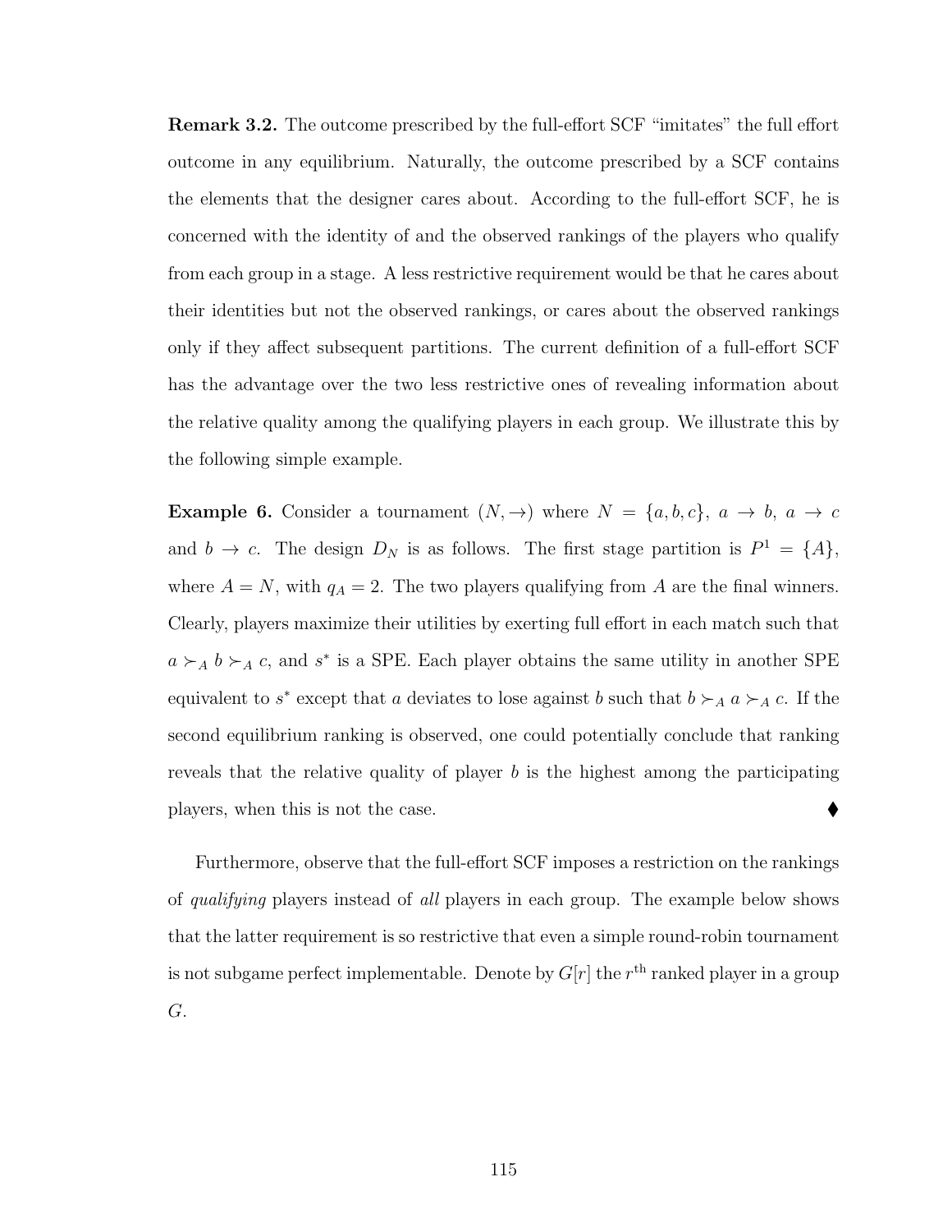**Remark 3.2.** The outcome prescribed by the full-effort SCF "imitates" the full effort outcome in any equilibrium. Naturally, the outcome prescribed by a SCF contains the elements that the designer cares about. According to the full-effort SCF, he is concerned with the identity of and the observed rankings of the players who qualify from each group in a stage. A less restrictive requirement would be that he cares about their identities but not the observed rankings, or cares about the observed rankings only if they affect subsequent partitions. The current definition of a full-effort SCF has the advantage over the two less restrictive ones of revealing information about the relative quality among the qualifying players in each group. We illustrate this by the following simple example.

**Example 6.** Consider a tournament $(N, \rightarrow)$ where $N = \{a, b, c\}$, $a \rightarrow b$, $a \rightarrow c$ and $b \rightarrow c$. The design $D_N$ is as follows. The first stage partition is $P^1 = \{A\}$, where $A = N$, with $q_A = 2$. The two players qualifying from $A$ are the final winners. Clearly, players maximize their utilities by exerting full effort in each match such that $a \succ_A b \succ_A c$, and $s^*$ is a SPE. Each player obtains the same utility in another SPE equivalent to $s^*$ except that $a$ deviates to lose against $b$ such that $b \succ_A a \succ_A c$. If the second equilibrium ranking is observed, one could potentially conclude that ranking reveals that the relative quality of player $b$ is the highest among the participating players, when this is not the case. ⧫

Furthermore, observe that the full-effort SCF imposes a restriction on the rankings of *qualifying* players instead of *all* players in each group. The example below shows that the latter requirement is so restrictive that even a simple round-robin tournament is not subgame perfect implementable. Denote by $G[r]$ the $r^{\text{th}}$ ranked player in a group $G$.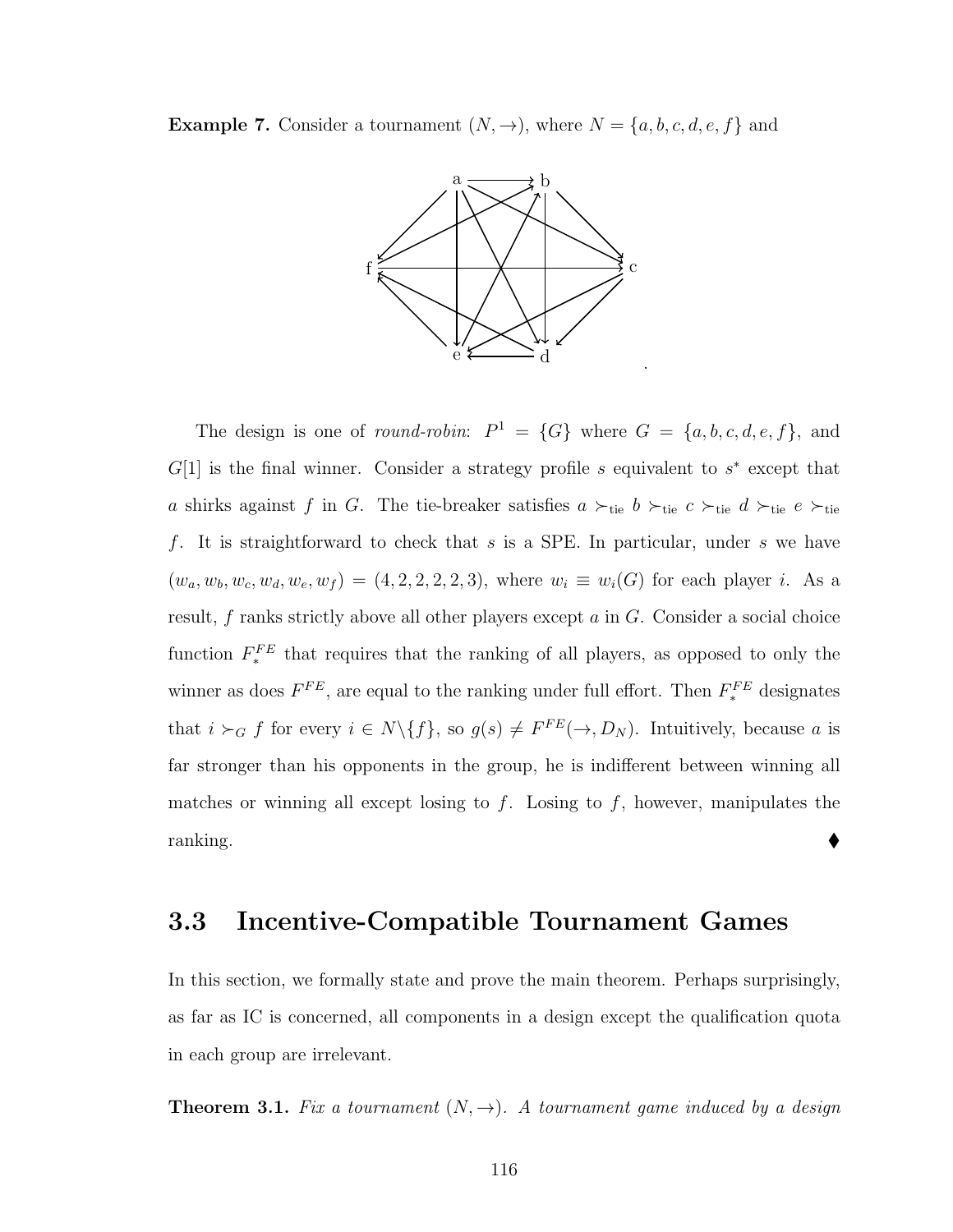**Example 7.** Consider a tournament $(N, \to)$, where $N = \{a, b, c, d, e, f\}$ and

.

The design is one of *round-robin*: $P^1 = \{G\}$ where $G = \{a, b, c, d, e, f\}$, and $G[1]$ is the final winner. Consider a strategy profile $s$ equivalent to $s^*$ except that $a$ shirks against $f$ in $G$. The tie-breaker satisfies $a \succ_{\text{tie}} b \succ_{\text{tie}} c \succ_{\text{tie}} d \succ_{\text{tie}} e \succ_{\text{tie}} f$. It is straightforward to check that $s$ is a SPE. In particular, under $s$ we have $(w_a, w_b, w_c, w_d, w_e, w_f) = (4, 2, 2, 2, 2, 3)$, where $w_i \equiv w_i(G)$ for each player $i$. As a result, $f$ ranks strictly above all other players except $a$ in $G$. Consider a social choice function $F_*^{FE}$ that requires that the ranking of all players, as opposed to only the winner as does $F^{FE}$, are equal to the ranking under full effort. Then $F_*^{FE}$ designates that $i \succ_G f$ for every $i \in N \backslash \{f\}$, so $g(s) \neq F^{FE}(\to, D_N)$. Intuitively, because $a$ is far stronger than his opponents in the group, he is indifferent between winning all matches or winning all except losing to $f$. Losing to $f$, however, manipulates the ranking. ⧫

## 3.3 Incentive-Compatible Tournament Games

In this section, we formally state and prove the main theorem. Perhaps surprisingly, as far as IC is concerned, all components in a design except the qualification quota in each group are irrelevant.

**Theorem 3.1.** *Fix a tournament $(N, \to)$. A tournament game induced by a design*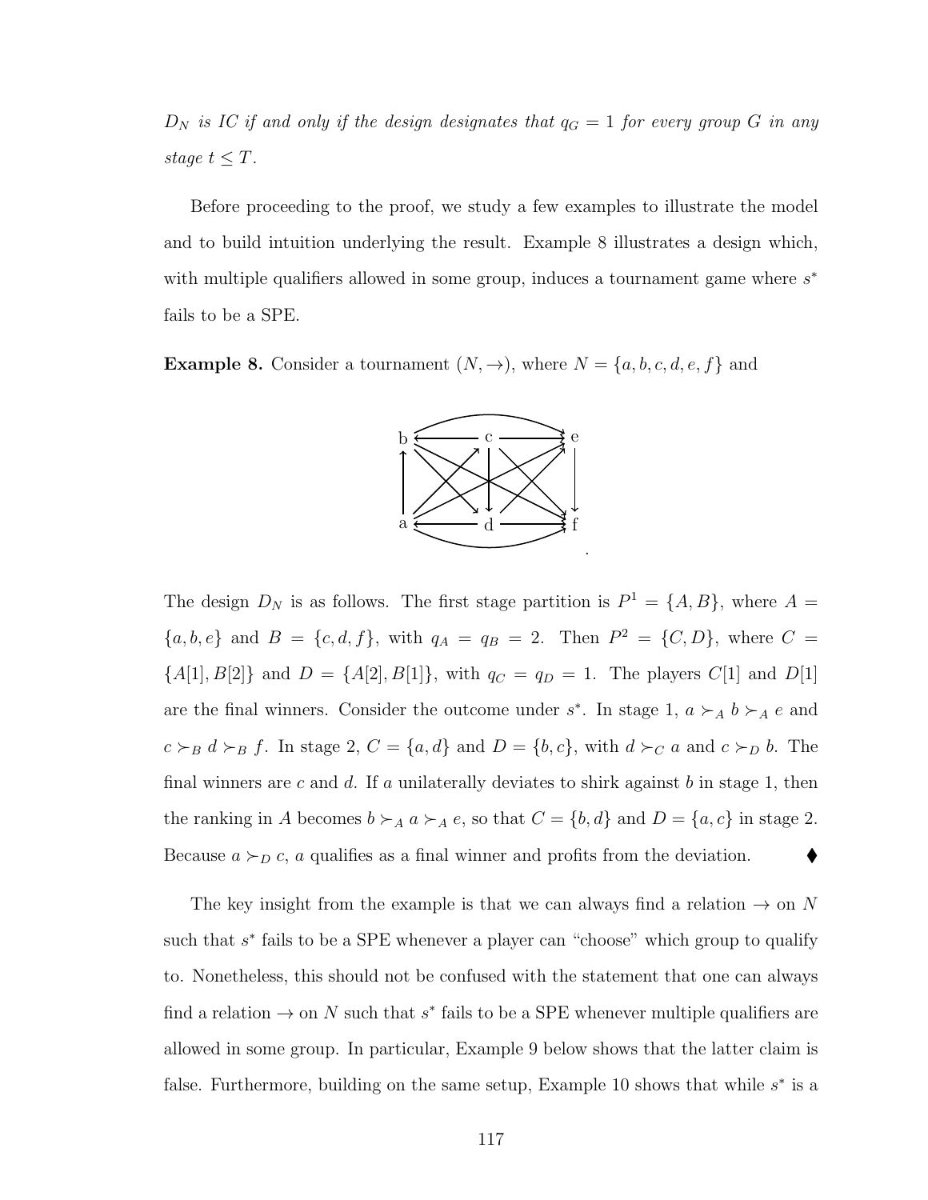*$D_N$ is IC if and only if the design designates that $q_G = 1$ for every group $G$ in any stage $t \leq T$.*

Before proceeding to the proof, we study a few examples to illustrate the model and to build intuition underlying the result. Example 8 illustrates a design which, with multiple qualifiers allowed in some group, induces a tournament game where $s^*$ fails to be a SPE.

**Example 8.** Consider a tournament $(N, \to)$, where $N = \{a, b, c, d, e, f\}$ and

.

The design $D_N$ is as follows. The first stage partition is $P^1 = \{A, B\}$, where $A = \{a, b, e\}$ and $B = \{c, d, f\}$, with $q_A = q_B = 2$. Then $P^2 = \{C, D\}$, where $C = \{A[1], B[2]\}$ and $D = \{A[2], B[1]\}$, with $q_C = q_D = 1$. The players $C[1]$ and $D[1]$ are the final winners. Consider the outcome under $s^*$. In stage 1, $a \succ_A b \succ_A e$ and $c \succ_B d \succ_B f$. In stage 2, $C = \{a, d\}$ and $D = \{b, c\}$, with $d \succ_C a$ and $c \succ_D b$. The final winners are $c$ and $d$. If $a$ unilaterally deviates to shirk against $b$ in stage 1, then the ranking in $A$ becomes $b \succ_A a \succ_A e$, so that $C = \{b, d\}$ and $D = \{a, c\}$ in stage 2. Because $a \succ_D c$, $a$ qualifies as a final winner and profits from the deviation. ⧫

The key insight from the example is that we can always find a relation $\to$ on $N$ such that $s^*$ fails to be a SPE whenever a player can "choose" which group to qualify to. Nonetheless, this should not be confused with the statement that one can always find a relation $\to$ on $N$ such that $s^*$ fails to be a SPE whenever multiple qualifiers are allowed in some group. In particular, Example 9 below shows that the latter claim is false. Furthermore, building on the same setup, Example 10 shows that while $s^*$ is a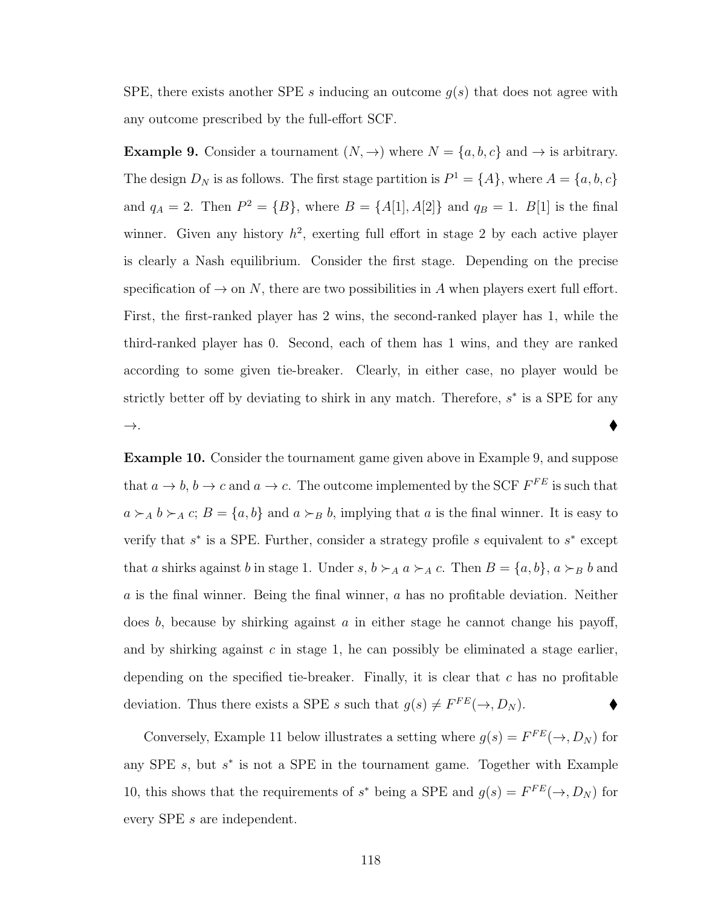SPE, there exists another SPE $s$ inducing an outcome $g(s)$ that does not agree with any outcome prescribed by the full-effort SCF.

**Example 9.** Consider a tournament $(N, \to)$ where $N = \{a, b, c\}$ and $\to$ is arbitrary. The design $D_N$ is as follows. The first stage partition is $P^1 = \{A\}$, where $A = \{a, b, c\}$ and $q_A = 2$. Then $P^2 = \{B\}$, where $B = \{A[1], A[2]\}$ and $q_B = 1$. $B[1]$ is the final winner. Given any history $h^2$, exerting full effort in stage 2 by each active player is clearly a Nash equilibrium. Consider the first stage. Depending on the precise specification of $\to$ on $N$, there are two possibilities in $A$ when players exert full effort. First, the first-ranked player has 2 wins, the second-ranked player has 1, while the third-ranked player has 0. Second, each of them has 1 wins, and they are ranked according to some given tie-breaker. Clearly, in either case, no player would be strictly better off by deviating to shirk in any match. Therefore, $s^*$ is a SPE for any $\to$. ♦

**Example 10.** Consider the tournament game given above in Example 9, and suppose that $a \to b$, $b \to c$ and $a \to c$. The outcome implemented by the SCF $F^{FE}$ is such that $a \succ_A b \succ_A c$; $B = \{a, b\}$ and $a \succ_B b$, implying that $a$ is the final winner. It is easy to verify that $s^*$ is a SPE. Further, consider a strategy profile $s$ equivalent to $s^*$ except that $a$ shirks against $b$ in stage 1. Under $s$, $b \succ_A a \succ_A c$. Then $B = \{a, b\}$, $a \succ_B b$ and $a$ is the final winner. Being the final winner, $a$ has no profitable deviation. Neither does $b$, because by shirking against $a$ in either stage he cannot change his payoff, and by shirking against $c$ in stage 1, he can possibly be eliminated a stage earlier, depending on the specified tie-breaker. Finally, it is clear that $c$ has no profitable deviation. Thus there exists a SPE $s$ such that $g(s) \neq F^{FE}(\to, D_N)$. ♦

Conversely, Example 11 below illustrates a setting where $g(s) = F^{FE}(\to, D_N)$ for any SPE $s$, but $s^*$ is not a SPE in the tournament game. Together with Example 10, this shows that the requirements of $s^*$ being a SPE and $g(s) = F^{FE}(\to, D_N)$ for every SPE $s$ are independent.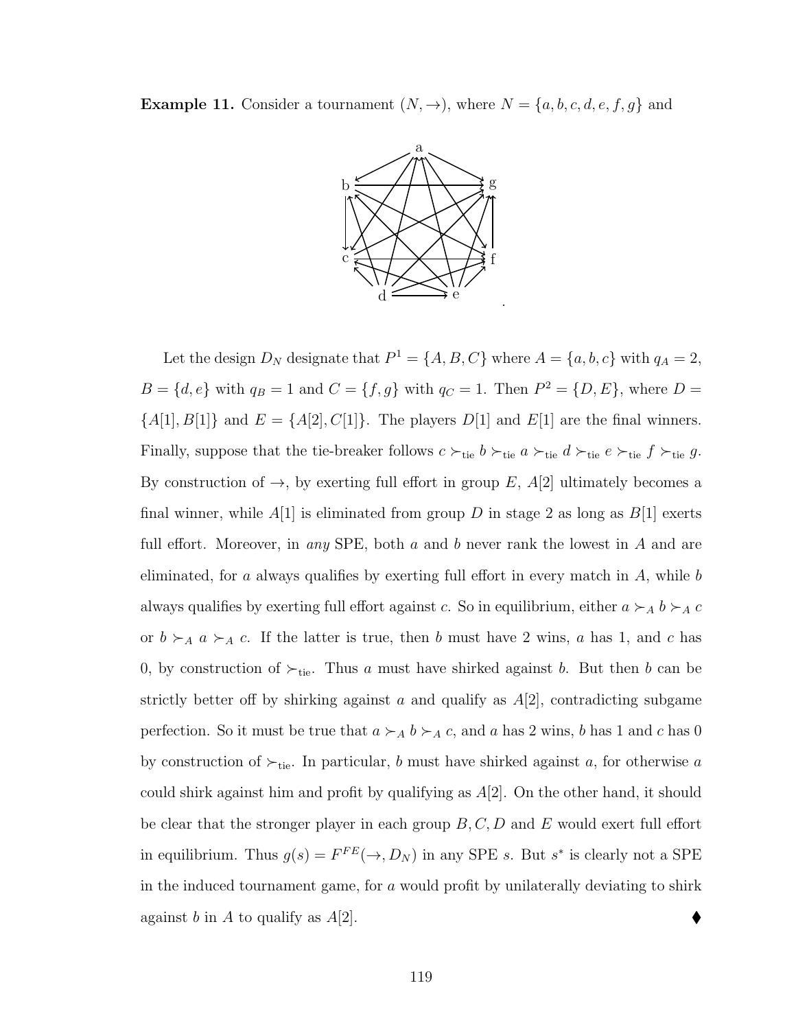**Example 11.** Consider a tournament $(N, \to)$, where $N = \{a, b, c, d, e, f, g\}$ and

Let the design $D_N$ designate that $P^1 = \{A, B, C\}$ where $A = \{a, b, c\}$ with $q_A = 2$, $B = \{d, e\}$ with $q_B = 1$ and $C = \{f, g\}$ with $q_C = 1$. Then $P^2 = \{D, E\}$, where $D = \{A[1], B[1]\}$ and $E = \{A[2], C[1]\}$. The players $D[1]$ and $E[1]$ are the final winners. Finally, suppose that the tie-breaker follows $c \succ_{\text{tie}} b \succ_{\text{tie}} a \succ_{\text{tie}} d \succ_{\text{tie}} e \succ_{\text{tie}} f \succ_{\text{tie}} g$. By construction of $\to$, by exerting full effort in group $E$, $A[2]$ ultimately becomes a final winner, while $A[1]$ is eliminated from group $D$ in stage 2 as long as $B[1]$ exerts full effort. Moreover, in *any* SPE, both $a$ and $b$ never rank the lowest in $A$ and are eliminated, for $a$ always qualifies by exerting full effort in every match in $A$, while $b$ always qualifies by exerting full effort against $c$. So in equilibrium, either $a \succ_A b \succ_A c$ or $b \succ_A a \succ_A c$. If the latter is true, then $b$ must have 2 wins, $a$ has 1, and $c$ has 0, by construction of $\succ_{\text{tie}}$. Thus $a$ must have shirked against $b$. But then $b$ can be strictly better off by shirking against $a$ and qualify as $A[2]$, contradicting subgame perfection. So it must be true that $a \succ_A b \succ_A c$, and $a$ has 2 wins, $b$ has 1 and $c$ has 0 by construction of $\succ_{\text{tie}}$. In particular, $b$ must have shirked against $a$, for otherwise $a$ could shirk against him and profit by qualifying as $A[2]$. On the other hand, it should be clear that the stronger player in each group $B, C, D$ and $E$ would exert full effort in equilibrium. Thus $g(s) = F^{FE}(\to, D_N)$ in any SPE $s$. But $s^*$ is clearly not a SPE in the induced tournament game, for $a$ would profit by unilaterally deviating to shirk against $b$ in $A$ to qualify as $A[2]$. ⧫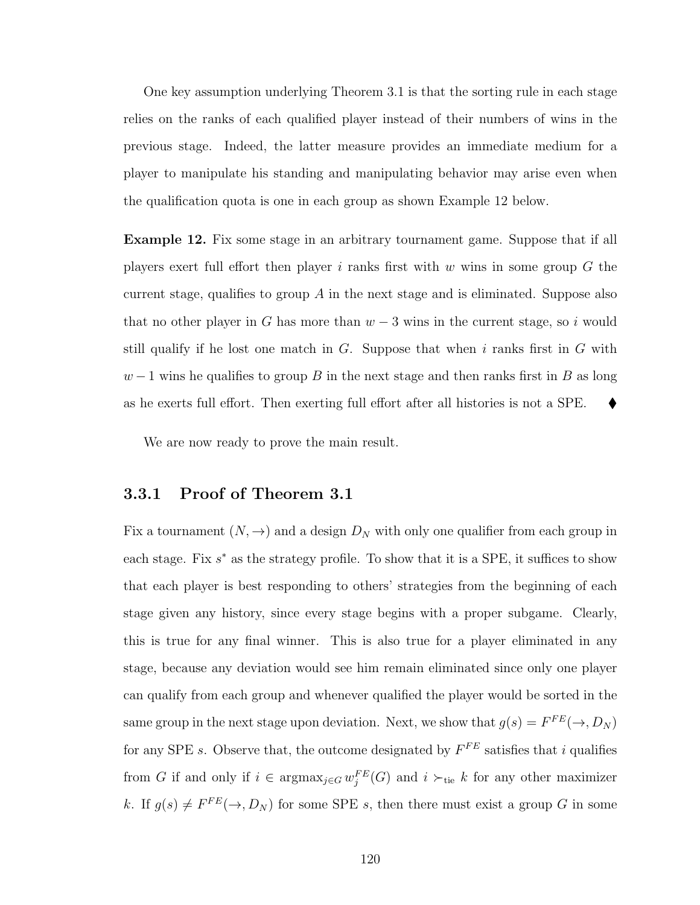One key assumption underlying Theorem 3.1 is that the sorting rule in each stage relies on the ranks of each qualified player instead of their numbers of wins in the previous stage. Indeed, the latter measure provides an immediate medium for a player to manipulate his standing and manipulating behavior may arise even when the qualification quota is one in each group as shown Example 12 below.

**Example 12.** Fix some stage in an arbitrary tournament game. Suppose that if all players exert full effort then player $i$ ranks first with $w$ wins in some group $G$ the current stage, qualifies to group $A$ in the next stage and is eliminated. Suppose also that no other player in $G$ has more than $w-3$ wins in the current stage, so $i$ would still qualify if he lost one match in $G$. Suppose that when $i$ ranks first in $G$ with $w-1$ wins he qualifies to group $B$ in the next stage and then ranks first in $B$ as long as he exerts full effort. Then exerting full effort after all histories is not a SPE. ⧫

We are now ready to prove the main result.

### 3.3.1 Proof of Theorem 3.1

Fix a tournament $(N, \rightarrow)$ and a design $D_N$ with only one qualifier from each group in each stage. Fix $s^*$ as the strategy profile. To show that it is a SPE, it suffices to show that each player is best responding to others' strategies from the beginning of each stage given any history, since every stage begins with a proper subgame. Clearly, this is true for any final winner. This is also true for a player eliminated in any stage, because any deviation would see him remain eliminated since only one player can qualify from each group and whenever qualified the player would be sorted in the same group in the next stage upon deviation. Next, we show that $g(s) = F^{FE}(\rightarrow, D_N)$ for any SPE $s$. Observe that, the outcome designated by $F^{FE}$ satisfies that $i$ qualifies from $G$ if and only if $i \in \text{argmax}_{j \in G} w_j^{FE}(G)$ and $i \succ_{\text{tie}} k$ for any other maximizer $k$. If $g(s) \neq F^{FE}(\rightarrow, D_N)$ for some SPE $s$, then there must exist a group $G$ in some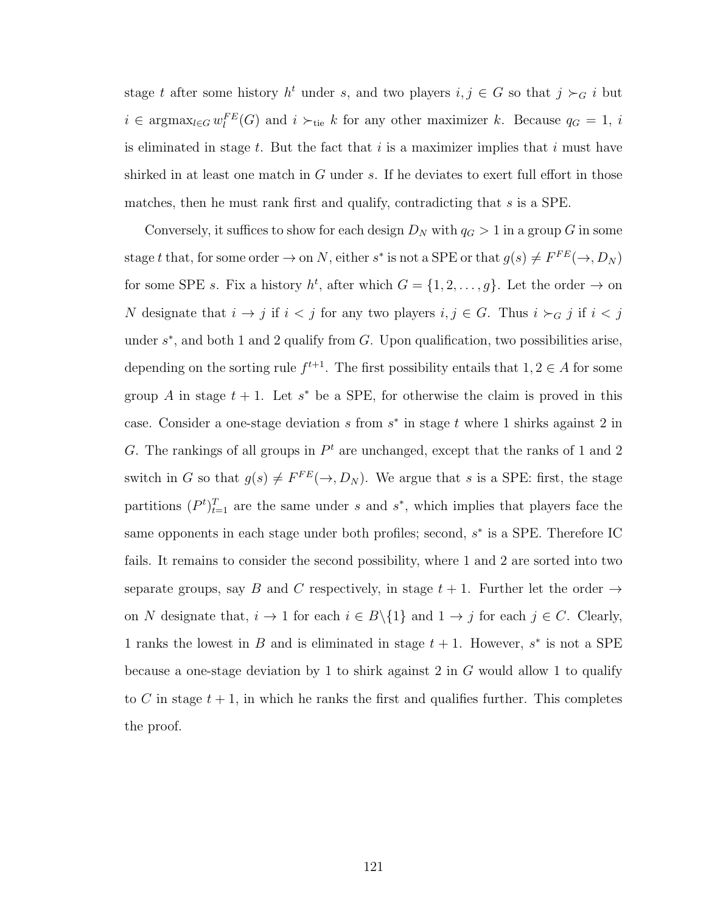stage $t$ after some history $h^t$ under $s$, and two players $i, j \in G$ so that $j \succ_G i$ but $i \in \operatorname{argmax}_{l \in G} w_l^{FE}(G)$ and $i \succ_{\text{tie}} k$ for any other maximizer $k$. Because $q_G = 1$, $i$ is eliminated in stage $t$. But the fact that $i$ is a maximizer implies that $i$ must have shirked in at least one match in $G$ under $s$. If he deviates to exert full effort in those matches, then he must rank first and qualify, contradicting that $s$ is a SPE.

Conversely, it suffices to show for each design $D_N$ with $q_G > 1$ in a group $G$ in some stage $t$ that, for some order $\to$ on $N$, either $s^*$ is not a SPE or that $g(s) \neq F^{FE}(\to, D_N)$ for some SPE $s$. Fix a history $h^t$, after which $G = \{1, 2, \ldots, g\}$. Let the order $\to$ on $N$ designate that $i \to j$ if $i < j$ for any two players $i, j \in G$. Thus $i \succ_G j$ if $i < j$ under $s^*$, and both 1 and 2 qualify from $G$. Upon qualification, two possibilities arise, depending on the sorting rule $f^{t+1}$. The first possibility entails that $1, 2 \in A$ for some group $A$ in stage $t+1$. Let $s^*$ be a SPE, for otherwise the claim is proved in this case. Consider a one-stage deviation $s$ from $s^*$ in stage $t$ where 1 shirks against 2 in $G$. The rankings of all groups in $P^t$ are unchanged, except that the ranks of 1 and 2 switch in $G$ so that $g(s) \neq F^{FE}(\to, D_N)$. We argue that $s$ is a SPE: first, the stage partitions $(P^t)_{t=1}^T$ are the same under $s$ and $s^*$, which implies that players face the same opponents in each stage under both profiles; second, $s^*$ is a SPE. Therefore IC fails. It remains to consider the second possibility, where 1 and 2 are sorted into two separate groups, say $B$ and $C$ respectively, in stage $t+1$. Further let the order $\to$ on $N$ designate that, $i \to 1$ for each $i \in B \backslash \{1\}$ and $1 \to j$ for each $j \in C$. Clearly, 1 ranks the lowest in $B$ and is eliminated in stage $t+1$. However, $s^*$ is not a SPE because a one-stage deviation by 1 to shirk against 2 in $G$ would allow 1 to qualify to $C$ in stage $t+1$, in which he ranks the first and qualifies further. This completes the proof.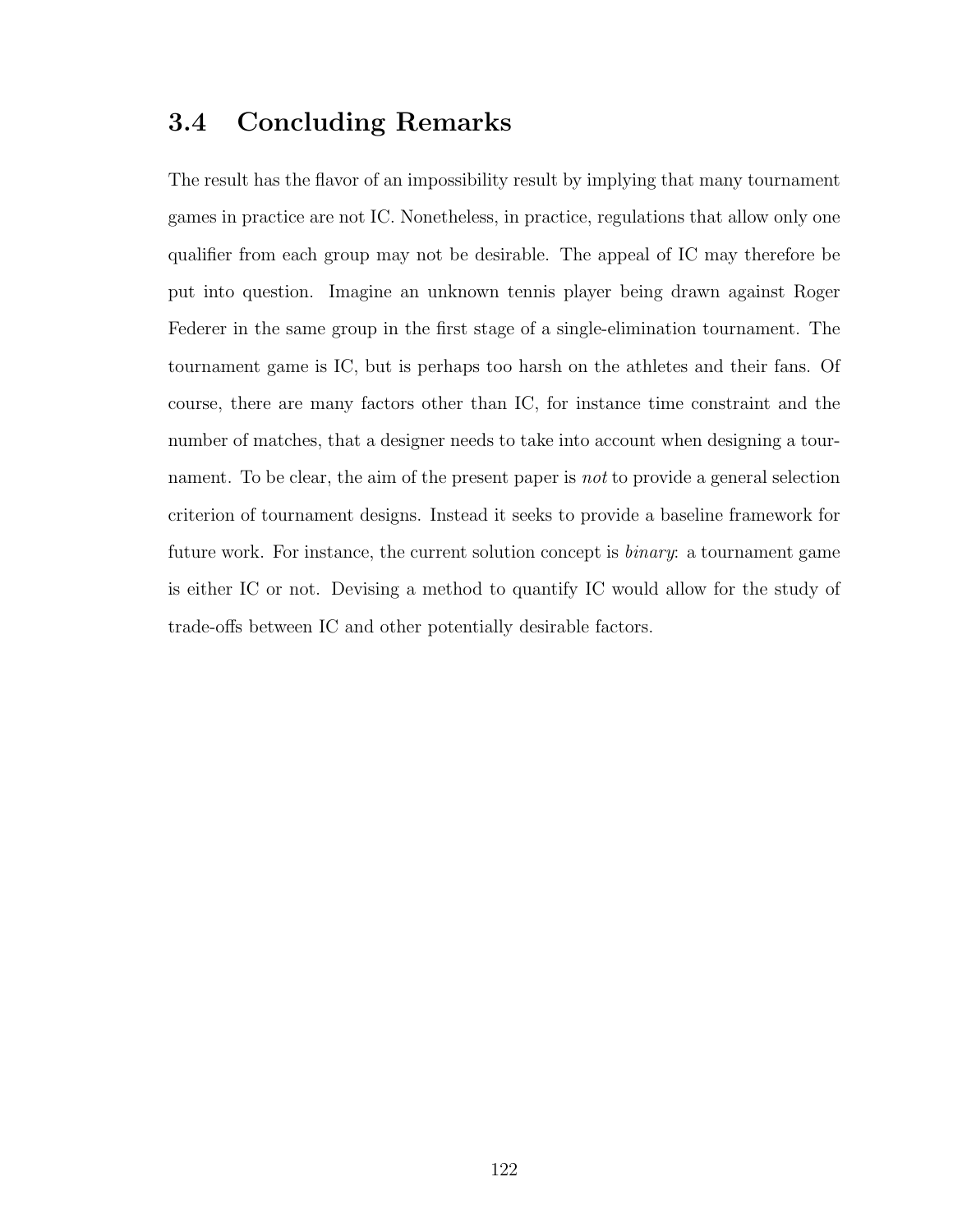## 3.4 Concluding Remarks

The result has the flavor of an impossibility result by implying that many tournament games in practice are not IC. Nonetheless, in practice, regulations that allow only one qualifier from each group may not be desirable. The appeal of IC may therefore be put into question. Imagine an unknown tennis player being drawn against Roger Federer in the same group in the first stage of a single-elimination tournament. The tournament game is IC, but is perhaps too harsh on the athletes and their fans. Of course, there are many factors other than IC, for instance time constraint and the number of matches, that a designer needs to take into account when designing a tournament. To be clear, the aim of the present paper is *not* to provide a general selection criterion of tournament designs. Instead it seeks to provide a baseline framework for future work. For instance, the current solution concept is *binary*: a tournament game is either IC or not. Devising a method to quantify IC would allow for the study of trade-offs between IC and other potentially desirable factors.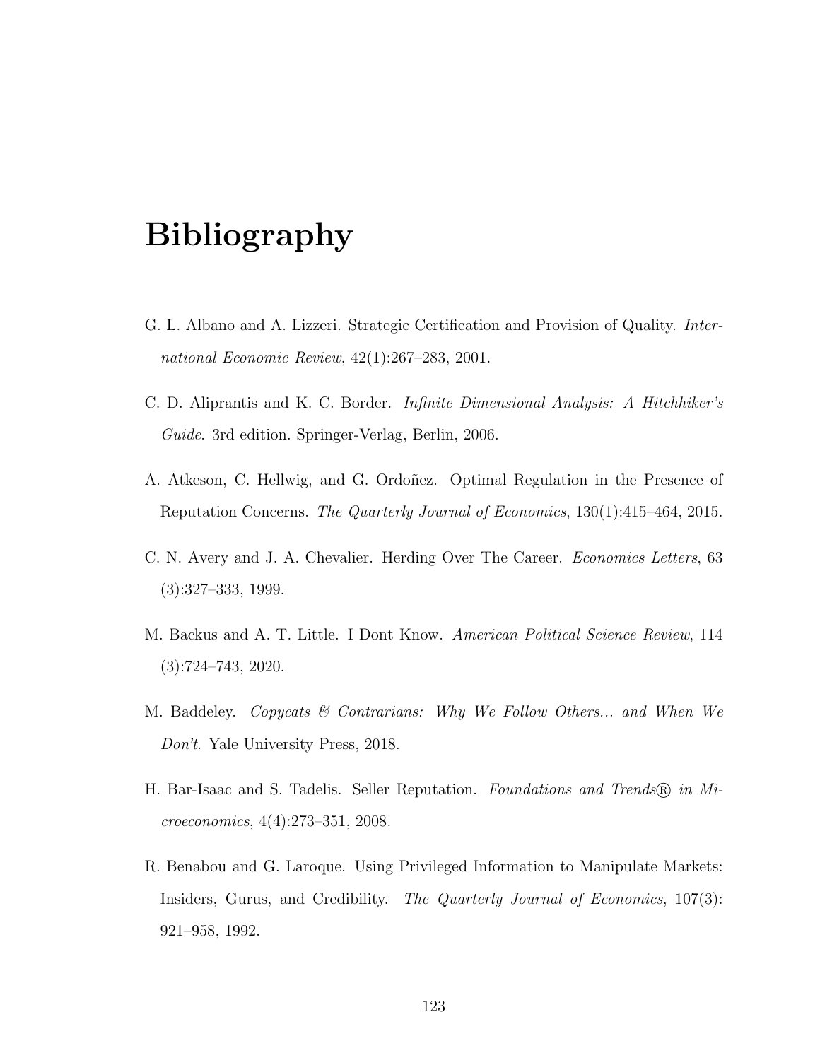# Bibliography

G. L. Albano and A. Lizzeri. Strategic Certification and Provision of Quality. *International Economic Review*, 42(1):267–283, 2001.

C. D. Aliprantis and K. C. Border. *Infinite Dimensional Analysis: A Hitchhiker's Guide*. 3rd edition. Springer-Verlag, Berlin, 2006.

A. Atkeson, C. Hellwig, and G. Ordoñez. Optimal Regulation in the Presence of Reputation Concerns. *The Quarterly Journal of Economics*, 130(1):415–464, 2015.

C. N. Avery and J. A. Chevalier. Herding Over The Career. *Economics Letters*, 63 (3):327–333, 1999.

M. Backus and A. T. Little. I Dont Know. *American Political Science Review*, 114 (3):724–743, 2020.

M. Baddeley. *Copycats & Contrarians: Why We Follow Others... and When We Don't*. Yale University Press, 2018.

H. Bar-Isaac and S. Tadelis. Seller Reputation. *Foundations and Trends® in Microeconomics*, 4(4):273–351, 2008.

R. Benabou and G. Laroque. Using Privileged Information to Manipulate Markets: Insiders, Gurus, and Credibility. *The Quarterly Journal of Economics*, 107(3): 921–958, 1992.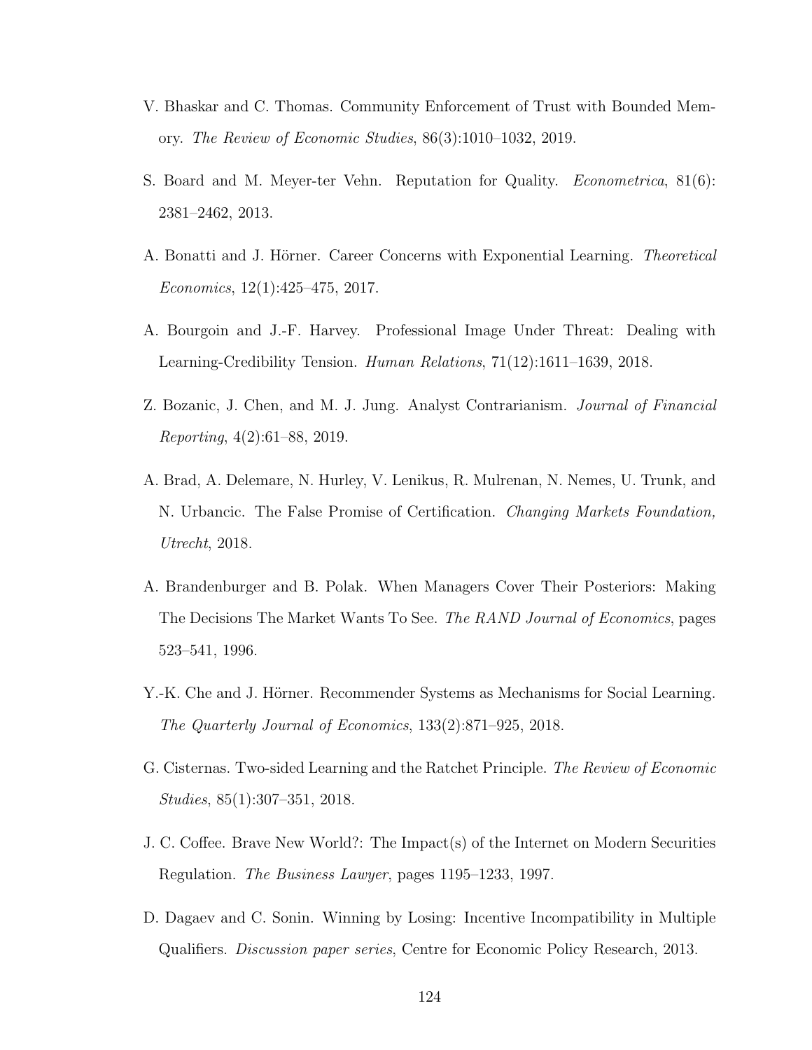V. Bhaskar and C. Thomas. Community Enforcement of Trust with Bounded Memory. *The Review of Economic Studies*, 86(3):1010–1032, 2019.

S. Board and M. Meyer-ter Vehn. Reputation for Quality. *Econometrica*, 81(6): 2381–2462, 2013.

A. Bonatti and J. Hörner. Career Concerns with Exponential Learning. *Theoretical Economics*, 12(1):425–475, 2017.

A. Bourgoin and J.-F. Harvey. Professional Image Under Threat: Dealing with Learning-Credibility Tension. *Human Relations*, 71(12):1611–1639, 2018.

Z. Bozanic, J. Chen, and M. J. Jung. Analyst Contrarianism. *Journal of Financial Reporting*, 4(2):61–88, 2019.

A. Brad, A. Delemare, N. Hurley, V. Lenikus, R. Mulrenan, N. Nemes, U. Trunk, and N. Urbancic. The False Promise of Certification. *Changing Markets Foundation, Utrecht*, 2018.

A. Brandenburger and B. Polak. When Managers Cover Their Posteriors: Making The Decisions The Market Wants To See. *The RAND Journal of Economics*, pages 523–541, 1996.

Y.-K. Che and J. Hörner. Recommender Systems as Mechanisms for Social Learning. *The Quarterly Journal of Economics*, 133(2):871–925, 2018.

G. Cisternas. Two-sided Learning and the Ratchet Principle. *The Review of Economic Studies*, 85(1):307–351, 2018.

J. C. Coffee. Brave New World?: The Impact(s) of the Internet on Modern Securities Regulation. *The Business Lawyer*, pages 1195–1233, 1997.

D. Dagaev and C. Sonin. Winning by Losing: Incentive Incompatibility in Multiple Qualifiers. *Discussion paper series*, Centre for Economic Policy Research, 2013.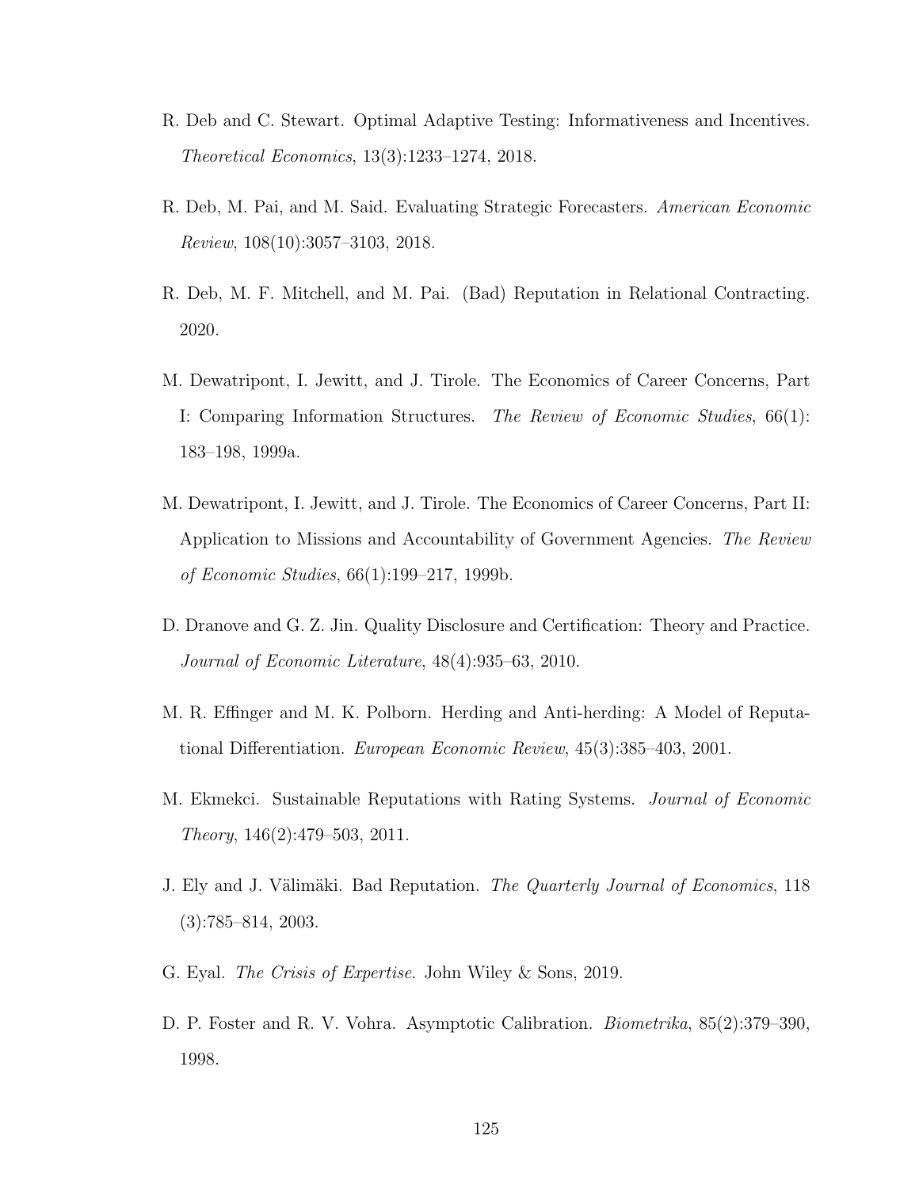R. Deb and C. Stewart. Optimal Adaptive Testing: Informativeness and Incentives. *Theoretical Economics*, 13(3):1233–1274, 2018.

R. Deb, M. Pai, and M. Said. Evaluating Strategic Forecasters. *American Economic Review*, 108(10):3057–3103, 2018.

R. Deb, M. F. Mitchell, and M. Pai. (Bad) Reputation in Relational Contracting. 2020.

M. Dewatripont, I. Jewitt, and J. Tirole. The Economics of Career Concerns, Part I: Comparing Information Structures. *The Review of Economic Studies*, 66(1): 183–198, 1999a.

M. Dewatripont, I. Jewitt, and J. Tirole. The Economics of Career Concerns, Part II: Application to Missions and Accountability of Government Agencies. *The Review of Economic Studies*, 66(1):199–217, 1999b.

D. Dranove and G. Z. Jin. Quality Disclosure and Certification: Theory and Practice. *Journal of Economic Literature*, 48(4):935–63, 2010.

M. R. Effinger and M. K. Polborn. Herding and Anti-herding: A Model of Reputational Differentiation. *European Economic Review*, 45(3):385–403, 2001.

M. Ekmekci. Sustainable Reputations with Rating Systems. *Journal of Economic Theory*, 146(2):479–503, 2011.

J. Ely and J. Välimäki. Bad Reputation. *The Quarterly Journal of Economics*, 118 (3):785–814, 2003.

G. Eyal. *The Crisis of Expertise*. John Wiley & Sons, 2019.

D. P. Foster and R. V. Vohra. Asymptotic Calibration. *Biometrika*, 85(2):379–390, 1998.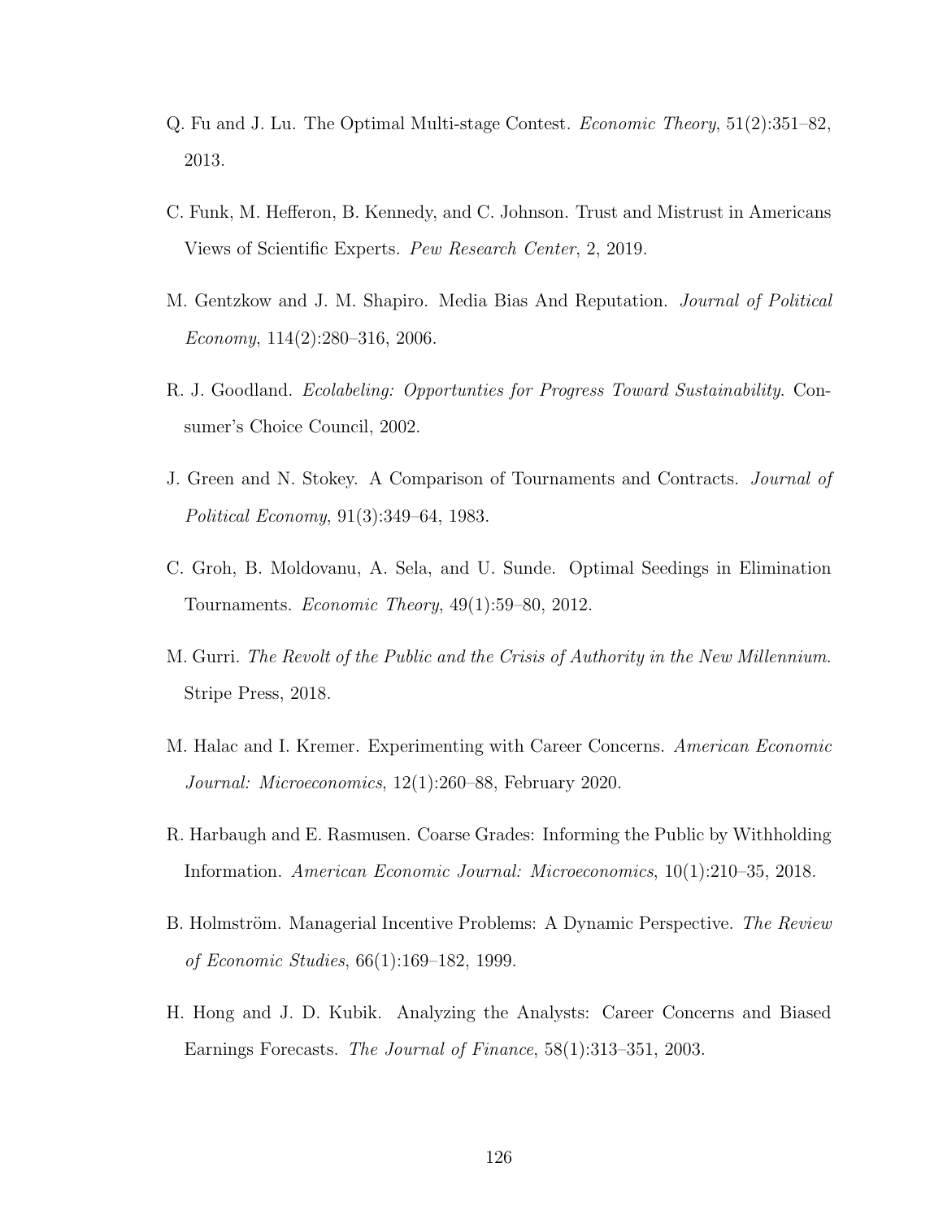Q. Fu and J. Lu. The Optimal Multi-stage Contest. *Economic Theory*, 51(2):351–82, 2013.

C. Funk, M. Hefferon, B. Kennedy, and C. Johnson. Trust and Mistrust in Americans Views of Scientific Experts. *Pew Research Center*, 2, 2019.

M. Gentzkow and J. M. Shapiro. Media Bias And Reputation. *Journal of Political Economy*, 114(2):280–316, 2006.

R. J. Goodland. *Ecolabeling: Opportunties for Progress Toward Sustainability*. Consumer's Choice Council, 2002.

J. Green and N. Stokey. A Comparison of Tournaments and Contracts. *Journal of Political Economy*, 91(3):349–64, 1983.

C. Groh, B. Moldovanu, A. Sela, and U. Sunde. Optimal Seedings in Elimination Tournaments. *Economic Theory*, 49(1):59–80, 2012.

M. Gurri. *The Revolt of the Public and the Crisis of Authority in the New Millennium*. Stripe Press, 2018.

M. Halac and I. Kremer. Experimenting with Career Concerns. *American Economic Journal: Microeconomics*, 12(1):260–88, February 2020.

R. Harbaugh and E. Rasmusen. Coarse Grades: Informing the Public by Withholding Information. *American Economic Journal: Microeconomics*, 10(1):210–35, 2018.

B. Holmström. Managerial Incentive Problems: A Dynamic Perspective. *The Review of Economic Studies*, 66(1):169–182, 1999.

H. Hong and J. D. Kubik. Analyzing the Analysts: Career Concerns and Biased Earnings Forecasts. *The Journal of Finance*, 58(1):313–351, 2003.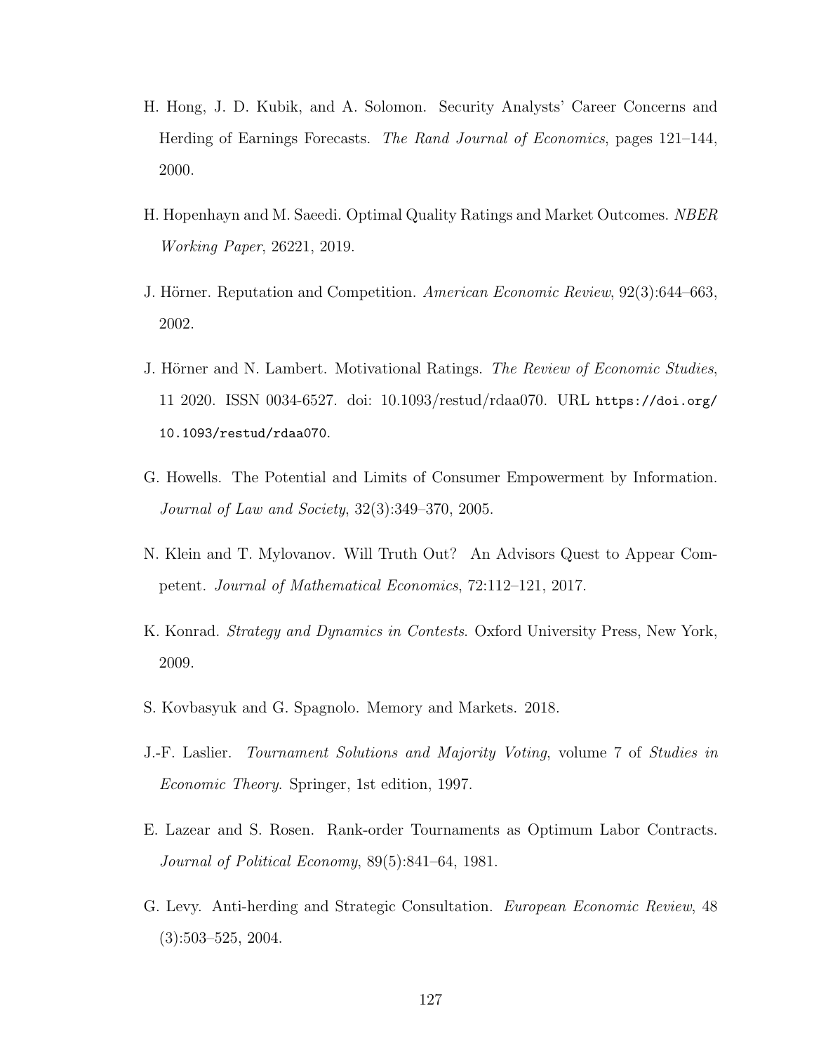H. Hong, J. D. Kubik, and A. Solomon. Security Analysts' Career Concerns and Herding of Earnings Forecasts. *The Rand Journal of Economics*, pages 121–144, 2000.

H. Hopenhayn and M. Saeedi. Optimal Quality Ratings and Market Outcomes. *NBER Working Paper*, 26221, 2019.

J. Hörner. Reputation and Competition. *American Economic Review*, 92(3):644–663, 2002.

J. Hörner and N. Lambert. Motivational Ratings. *The Review of Economic Studies*, 11 2020. ISSN 0034-6527. doi: 10.1093/restud/rdaa070. URL `https://doi.org/10.1093/restud/rdaa070`.

G. Howells. The Potential and Limits of Consumer Empowerment by Information. *Journal of Law and Society*, 32(3):349–370, 2005.

N. Klein and T. Mylovanov. Will Truth Out? An Advisors Quest to Appear Competent. *Journal of Mathematical Economics*, 72:112–121, 2017.

K. Konrad. *Strategy and Dynamics in Contests*. Oxford University Press, New York, 2009.

S. Kovbasyuk and G. Spagnolo. Memory and Markets. 2018.

J.-F. Laslier. *Tournament Solutions and Majority Voting*, volume 7 of *Studies in Economic Theory*. Springer, 1st edition, 1997.

E. Lazear and S. Rosen. Rank-order Tournaments as Optimum Labor Contracts. *Journal of Political Economy*, 89(5):841–64, 1981.

G. Levy. Anti-herding and Strategic Consultation. *European Economic Review*, 48 (3):503–525, 2004.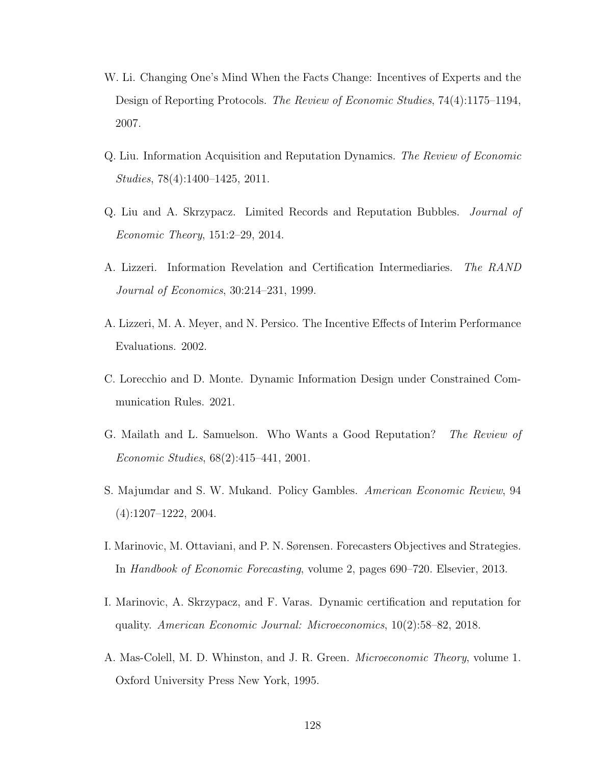W. Li. Changing One's Mind When the Facts Change: Incentives of Experts and the Design of Reporting Protocols. *The Review of Economic Studies*, 74(4):1175–1194, 2007.

Q. Liu. Information Acquisition and Reputation Dynamics. *The Review of Economic Studies*, 78(4):1400–1425, 2011.

Q. Liu and A. Skrzypacz. Limited Records and Reputation Bubbles. *Journal of Economic Theory*, 151:2–29, 2014.

A. Lizzeri. Information Revelation and Certification Intermediaries. *The RAND Journal of Economics*, 30:214–231, 1999.

A. Lizzeri, M. A. Meyer, and N. Persico. The Incentive Effects of Interim Performance Evaluations. 2002.

C. Lorecchio and D. Monte. Dynamic Information Design under Constrained Communication Rules. 2021.

G. Mailath and L. Samuelson. Who Wants a Good Reputation? *The Review of Economic Studies*, 68(2):415–441, 2001.

S. Majumdar and S. W. Mukand. Policy Gambles. *American Economic Review*, 94 (4):1207–1222, 2004.

I. Marinovic, M. Ottaviani, and P. N. Sørensen. Forecasters Objectives and Strategies. In *Handbook of Economic Forecasting*, volume 2, pages 690–720. Elsevier, 2013.

I. Marinovic, A. Skrzypacz, and F. Varas. Dynamic certification and reputation for quality. *American Economic Journal: Microeconomics*, 10(2):58–82, 2018.

A. Mas-Colell, M. D. Whinston, and J. R. Green. *Microeconomic Theory*, volume 1. Oxford University Press New York, 1995.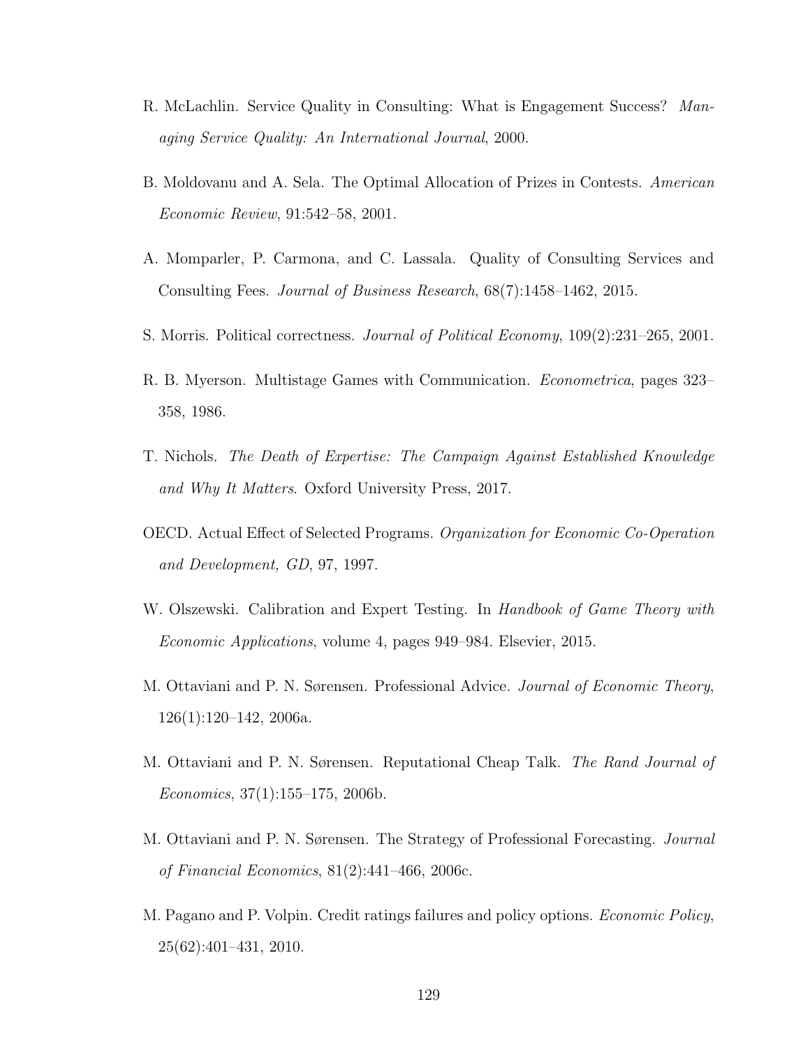R. McLachlin. Service Quality in Consulting: What is Engagement Success? *Managing Service Quality: An International Journal*, 2000.

B. Moldovanu and A. Sela. The Optimal Allocation of Prizes in Contests. *American Economic Review*, 91:542–58, 2001.

A. Momparler, P. Carmona, and C. Lassala. Quality of Consulting Services and Consulting Fees. *Journal of Business Research*, 68(7):1458–1462, 2015.

S. Morris. Political correctness. *Journal of Political Economy*, 109(2):231–265, 2001.

R. B. Myerson. Multistage Games with Communication. *Econometrica*, pages 323–358, 1986.

T. Nichols. *The Death of Expertise: The Campaign Against Established Knowledge and Why It Matters*. Oxford University Press, 2017.

OECD. Actual Effect of Selected Programs. *Organization for Economic Co-Operation and Development, GD*, 97, 1997.

W. Olszewski. Calibration and Expert Testing. In *Handbook of Game Theory with Economic Applications*, volume 4, pages 949–984. Elsevier, 2015.

M. Ottaviani and P. N. Sørensen. Professional Advice. *Journal of Economic Theory*, 126(1):120–142, 2006a.

M. Ottaviani and P. N. Sørensen. Reputational Cheap Talk. *The Rand Journal of Economics*, 37(1):155–175, 2006b.

M. Ottaviani and P. N. Sørensen. The Strategy of Professional Forecasting. *Journal of Financial Economics*, 81(2):441–466, 2006c.

M. Pagano and P. Volpin. Credit ratings failures and policy options. *Economic Policy*, 25(62):401–431, 2010.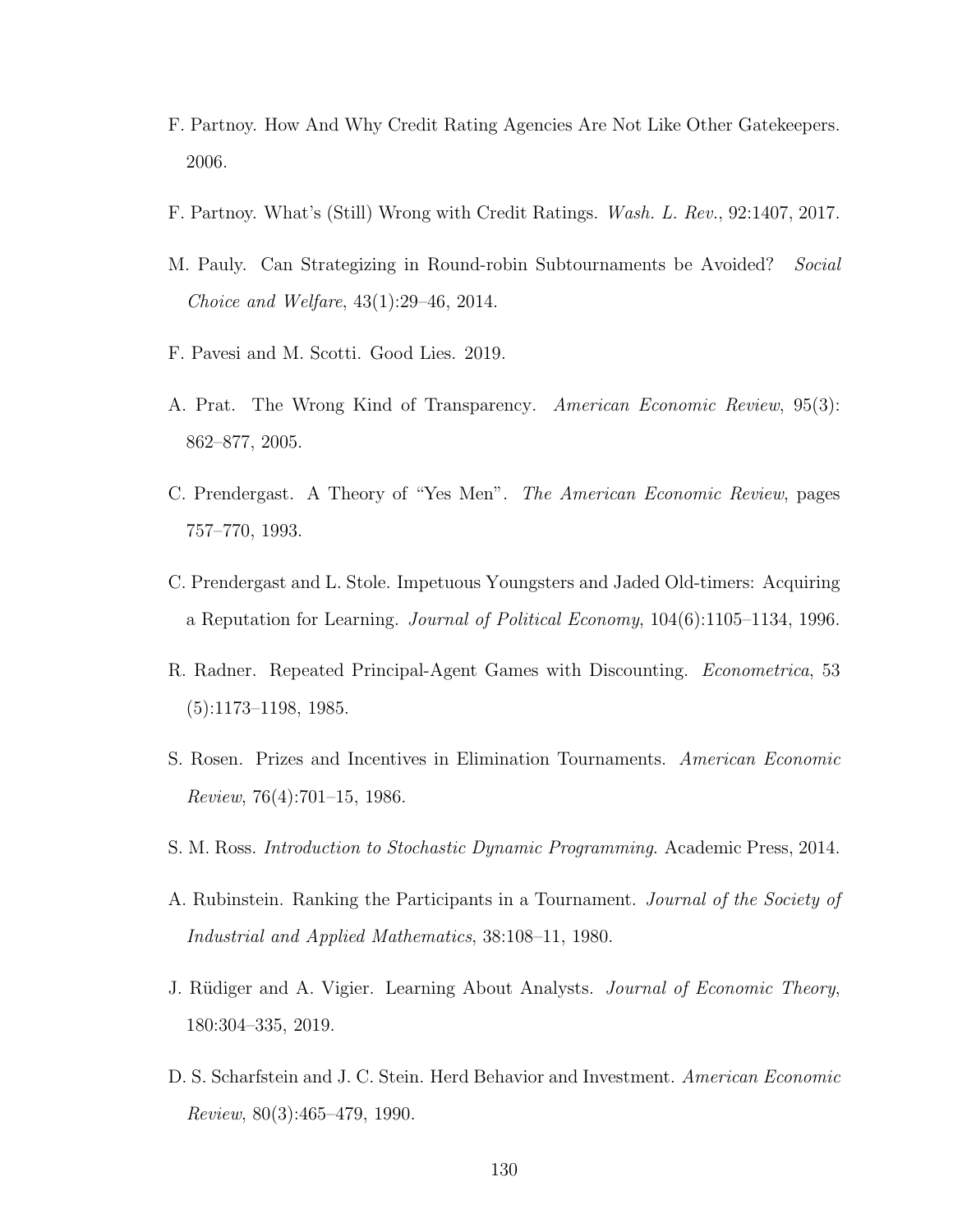F. Partnoy. How And Why Credit Rating Agencies Are Not Like Other Gatekeepers. 2006.

F. Partnoy. What's (Still) Wrong with Credit Ratings. *Wash. L. Rev.*, 92:1407, 2017.

M. Pauly. Can Strategizing in Round-robin Subtournaments be Avoided? *Social Choice and Welfare*, 43(1):29–46, 2014.

F. Pavesi and M. Scotti. Good Lies. 2019.

A. Prat. The Wrong Kind of Transparency. *American Economic Review*, 95(3): 862–877, 2005.

C. Prendergast. A Theory of "Yes Men". *The American Economic Review*, pages 757–770, 1993.

C. Prendergast and L. Stole. Impetuous Youngsters and Jaded Old-timers: Acquiring a Reputation for Learning. *Journal of Political Economy*, 104(6):1105–1134, 1996.

R. Radner. Repeated Principal-Agent Games with Discounting. *Econometrica*, 53 (5):1173–1198, 1985.

S. Rosen. Prizes and Incentives in Elimination Tournaments. *American Economic Review*, 76(4):701–15, 1986.

S. M. Ross. *Introduction to Stochastic Dynamic Programming*. Academic Press, 2014.

A. Rubinstein. Ranking the Participants in a Tournament. *Journal of the Society of Industrial and Applied Mathematics*, 38:108–11, 1980.

J. Rüdiger and A. Vigier. Learning About Analysts. *Journal of Economic Theory*, 180:304–335, 2019.

D. S. Scharfstein and J. C. Stein. Herd Behavior and Investment. *American Economic Review*, 80(3):465–479, 1990.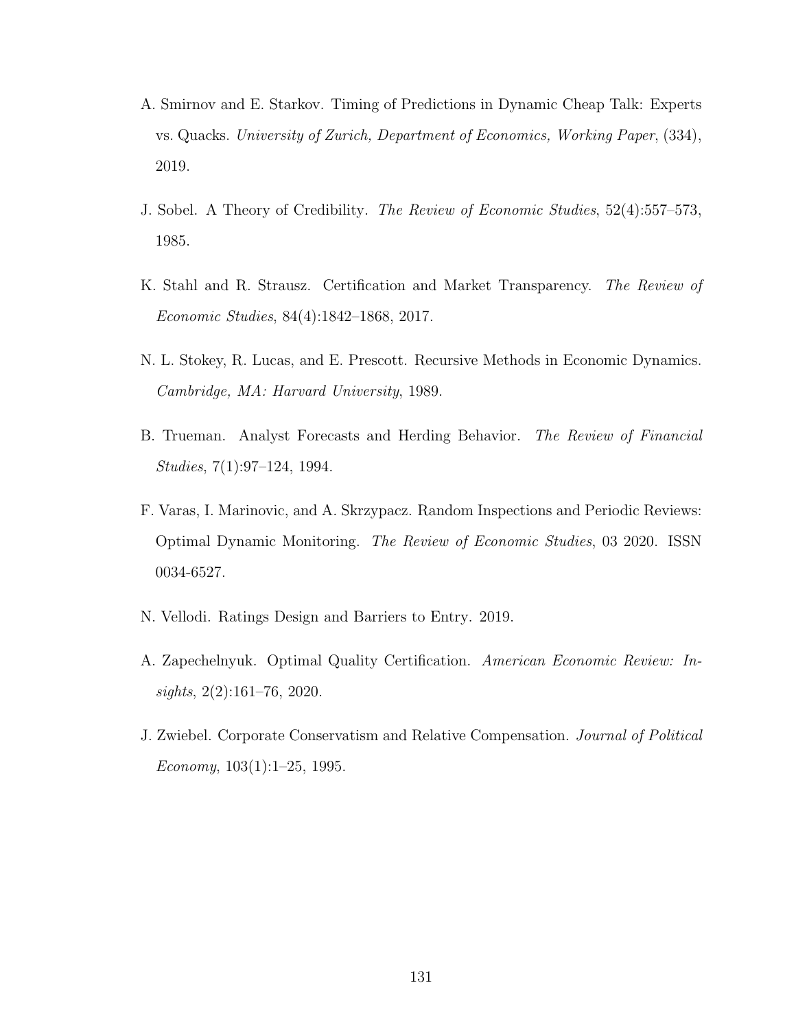A. Smirnov and E. Starkov. Timing of Predictions in Dynamic Cheap Talk: Experts vs. Quacks. *University of Zurich, Department of Economics, Working Paper*, (334), 2019.

J. Sobel. A Theory of Credibility. *The Review of Economic Studies*, 52(4):557–573, 1985.

K. Stahl and R. Strausz. Certification and Market Transparency. *The Review of Economic Studies*, 84(4):1842–1868, 2017.

N. L. Stokey, R. Lucas, and E. Prescott. Recursive Methods in Economic Dynamics. *Cambridge, MA: Harvard University*, 1989.

B. Trueman. Analyst Forecasts and Herding Behavior. *The Review of Financial Studies*, 7(1):97–124, 1994.

F. Varas, I. Marinovic, and A. Skrzypacz. Random Inspections and Periodic Reviews: Optimal Dynamic Monitoring. *The Review of Economic Studies*, 03 2020. ISSN 0034-6527.

N. Vellodi. Ratings Design and Barriers to Entry. 2019.

A. Zapechelnyuk. Optimal Quality Certification. *American Economic Review: Insights*, 2(2):161–76, 2020.

J. Zwiebel. Corporate Conservatism and Relative Compensation. *Journal of Political Economy*, 103(1):1–25, 1995.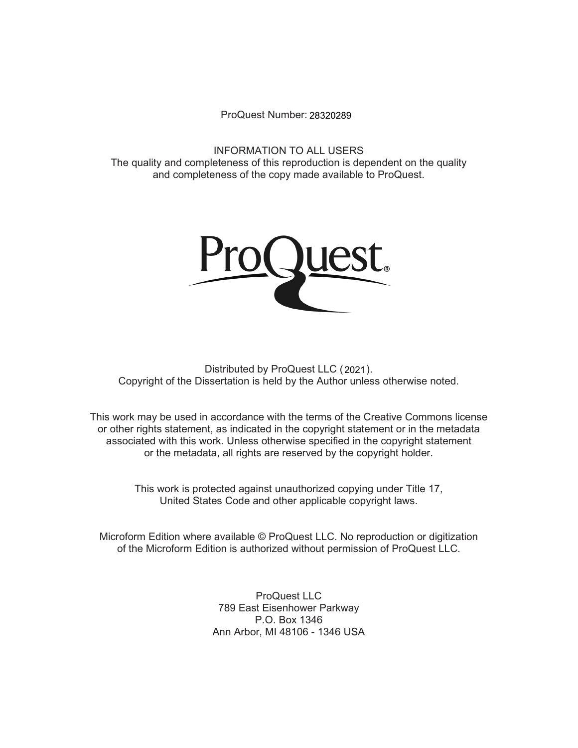ProQuest Number: 28320289

INFORMATION TO ALL USERS
The quality and completeness of this reproduction is dependent on the quality and completeness of the copy made available to ProQuest.

ProQuest®

Distributed by ProQuest LLC (2021).
Copyright of the Dissertation is held by the Author unless otherwise noted.

This work may be used in accordance with the terms of the Creative Commons license or other rights statement, as indicated in the copyright statement or in the metadata associated with this work. Unless otherwise specified in the copyright statement or the metadata, all rights are reserved by the copyright holder.

This work is protected against unauthorized copying under Title 17, United States Code and other applicable copyright laws.

Microform Edition where available © ProQuest LLC. No reproduction or digitization of the Microform Edition is authorized without permission of ProQuest LLC.

ProQuest LLC
789 East Eisenhower Parkway
P.O. Box 1346
Ann Arbor, MI 48106 - 1346 USA